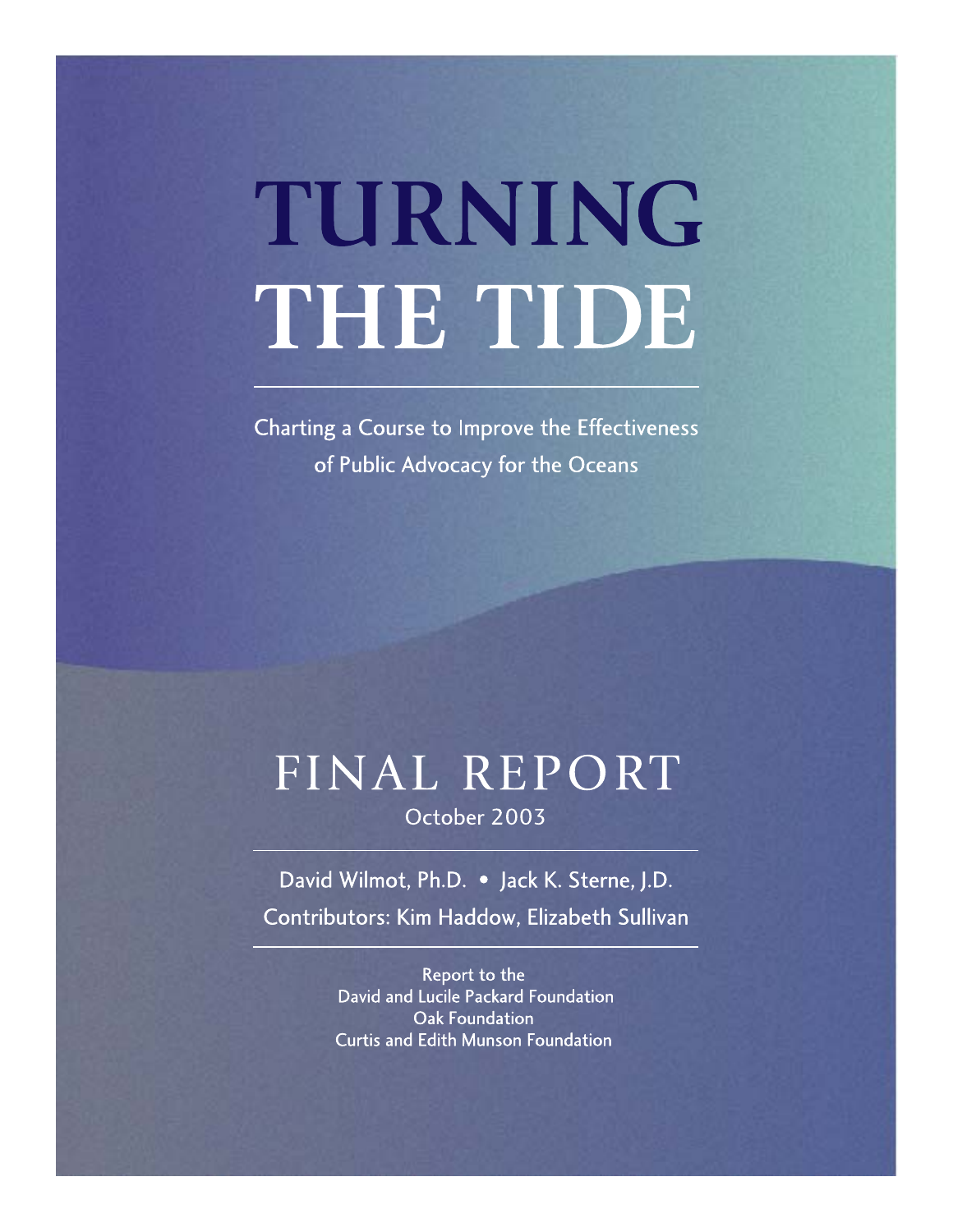# TURNING THE TIDE

Charting a Course to Improve the Effectiveness of Public Advocacy for the Oceans

## FINAL REPORT

October 2003

David Wilmot, Ph.D. • Jack K. Sterne, J.D.

Contributors: Kim Haddow, Elizabeth Sullivan

Report to the
David and Lucile Packard Foundation
Oak Foundation
Curtis and Edith Munson Foundation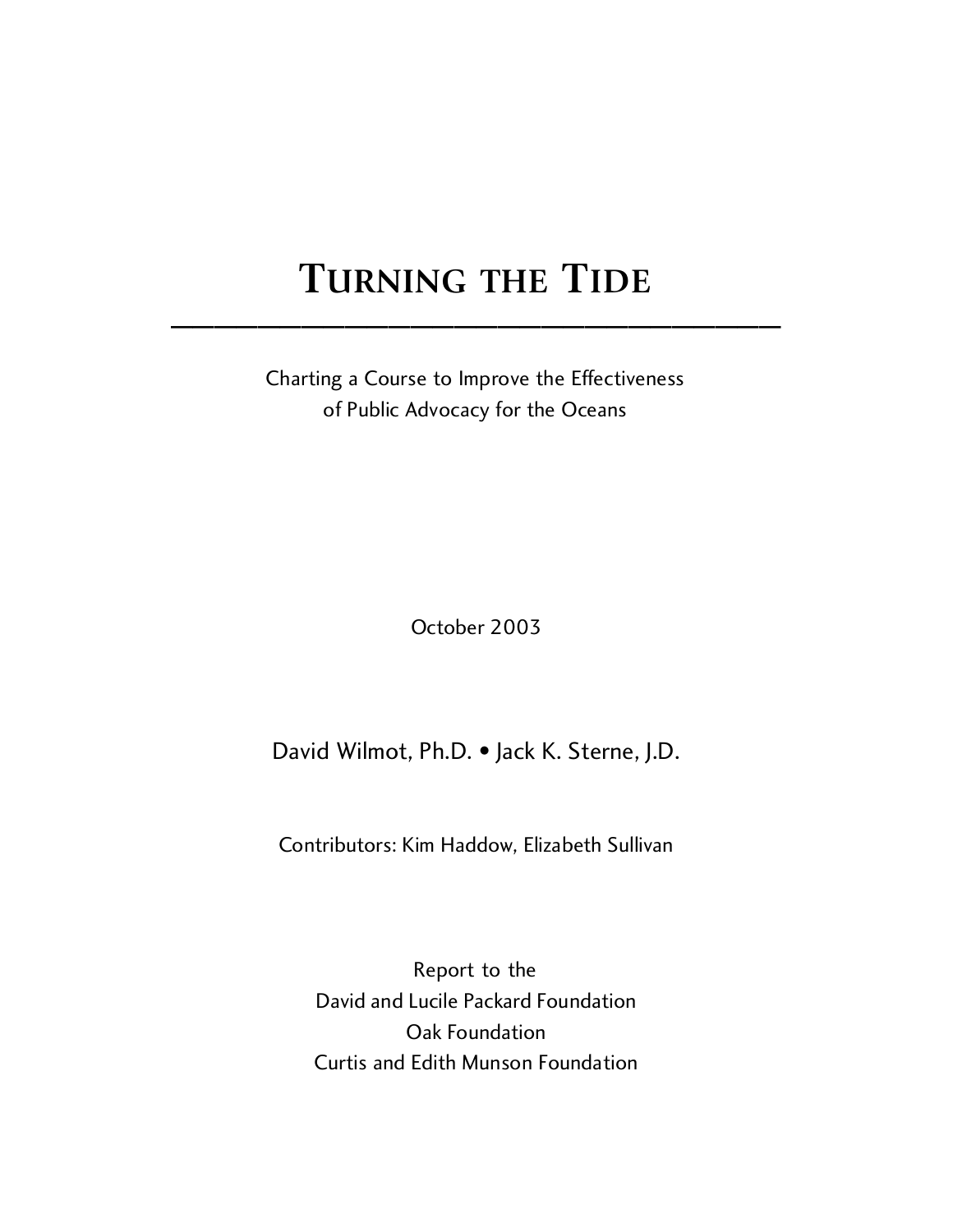# Turning the Tide

---

Charting a Course to Improve the Effectiveness
of Public Advocacy for the Oceans

October 2003

David Wilmot, Ph.D. • Jack K. Sterne, J.D.

Contributors: Kim Haddow, Elizabeth Sullivan

Report to the
David and Lucile Packard Foundation
Oak Foundation
Curtis and Edith Munson Foundation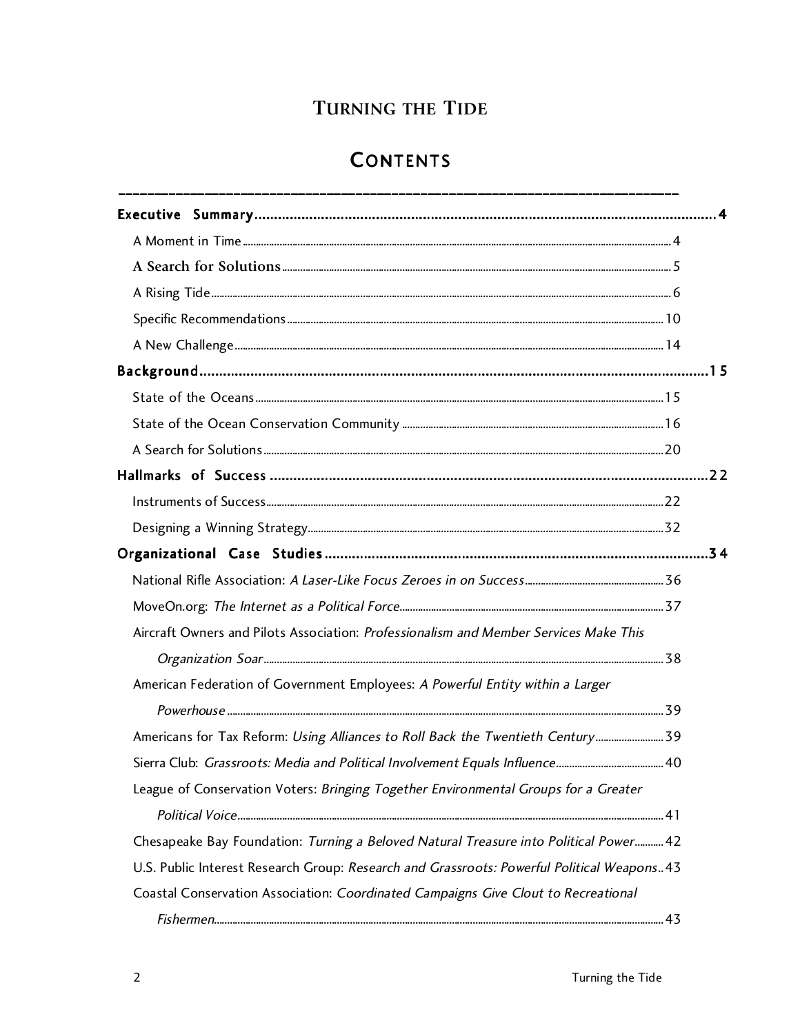# Turning the Tide

## Contents

**Executive Summary** .... 4

- A Moment in Time .... 4
- A Search for Solutions .... 5
- A Rising Tide .... 6
- Specific Recommendations .... 10
- A New Challenge .... 14

**Background** .... 15

- State of the Oceans .... 15
- State of the Ocean Conservation Community .... 16
- A Search for Solutions .... 20

**Hallmarks of Success** .... 22

- Instruments of Success .... 22
- Designing a Winning Strategy .... 32

**Organizational Case Studies** .... 34

- National Rifle Association: *A Laser-Like Focus Zeroes in on Success* .... 36
- MoveOn.org: *The Internet as a Political Force* .... 37
- Aircraft Owners and Pilots Association: *Professionalism and Member Services Make This Organization Soar* .... 38
- American Federation of Government Employees: *A Powerful Entity within a Larger Powerhouse* .... 39
- Americans for Tax Reform: *Using Alliances to Roll Back the Twentieth Century* .... 39
- Sierra Club: *Grassroots: Media and Political Involvement Equals Influence* .... 40
- League of Conservation Voters: *Bringing Together Environmental Groups for a Greater Political Voice* .... 41
- Chesapeake Bay Foundation: *Turning a Beloved Natural Treasure into Political Power* .... 42
- U.S. Public Interest Research Group: *Research and Grassroots: Powerful Political Weapons* .. 43
- Coastal Conservation Association: *Coordinated Campaigns Give Clout to Recreational Fishermen* .... 43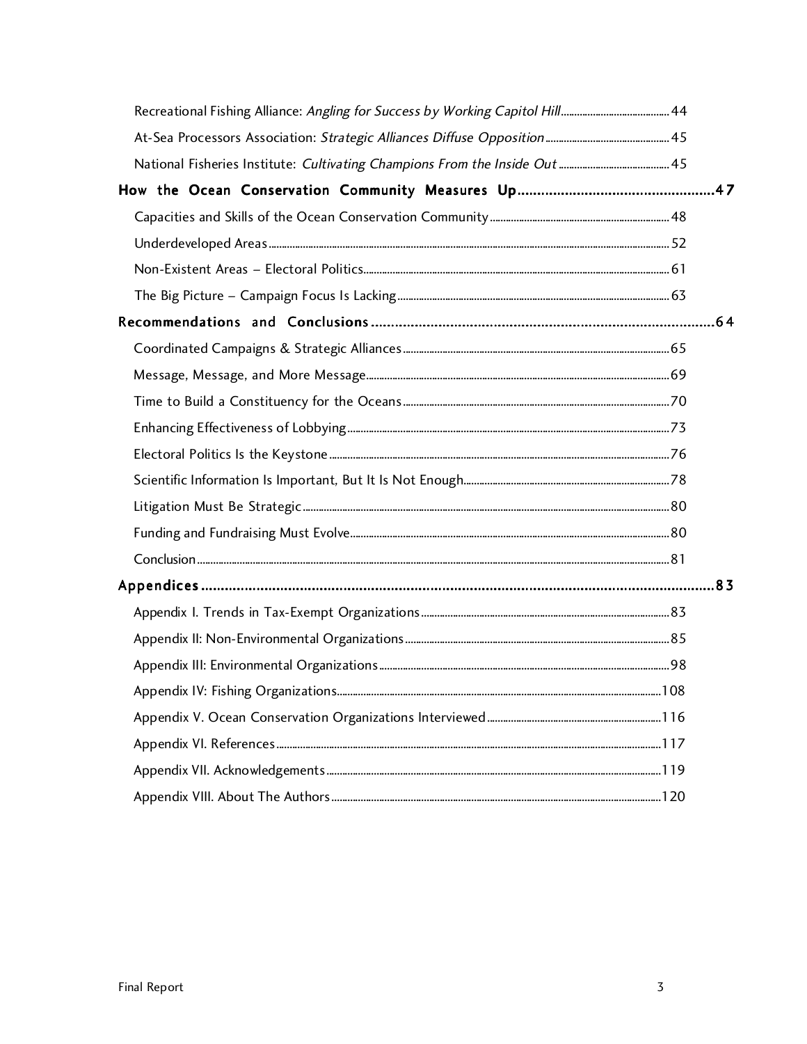Recreational Fishing Alliance: *Angling for Success by Working Capitol Hill* ..... 44

At-Sea Processors Association: *Strategic Alliances Diffuse Opposition* ..... 45

National Fisheries Institute: *Cultivating Champions From the Inside Out* ..... 45

**How the Ocean Conservation Community Measures Up** ..... 47

Capacities and Skills of the Ocean Conservation Community ..... 48

Underdeveloped Areas ..... 52

Non-Existent Areas – Electoral Politics ..... 61

The Big Picture – Campaign Focus Is Lacking ..... 63

**Recommendations and Conclusions** ..... 64

Coordinated Campaigns & Strategic Alliances ..... 65

Message, Message, and More Message ..... 69

Time to Build a Constituency for the Oceans ..... 70

Enhancing Effectiveness of Lobbying ..... 73

Electoral Politics Is the Keystone ..... 76

Scientific Information Is Important, But It Is Not Enough ..... 78

Litigation Must Be Strategic ..... 80

Funding and Fundraising Must Evolve ..... 80

Conclusion ..... 81

**Appendices** ..... 83

Appendix I. Trends in Tax-Exempt Organizations ..... 83

Appendix II: Non-Environmental Organizations ..... 85

Appendix III: Environmental Organizations ..... 98

Appendix IV: Fishing Organizations ..... 108

Appendix V. Ocean Conservation Organizations Interviewed ..... 116

Appendix VI. References ..... 117

Appendix VII. Acknowledgements ..... 119

Appendix VIII. About The Authors ..... 120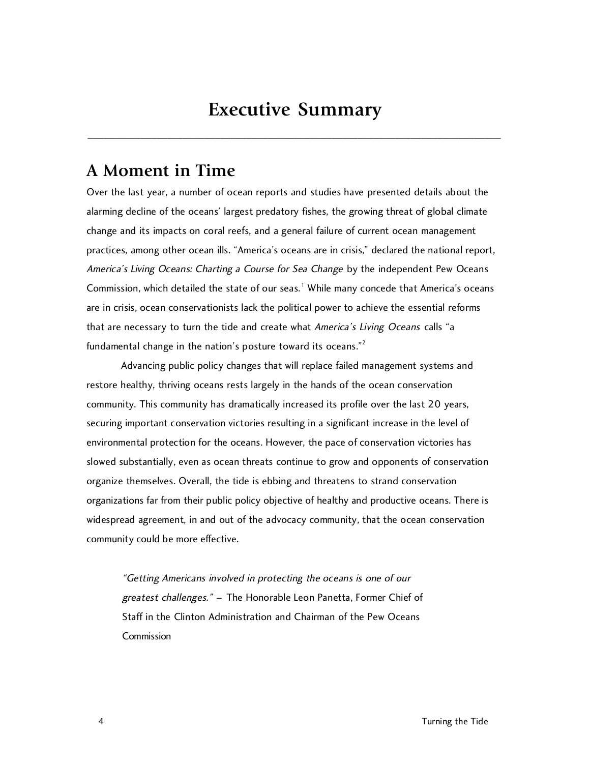# Executive Summary

## A Moment in Time

Over the last year, a number of ocean reports and studies have presented details about the alarming decline of the oceans' largest predatory fishes, the growing threat of global climate change and its impacts on coral reefs, and a general failure of current ocean management practices, among other ocean ills. "America's oceans are in crisis," declared the national report, *America's Living Oceans: Charting a Course for Sea Change* by the independent Pew Oceans Commission, which detailed the state of our seas.[1] While many concede that America's oceans are in crisis, ocean conservationists lack the political power to achieve the essential reforms that are necessary to turn the tide and create what *America's Living Oceans* calls "a fundamental change in the nation's posture toward its oceans."[2]

Advancing public policy changes that will replace failed management systems and restore healthy, thriving oceans rests largely in the hands of the ocean conservation community. This community has dramatically increased its profile over the last 20 years, securing important conservation victories resulting in a significant increase in the level of environmental protection for the oceans. However, the pace of conservation victories has slowed substantially, even as ocean threats continue to grow and opponents of conservation organize themselves. Overall, the tide is ebbing and threatens to strand conservation organizations far from their public policy objective of healthy and productive oceans. There is widespread agreement, in and out of the advocacy community, that the ocean conservation community could be more effective.

> *"Getting Americans involved in protecting the oceans is one of our greatest challenges."* – The Honorable Leon Panetta, Former Chief of Staff in the Clinton Administration and Chairman of the Pew Oceans Commission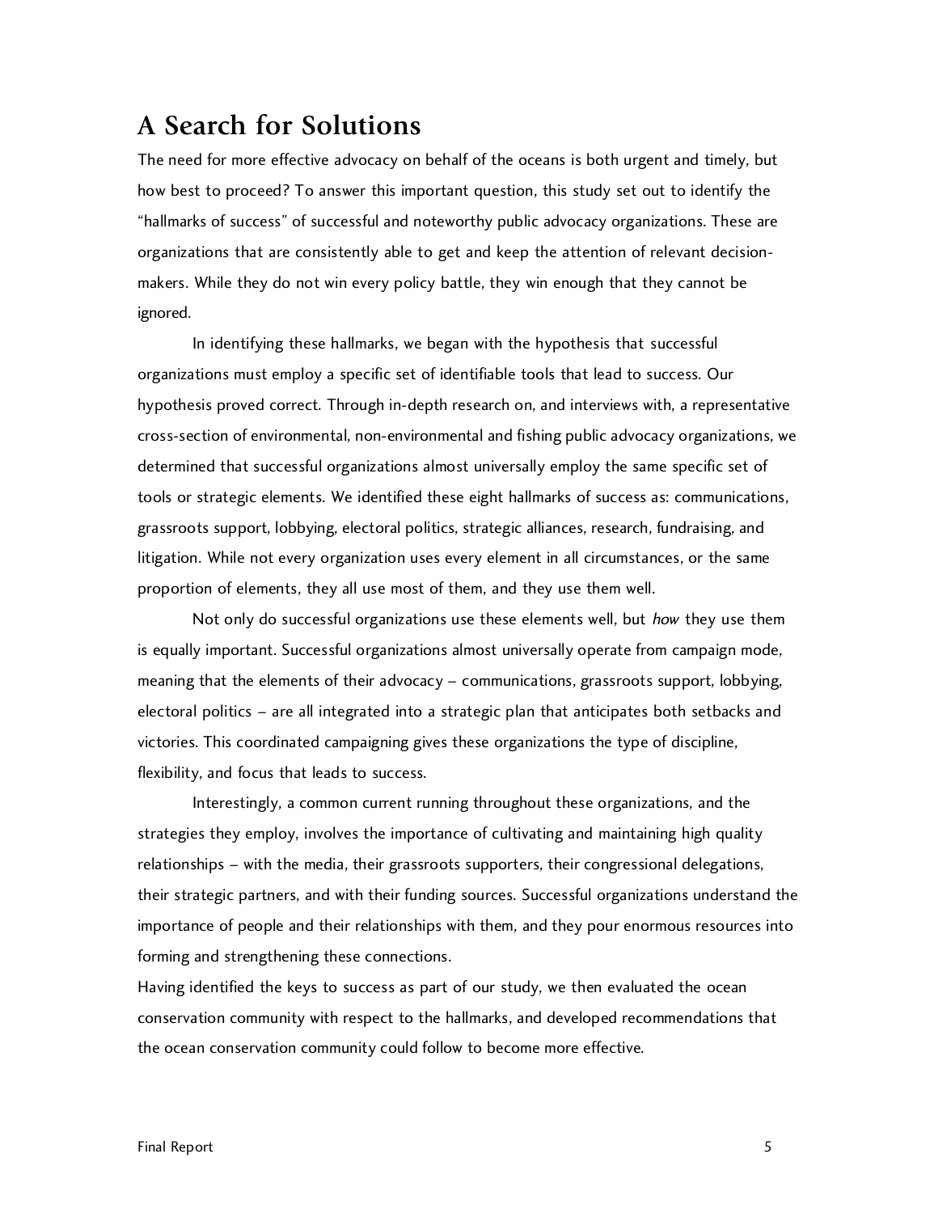# A Search for Solutions

The need for more effective advocacy on behalf of the oceans is both urgent and timely, but how best to proceed? To answer this important question, this study set out to identify the "hallmarks of success" of successful and noteworthy public advocacy organizations. These are organizations that are consistently able to get and keep the attention of relevant decision-makers. While they do not win every policy battle, they win enough that they cannot be ignored.

In identifying these hallmarks, we began with the hypothesis that successful organizations must employ a specific set of identifiable tools that lead to success. Our hypothesis proved correct. Through in-depth research on, and interviews with, a representative cross-section of environmental, non-environmental and fishing public advocacy organizations, we determined that successful organizations almost universally employ the same specific set of tools or strategic elements. We identified these eight hallmarks of success as: communications, grassroots support, lobbying, electoral politics, strategic alliances, research, fundraising, and litigation. While not every organization uses every element in all circumstances, or the same proportion of elements, they all use most of them, and they use them well.

Not only do successful organizations use these elements well, but *how* they use them is equally important. Successful organizations almost universally operate from campaign mode, meaning that the elements of their advocacy – communications, grassroots support, lobbying, electoral politics – are all integrated into a strategic plan that anticipates both setbacks and victories. This coordinated campaigning gives these organizations the type of discipline, flexibility, and focus that leads to success.

Interestingly, a common current running throughout these organizations, and the strategies they employ, involves the importance of cultivating and maintaining high quality relationships – with the media, their grassroots supporters, their congressional delegations, their strategic partners, and with their funding sources. Successful organizations understand the importance of people and their relationships with them, and they pour enormous resources into forming and strengthening these connections.

Having identified the keys to success as part of our study, we then evaluated the ocean conservation community with respect to the hallmarks, and developed recommendations that the ocean conservation community could follow to become more effective.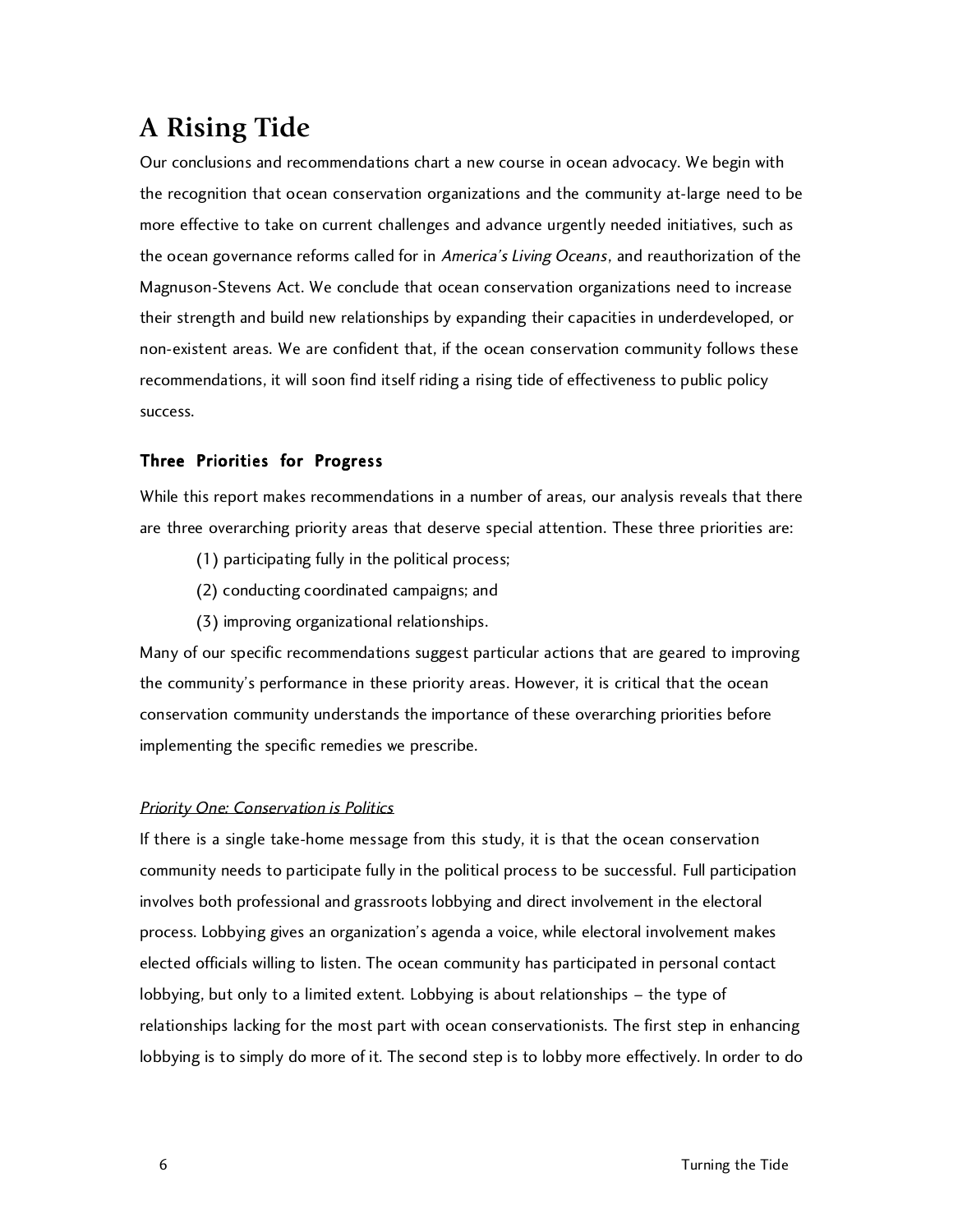# A Rising Tide

Our conclusions and recommendations chart a new course in ocean advocacy. We begin with the recognition that ocean conservation organizations and the community at-large need to be more effective to take on current challenges and advance urgently needed initiatives, such as the ocean governance reforms called for in *America's Living Oceans*, and reauthorization of the Magnuson-Stevens Act. We conclude that ocean conservation organizations need to increase their strength and build new relationships by expanding their capacities in underdeveloped, or non-existent areas. We are confident that, if the ocean conservation community follows these recommendations, it will soon find itself riding a rising tide of effectiveness to public policy success.

### Three Priorities for Progress

While this report makes recommendations in a number of areas, our analysis reveals that there are three overarching priority areas that deserve special attention. These three priorities are:

(1) participating fully in the political process;

(2) conducting coordinated campaigns; and

(3) improving organizational relationships.

Many of our specific recommendations suggest particular actions that are geared to improving the community's performance in these priority areas. However, it is critical that the ocean conservation community understands the importance of these overarching priorities before implementing the specific remedies we prescribe.

*Priority One: Conservation is Politics*

If there is a single take-home message from this study, it is that the ocean conservation community needs to participate fully in the political process to be successful. Full participation involves both professional and grassroots lobbying and direct involvement in the electoral process. Lobbying gives an organization's agenda a voice, while electoral involvement makes elected officials willing to listen. The ocean community has participated in personal contact lobbying, but only to a limited extent. Lobbying is about relationships – the type of relationships lacking for the most part with ocean conservationists. The first step in enhancing lobbying is to simply do more of it. The second step is to lobby more effectively. In order to do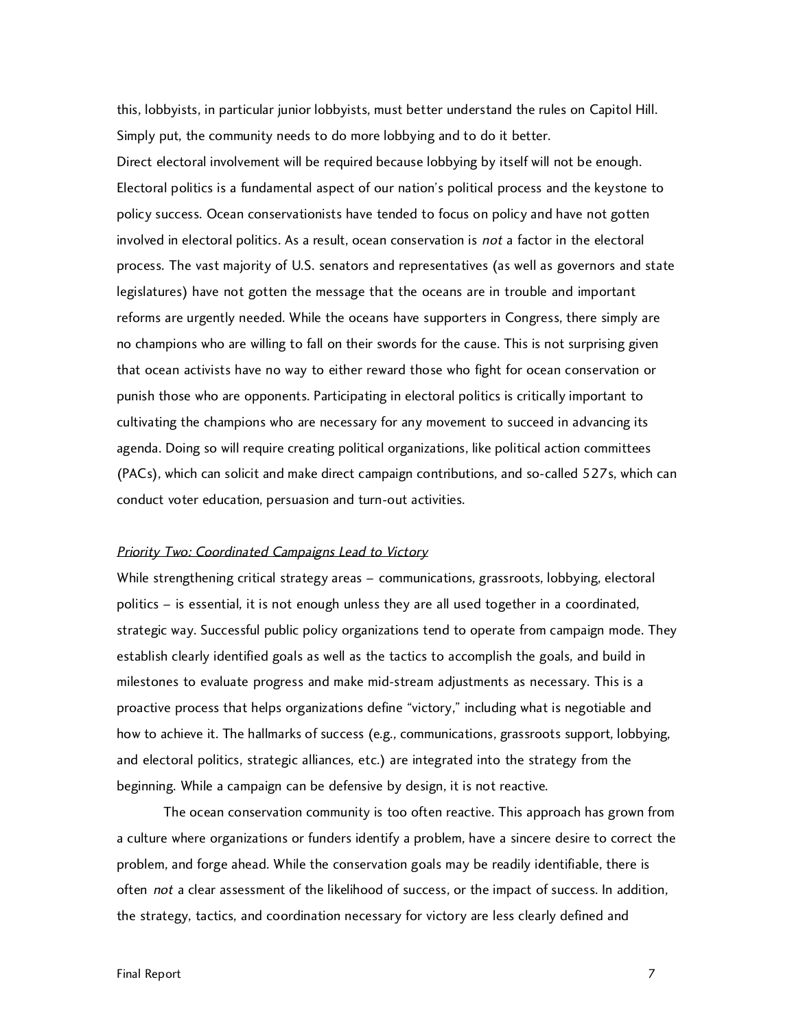this, lobbyists, in particular junior lobbyists, must better understand the rules on Capitol Hill. Simply put, the community needs to do more lobbying and to do it better.

Direct electoral involvement will be required because lobbying by itself will not be enough. Electoral politics is a fundamental aspect of our nation's political process and the keystone to policy success. Ocean conservationists have tended to focus on policy and have not gotten involved in electoral politics. As a result, ocean conservation is *not* a factor in the electoral process. The vast majority of U.S. senators and representatives (as well as governors and state legislatures) have not gotten the message that the oceans are in trouble and important reforms are urgently needed. While the oceans have supporters in Congress, there simply are no champions who are willing to fall on their swords for the cause. This is not surprising given that ocean activists have no way to either reward those who fight for ocean conservation or punish those who are opponents. Participating in electoral politics is critically important to cultivating the champions who are necessary for any movement to succeed in advancing its agenda. Doing so will require creating political organizations, like political action committees (PACs), which can solicit and make direct campaign contributions, and so-called 527s, which can conduct voter education, persuasion and turn-out activities.

*Priority Two: Coordinated Campaigns Lead to Victory*

While strengthening critical strategy areas – communications, grassroots, lobbying, electoral politics – is essential, it is not enough unless they are all used together in a coordinated, strategic way. Successful public policy organizations tend to operate from campaign mode. They establish clearly identified goals as well as the tactics to accomplish the goals, and build in milestones to evaluate progress and make mid-stream adjustments as necessary. This is a proactive process that helps organizations define "victory," including what is negotiable and how to achieve it. The hallmarks of success (e.g., communications, grassroots support, lobbying, and electoral politics, strategic alliances, etc.) are integrated into the strategy from the beginning. While a campaign can be defensive by design, it is not reactive.

The ocean conservation community is too often reactive. This approach has grown from a culture where organizations or funders identify a problem, have a sincere desire to correct the problem, and forge ahead. While the conservation goals may be readily identifiable, there is often *not* a clear assessment of the likelihood of success, or the impact of success. In addition, the strategy, tactics, and coordination necessary for victory are less clearly defined and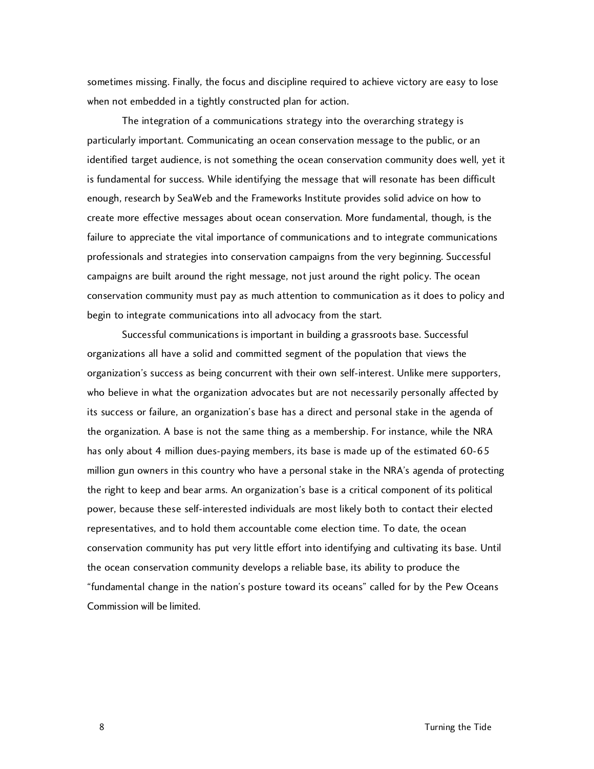sometimes missing. Finally, the focus and discipline required to achieve victory are easy to lose when not embedded in a tightly constructed plan for action.

The integration of a communications strategy into the overarching strategy is particularly important. Communicating an ocean conservation message to the public, or an identified target audience, is not something the ocean conservation community does well, yet it is fundamental for success. While identifying the message that will resonate has been difficult enough, research by SeaWeb and the Frameworks Institute provides solid advice on how to create more effective messages about ocean conservation. More fundamental, though, is the failure to appreciate the vital importance of communications and to integrate communications professionals and strategies into conservation campaigns from the very beginning. Successful campaigns are built around the right message, not just around the right policy. The ocean conservation community must pay as much attention to communication as it does to policy and begin to integrate communications into all advocacy from the start.

Successful communications is important in building a grassroots base. Successful organizations all have a solid and committed segment of the population that views the organization's success as being concurrent with their own self-interest. Unlike mere supporters, who believe in what the organization advocates but are not necessarily personally affected by its success or failure, an organization's base has a direct and personal stake in the agenda of the organization. A base is not the same thing as a membership. For instance, while the NRA has only about 4 million dues-paying members, its base is made up of the estimated 60-65 million gun owners in this country who have a personal stake in the NRA's agenda of protecting the right to keep and bear arms. An organization's base is a critical component of its political power, because these self-interested individuals are most likely both to contact their elected representatives, and to hold them accountable come election time. To date, the ocean conservation community has put very little effort into identifying and cultivating its base. Until the ocean conservation community develops a reliable base, its ability to produce the "fundamental change in the nation's posture toward its oceans" called for by the Pew Oceans Commission will be limited.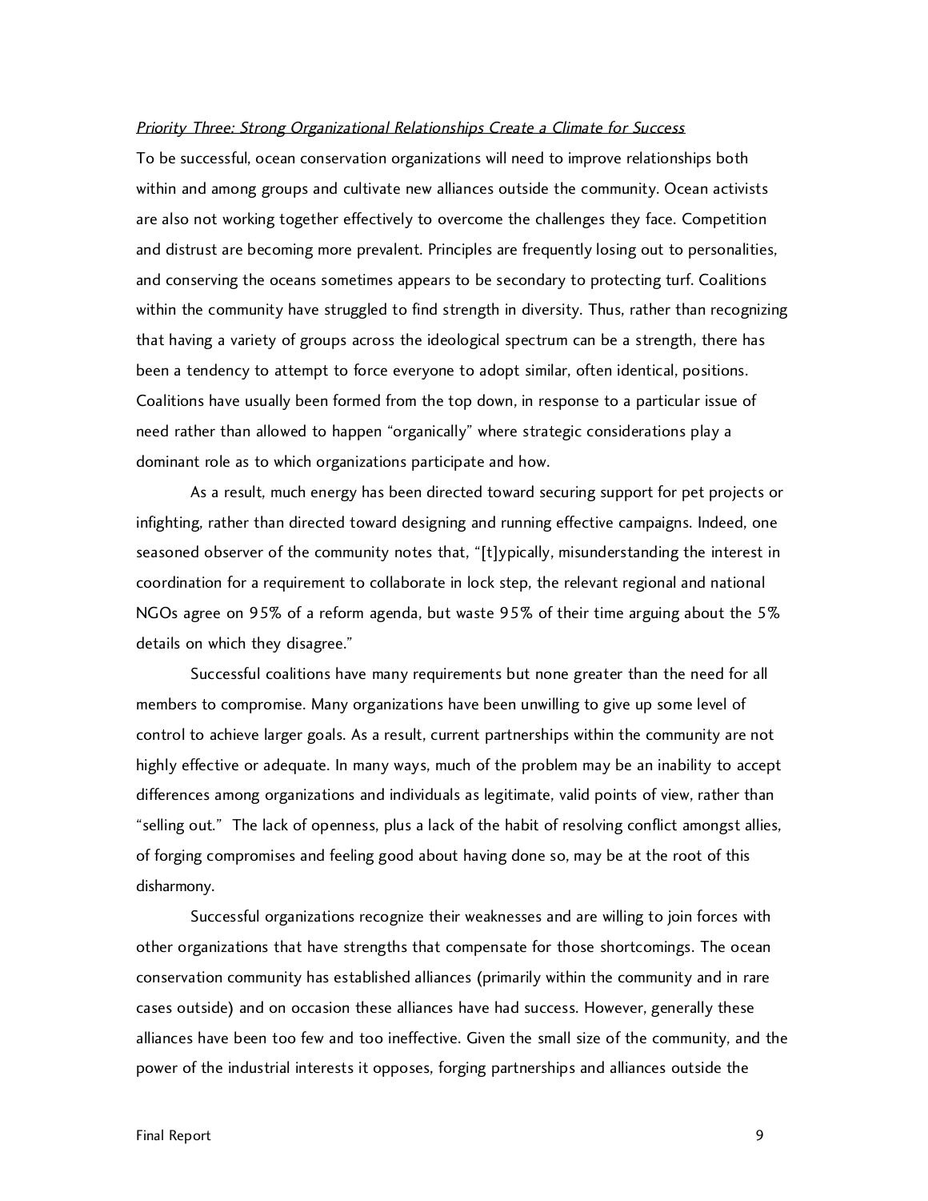*Priority Three: Strong Organizational Relationships Create a Climate for Success*

To be successful, ocean conservation organizations will need to improve relationships both within and among groups and cultivate new alliances outside the community. Ocean activists are also not working together effectively to overcome the challenges they face. Competition and distrust are becoming more prevalent. Principles are frequently losing out to personalities, and conserving the oceans sometimes appears to be secondary to protecting turf. Coalitions within the community have struggled to find strength in diversity. Thus, rather than recognizing that having a variety of groups across the ideological spectrum can be a strength, there has been a tendency to attempt to force everyone to adopt similar, often identical, positions. Coalitions have usually been formed from the top down, in response to a particular issue of need rather than allowed to happen "organically" where strategic considerations play a dominant role as to which organizations participate and how.

As a result, much energy has been directed toward securing support for pet projects or infighting, rather than directed toward designing and running effective campaigns. Indeed, one seasoned observer of the community notes that, "[t]ypically, misunderstanding the interest in coordination for a requirement to collaborate in lock step, the relevant regional and national NGOs agree on 95% of a reform agenda, but waste 95% of their time arguing about the 5% details on which they disagree."

Successful coalitions have many requirements but none greater than the need for all members to compromise. Many organizations have been unwilling to give up some level of control to achieve larger goals. As a result, current partnerships within the community are not highly effective or adequate. In many ways, much of the problem may be an inability to accept differences among organizations and individuals as legitimate, valid points of view, rather than "selling out." The lack of openness, plus a lack of the habit of resolving conflict amongst allies, of forging compromises and feeling good about having done so, may be at the root of this disharmony.

Successful organizations recognize their weaknesses and are willing to join forces with other organizations that have strengths that compensate for those shortcomings. The ocean conservation community has established alliances (primarily within the community and in rare cases outside) and on occasion these alliances have had success. However, generally these alliances have been too few and too ineffective. Given the small size of the community, and the power of the industrial interests it opposes, forging partnerships and alliances outside the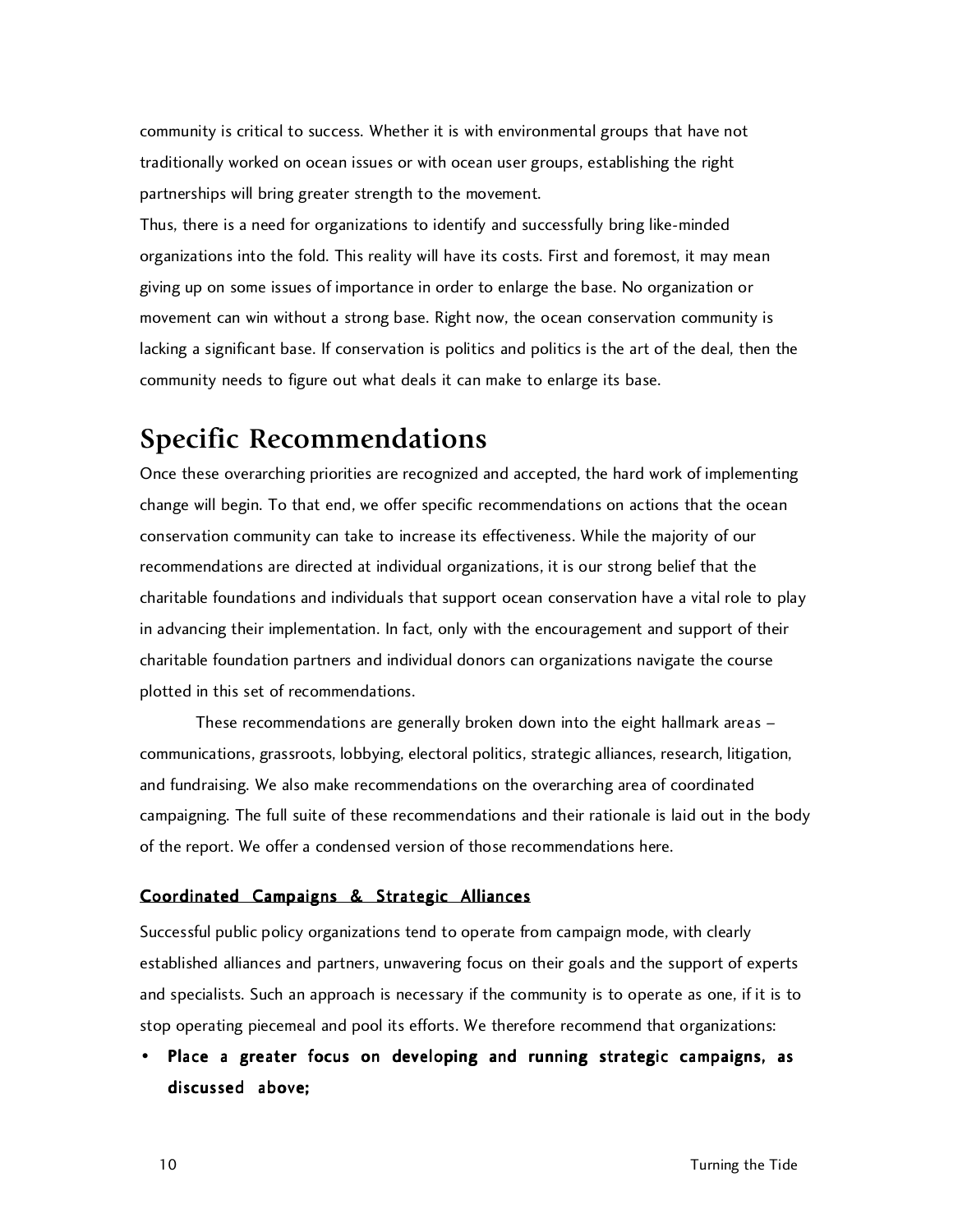community is critical to success. Whether it is with environmental groups that have not traditionally worked on ocean issues or with ocean user groups, establishing the right partnerships will bring greater strength to the movement.

Thus, there is a need for organizations to identify and successfully bring like-minded organizations into the fold. This reality will have its costs. First and foremost, it may mean giving up on some issues of importance in order to enlarge the base. No organization or movement can win without a strong base. Right now, the ocean conservation community is lacking a significant base. If conservation is politics and politics is the art of the deal, then the community needs to figure out what deals it can make to enlarge its base.

# Specific Recommendations

Once these overarching priorities are recognized and accepted, the hard work of implementing change will begin. To that end, we offer specific recommendations on actions that the ocean conservation community can take to increase its effectiveness. While the majority of our recommendations are directed at individual organizations, it is our strong belief that the charitable foundations and individuals that support ocean conservation have a vital role to play in advancing their implementation. In fact, only with the encouragement and support of their charitable foundation partners and individual donors can organizations navigate the course plotted in this set of recommendations.

These recommendations are generally broken down into the eight hallmark areas – communications, grassroots, lobbying, electoral politics, strategic alliances, research, litigation, and fundraising. We also make recommendations on the overarching area of coordinated campaigning. The full suite of these recommendations and their rationale is laid out in the body of the report. We offer a condensed version of those recommendations here.

## Coordinated Campaigns & Strategic Alliances

Successful public policy organizations tend to operate from campaign mode, with clearly established alliances and partners, unwavering focus on their goals and the support of experts and specialists. Such an approach is necessary if the community is to operate as one, if it is to stop operating piecemeal and pool its efforts. We therefore recommend that organizations:

- **Place a greater focus on developing and running strategic campaigns, as discussed above;**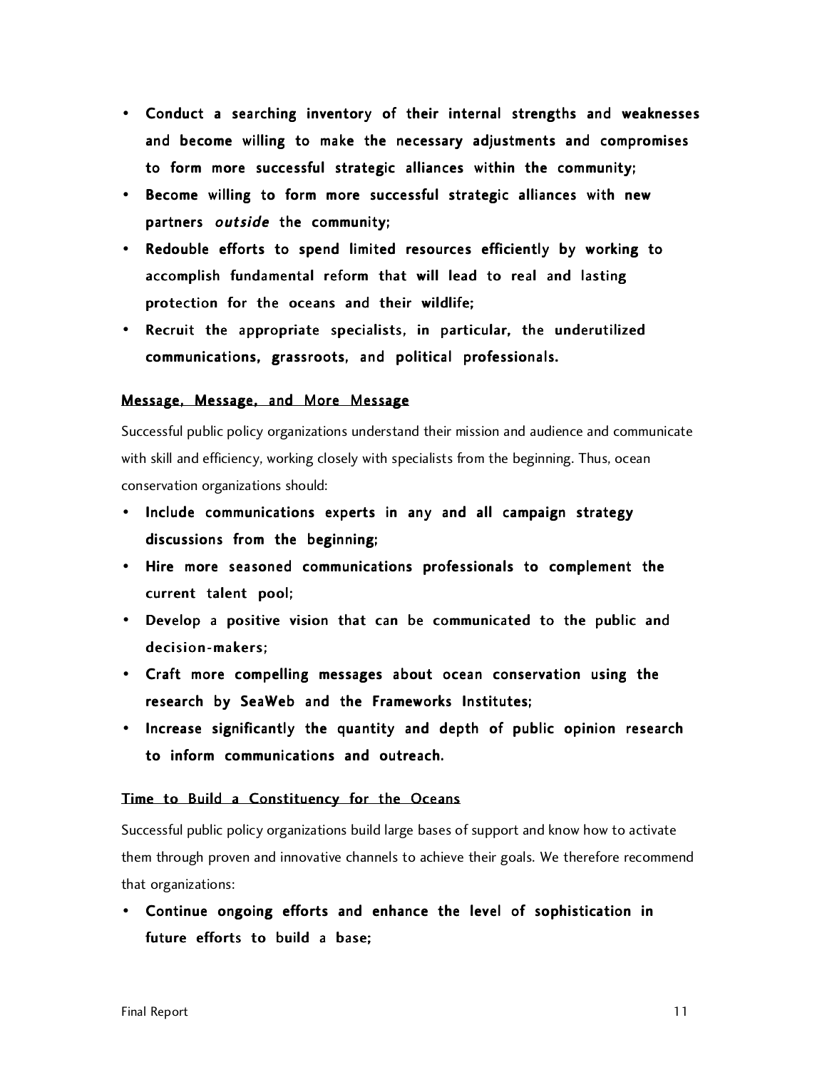- **Conduct a searching inventory of their internal strengths and weaknesses and become willing to make the necessary adjustments and compromises to form more successful strategic alliances within the community;**
- **Become willing to form more successful strategic alliances with new partners *outside* the community;**
- **Redouble efforts to spend limited resources efficiently by working to accomplish fundamental reform that will lead to real and lasting protection for the oceans and their wildlife;**
- **Recruit the appropriate specialists, in particular, the underutilized communications, grassroots, and political professionals.**

<u>Message, Message, and More Message</u>

Successful public policy organizations understand their mission and audience and communicate with skill and efficiency, working closely with specialists from the beginning. Thus, ocean conservation organizations should:

- **Include communications experts in any and all campaign strategy discussions from the beginning;**
- **Hire more seasoned communications professionals to complement the current talent pool;**
- **Develop a positive vision that can be communicated to the public and decision-makers;**
- **Craft more compelling messages about ocean conservation using the research by SeaWeb and the Frameworks Institutes;**
- **Increase significantly the quantity and depth of public opinion research to inform communications and outreach.**

<u>Time to Build a Constituency for the Oceans</u>

Successful public policy organizations build large bases of support and know how to activate them through proven and innovative channels to achieve their goals. We therefore recommend that organizations:

- **Continue ongoing efforts and enhance the level of sophistication in future efforts to build a base;**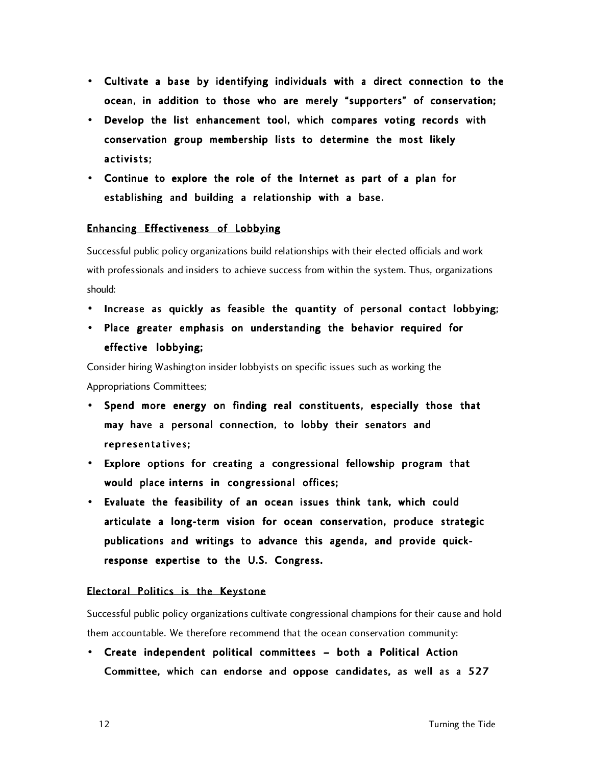- **Cultivate a base by identifying individuals with a direct connection to the ocean, in addition to those who are merely "supporters" of conservation;**
- **Develop the list enhancement tool, which compares voting records with conservation group membership lists to determine the most likely activists;**
- **Continue to explore the role of the Internet as part of a plan for establishing and building a relationship with a base.**

## Enhancing Effectiveness of Lobbying

Successful public policy organizations build relationships with their elected officials and work with professionals and insiders to achieve success from within the system. Thus, organizations should:

- **Increase as quickly as feasible the quantity of personal contact lobbying;**
- **Place greater emphasis on understanding the behavior required for effective lobbying;**

Consider hiring Washington insider lobbyists on specific issues such as working the Appropriations Committees;

- **Spend more energy on finding real constituents, especially those that may have a personal connection, to lobby their senators and representatives;**
- **Explore options for creating a congressional fellowship program that would place interns in congressional offices;**
- **Evaluate the feasibility of an ocean issues think tank, which could articulate a long-term vision for ocean conservation, produce strategic publications and writings to advance this agenda, and provide quick-response expertise to the U.S. Congress.**

## Electoral Politics is the Keystone

Successful public policy organizations cultivate congressional champions for their cause and hold them accountable. We therefore recommend that the ocean conservation community:

- **Create independent political committees – both a Political Action Committee, which can endorse and oppose candidates, as well as a 527**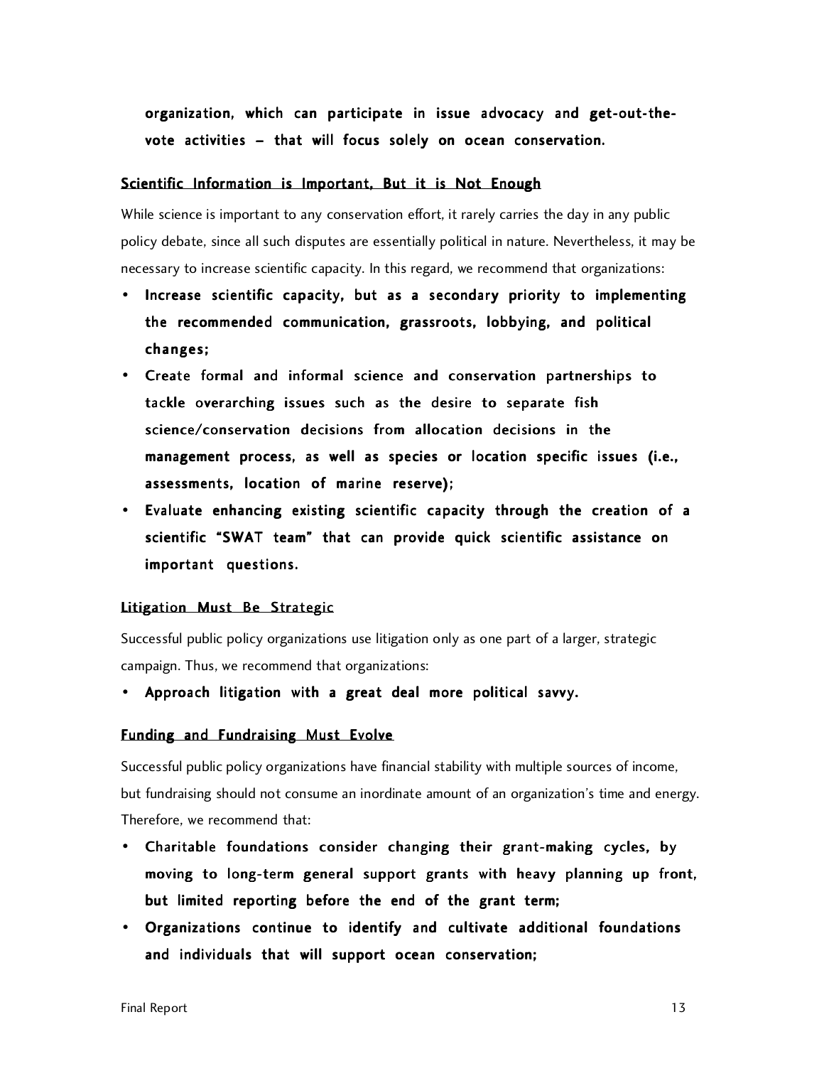**organization, which can participate in issue advocacy and get-out-the-vote activities – that will focus solely on ocean conservation.**

<u>Scientific Information is Important, But it is Not Enough</u>

While science is important to any conservation effort, it rarely carries the day in any public policy debate, since all such disputes are essentially political in nature. Nevertheless, it may be necessary to increase scientific capacity. In this regard, we recommend that organizations:

- **Increase scientific capacity, but as a secondary priority to implementing the recommended communication, grassroots, lobbying, and political changes;**
- **Create formal and informal science and conservation partnerships to tackle overarching issues such as the desire to separate fish science/conservation decisions from allocation decisions in the management process, as well as species or location specific issues (i.e., assessments, location of marine reserve);**
- **Evaluate enhancing existing scientific capacity through the creation of a scientific "SWAT team" that can provide quick scientific assistance on important questions.**

<u>Litigation Must Be Strategic</u>

Successful public policy organizations use litigation only as one part of a larger, strategic campaign. Thus, we recommend that organizations:

- **Approach litigation with a great deal more political savvy.**

<u>Funding and Fundraising Must Evolve</u>

Successful public policy organizations have financial stability with multiple sources of income, but fundraising should not consume an inordinate amount of an organization's time and energy. Therefore, we recommend that:

- **Charitable foundations consider changing their grant-making cycles, by moving to long-term general support grants with heavy planning up front, but limited reporting before the end of the grant term;**
- **Organizations continue to identify and cultivate additional foundations and individuals that will support ocean conservation;**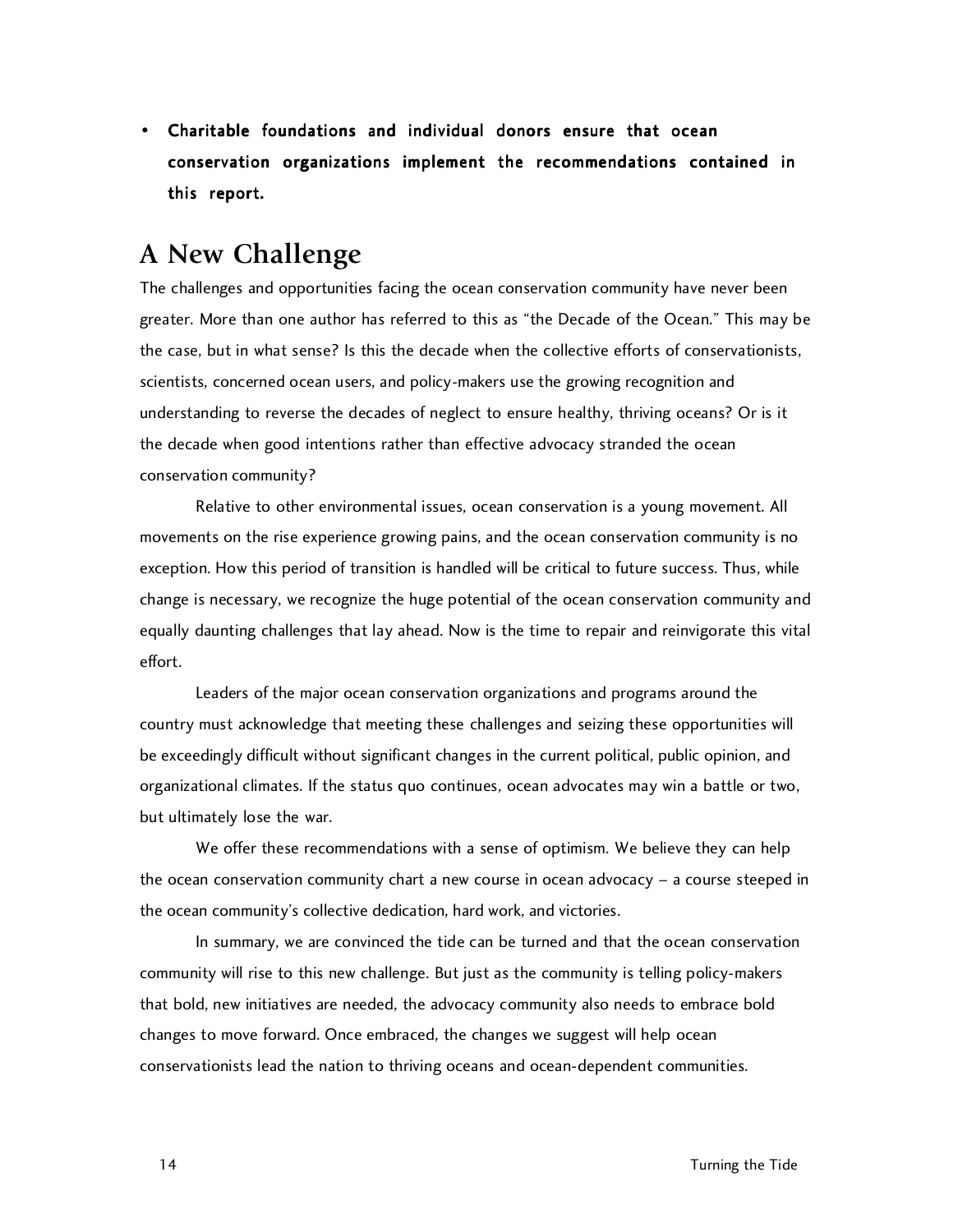- **Charitable foundations and individual donors ensure that ocean conservation organizations implement the recommendations contained** in **this report.**

## A New Challenge

The challenges and opportunities facing the ocean conservation community have never been greater. More than one author has referred to this as "the Decade of the Ocean." This may be the case, but in what sense? Is this the decade when the collective efforts of conservationists, scientists, concerned ocean users, and policy-makers use the growing recognition and understanding to reverse the decades of neglect to ensure healthy, thriving oceans? Or is it the decade when good intentions rather than effective advocacy stranded the ocean conservation community?

Relative to other environmental issues, ocean conservation is a young movement. All movements on the rise experience growing pains, and the ocean conservation community is no exception. How this period of transition is handled will be critical to future success. Thus, while change is necessary, we recognize the huge potential of the ocean conservation community and equally daunting challenges that lay ahead. Now is the time to repair and reinvigorate this vital effort.

Leaders of the major ocean conservation organizations and programs around the country must acknowledge that meeting these challenges and seizing these opportunities will be exceedingly difficult without significant changes in the current political, public opinion, and organizational climates. If the status quo continues, ocean advocates may win a battle or two, but ultimately lose the war.

We offer these recommendations with a sense of optimism. We believe they can help the ocean conservation community chart a new course in ocean advocacy – a course steeped in the ocean community's collective dedication, hard work, and victories.

In summary, we are convinced the tide can be turned and that the ocean conservation community will rise to this new challenge. But just as the community is telling policy-makers that bold, new initiatives are needed, the advocacy community also needs to embrace bold changes to move forward. Once embraced, the changes we suggest will help ocean conservationists lead the nation to thriving oceans and ocean-dependent communities.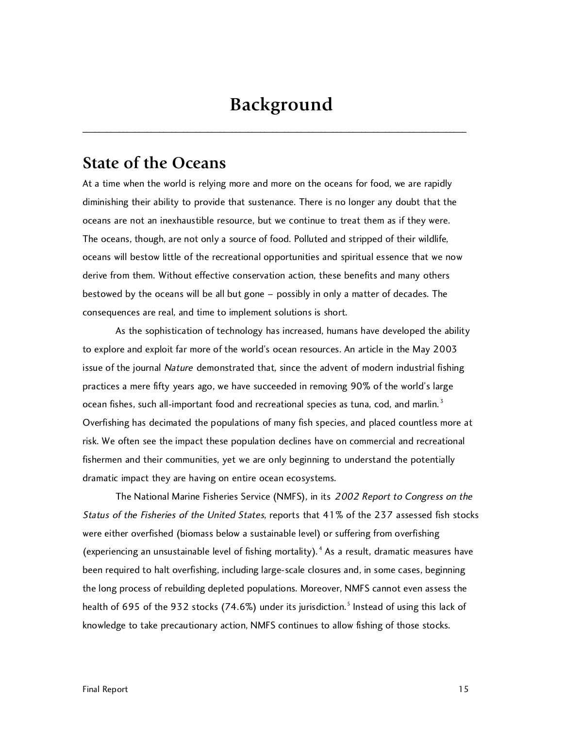# Background

## State of the Oceans

At a time when the world is relying more and more on the oceans for food, we are rapidly diminishing their ability to provide that sustenance. There is no longer any doubt that the oceans are not an inexhaustible resource, but we continue to treat them as if they were. The oceans, though, are not only a source of food. Polluted and stripped of their wildlife, oceans will bestow little of the recreational opportunities and spiritual essence that we now derive from them. Without effective conservation action, these benefits and many others bestowed by the oceans will be all but gone – possibly in only a matter of decades. The consequences are real, and time to implement solutions is short.

As the sophistication of technology has increased, humans have developed the ability to explore and exploit far more of the world's ocean resources. An article in the May 2003 issue of the journal *Nature* demonstrated that, since the advent of modern industrial fishing practices a mere fifty years ago, we have succeeded in removing 90% of the world's large ocean fishes, such all-important food and recreational species as tuna, cod, and marlin.[3] Overfishing has decimated the populations of many fish species, and placed countless more at risk. We often see the impact these population declines have on commercial and recreational fishermen and their communities, yet we are only beginning to understand the potentially dramatic impact they are having on entire ocean ecosystems.

The National Marine Fisheries Service (NMFS), in its *2002 Report to Congress on the Status of the Fisheries of the United States*, reports that 41% of the 237 assessed fish stocks were either overfished (biomass below a sustainable level) or suffering from overfishing (experiencing an unsustainable level of fishing mortality).[4] As a result, dramatic measures have been required to halt overfishing, including large-scale closures and, in some cases, beginning the long process of rebuilding depleted populations. Moreover, NMFS cannot even assess the health of 695 of the 932 stocks (74.6%) under its jurisdiction.[5] Instead of using this lack of knowledge to take precautionary action, NMFS continues to allow fishing of those stocks.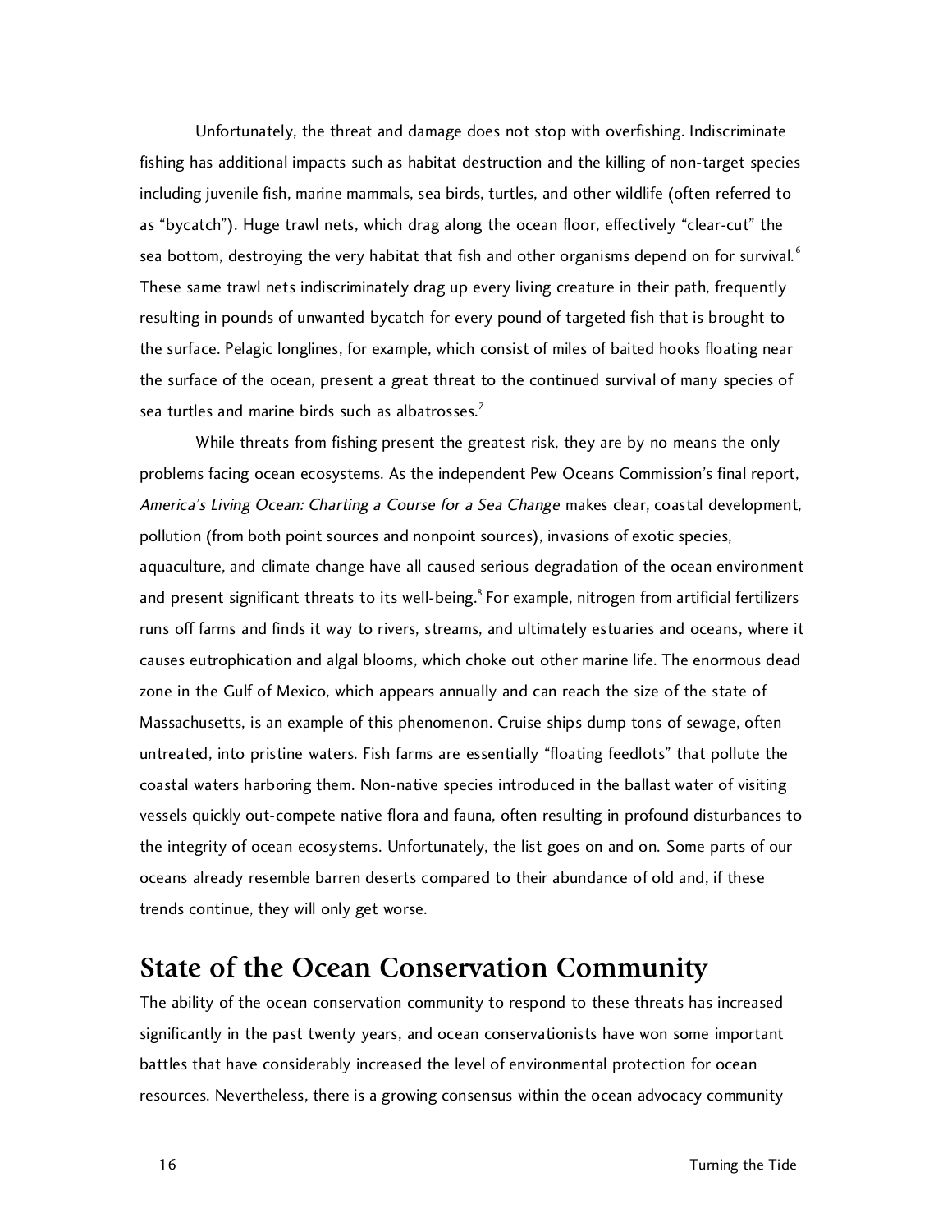Unfortunately, the threat and damage does not stop with overfishing. Indiscriminate fishing has additional impacts such as habitat destruction and the killing of non-target species including juvenile fish, marine mammals, sea birds, turtles, and other wildlife (often referred to as "bycatch"). Huge trawl nets, which drag along the ocean floor, effectively "clear-cut" the sea bottom, destroying the very habitat that fish and other organisms depend on for survival.[6] These same trawl nets indiscriminately drag up every living creature in their path, frequently resulting in pounds of unwanted bycatch for every pound of targeted fish that is brought to the surface. Pelagic longlines, for example, which consist of miles of baited hooks floating near the surface of the ocean, present a great threat to the continued survival of many species of sea turtles and marine birds such as albatrosses.[7]

While threats from fishing present the greatest risk, they are by no means the only problems facing ocean ecosystems. As the independent Pew Oceans Commission's final report, *America's Living Ocean: Charting a Course for a Sea Change* makes clear, coastal development, pollution (from both point sources and nonpoint sources), invasions of exotic species, aquaculture, and climate change have all caused serious degradation of the ocean environment and present significant threats to its well-being.[8] For example, nitrogen from artificial fertilizers runs off farms and finds it way to rivers, streams, and ultimately estuaries and oceans, where it causes eutrophication and algal blooms, which choke out other marine life. The enormous dead zone in the Gulf of Mexico, which appears annually and can reach the size of the state of Massachusetts, is an example of this phenomenon. Cruise ships dump tons of sewage, often untreated, into pristine waters. Fish farms are essentially "floating feedlots" that pollute the coastal waters harboring them. Non-native species introduced in the ballast water of visiting vessels quickly out-compete native flora and fauna, often resulting in profound disturbances to the integrity of ocean ecosystems. Unfortunately, the list goes on and on. Some parts of our oceans already resemble barren deserts compared to their abundance of old and, if these trends continue, they will only get worse.

## State of the Ocean Conservation Community

The ability of the ocean conservation community to respond to these threats has increased significantly in the past twenty years, and ocean conservationists have won some important battles that have considerably increased the level of environmental protection for ocean resources. Nevertheless, there is a growing consensus within the ocean advocacy community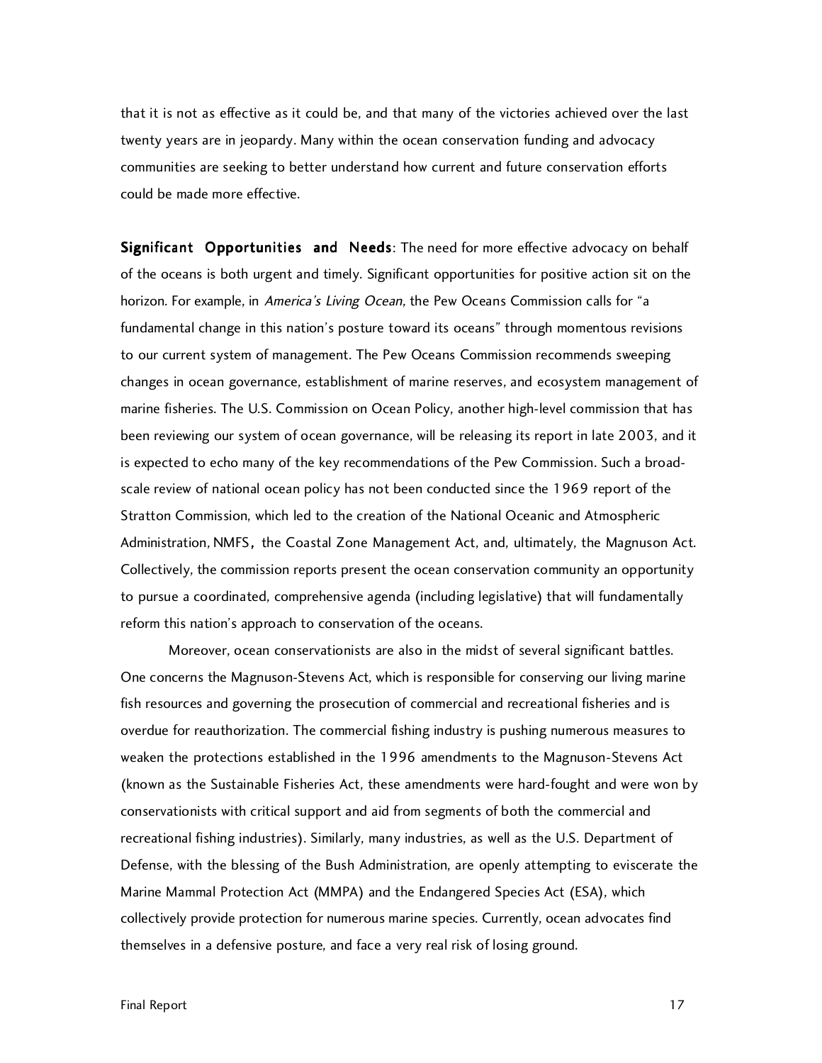that it is not as effective as it could be, and that many of the victories achieved over the last twenty years are in jeopardy. Many within the ocean conservation funding and advocacy communities are seeking to better understand how current and future conservation efforts could be made more effective.

**Significant Opportunities and Needs**: The need for more effective advocacy on behalf of the oceans is both urgent and timely. Significant opportunities for positive action sit on the horizon. For example, in *America's Living Ocean*, the Pew Oceans Commission calls for "a fundamental change in this nation's posture toward its oceans" through momentous revisions to our current system of management. The Pew Oceans Commission recommends sweeping changes in ocean governance, establishment of marine reserves, and ecosystem management of marine fisheries. The U.S. Commission on Ocean Policy, another high-level commission that has been reviewing our system of ocean governance, will be releasing its report in late 2003, and it is expected to echo many of the key recommendations of the Pew Commission. Such a broad-scale review of national ocean policy has not been conducted since the 1969 report of the Stratton Commission, which led to the creation of the National Oceanic and Atmospheric Administration, NMFS, the Coastal Zone Management Act, and, ultimately, the Magnuson Act. Collectively, the commission reports present the ocean conservation community an opportunity to pursue a coordinated, comprehensive agenda (including legislative) that will fundamentally reform this nation's approach to conservation of the oceans.

Moreover, ocean conservationists are also in the midst of several significant battles. One concerns the Magnuson-Stevens Act, which is responsible for conserving our living marine fish resources and governing the prosecution of commercial and recreational fisheries and is overdue for reauthorization. The commercial fishing industry is pushing numerous measures to weaken the protections established in the 1996 amendments to the Magnuson-Stevens Act (known as the Sustainable Fisheries Act, these amendments were hard-fought and were won by conservationists with critical support and aid from segments of both the commercial and recreational fishing industries). Similarly, many industries, as well as the U.S. Department of Defense, with the blessing of the Bush Administration, are openly attempting to eviscerate the Marine Mammal Protection Act (MMPA) and the Endangered Species Act (ESA), which collectively provide protection for numerous marine species. Currently, ocean advocates find themselves in a defensive posture, and face a very real risk of losing ground.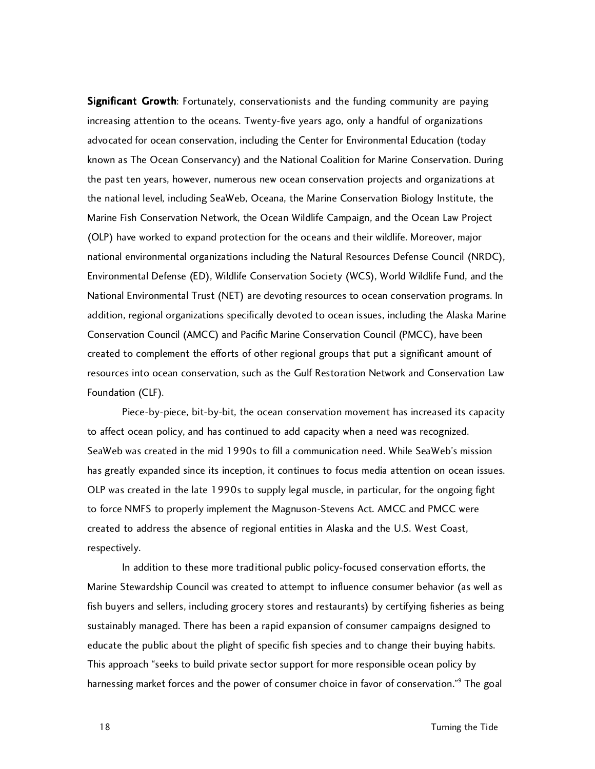**Significant Growth**: Fortunately, conservationists and the funding community are paying increasing attention to the oceans. Twenty-five years ago, only a handful of organizations advocated for ocean conservation, including the Center for Environmental Education (today known as The Ocean Conservancy) and the National Coalition for Marine Conservation. During the past ten years, however, numerous new ocean conservation projects and organizations at the national level, including SeaWeb, Oceana, the Marine Conservation Biology Institute, the Marine Fish Conservation Network, the Ocean Wildlife Campaign, and the Ocean Law Project (OLP) have worked to expand protection for the oceans and their wildlife. Moreover, major national environmental organizations including the Natural Resources Defense Council (NRDC), Environmental Defense (ED), Wildlife Conservation Society (WCS), World Wildlife Fund, and the National Environmental Trust (NET) are devoting resources to ocean conservation programs. In addition, regional organizations specifically devoted to ocean issues, including the Alaska Marine Conservation Council (AMCC) and Pacific Marine Conservation Council (PMCC), have been created to complement the efforts of other regional groups that put a significant amount of resources into ocean conservation, such as the Gulf Restoration Network and Conservation Law Foundation (CLF).

Piece-by-piece, bit-by-bit, the ocean conservation movement has increased its capacity to affect ocean policy, and has continued to add capacity when a need was recognized. SeaWeb was created in the mid 1990s to fill a communication need. While SeaWeb's mission has greatly expanded since its inception, it continues to focus media attention on ocean issues. OLP was created in the late 1990s to supply legal muscle, in particular, for the ongoing fight to force NMFS to properly implement the Magnuson-Stevens Act. AMCC and PMCC were created to address the absence of regional entities in Alaska and the U.S. West Coast, respectively.

In addition to these more traditional public policy-focused conservation efforts, the Marine Stewardship Council was created to attempt to influence consumer behavior (as well as fish buyers and sellers, including grocery stores and restaurants) by certifying fisheries as being sustainably managed. There has been a rapid expansion of consumer campaigns designed to educate the public about the plight of specific fish species and to change their buying habits. This approach "seeks to build private sector support for more responsible ocean policy by harnessing market forces and the power of consumer choice in favor of conservation."[9] The goal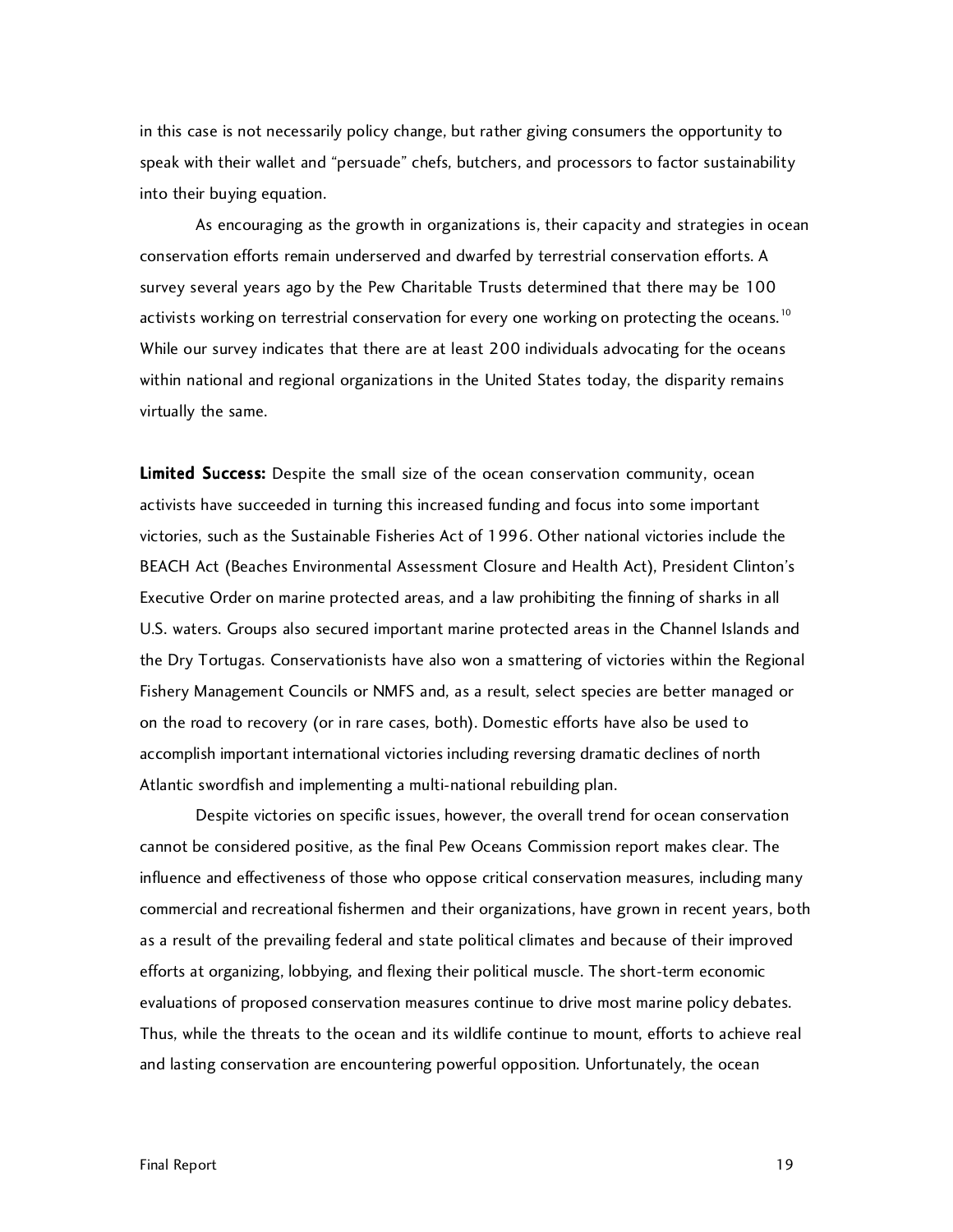in this case is not necessarily policy change, but rather giving consumers the opportunity to speak with their wallet and "persuade" chefs, butchers, and processors to factor sustainability into their buying equation.

As encouraging as the growth in organizations is, their capacity and strategies in ocean conservation efforts remain underserved and dwarfed by terrestrial conservation efforts. A survey several years ago by the Pew Charitable Trusts determined that there may be 100 activists working on terrestrial conservation for every one working on protecting the oceans.[10] While our survey indicates that there are at least 200 individuals advocating for the oceans within national and regional organizations in the United States today, the disparity remains virtually the same.

**Limited Success:** Despite the small size of the ocean conservation community, ocean activists have succeeded in turning this increased funding and focus into some important victories, such as the Sustainable Fisheries Act of 1996. Other national victories include the BEACH Act (Beaches Environmental Assessment Closure and Health Act), President Clinton's Executive Order on marine protected areas, and a law prohibiting the finning of sharks in all U.S. waters. Groups also secured important marine protected areas in the Channel Islands and the Dry Tortugas. Conservationists have also won a smattering of victories within the Regional Fishery Management Councils or NMFS and, as a result, select species are better managed or on the road to recovery (or in rare cases, both). Domestic efforts have also be used to accomplish important international victories including reversing dramatic declines of north Atlantic swordfish and implementing a multi-national rebuilding plan.

Despite victories on specific issues, however, the overall trend for ocean conservation cannot be considered positive, as the final Pew Oceans Commission report makes clear. The influence and effectiveness of those who oppose critical conservation measures, including many commercial and recreational fishermen and their organizations, have grown in recent years, both as a result of the prevailing federal and state political climates and because of their improved efforts at organizing, lobbying, and flexing their political muscle. The short-term economic evaluations of proposed conservation measures continue to drive most marine policy debates. Thus, while the threats to the ocean and its wildlife continue to mount, efforts to achieve real and lasting conservation are encountering powerful opposition. Unfortunately, the ocean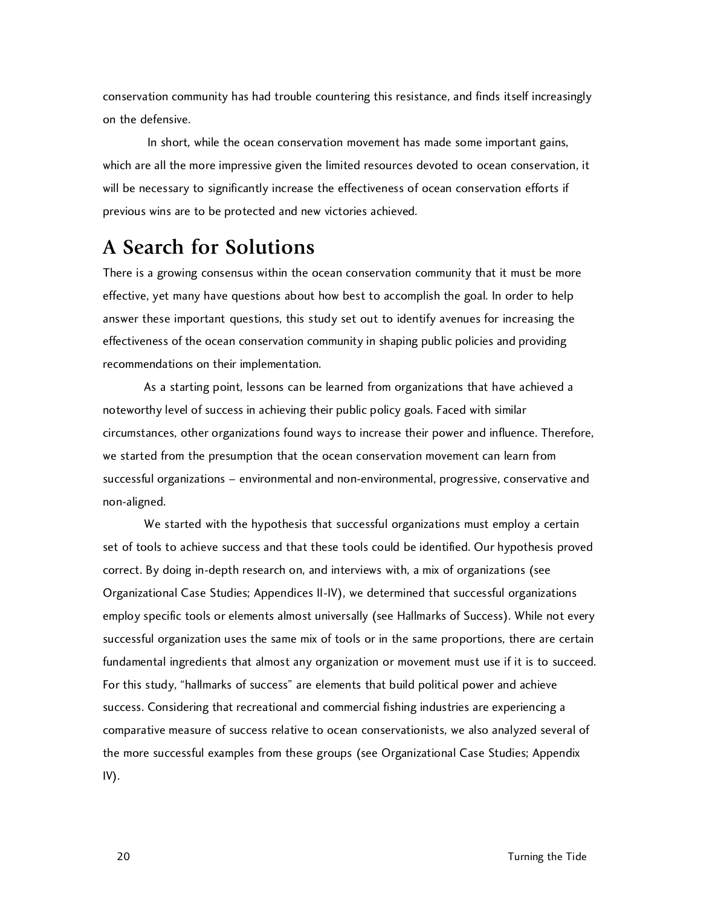conservation community has had trouble countering this resistance, and finds itself increasingly on the defensive.

In short, while the ocean conservation movement has made some important gains, which are all the more impressive given the limited resources devoted to ocean conservation, it will be necessary to significantly increase the effectiveness of ocean conservation efforts if previous wins are to be protected and new victories achieved.

## A Search for Solutions

There is a growing consensus within the ocean conservation community that it must be more effective, yet many have questions about how best to accomplish the goal. In order to help answer these important questions, this study set out to identify avenues for increasing the effectiveness of the ocean conservation community in shaping public policies and providing recommendations on their implementation.

As a starting point, lessons can be learned from organizations that have achieved a noteworthy level of success in achieving their public policy goals. Faced with similar circumstances, other organizations found ways to increase their power and influence. Therefore, we started from the presumption that the ocean conservation movement can learn from successful organizations – environmental and non-environmental, progressive, conservative and non-aligned.

We started with the hypothesis that successful organizations must employ a certain set of tools to achieve success and that these tools could be identified. Our hypothesis proved correct. By doing in-depth research on, and interviews with, a mix of organizations (see Organizational Case Studies; Appendices II-IV), we determined that successful organizations employ specific tools or elements almost universally (see Hallmarks of Success). While not every successful organization uses the same mix of tools or in the same proportions, there are certain fundamental ingredients that almost any organization or movement must use if it is to succeed. For this study, "hallmarks of success" are elements that build political power and achieve success. Considering that recreational and commercial fishing industries are experiencing a comparative measure of success relative to ocean conservationists, we also analyzed several of the more successful examples from these groups (see Organizational Case Studies; Appendix IV).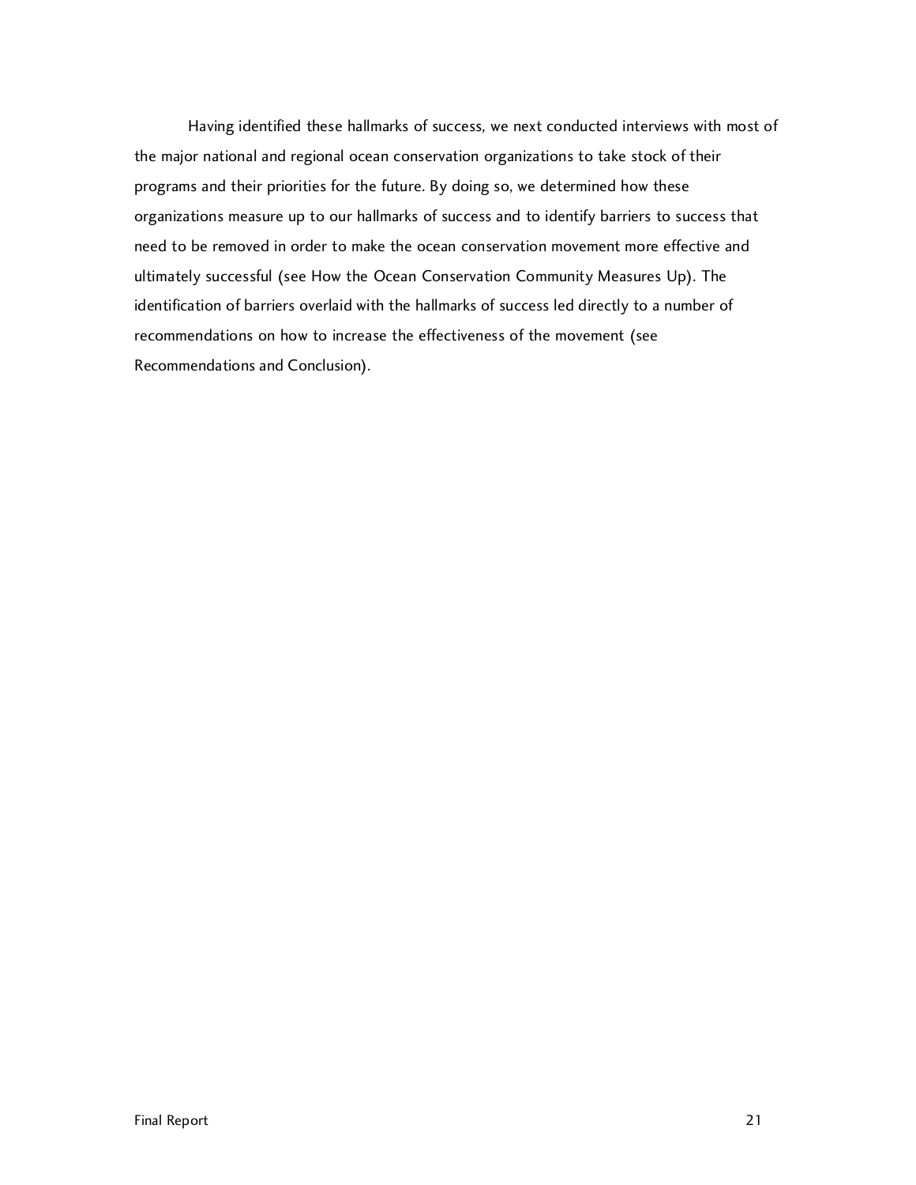Having identified these hallmarks of success, we next conducted interviews with most of the major national and regional ocean conservation organizations to take stock of their programs and their priorities for the future. By doing so, we determined how these organizations measure up to our hallmarks of success and to identify barriers to success that need to be removed in order to make the ocean conservation movement more effective and ultimately successful (see How the Ocean Conservation Community Measures Up). The identification of barriers overlaid with the hallmarks of success led directly to a number of recommendations on how to increase the effectiveness of the movement (see Recommendations and Conclusion).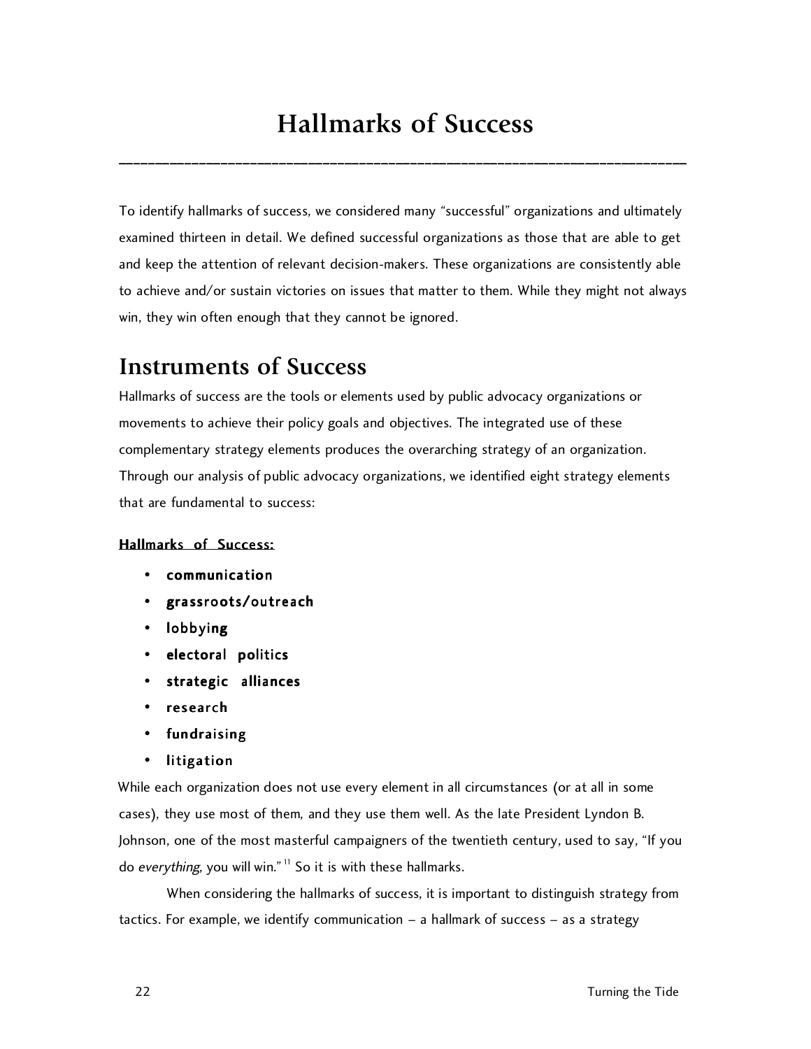# Hallmarks of Success

To identify hallmarks of success, we considered many "successful" organizations and ultimately examined thirteen in detail. We defined successful organizations as those that are able to get and keep the attention of relevant decision-makers. These organizations are consistently able to achieve and/or sustain victories on issues that matter to them. While they might not always win, they win often enough that they cannot be ignored.

## Instruments of Success

Hallmarks of success are the tools or elements used by public advocacy organizations or movements to achieve their policy goals and objectives. The integrated use of these complementary strategy elements produces the overarching strategy of an organization. Through our analysis of public advocacy organizations, we identified eight strategy elements that are fundamental to success:

**Hallmarks of Success:**

- **communication**
- **grassroots/outreach**
- **lobbying**
- **electoral politics**
- **strategic alliances**
- **research**
- **fundraising**
- **litigation**

While each organization does not use every element in all circumstances (or at all in some cases), they use most of them, and they use them well. As the late President Lyndon B. Johnson, one of the most masterful campaigners of the twentieth century, used to say, "If you do *everything*, you will win."[11] So it is with these hallmarks.

When considering the hallmarks of success, it is important to distinguish strategy from tactics. For example, we identify communication – a hallmark of success – as a strategy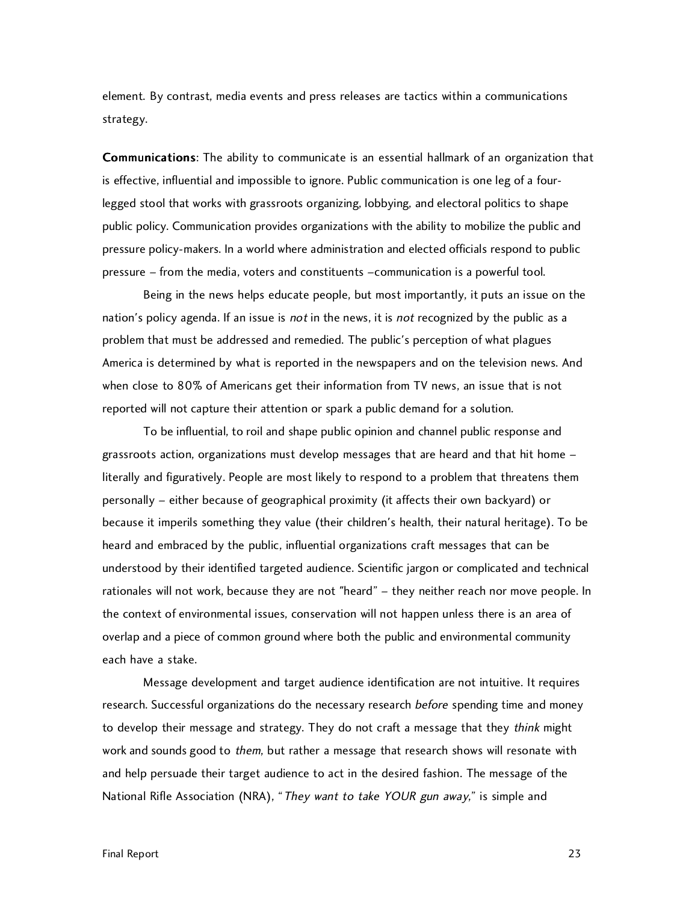element. By contrast, media events and press releases are tactics within a communications strategy.

**Communications**: The ability to communicate is an essential hallmark of an organization that is effective, influential and impossible to ignore. Public communication is one leg of a four-legged stool that works with grassroots organizing, lobbying, and electoral politics to shape public policy. Communication provides organizations with the ability to mobilize the public and pressure policy-makers. In a world where administration and elected officials respond to public pressure – from the media, voters and constituents –communication is a powerful tool.

Being in the news helps educate people, but most importantly, it puts an issue on the nation's policy agenda. If an issue is *not* in the news, it is *not* recognized by the public as a problem that must be addressed and remedied. The public's perception of what plagues America is determined by what is reported in the newspapers and on the television news. And when close to 80% of Americans get their information from TV news, an issue that is not reported will not capture their attention or spark a public demand for a solution.

To be influential, to roil and shape public opinion and channel public response and grassroots action, organizations must develop messages that are heard and that hit home – literally and figuratively. People are most likely to respond to a problem that threatens them personally – either because of geographical proximity (it affects their own backyard) or because it imperils something they value (their children's health, their natural heritage). To be heard and embraced by the public, influential organizations craft messages that can be understood by their identified targeted audience. Scientific jargon or complicated and technical rationales will not work, because they are not "heard" – they neither reach nor move people. In the context of environmental issues, conservation will not happen unless there is an area of overlap and a piece of common ground where both the public and environmental community each have a stake.

Message development and target audience identification are not intuitive. It requires research. Successful organizations do the necessary research *before* spending time and money to develop their message and strategy. They do not craft a message that they *think* might work and sounds good to *them*, but rather a message that research shows will resonate with and help persuade their target audience to act in the desired fashion. The message of the National Rifle Association (NRA), "*They want to take YOUR gun away*," is simple and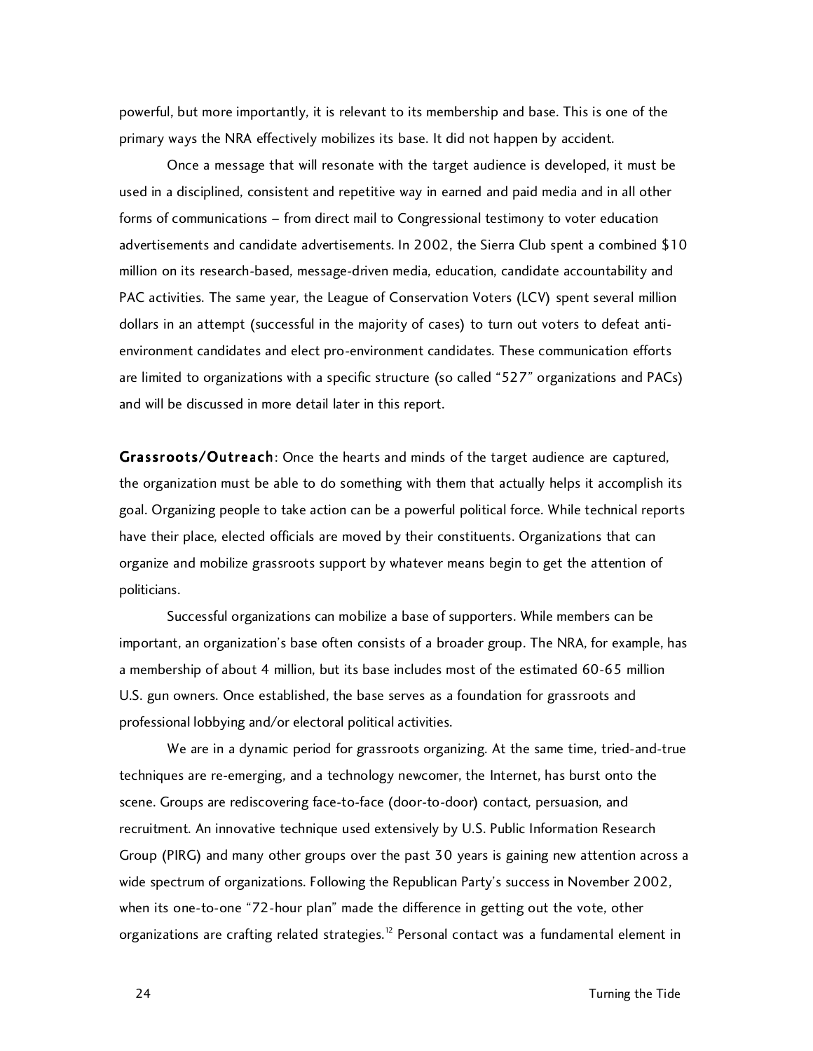powerful, but more importantly, it is relevant to its membership and base. This is one of the primary ways the NRA effectively mobilizes its base. It did not happen by accident.

Once a message that will resonate with the target audience is developed, it must be used in a disciplined, consistent and repetitive way in earned and paid media and in all other forms of communications – from direct mail to Congressional testimony to voter education advertisements and candidate advertisements. In 2002, the Sierra Club spent a combined $10 million on its research-based, message-driven media, education, candidate accountability and PAC activities. The same year, the League of Conservation Voters (LCV) spent several million dollars in an attempt (successful in the majority of cases) to turn out voters to defeat anti-environment candidates and elect pro-environment candidates. These communication efforts are limited to organizations with a specific structure (so called "527" organizations and PACs) and will be discussed in more detail later in this report.

**Grassroots/Outreach**: Once the hearts and minds of the target audience are captured, the organization must be able to do something with them that actually helps it accomplish its goal. Organizing people to take action can be a powerful political force. While technical reports have their place, elected officials are moved by their constituents. Organizations that can organize and mobilize grassroots support by whatever means begin to get the attention of politicians.

Successful organizations can mobilize a base of supporters. While members can be important, an organization's base often consists of a broader group. The NRA, for example, has a membership of about 4 million, but its base includes most of the estimated 60-65 million U.S. gun owners. Once established, the base serves as a foundation for grassroots and professional lobbying and/or electoral political activities.

We are in a dynamic period for grassroots organizing. At the same time, tried-and-true techniques are re-emerging, and a technology newcomer, the Internet, has burst onto the scene. Groups are rediscovering face-to-face (door-to-door) contact, persuasion, and recruitment. An innovative technique used extensively by U.S. Public Information Research Group (PIRG) and many other groups over the past 30 years is gaining new attention across a wide spectrum of organizations. Following the Republican Party's success in November 2002, when its one-to-one "72-hour plan" made the difference in getting out the vote, other organizations are crafting related strategies.[12] Personal contact was a fundamental element in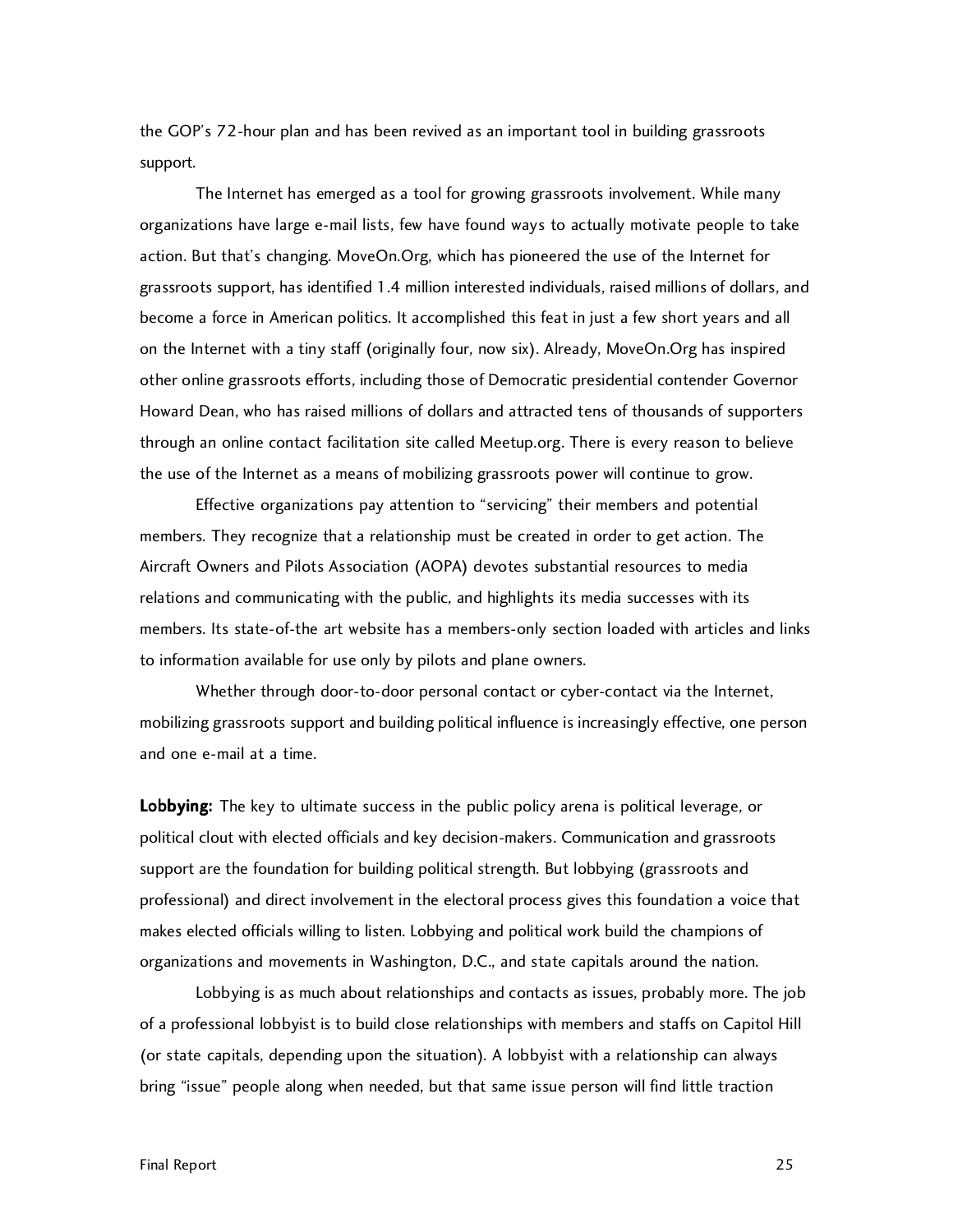the GOP's 72-hour plan and has been revived as an important tool in building grassroots support.

The Internet has emerged as a tool for growing grassroots involvement. While many organizations have large e-mail lists, few have found ways to actually motivate people to take action. But that's changing. MoveOn.Org, which has pioneered the use of the Internet for grassroots support, has identified 1.4 million interested individuals, raised millions of dollars, and become a force in American politics. It accomplished this feat in just a few short years and all on the Internet with a tiny staff (originally four, now six). Already, MoveOn.Org has inspired other online grassroots efforts, including those of Democratic presidential contender Governor Howard Dean, who has raised millions of dollars and attracted tens of thousands of supporters through an online contact facilitation site called Meetup.org. There is every reason to believe the use of the Internet as a means of mobilizing grassroots power will continue to grow.

Effective organizations pay attention to "servicing" their members and potential members. They recognize that a relationship must be created in order to get action. The Aircraft Owners and Pilots Association (AOPA) devotes substantial resources to media relations and communicating with the public, and highlights its media successes with its members. Its state-of-the art website has a members-only section loaded with articles and links to information available for use only by pilots and plane owners.

Whether through door-to-door personal contact or cyber-contact via the Internet, mobilizing grassroots support and building political influence is increasingly effective, one person and one e-mail at a time.

**Lobbying:** The key to ultimate success in the public policy arena is political leverage, or political clout with elected officials and key decision-makers. Communication and grassroots support are the foundation for building political strength. But lobbying (grassroots and professional) and direct involvement in the electoral process gives this foundation a voice that makes elected officials willing to listen. Lobbying and political work build the champions of organizations and movements in Washington, D.C., and state capitals around the nation.

Lobbying is as much about relationships and contacts as issues, probably more. The job of a professional lobbyist is to build close relationships with members and staffs on Capitol Hill (or state capitals, depending upon the situation). A lobbyist with a relationship can always bring "issue" people along when needed, but that same issue person will find little traction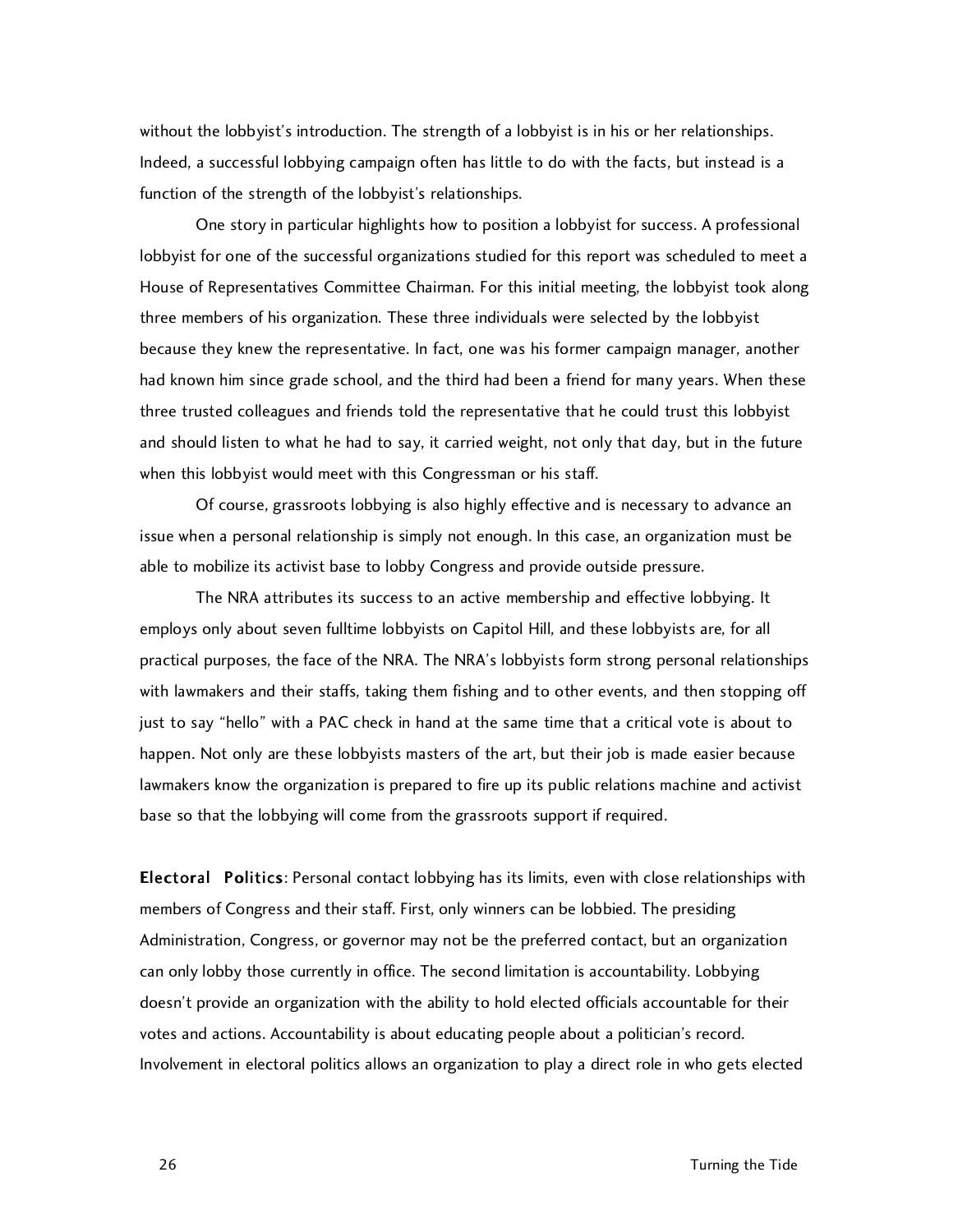without the lobbyist's introduction. The strength of a lobbyist is in his or her relationships. Indeed, a successful lobbying campaign often has little to do with the facts, but instead is a function of the strength of the lobbyist's relationships.

One story in particular highlights how to position a lobbyist for success. A professional lobbyist for one of the successful organizations studied for this report was scheduled to meet a House of Representatives Committee Chairman. For this initial meeting, the lobbyist took along three members of his organization. These three individuals were selected by the lobbyist because they knew the representative. In fact, one was his former campaign manager, another had known him since grade school, and the third had been a friend for many years. When these three trusted colleagues and friends told the representative that he could trust this lobbyist and should listen to what he had to say, it carried weight, not only that day, but in the future when this lobbyist would meet with this Congressman or his staff.

Of course, grassroots lobbying is also highly effective and is necessary to advance an issue when a personal relationship is simply not enough. In this case, an organization must be able to mobilize its activist base to lobby Congress and provide outside pressure.

The NRA attributes its success to an active membership and effective lobbying. It employs only about seven fulltime lobbyists on Capitol Hill, and these lobbyists are, for all practical purposes, the face of the NRA. The NRA's lobbyists form strong personal relationships with lawmakers and their staffs, taking them fishing and to other events, and then stopping off just to say "hello" with a PAC check in hand at the same time that a critical vote is about to happen. Not only are these lobbyists masters of the art, but their job is made easier because lawmakers know the organization is prepared to fire up its public relations machine and activist base so that the lobbying will come from the grassroots support if required.

**Electoral Politics**: Personal contact lobbying has its limits, even with close relationships with members of Congress and their staff. First, only winners can be lobbied. The presiding Administration, Congress, or governor may not be the preferred contact, but an organization can only lobby those currently in office. The second limitation is accountability. Lobbying doesn't provide an organization with the ability to hold elected officials accountable for their votes and actions. Accountability is about educating people about a politician's record. Involvement in electoral politics allows an organization to play a direct role in who gets elected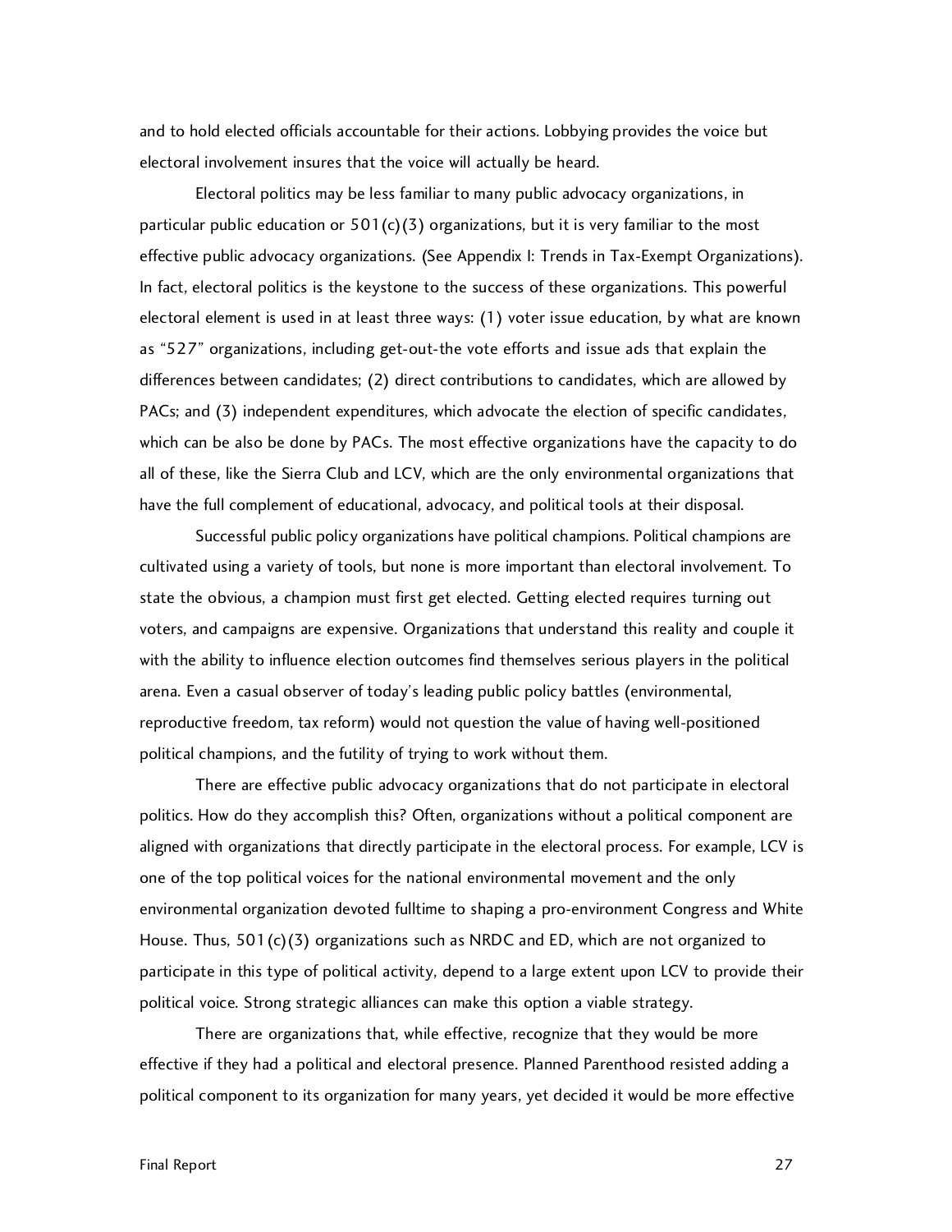and to hold elected officials accountable for their actions. Lobbying provides the voice but electoral involvement insures that the voice will actually be heard.

Electoral politics may be less familiar to many public advocacy organizations, in particular public education or 501(c)(3) organizations, but it is very familiar to the most effective public advocacy organizations. (See Appendix I: Trends in Tax-Exempt Organizations). In fact, electoral politics is the keystone to the success of these organizations. This powerful electoral element is used in at least three ways: (1) voter issue education, by what are known as "527" organizations, including get-out-the vote efforts and issue ads that explain the differences between candidates; (2) direct contributions to candidates, which are allowed by PACs; and (3) independent expenditures, which advocate the election of specific candidates, which can be also be done by PACs. The most effective organizations have the capacity to do all of these, like the Sierra Club and LCV, which are the only environmental organizations that have the full complement of educational, advocacy, and political tools at their disposal.

Successful public policy organizations have political champions. Political champions are cultivated using a variety of tools, but none is more important than electoral involvement. To state the obvious, a champion must first get elected. Getting elected requires turning out voters, and campaigns are expensive. Organizations that understand this reality and couple it with the ability to influence election outcomes find themselves serious players in the political arena. Even a casual observer of today's leading public policy battles (environmental, reproductive freedom, tax reform) would not question the value of having well-positioned political champions, and the futility of trying to work without them.

There are effective public advocacy organizations that do not participate in electoral politics. How do they accomplish this? Often, organizations without a political component are aligned with organizations that directly participate in the electoral process. For example, LCV is one of the top political voices for the national environmental movement and the only environmental organization devoted fulltime to shaping a pro-environment Congress and White House. Thus, 501(c)(3) organizations such as NRDC and ED, which are not organized to participate in this type of political activity, depend to a large extent upon LCV to provide their political voice. Strong strategic alliances can make this option a viable strategy.

There are organizations that, while effective, recognize that they would be more effective if they had a political and electoral presence. Planned Parenthood resisted adding a political component to its organization for many years, yet decided it would be more effective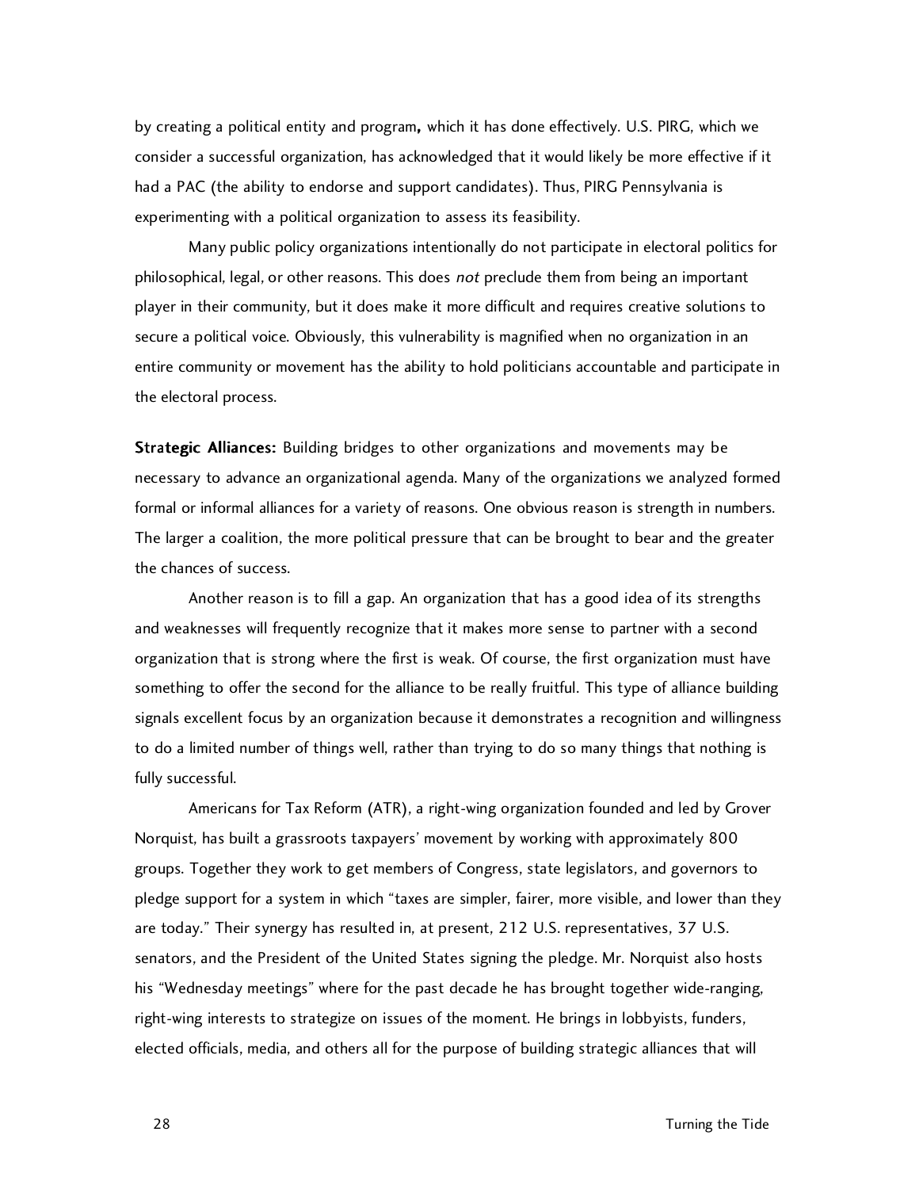by creating a political entity and program**,** which it has done effectively. U.S. PIRG, which we consider a successful organization, has acknowledged that it would likely be more effective if it had a PAC (the ability to endorse and support candidates). Thus, PIRG Pennsylvania is experimenting with a political organization to assess its feasibility.

Many public policy organizations intentionally do not participate in electoral politics for philosophical, legal, or other reasons. This does *not* preclude them from being an important player in their community, but it does make it more difficult and requires creative solutions to secure a political voice. Obviously, this vulnerability is magnified when no organization in an entire community or movement has the ability to hold politicians accountable and participate in the electoral process.

**Strategic Alliances:** Building bridges to other organizations and movements may be necessary to advance an organizational agenda. Many of the organizations we analyzed formed formal or informal alliances for a variety of reasons. One obvious reason is strength in numbers. The larger a coalition, the more political pressure that can be brought to bear and the greater the chances of success.

Another reason is to fill a gap. An organization that has a good idea of its strengths and weaknesses will frequently recognize that it makes more sense to partner with a second organization that is strong where the first is weak. Of course, the first organization must have something to offer the second for the alliance to be really fruitful. This type of alliance building signals excellent focus by an organization because it demonstrates a recognition and willingness to do a limited number of things well, rather than trying to do so many things that nothing is fully successful.

Americans for Tax Reform (ATR), a right-wing organization founded and led by Grover Norquist, has built a grassroots taxpayers' movement by working with approximately 800 groups. Together they work to get members of Congress, state legislators, and governors to pledge support for a system in which "taxes are simpler, fairer, more visible, and lower than they are today." Their synergy has resulted in, at present, 212 U.S. representatives, 37 U.S. senators, and the President of the United States signing the pledge. Mr. Norquist also hosts his "Wednesday meetings" where for the past decade he has brought together wide-ranging, right-wing interests to strategize on issues of the moment. He brings in lobbyists, funders, elected officials, media, and others all for the purpose of building strategic alliances that will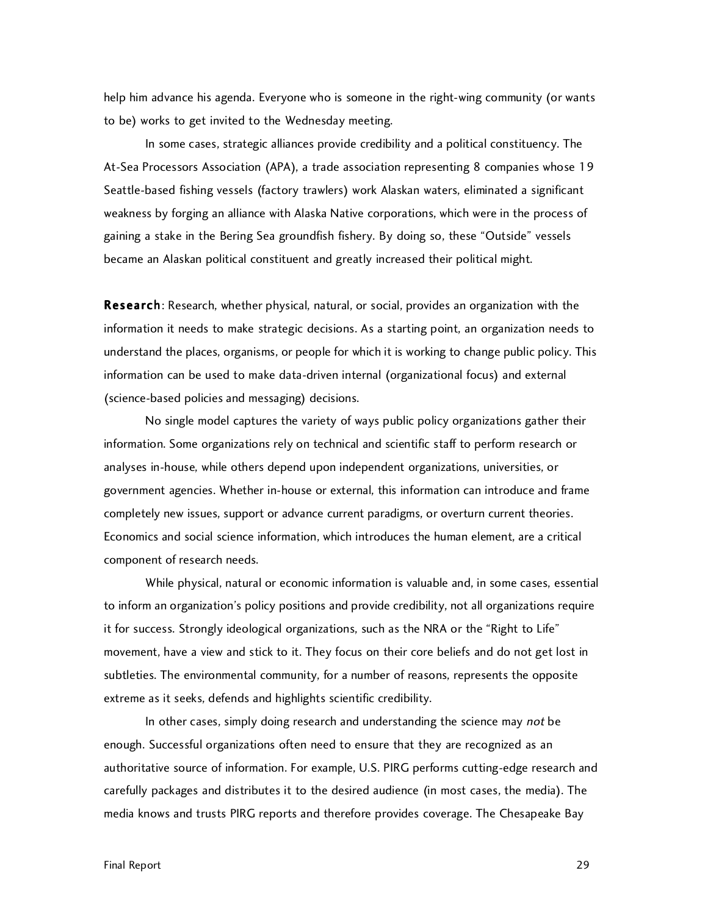help him advance his agenda. Everyone who is someone in the right-wing community (or wants to be) works to get invited to the Wednesday meeting.

In some cases, strategic alliances provide credibility and a political constituency. The At-Sea Processors Association (APA), a trade association representing 8 companies whose 19 Seattle-based fishing vessels (factory trawlers) work Alaskan waters, eliminated a significant weakness by forging an alliance with Alaska Native corporations, which were in the process of gaining a stake in the Bering Sea groundfish fishery. By doing so, these "Outside" vessels became an Alaskan political constituent and greatly increased their political might.

**Research**: Research, whether physical, natural, or social, provides an organization with the information it needs to make strategic decisions. As a starting point, an organization needs to understand the places, organisms, or people for which it is working to change public policy. This information can be used to make data-driven internal (organizational focus) and external (science-based policies and messaging) decisions.

No single model captures the variety of ways public policy organizations gather their information. Some organizations rely on technical and scientific staff to perform research or analyses in-house, while others depend upon independent organizations, universities, or government agencies. Whether in-house or external, this information can introduce and frame completely new issues, support or advance current paradigms, or overturn current theories. Economics and social science information, which introduces the human element, are a critical component of research needs.

While physical, natural or economic information is valuable and, in some cases, essential to inform an organization's policy positions and provide credibility, not all organizations require it for success. Strongly ideological organizations, such as the NRA or the "Right to Life" movement, have a view and stick to it. They focus on their core beliefs and do not get lost in subtleties. The environmental community, for a number of reasons, represents the opposite extreme as it seeks, defends and highlights scientific credibility.

In other cases, simply doing research and understanding the science may *not* be enough. Successful organizations often need to ensure that they are recognized as an authoritative source of information. For example, U.S. PIRG performs cutting-edge research and carefully packages and distributes it to the desired audience (in most cases, the media). The media knows and trusts PIRG reports and therefore provides coverage. The Chesapeake Bay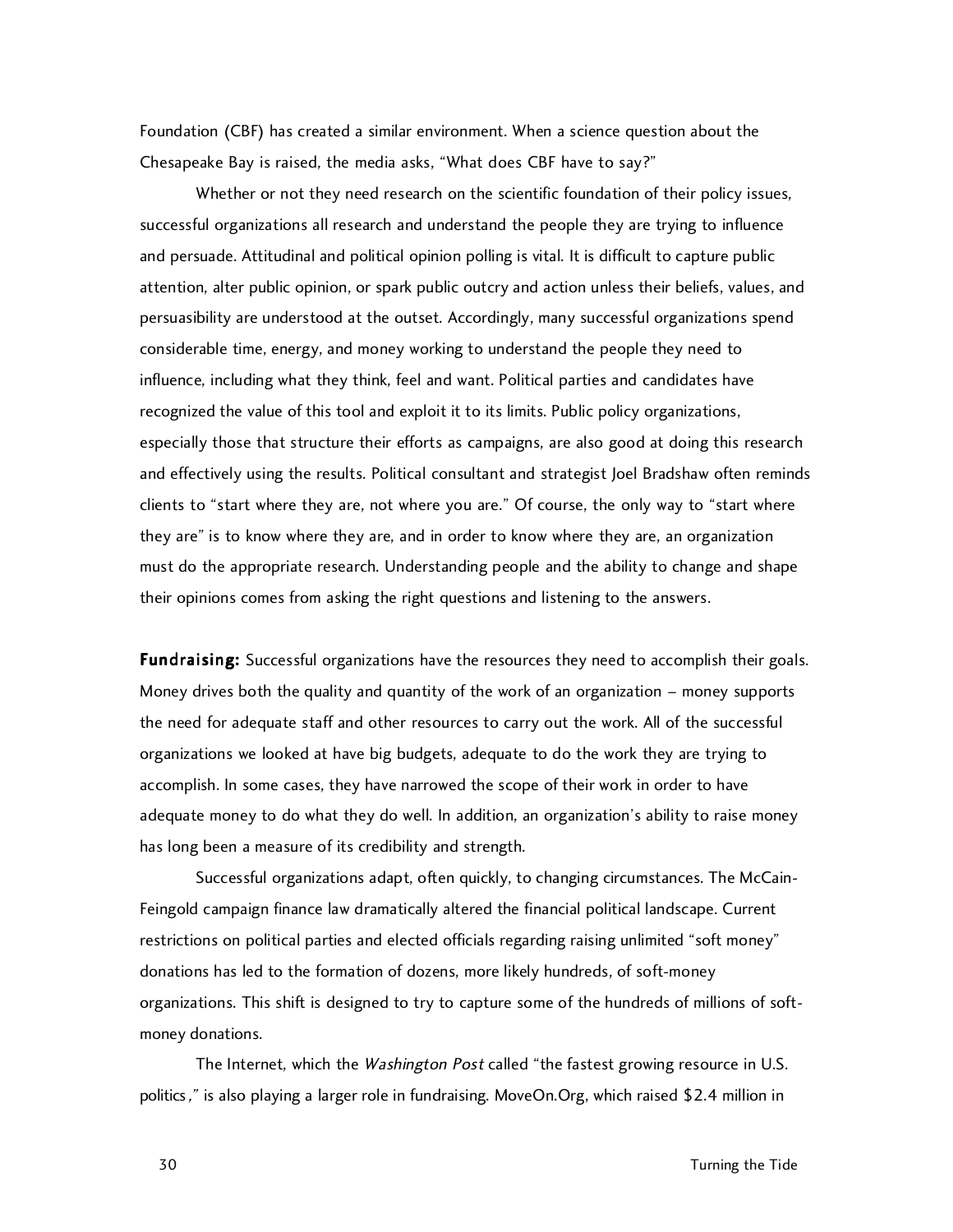Foundation (CBF) has created a similar environment. When a science question about the Chesapeake Bay is raised, the media asks, "What does CBF have to say?"

Whether or not they need research on the scientific foundation of their policy issues, successful organizations all research and understand the people they are trying to influence and persuade. Attitudinal and political opinion polling is vital. It is difficult to capture public attention, alter public opinion, or spark public outcry and action unless their beliefs, values, and persuasibility are understood at the outset. Accordingly, many successful organizations spend considerable time, energy, and money working to understand the people they need to influence, including what they think, feel and want. Political parties and candidates have recognized the value of this tool and exploit it to its limits. Public policy organizations, especially those that structure their efforts as campaigns, are also good at doing this research and effectively using the results. Political consultant and strategist Joel Bradshaw often reminds clients to "start where they are, not where you are." Of course, the only way to "start where they are" is to know where they are, and in order to know where they are, an organization must do the appropriate research. Understanding people and the ability to change and shape their opinions comes from asking the right questions and listening to the answers.

**Fundraising:** Successful organizations have the resources they need to accomplish their goals. Money drives both the quality and quantity of the work of an organization – money supports the need for adequate staff and other resources to carry out the work. All of the successful organizations we looked at have big budgets, adequate to do the work they are trying to accomplish. In some cases, they have narrowed the scope of their work in order to have adequate money to do what they do well. In addition, an organization's ability to raise money has long been a measure of its credibility and strength.

Successful organizations adapt, often quickly, to changing circumstances. The McCain-Feingold campaign finance law dramatically altered the financial political landscape. Current restrictions on political parties and elected officials regarding raising unlimited "soft money" donations has led to the formation of dozens, more likely hundreds, of soft-money organizations. This shift is designed to try to capture some of the hundreds of millions of soft-money donations.

The Internet, which the *Washington Post* called "the fastest growing resource in U.S. politics," is also playing a larger role in fundraising. MoveOn.Org, which raised $2.4 million in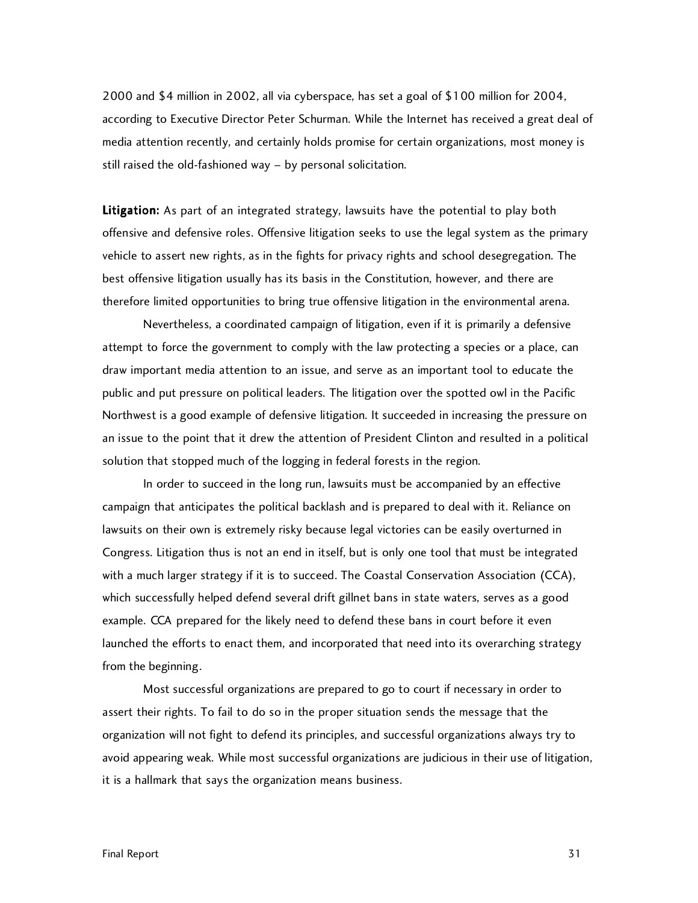2000 and $4 million in 2002, all via cyberspace, has set a goal of $100 million for 2004, according to Executive Director Peter Schurman. While the Internet has received a great deal of media attention recently, and certainly holds promise for certain organizations, most money is still raised the old-fashioned way – by personal solicitation.

**Litigation:** As part of an integrated strategy, lawsuits have the potential to play both offensive and defensive roles. Offensive litigation seeks to use the legal system as the primary vehicle to assert new rights, as in the fights for privacy rights and school desegregation. The best offensive litigation usually has its basis in the Constitution, however, and there are therefore limited opportunities to bring true offensive litigation in the environmental arena.

Nevertheless, a coordinated campaign of litigation, even if it is primarily a defensive attempt to force the government to comply with the law protecting a species or a place, can draw important media attention to an issue, and serve as an important tool to educate the public and put pressure on political leaders. The litigation over the spotted owl in the Pacific Northwest is a good example of defensive litigation. It succeeded in increasing the pressure on an issue to the point that it drew the attention of President Clinton and resulted in a political solution that stopped much of the logging in federal forests in the region.

In order to succeed in the long run, lawsuits must be accompanied by an effective campaign that anticipates the political backlash and is prepared to deal with it. Reliance on lawsuits on their own is extremely risky because legal victories can be easily overturned in Congress. Litigation thus is not an end in itself, but is only one tool that must be integrated with a much larger strategy if it is to succeed. The Coastal Conservation Association (CCA), which successfully helped defend several drift gillnet bans in state waters, serves as a good example. CCA prepared for the likely need to defend these bans in court before it even launched the efforts to enact them, and incorporated that need into its overarching strategy from the beginning.

Most successful organizations are prepared to go to court if necessary in order to assert their rights. To fail to do so in the proper situation sends the message that the organization will not fight to defend its principles, and successful organizations always try to avoid appearing weak. While most successful organizations are judicious in their use of litigation, it is a hallmark that says the organization means business.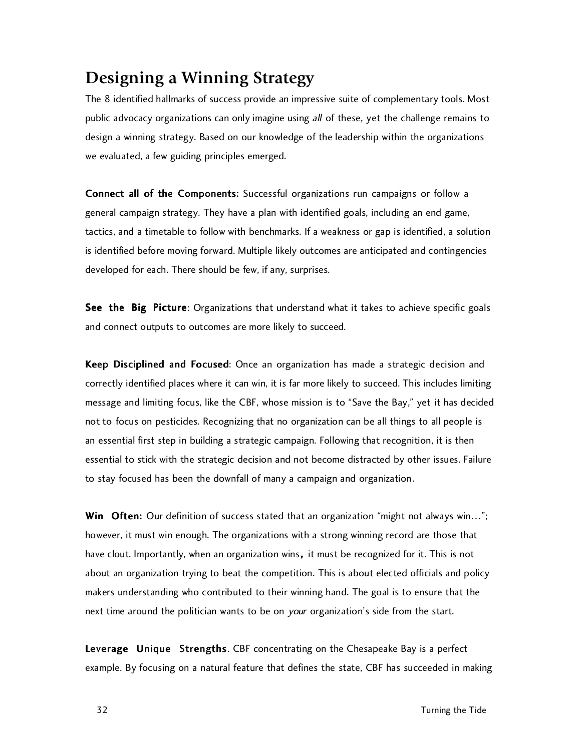## Designing a Winning Strategy

The 8 identified hallmarks of success provide an impressive suite of complementary tools. Most public advocacy organizations can only imagine using *all* of these, yet the challenge remains to design a winning strategy. Based on our knowledge of the leadership within the organizations we evaluated, a few guiding principles emerged.

**Connect all of the Components:** Successful organizations run campaigns or follow a general campaign strategy. They have a plan with identified goals, including an end game, tactics, and a timetable to follow with benchmarks. If a weakness or gap is identified, a solution is identified before moving forward. Multiple likely outcomes are anticipated and contingencies developed for each. There should be few, if any, surprises.

**See the Big Picture**: Organizations that understand what it takes to achieve specific goals and connect outputs to outcomes are more likely to succeed.

**Keep Disciplined and Focused**: Once an organization has made a strategic decision and correctly identified places where it can win, it is far more likely to succeed. This includes limiting message and limiting focus, like the CBF, whose mission is to "Save the Bay," yet it has decided not to focus on pesticides. Recognizing that no organization can be all things to all people is an essential first step in building a strategic campaign. Following that recognition, it is then essential to stick with the strategic decision and not become distracted by other issues. Failure to stay focused has been the downfall of many a campaign and organization.

**Win Often:** Our definition of success stated that an organization "might not always win…"; however, it must win enough. The organizations with a strong winning record are those that have clout. Importantly, when an organization wins**,** it must be recognized for it. This is not about an organization trying to beat the competition. This is about elected officials and policy makers understanding who contributed to their winning hand. The goal is to ensure that the next time around the politician wants to be on *your* organization's side from the start.

**Leverage Unique Strengths**. CBF concentrating on the Chesapeake Bay is a perfect example. By focusing on a natural feature that defines the state, CBF has succeeded in making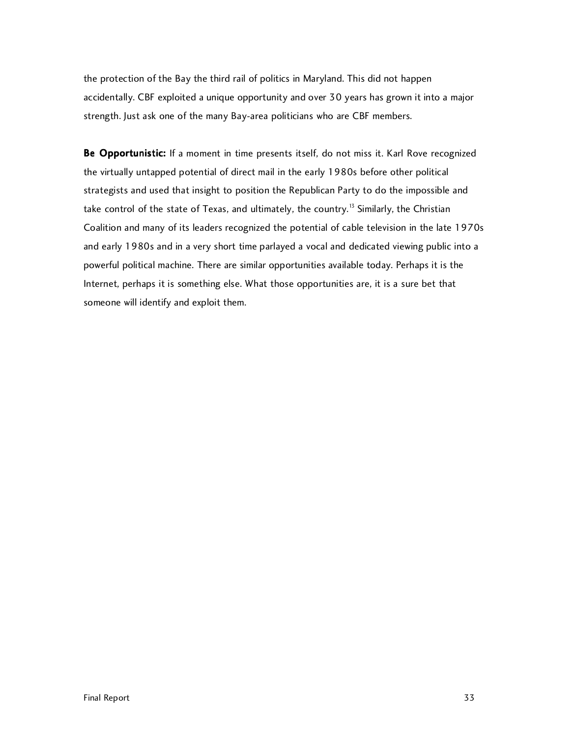the protection of the Bay the third rail of politics in Maryland. This did not happen accidentally. CBF exploited a unique opportunity and over 30 years has grown it into a major strength. Just ask one of the many Bay-area politicians who are CBF members.

**Be Opportunistic:** If a moment in time presents itself, do not miss it. Karl Rove recognized the virtually untapped potential of direct mail in the early 1980s before other political strategists and used that insight to position the Republican Party to do the impossible and take control of the state of Texas, and ultimately, the country.[13] Similarly, the Christian Coalition and many of its leaders recognized the potential of cable television in the late 1970s and early 1980s and in a very short time parlayed a vocal and dedicated viewing public into a powerful political machine. There are similar opportunities available today. Perhaps it is the Internet, perhaps it is something else. What those opportunities are, it is a sure bet that someone will identify and exploit them.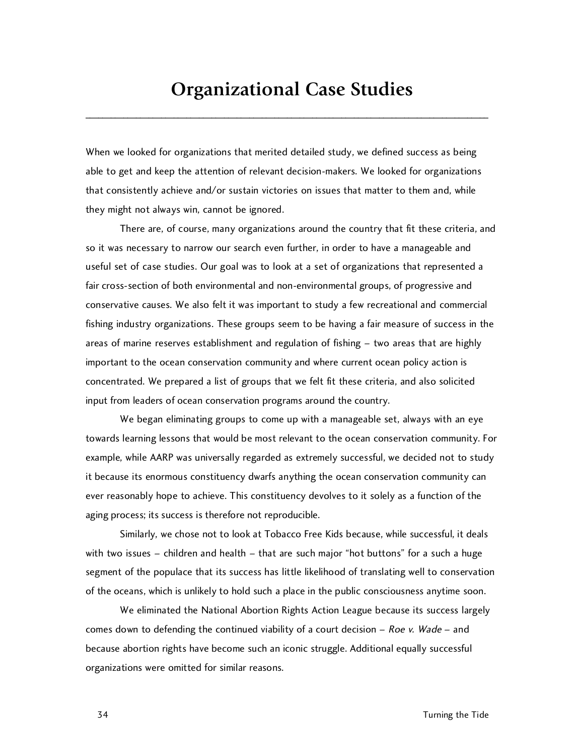# Organizational Case Studies

When we looked for organizations that merited detailed study, we defined success as being able to get and keep the attention of relevant decision-makers. We looked for organizations that consistently achieve and/or sustain victories on issues that matter to them and, while they might not always win, cannot be ignored.

There are, of course, many organizations around the country that fit these criteria, and so it was necessary to narrow our search even further, in order to have a manageable and useful set of case studies. Our goal was to look at a set of organizations that represented a fair cross-section of both environmental and non-environmental groups, of progressive and conservative causes. We also felt it was important to study a few recreational and commercial fishing industry organizations. These groups seem to be having a fair measure of success in the areas of marine reserves establishment and regulation of fishing – two areas that are highly important to the ocean conservation community and where current ocean policy action is concentrated. We prepared a list of groups that we felt fit these criteria, and also solicited input from leaders of ocean conservation programs around the country.

We began eliminating groups to come up with a manageable set, always with an eye towards learning lessons that would be most relevant to the ocean conservation community. For example, while AARP was universally regarded as extremely successful, we decided not to study it because its enormous constituency dwarfs anything the ocean conservation community can ever reasonably hope to achieve. This constituency devolves to it solely as a function of the aging process; its success is therefore not reproducible.

Similarly, we chose not to look at Tobacco Free Kids because, while successful, it deals with two issues – children and health – that are such major "hot buttons" for a such a huge segment of the populace that its success has little likelihood of translating well to conservation of the oceans, which is unlikely to hold such a place in the public consciousness anytime soon.

We eliminated the National Abortion Rights Action League because its success largely comes down to defending the continued viability of a court decision – *Roe v. Wade* – and because abortion rights have become such an iconic struggle. Additional equally successful organizations were omitted for similar reasons.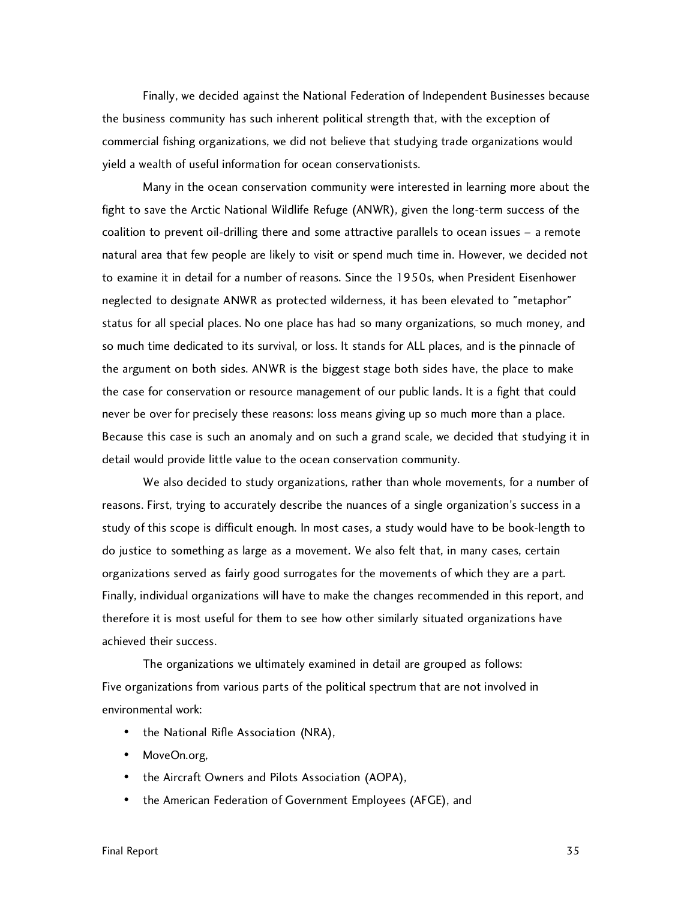Finally, we decided against the National Federation of Independent Businesses because the business community has such inherent political strength that, with the exception of commercial fishing organizations, we did not believe that studying trade organizations would yield a wealth of useful information for ocean conservationists.

Many in the ocean conservation community were interested in learning more about the fight to save the Arctic National Wildlife Refuge (ANWR), given the long-term success of the coalition to prevent oil-drilling there and some attractive parallels to ocean issues – a remote natural area that few people are likely to visit or spend much time in. However, we decided not to examine it in detail for a number of reasons. Since the 1950s, when President Eisenhower neglected to designate ANWR as protected wilderness, it has been elevated to "metaphor" status for all special places. No one place has had so many organizations, so much money, and so much time dedicated to its survival, or loss. It stands for ALL places, and is the pinnacle of the argument on both sides. ANWR is the biggest stage both sides have, the place to make the case for conservation or resource management of our public lands. It is a fight that could never be over for precisely these reasons: loss means giving up so much more than a place. Because this case is such an anomaly and on such a grand scale, we decided that studying it in detail would provide little value to the ocean conservation community.

We also decided to study organizations, rather than whole movements, for a number of reasons. First, trying to accurately describe the nuances of a single organization's success in a study of this scope is difficult enough. In most cases, a study would have to be book-length to do justice to something as large as a movement. We also felt that, in many cases, certain organizations served as fairly good surrogates for the movements of which they are a part. Finally, individual organizations will have to make the changes recommended in this report, and therefore it is most useful for them to see how other similarly situated organizations have achieved their success.

The organizations we ultimately examined in detail are grouped as follows:
Five organizations from various parts of the political spectrum that are not involved in environmental work:

- the National Rifle Association (NRA),
- MoveOn.org,
- the Aircraft Owners and Pilots Association (AOPA),
- the American Federation of Government Employees (AFGE), and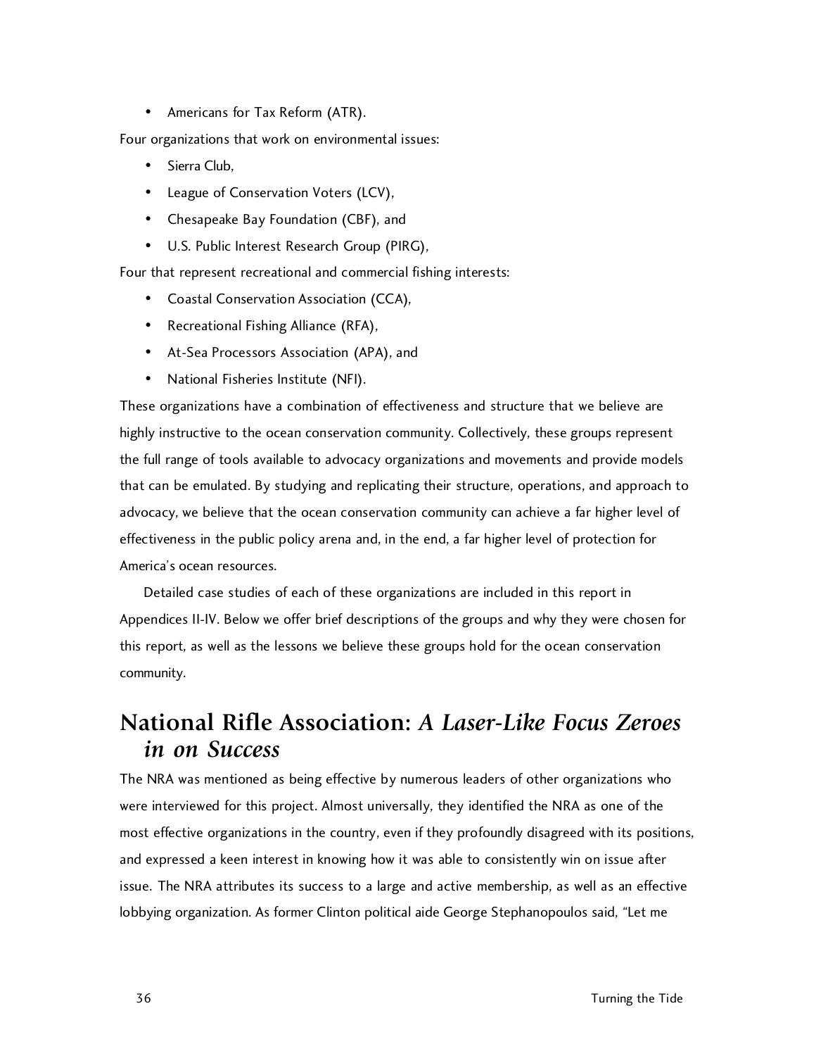- Americans for Tax Reform (ATR).

Four organizations that work on environmental issues:

- Sierra Club,
- League of Conservation Voters (LCV),
- Chesapeake Bay Foundation (CBF), and
- U.S. Public Interest Research Group (PIRG),

Four that represent recreational and commercial fishing interests:

- Coastal Conservation Association (CCA),
- Recreational Fishing Alliance (RFA),
- At-Sea Processors Association (APA), and
- National Fisheries Institute (NFI).

These organizations have a combination of effectiveness and structure that we believe are highly instructive to the ocean conservation community. Collectively, these groups represent the full range of tools available to advocacy organizations and movements and provide models that can be emulated. By studying and replicating their structure, operations, and approach to advocacy, we believe that the ocean conservation community can achieve a far higher level of effectiveness in the public policy arena and, in the end, a far higher level of protection for America's ocean resources.

Detailed case studies of each of these organizations are included in this report in Appendices II-IV. Below we offer brief descriptions of the groups and why they were chosen for this report, as well as the lessons we believe these groups hold for the ocean conservation community.

## National Rifle Association: *A Laser-Like Focus Zeroes in on Success*

The NRA was mentioned as being effective by numerous leaders of other organizations who were interviewed for this project. Almost universally, they identified the NRA as one of the most effective organizations in the country, even if they profoundly disagreed with its positions, and expressed a keen interest in knowing how it was able to consistently win on issue after issue. The NRA attributes its success to a large and active membership, as well as an effective lobbying organization. As former Clinton political aide George Stephanopoulos said, "Let me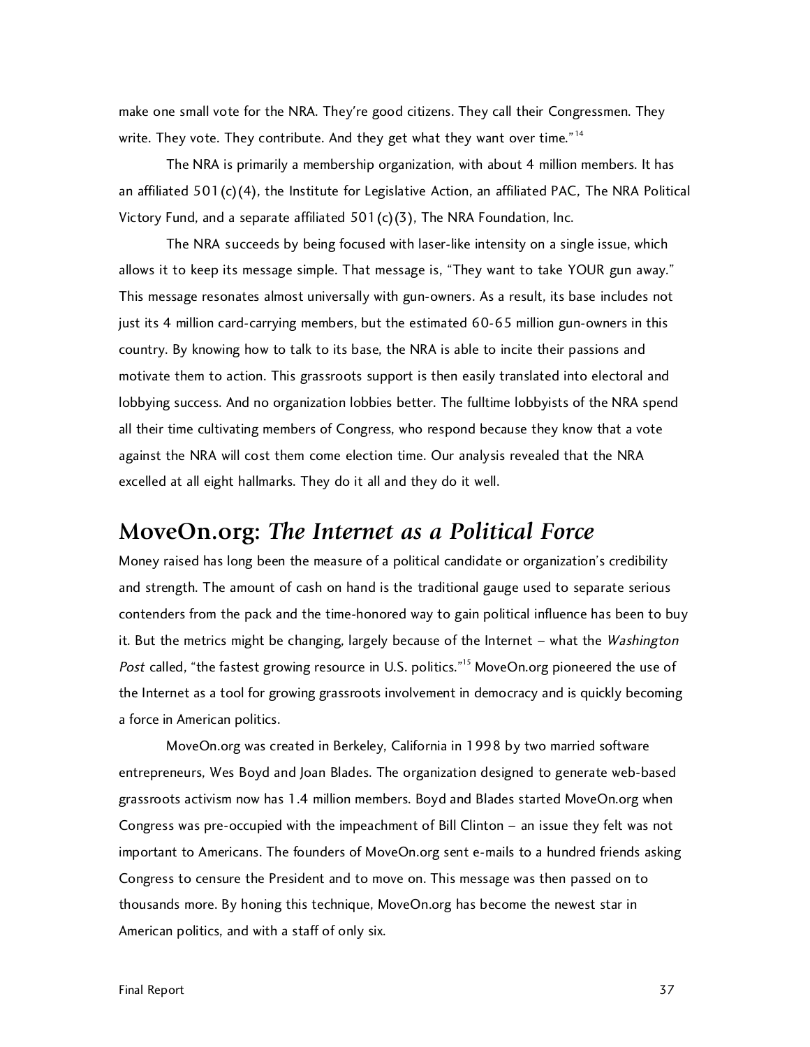make one small vote for the NRA. They're good citizens. They call their Congressmen. They write. They vote. They contribute. And they get what they want over time."[14]

The NRA is primarily a membership organization, with about 4 million members. It has an affiliated 501(c)(4), the Institute for Legislative Action, an affiliated PAC, The NRA Political Victory Fund, and a separate affiliated 501(c)(3), The NRA Foundation, Inc.

The NRA succeeds by being focused with laser-like intensity on a single issue, which allows it to keep its message simple. That message is, "They want to take YOUR gun away." This message resonates almost universally with gun-owners. As a result, its base includes not just its 4 million card-carrying members, but the estimated 60-65 million gun-owners in this country. By knowing how to talk to its base, the NRA is able to incite their passions and motivate them to action. This grassroots support is then easily translated into electoral and lobbying success. And no organization lobbies better. The fulltime lobbyists of the NRA spend all their time cultivating members of Congress, who respond because they know that a vote against the NRA will cost them come election time. Our analysis revealed that the NRA excelled at all eight hallmarks. They do it all and they do it well.

## MoveOn.org: *The Internet as a Political Force*

Money raised has long been the measure of a political candidate or organization's credibility and strength. The amount of cash on hand is the traditional gauge used to separate serious contenders from the pack and the time-honored way to gain political influence has been to buy it. But the metrics might be changing, largely because of the Internet – what the *Washington Post* called, "the fastest growing resource in U.S. politics."[15] MoveOn.org pioneered the use of the Internet as a tool for growing grassroots involvement in democracy and is quickly becoming a force in American politics.

MoveOn.org was created in Berkeley, California in 1998 by two married software entrepreneurs, Wes Boyd and Joan Blades. The organization designed to generate web-based grassroots activism now has 1.4 million members. Boyd and Blades started MoveOn.org when Congress was pre-occupied with the impeachment of Bill Clinton – an issue they felt was not important to Americans. The founders of MoveOn.org sent e-mails to a hundred friends asking Congress to censure the President and to move on. This message was then passed on to thousands more. By honing this technique, MoveOn.org has become the newest star in American politics, and with a staff of only six.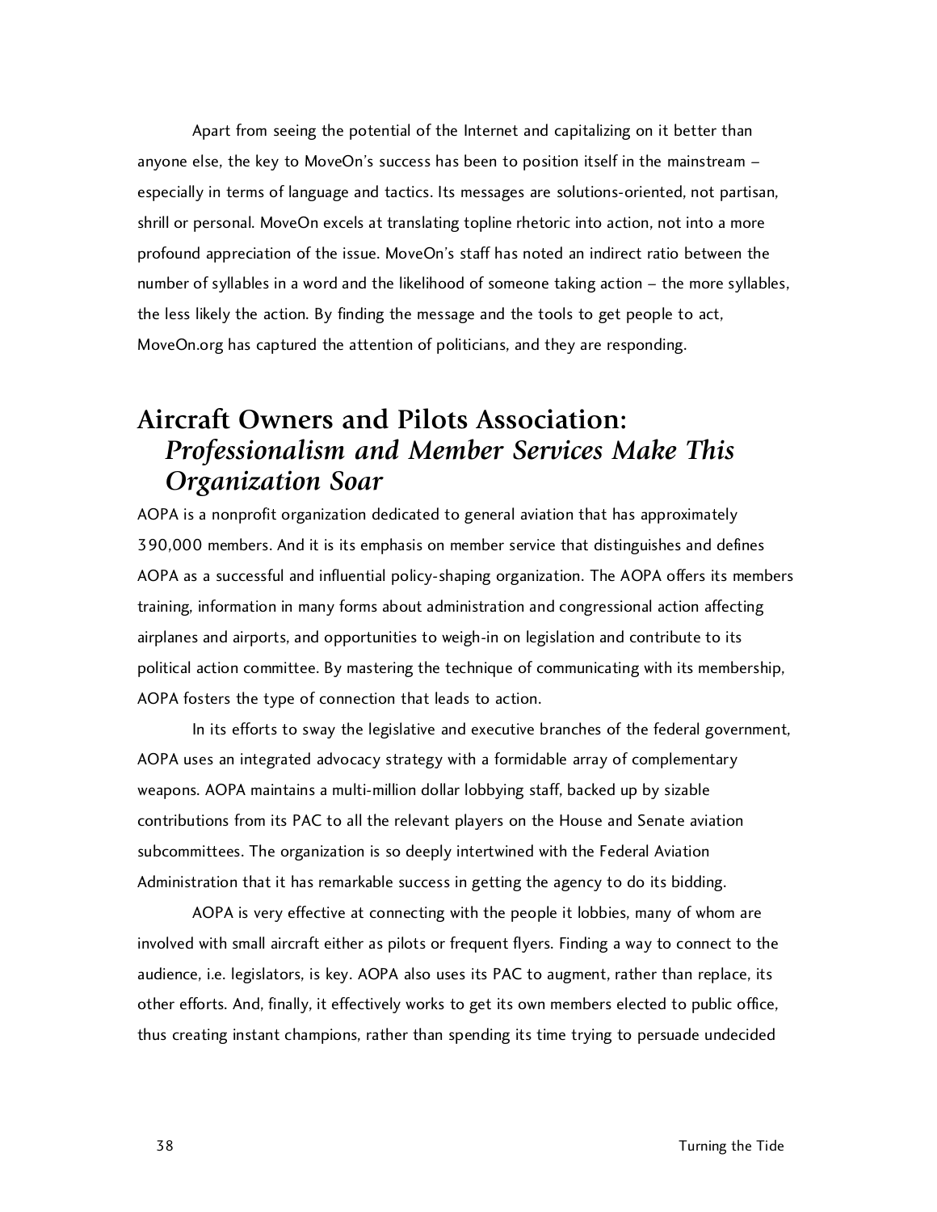Apart from seeing the potential of the Internet and capitalizing on it better than anyone else, the key to MoveOn's success has been to position itself in the mainstream – especially in terms of language and tactics. Its messages are solutions-oriented, not partisan, shrill or personal. MoveOn excels at translating topline rhetoric into action, not into a more profound appreciation of the issue. MoveOn's staff has noted an indirect ratio between the number of syllables in a word and the likelihood of someone taking action – the more syllables, the less likely the action. By finding the message and the tools to get people to act, MoveOn.org has captured the attention of politicians, and they are responding.

## Aircraft Owners and Pilots Association: *Professionalism and Member Services Make This Organization Soar*

AOPA is a nonprofit organization dedicated to general aviation that has approximately 390,000 members. And it is its emphasis on member service that distinguishes and defines AOPA as a successful and influential policy-shaping organization. The AOPA offers its members training, information in many forms about administration and congressional action affecting airplanes and airports, and opportunities to weigh-in on legislation and contribute to its political action committee. By mastering the technique of communicating with its membership, AOPA fosters the type of connection that leads to action.

In its efforts to sway the legislative and executive branches of the federal government, AOPA uses an integrated advocacy strategy with a formidable array of complementary weapons. AOPA maintains a multi-million dollar lobbying staff, backed up by sizable contributions from its PAC to all the relevant players on the House and Senate aviation subcommittees. The organization is so deeply intertwined with the Federal Aviation Administration that it has remarkable success in getting the agency to do its bidding.

AOPA is very effective at connecting with the people it lobbies, many of whom are involved with small aircraft either as pilots or frequent flyers. Finding a way to connect to the audience, i.e. legislators, is key. AOPA also uses its PAC to augment, rather than replace, its other efforts. And, finally, it effectively works to get its own members elected to public office, thus creating instant champions, rather than spending its time trying to persuade undecided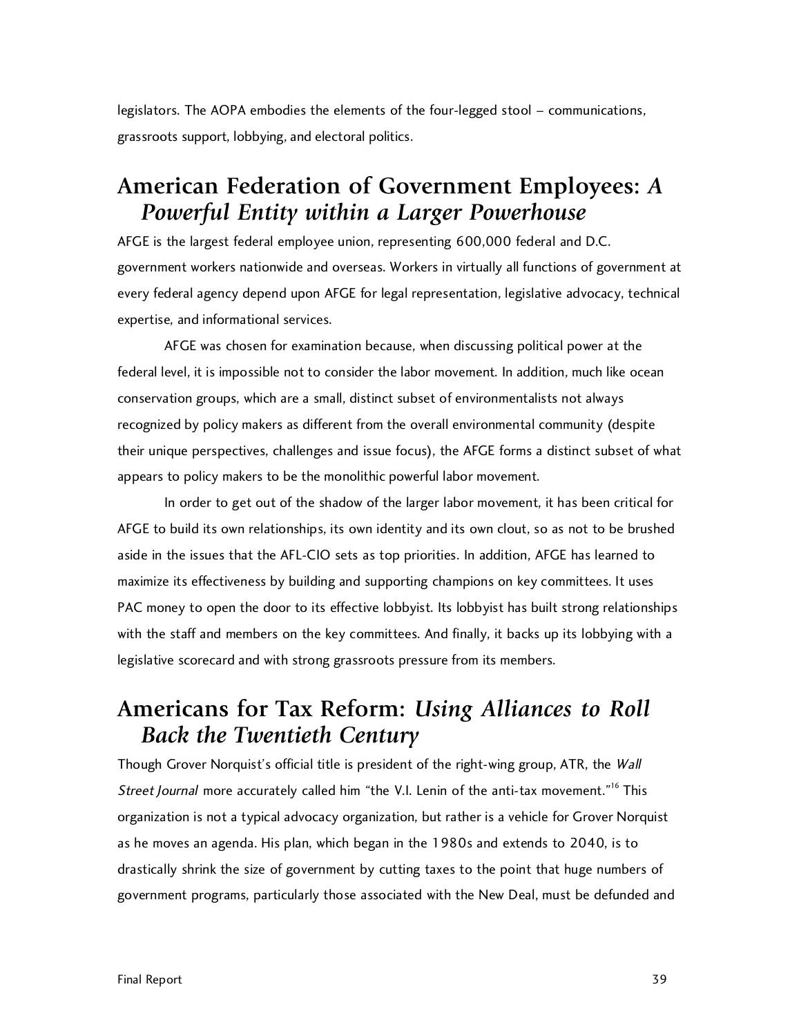legislators. The AOPA embodies the elements of the four-legged stool – communications, grassroots support, lobbying, and electoral politics.

## American Federation of Government Employees: *A Powerful Entity within a Larger Powerhouse*

AFGE is the largest federal employee union, representing 600,000 federal and D.C. government workers nationwide and overseas. Workers in virtually all functions of government at every federal agency depend upon AFGE for legal representation, legislative advocacy, technical expertise, and informational services.

AFGE was chosen for examination because, when discussing political power at the federal level, it is impossible not to consider the labor movement. In addition, much like ocean conservation groups, which are a small, distinct subset of environmentalists not always recognized by policy makers as different from the overall environmental community (despite their unique perspectives, challenges and issue focus), the AFGE forms a distinct subset of what appears to policy makers to be the monolithic powerful labor movement.

In order to get out of the shadow of the larger labor movement, it has been critical for AFGE to build its own relationships, its own identity and its own clout, so as not to be brushed aside in the issues that the AFL-CIO sets as top priorities. In addition, AFGE has learned to maximize its effectiveness by building and supporting champions on key committees. It uses PAC money to open the door to its effective lobbyist. Its lobbyist has built strong relationships with the staff and members on the key committees. And finally, it backs up its lobbying with a legislative scorecard and with strong grassroots pressure from its members.

## Americans for Tax Reform: *Using Alliances to Roll Back the Twentieth Century*

Though Grover Norquist's official title is president of the right-wing group, ATR, the *Wall Street Journal* more accurately called him "the V.I. Lenin of the anti-tax movement."[16] This organization is not a typical advocacy organization, but rather is a vehicle for Grover Norquist as he moves an agenda. His plan, which began in the 1980s and extends to 2040, is to drastically shrink the size of government by cutting taxes to the point that huge numbers of government programs, particularly those associated with the New Deal, must be defunded and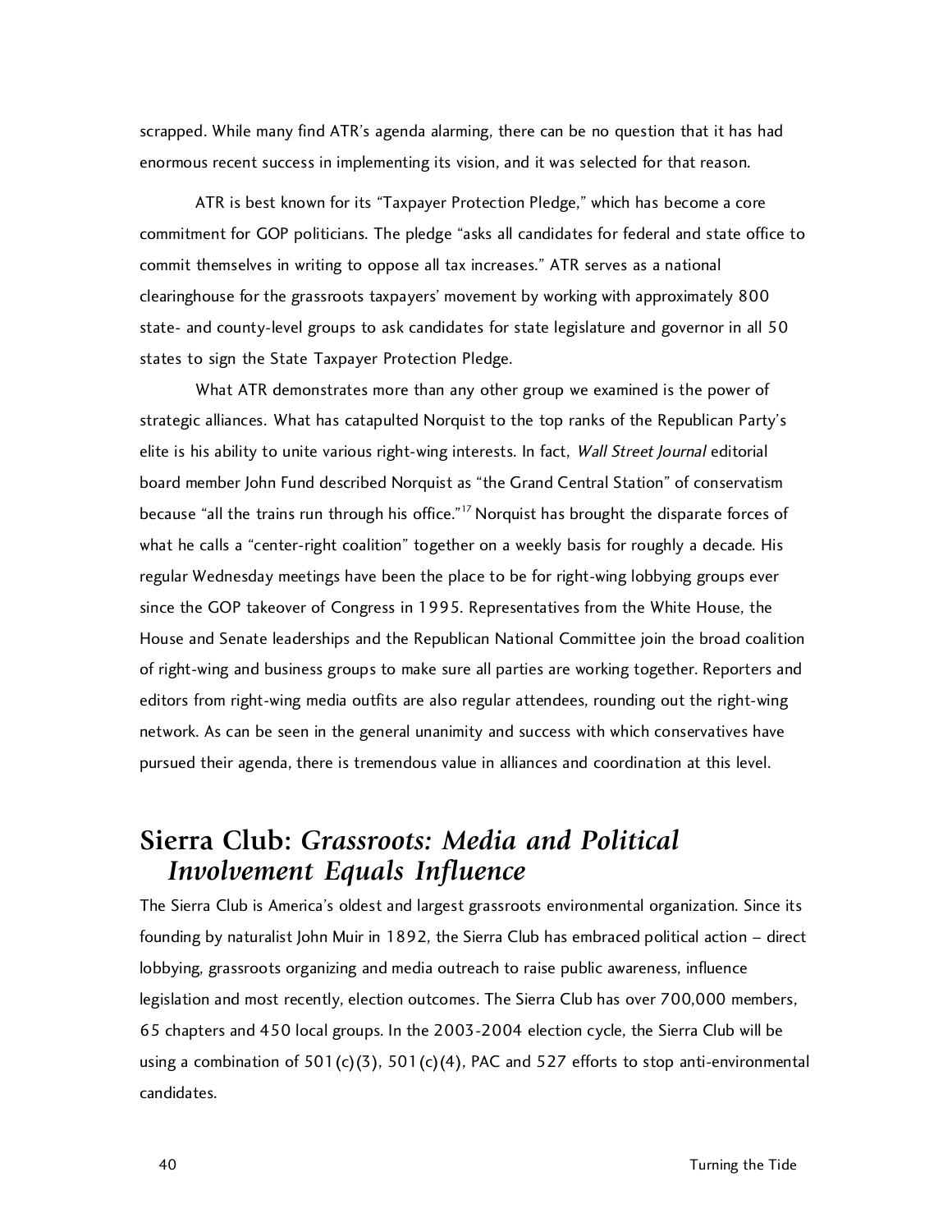scrapped. While many find ATR's agenda alarming, there can be no question that it has had enormous recent success in implementing its vision, and it was selected for that reason.

ATR is best known for its "Taxpayer Protection Pledge," which has become a core commitment for GOP politicians. The pledge "asks all candidates for federal and state office to commit themselves in writing to oppose all tax increases." ATR serves as a national clearinghouse for the grassroots taxpayers' movement by working with approximately 800 state- and county-level groups to ask candidates for state legislature and governor in all 50 states to sign the State Taxpayer Protection Pledge.

What ATR demonstrates more than any other group we examined is the power of strategic alliances. What has catapulted Norquist to the top ranks of the Republican Party's elite is his ability to unite various right-wing interests. In fact, *Wall Street Journal* editorial board member John Fund described Norquist as "the Grand Central Station" of conservatism because "all the trains run through his office."[17] Norquist has brought the disparate forces of what he calls a "center-right coalition" together on a weekly basis for roughly a decade. His regular Wednesday meetings have been the place to be for right-wing lobbying groups ever since the GOP takeover of Congress in 1995. Representatives from the White House, the House and Senate leaderships and the Republican National Committee join the broad coalition of right-wing and business groups to make sure all parties are working together. Reporters and editors from right-wing media outfits are also regular attendees, rounding out the right-wing network. As can be seen in the general unanimity and success with which conservatives have pursued their agenda, there is tremendous value in alliances and coordination at this level.

## Sierra Club: *Grassroots: Media and Political Involvement Equals Influence*

The Sierra Club is America's oldest and largest grassroots environmental organization. Since its founding by naturalist John Muir in 1892, the Sierra Club has embraced political action – direct lobbying, grassroots organizing and media outreach to raise public awareness, influence legislation and most recently, election outcomes. The Sierra Club has over 700,000 members, 65 chapters and 450 local groups. In the 2003-2004 election cycle, the Sierra Club will be using a combination of 501(c)(3), 501(c)(4), PAC and 527 efforts to stop anti-environmental candidates.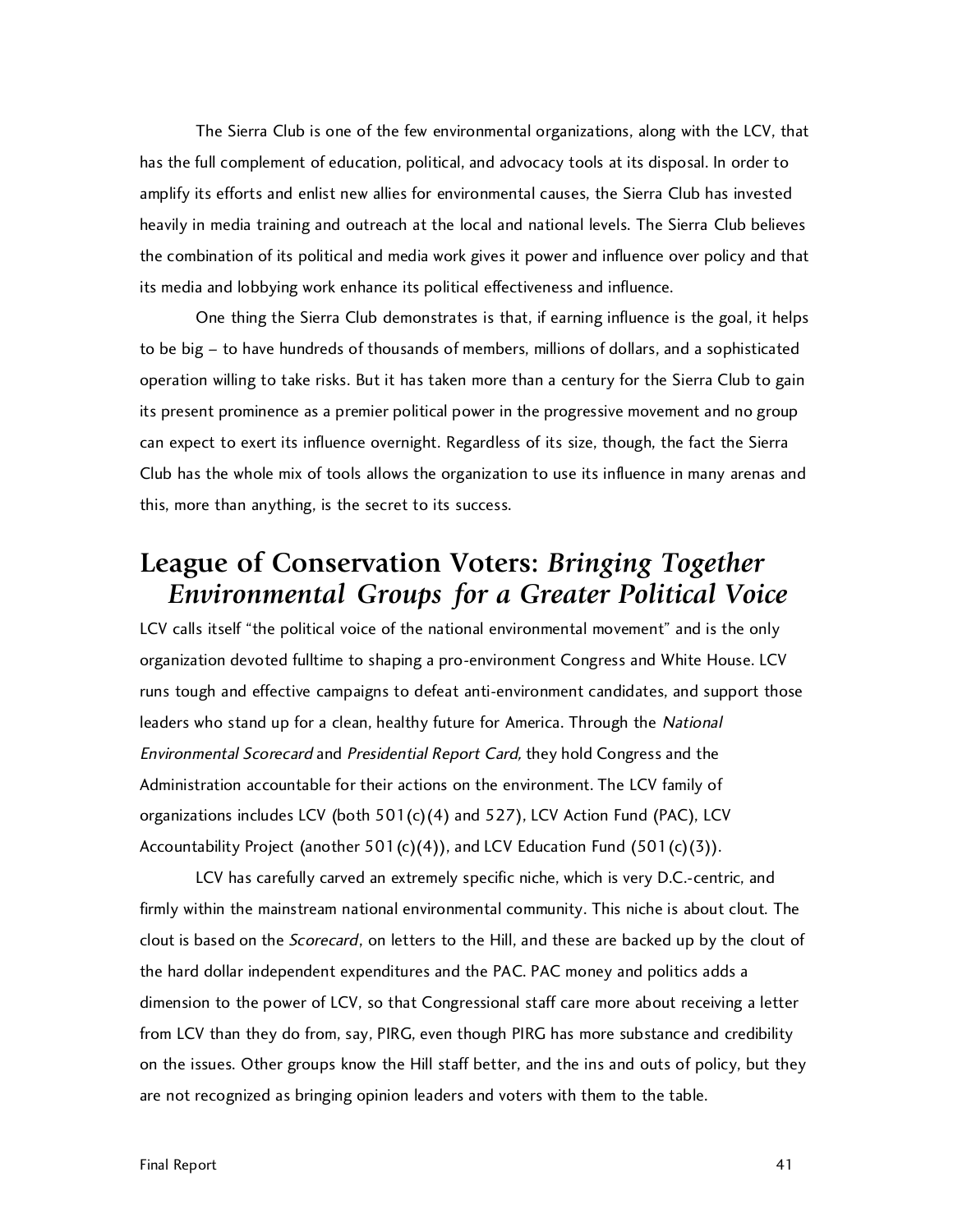The Sierra Club is one of the few environmental organizations, along with the LCV, that has the full complement of education, political, and advocacy tools at its disposal. In order to amplify its efforts and enlist new allies for environmental causes, the Sierra Club has invested heavily in media training and outreach at the local and national levels. The Sierra Club believes the combination of its political and media work gives it power and influence over policy and that its media and lobbying work enhance its political effectiveness and influence.

One thing the Sierra Club demonstrates is that, if earning influence is the goal, it helps to be big – to have hundreds of thousands of members, millions of dollars, and a sophisticated operation willing to take risks. But it has taken more than a century for the Sierra Club to gain its present prominence as a premier political power in the progressive movement and no group can expect to exert its influence overnight. Regardless of its size, though, the fact the Sierra Club has the whole mix of tools allows the organization to use its influence in many arenas and this, more than anything, is the secret to its success.

## League of Conservation Voters: *Bringing Together Environmental Groups for a Greater Political Voice*

LCV calls itself "the political voice of the national environmental movement" and is the only organization devoted fulltime to shaping a pro-environment Congress and White House. LCV runs tough and effective campaigns to defeat anti-environment candidates, and support those leaders who stand up for a clean, healthy future for America. Through the *National Environmental Scorecard* and *Presidential Report Card,* they hold Congress and the Administration accountable for their actions on the environment. The LCV family of organizations includes LCV (both 501(c)(4) and 527), LCV Action Fund (PAC), LCV Accountability Project (another 501(c)(4)), and LCV Education Fund (501(c)(3)).

LCV has carefully carved an extremely specific niche, which is very D.C.-centric, and firmly within the mainstream national environmental community. This niche is about clout. The clout is based on the *Scorecard*, on letters to the Hill, and these are backed up by the clout of the hard dollar independent expenditures and the PAC. PAC money and politics adds a dimension to the power of LCV, so that Congressional staff care more about receiving a letter from LCV than they do from, say, PIRG, even though PIRG has more substance and credibility on the issues. Other groups know the Hill staff better, and the ins and outs of policy, but they are not recognized as bringing opinion leaders and voters with them to the table.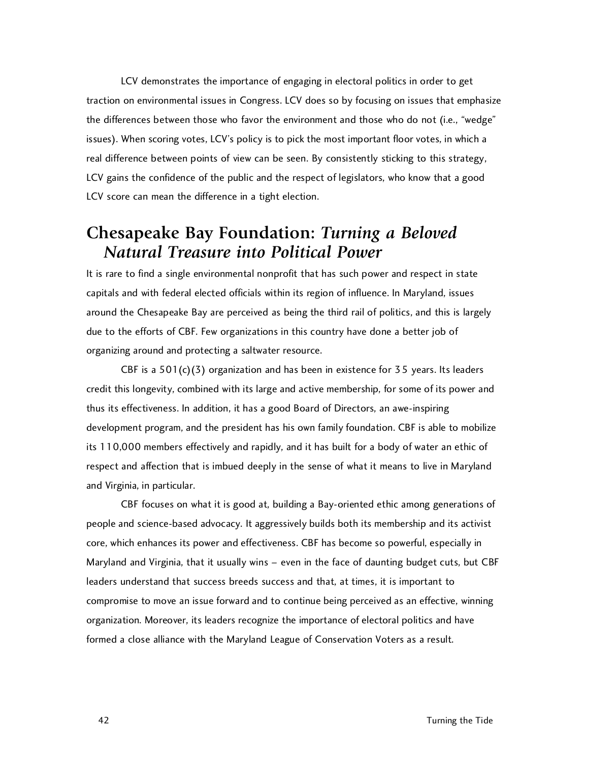LCV demonstrates the importance of engaging in electoral politics in order to get traction on environmental issues in Congress. LCV does so by focusing on issues that emphasize the differences between those who favor the environment and those who do not (i.e., "wedge" issues). When scoring votes, LCV's policy is to pick the most important floor votes, in which a real difference between points of view can be seen. By consistently sticking to this strategy, LCV gains the confidence of the public and the respect of legislators, who know that a good LCV score can mean the difference in a tight election.

## Chesapeake Bay Foundation: *Turning a Beloved Natural Treasure into Political Power*

It is rare to find a single environmental nonprofit that has such power and respect in state capitals and with federal elected officials within its region of influence. In Maryland, issues around the Chesapeake Bay are perceived as being the third rail of politics, and this is largely due to the efforts of CBF. Few organizations in this country have done a better job of organizing around and protecting a saltwater resource.

CBF is a 501(c)(3) organization and has been in existence for 35 years. Its leaders credit this longevity, combined with its large and active membership, for some of its power and thus its effectiveness. In addition, it has a good Board of Directors, an awe-inspiring development program, and the president has his own family foundation. CBF is able to mobilize its 110,000 members effectively and rapidly, and it has built for a body of water an ethic of respect and affection that is imbued deeply in the sense of what it means to live in Maryland and Virginia, in particular.

CBF focuses on what it is good at, building a Bay-oriented ethic among generations of people and science-based advocacy. It aggressively builds both its membership and its activist core, which enhances its power and effectiveness. CBF has become so powerful, especially in Maryland and Virginia, that it usually wins – even in the face of daunting budget cuts, but CBF leaders understand that success breeds success and that, at times, it is important to compromise to move an issue forward and to continue being perceived as an effective, winning organization. Moreover, its leaders recognize the importance of electoral politics and have formed a close alliance with the Maryland League of Conservation Voters as a result.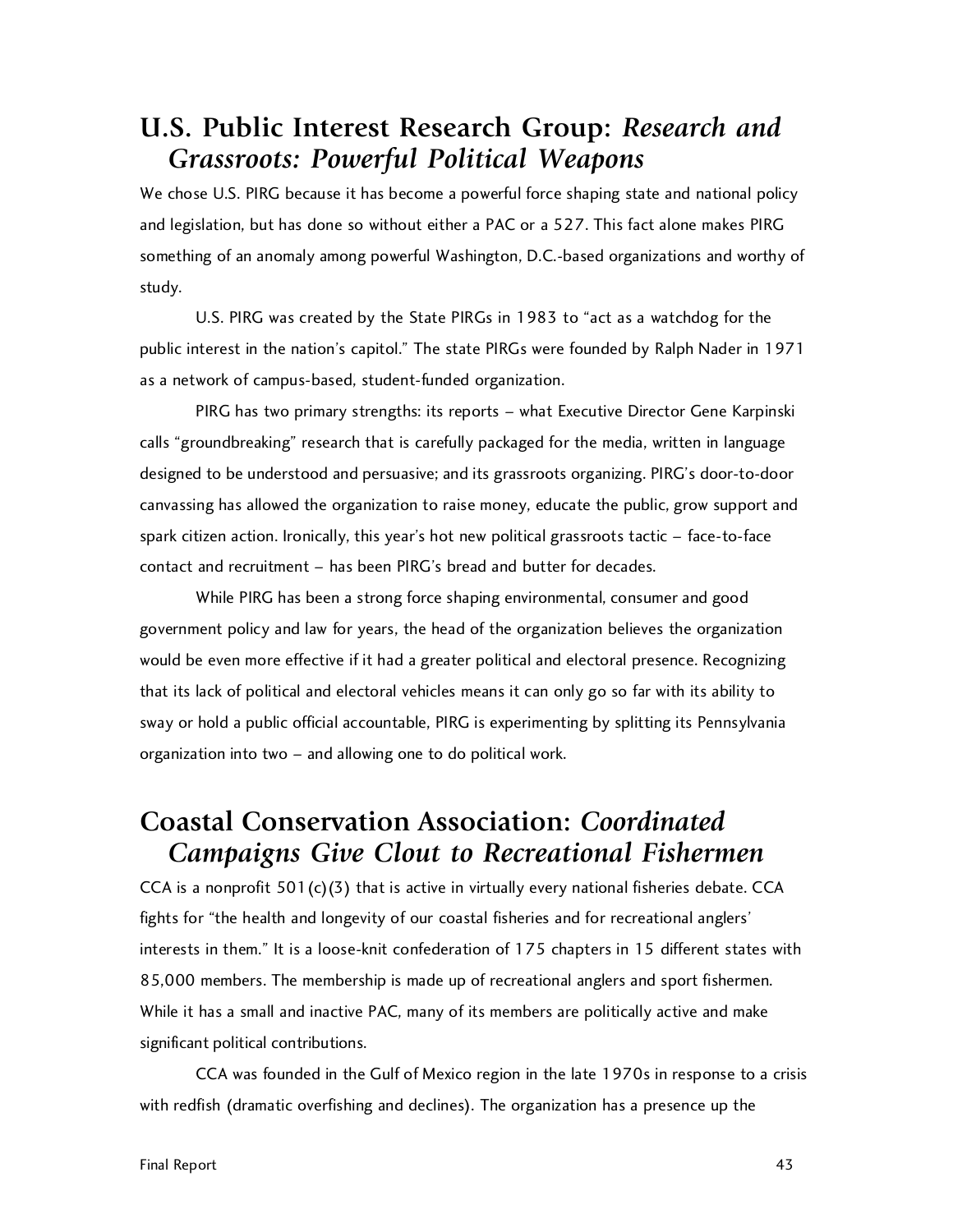## U.S. Public Interest Research Group: *Research and Grassroots: Powerful Political Weapons*

We chose U.S. PIRG because it has become a powerful force shaping state and national policy and legislation, but has done so without either a PAC or a 527. This fact alone makes PIRG something of an anomaly among powerful Washington, D.C.-based organizations and worthy of study.

U.S. PIRG was created by the State PIRGs in 1983 to "act as a watchdog for the public interest in the nation's capitol." The state PIRGs were founded by Ralph Nader in 1971 as a network of campus-based, student-funded organization.

PIRG has two primary strengths: its reports – what Executive Director Gene Karpinski calls "groundbreaking" research that is carefully packaged for the media, written in language designed to be understood and persuasive; and its grassroots organizing. PIRG's door-to-door canvassing has allowed the organization to raise money, educate the public, grow support and spark citizen action. Ironically, this year's hot new political grassroots tactic – face-to-face contact and recruitment – has been PIRG's bread and butter for decades.

While PIRG has been a strong force shaping environmental, consumer and good government policy and law for years, the head of the organization believes the organization would be even more effective if it had a greater political and electoral presence. Recognizing that its lack of political and electoral vehicles means it can only go so far with its ability to sway or hold a public official accountable, PIRG is experimenting by splitting its Pennsylvania organization into two – and allowing one to do political work.

## Coastal Conservation Association: *Coordinated Campaigns Give Clout to Recreational Fishermen*

CCA is a nonprofit 501(c)(3) that is active in virtually every national fisheries debate. CCA fights for "the health and longevity of our coastal fisheries and for recreational anglers' interests in them." It is a loose-knit confederation of 175 chapters in 15 different states with 85,000 members. The membership is made up of recreational anglers and sport fishermen. While it has a small and inactive PAC, many of its members are politically active and make significant political contributions.

CCA was founded in the Gulf of Mexico region in the late 1970s in response to a crisis with redfish (dramatic overfishing and declines). The organization has a presence up the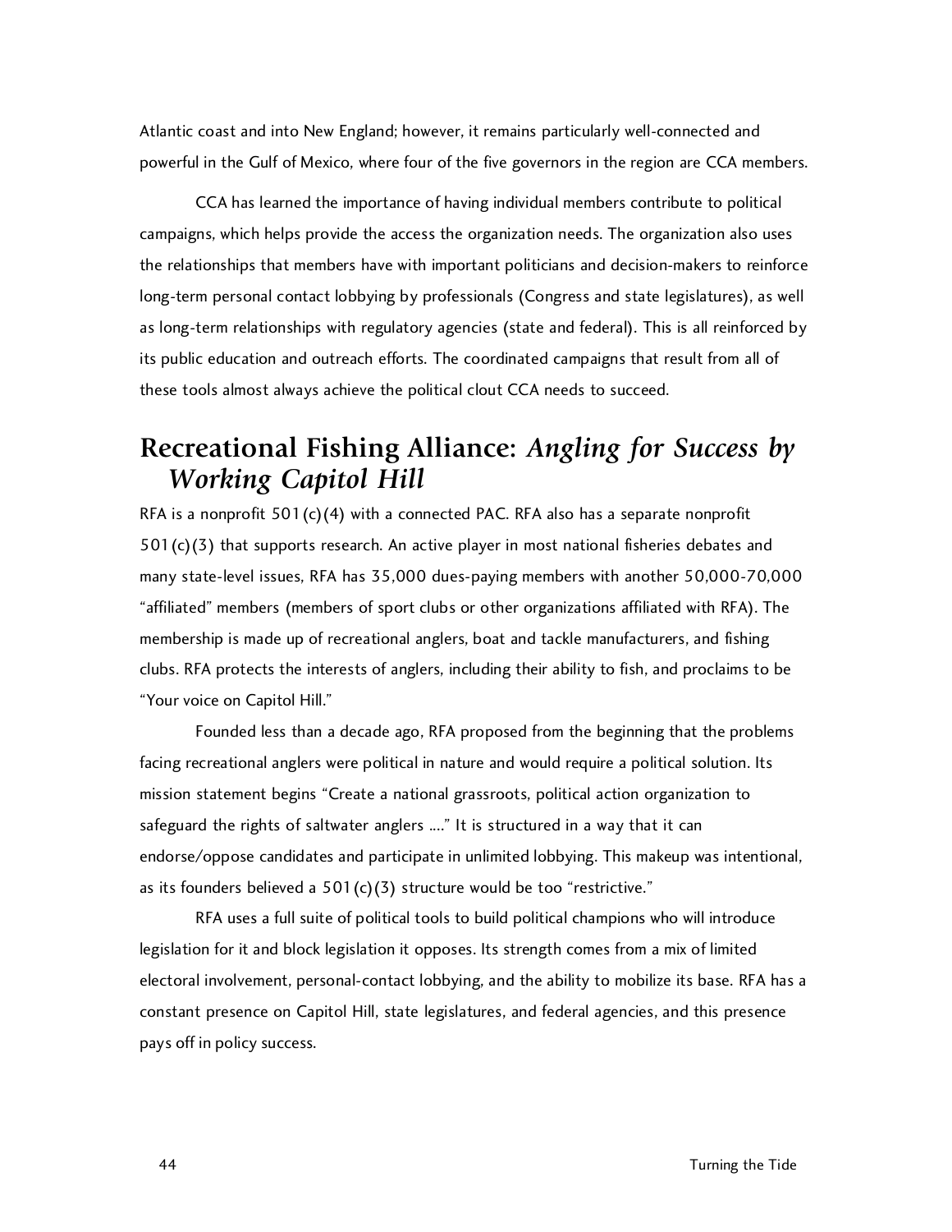Atlantic coast and into New England; however, it remains particularly well-connected and powerful in the Gulf of Mexico, where four of the five governors in the region are CCA members.

CCA has learned the importance of having individual members contribute to political campaigns, which helps provide the access the organization needs. The organization also uses the relationships that members have with important politicians and decision-makers to reinforce long-term personal contact lobbying by professionals (Congress and state legislatures), as well as long-term relationships with regulatory agencies (state and federal). This is all reinforced by its public education and outreach efforts. The coordinated campaigns that result from all of these tools almost always achieve the political clout CCA needs to succeed.

## Recreational Fishing Alliance: *Angling for Success by Working Capitol Hill*

RFA is a nonprofit 501(c)(4) with a connected PAC. RFA also has a separate nonprofit 501(c)(3) that supports research. An active player in most national fisheries debates and many state-level issues, RFA has 35,000 dues-paying members with another 50,000-70,000 "affiliated" members (members of sport clubs or other organizations affiliated with RFA). The membership is made up of recreational anglers, boat and tackle manufacturers, and fishing clubs. RFA protects the interests of anglers, including their ability to fish, and proclaims to be "Your voice on Capitol Hill."

Founded less than a decade ago, RFA proposed from the beginning that the problems facing recreational anglers were political in nature and would require a political solution. Its mission statement begins "Create a national grassroots, political action organization to safeguard the rights of saltwater anglers ...." It is structured in a way that it can endorse/oppose candidates and participate in unlimited lobbying. This makeup was intentional, as its founders believed a 501(c)(3) structure would be too "restrictive."

RFA uses a full suite of political tools to build political champions who will introduce legislation for it and block legislation it opposes. Its strength comes from a mix of limited electoral involvement, personal-contact lobbying, and the ability to mobilize its base. RFA has a constant presence on Capitol Hill, state legislatures, and federal agencies, and this presence pays off in policy success.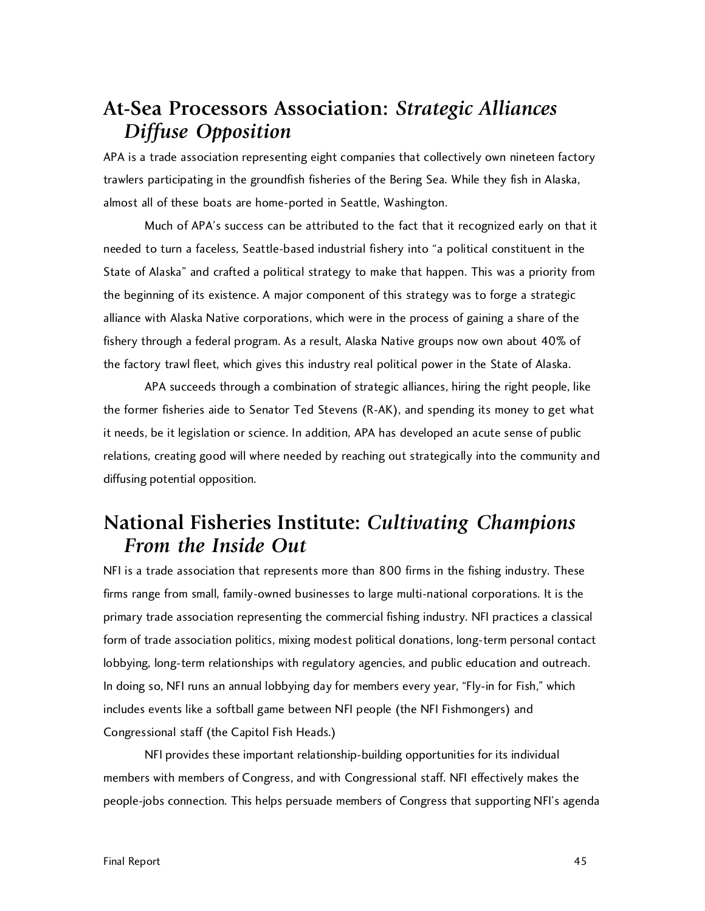## At-Sea Processors Association: *Strategic Alliances Diffuse Opposition*

APA is a trade association representing eight companies that collectively own nineteen factory trawlers participating in the groundfish fisheries of the Bering Sea. While they fish in Alaska, almost all of these boats are home-ported in Seattle, Washington.

Much of APA's success can be attributed to the fact that it recognized early on that it needed to turn a faceless, Seattle-based industrial fishery into "a political constituent in the State of Alaska" and crafted a political strategy to make that happen. This was a priority from the beginning of its existence. A major component of this strategy was to forge a strategic alliance with Alaska Native corporations, which were in the process of gaining a share of the fishery through a federal program. As a result, Alaska Native groups now own about 40% of the factory trawl fleet, which gives this industry real political power in the State of Alaska.

APA succeeds through a combination of strategic alliances, hiring the right people, like the former fisheries aide to Senator Ted Stevens (R-AK), and spending its money to get what it needs, be it legislation or science. In addition, APA has developed an acute sense of public relations, creating good will where needed by reaching out strategically into the community and diffusing potential opposition.

## National Fisheries Institute: *Cultivating Champions From the Inside Out*

NFI is a trade association that represents more than 800 firms in the fishing industry. These firms range from small, family-owned businesses to large multi-national corporations. It is the primary trade association representing the commercial fishing industry. NFI practices a classical form of trade association politics, mixing modest political donations, long-term personal contact lobbying, long-term relationships with regulatory agencies, and public education and outreach. In doing so, NFI runs an annual lobbying day for members every year, "Fly-in for Fish," which includes events like a softball game between NFI people (the NFI Fishmongers) and Congressional staff (the Capitol Fish Heads.)

NFI provides these important relationship-building opportunities for its individual members with members of Congress, and with Congressional staff. NFI effectively makes the people-jobs connection. This helps persuade members of Congress that supporting NFI's agenda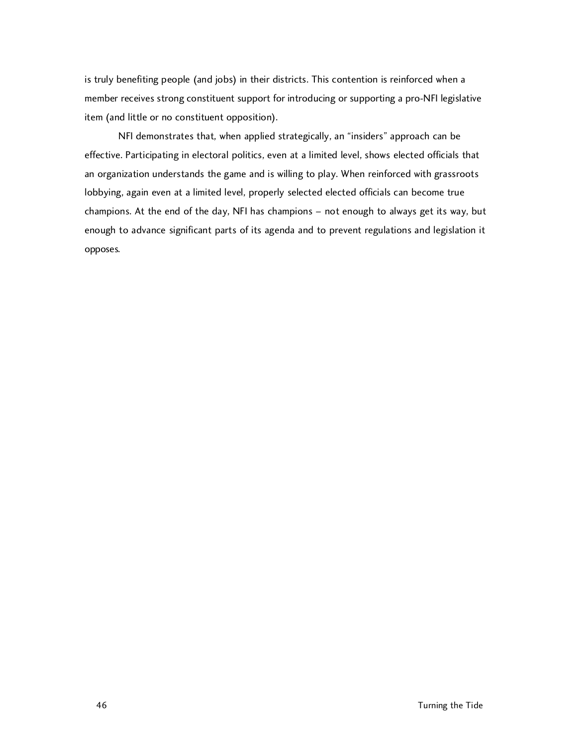is truly benefiting people (and jobs) in their districts. This contention is reinforced when a member receives strong constituent support for introducing or supporting a pro-NFI legislative item (and little or no constituent opposition).

NFI demonstrates that, when applied strategically, an "insiders" approach can be effective. Participating in electoral politics, even at a limited level, shows elected officials that an organization understands the game and is willing to play. When reinforced with grassroots lobbying, again even at a limited level, properly selected elected officials can become true champions. At the end of the day, NFI has champions – not enough to always get its way, but enough to advance significant parts of its agenda and to prevent regulations and legislation it opposes.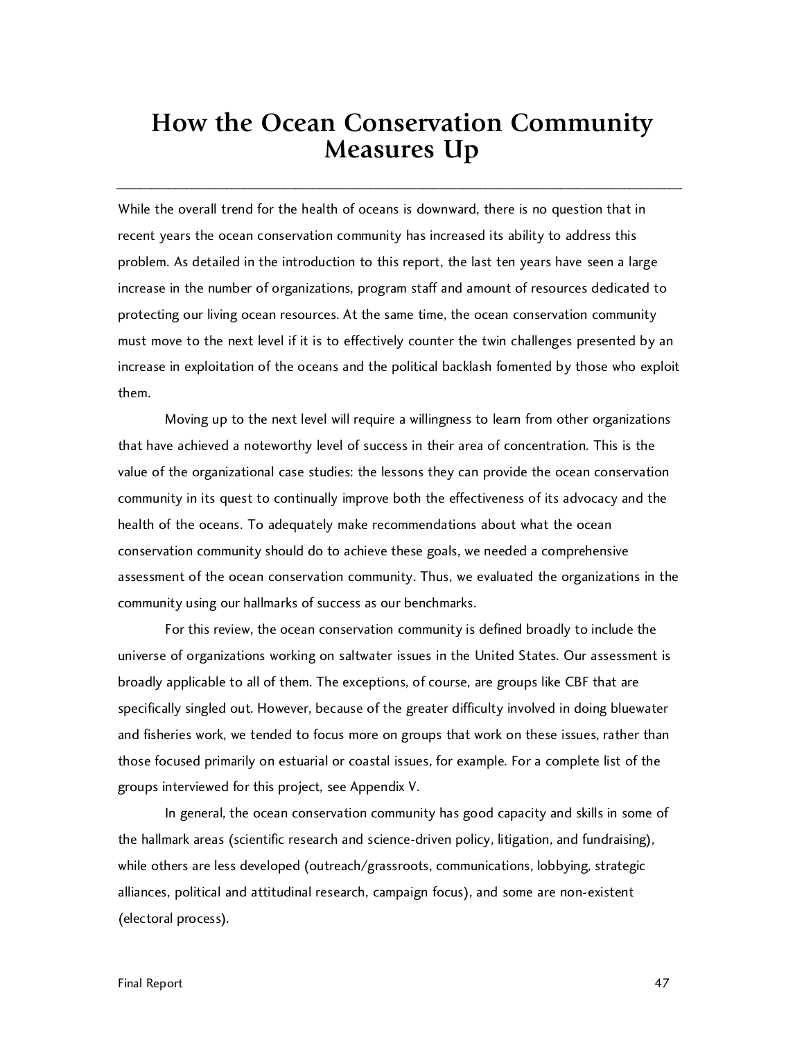# How the Ocean Conservation Community Measures Up

While the overall trend for the health of oceans is downward, there is no question that in recent years the ocean conservation community has increased its ability to address this problem. As detailed in the introduction to this report, the last ten years have seen a large increase in the number of organizations, program staff and amount of resources dedicated to protecting our living ocean resources. At the same time, the ocean conservation community must move to the next level if it is to effectively counter the twin challenges presented by an increase in exploitation of the oceans and the political backlash fomented by those who exploit them.

Moving up to the next level will require a willingness to learn from other organizations that have achieved a noteworthy level of success in their area of concentration. This is the value of the organizational case studies: the lessons they can provide the ocean conservation community in its quest to continually improve both the effectiveness of its advocacy and the health of the oceans. To adequately make recommendations about what the ocean conservation community should do to achieve these goals, we needed a comprehensive assessment of the ocean conservation community. Thus, we evaluated the organizations in the community using our hallmarks of success as our benchmarks.

For this review, the ocean conservation community is defined broadly to include the universe of organizations working on saltwater issues in the United States. Our assessment is broadly applicable to all of them. The exceptions, of course, are groups like CBF that are specifically singled out. However, because of the greater difficulty involved in doing bluewater and fisheries work, we tended to focus more on groups that work on these issues, rather than those focused primarily on estuarial or coastal issues, for example. For a complete list of the groups interviewed for this project, see Appendix V.

In general, the ocean conservation community has good capacity and skills in some of the hallmark areas (scientific research and science-driven policy, litigation, and fundraising), while others are less developed (outreach/grassroots, communications, lobbying, strategic alliances, political and attitudinal research, campaign focus), and some are non-existent (electoral process).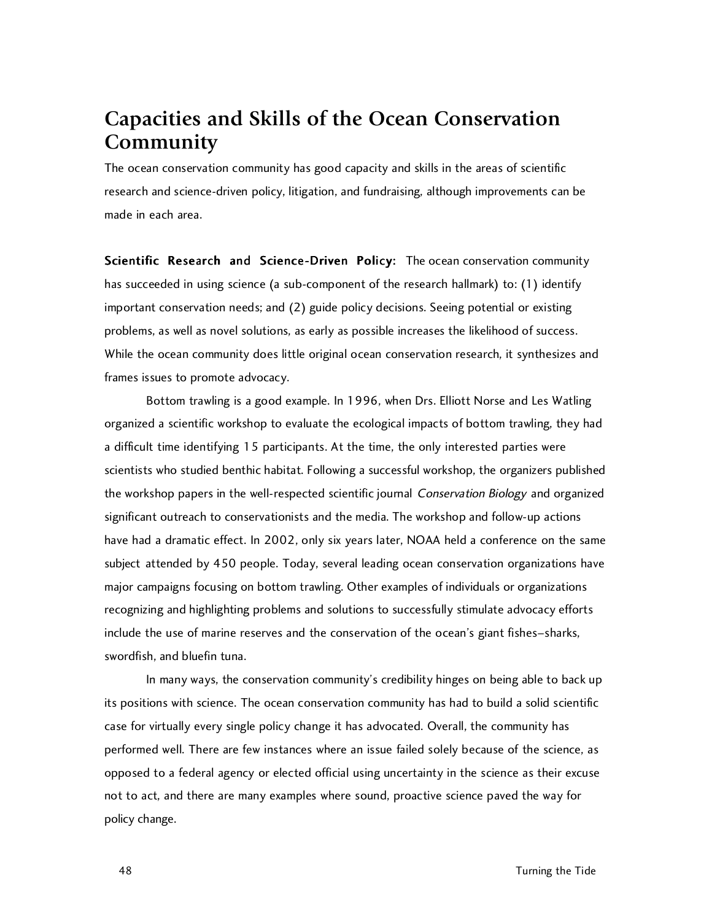# Capacities and Skills of the Ocean Conservation Community

The ocean conservation community has good capacity and skills in the areas of scientific research and science-driven policy, litigation, and fundraising, although improvements can be made in each area.

**Scientific Research and Science-Driven Policy:** The ocean conservation community has succeeded in using science (a sub-component of the research hallmark) to: (1) identify important conservation needs; and (2) guide policy decisions. Seeing potential or existing problems, as well as novel solutions, as early as possible increases the likelihood of success. While the ocean community does little original ocean conservation research, it synthesizes and frames issues to promote advocacy.

Bottom trawling is a good example. In 1996, when Drs. Elliott Norse and Les Watling organized a scientific workshop to evaluate the ecological impacts of bottom trawling, they had a difficult time identifying 15 participants. At the time, the only interested parties were scientists who studied benthic habitat. Following a successful workshop, the organizers published the workshop papers in the well-respected scientific journal *Conservation Biology* and organized significant outreach to conservationists and the media. The workshop and follow-up actions have had a dramatic effect. In 2002, only six years later, NOAA held a conference on the same subject attended by 450 people. Today, several leading ocean conservation organizations have major campaigns focusing on bottom trawling. Other examples of individuals or organizations recognizing and highlighting problems and solutions to successfully stimulate advocacy efforts include the use of marine reserves and the conservation of the ocean's giant fishes—sharks, swordfish, and bluefin tuna.

In many ways, the conservation community's credibility hinges on being able to back up its positions with science. The ocean conservation community has had to build a solid scientific case for virtually every single policy change it has advocated. Overall, the community has performed well. There are few instances where an issue failed solely because of the science, as opposed to a federal agency or elected official using uncertainty in the science as their excuse not to act, and there are many examples where sound, proactive science paved the way for policy change.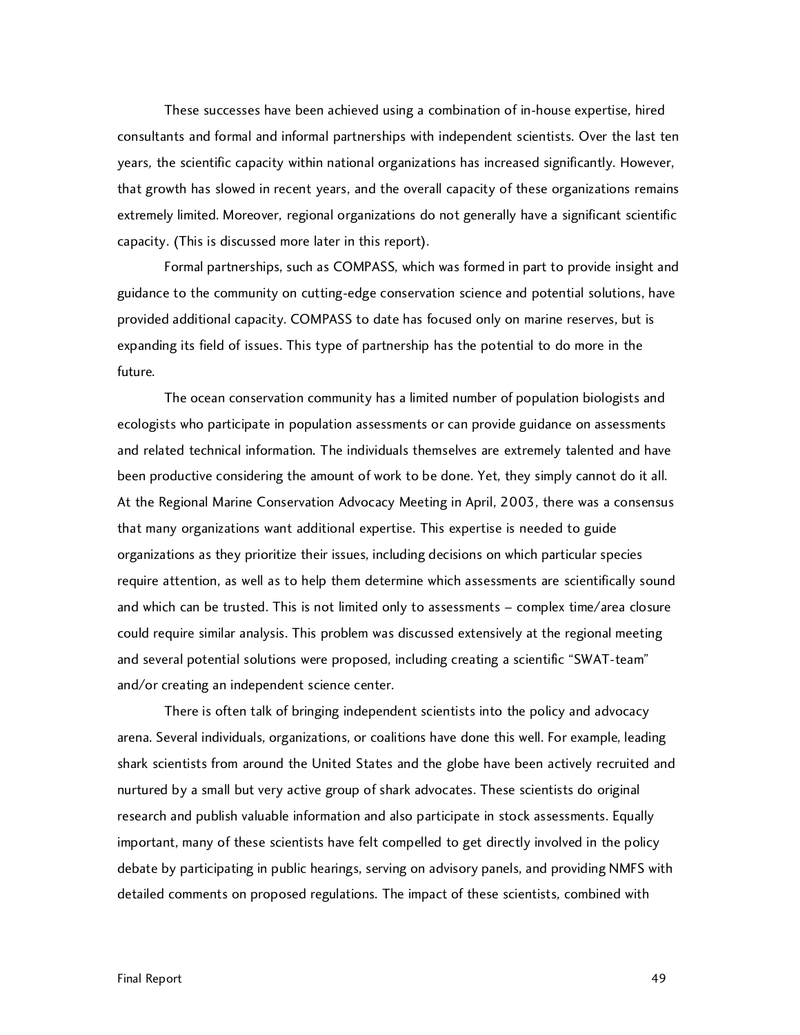These successes have been achieved using a combination of in-house expertise, hired consultants and formal and informal partnerships with independent scientists. Over the last ten years, the scientific capacity within national organizations has increased significantly. However, that growth has slowed in recent years, and the overall capacity of these organizations remains extremely limited. Moreover, regional organizations do not generally have a significant scientific capacity. (This is discussed more later in this report).

Formal partnerships, such as COMPASS, which was formed in part to provide insight and guidance to the community on cutting-edge conservation science and potential solutions, have provided additional capacity. COMPASS to date has focused only on marine reserves, but is expanding its field of issues. This type of partnership has the potential to do more in the future.

The ocean conservation community has a limited number of population biologists and ecologists who participate in population assessments or can provide guidance on assessments and related technical information. The individuals themselves are extremely talented and have been productive considering the amount of work to be done. Yet, they simply cannot do it all. At the Regional Marine Conservation Advocacy Meeting in April, 2003, there was a consensus that many organizations want additional expertise. This expertise is needed to guide organizations as they prioritize their issues, including decisions on which particular species require attention, as well as to help them determine which assessments are scientifically sound and which can be trusted. This is not limited only to assessments – complex time/area closure could require similar analysis. This problem was discussed extensively at the regional meeting and several potential solutions were proposed, including creating a scientific "SWAT-team" and/or creating an independent science center.

There is often talk of bringing independent scientists into the policy and advocacy arena. Several individuals, organizations, or coalitions have done this well. For example, leading shark scientists from around the United States and the globe have been actively recruited and nurtured by a small but very active group of shark advocates. These scientists do original research and publish valuable information and also participate in stock assessments. Equally important, many of these scientists have felt compelled to get directly involved in the policy debate by participating in public hearings, serving on advisory panels, and providing NMFS with detailed comments on proposed regulations. The impact of these scientists, combined with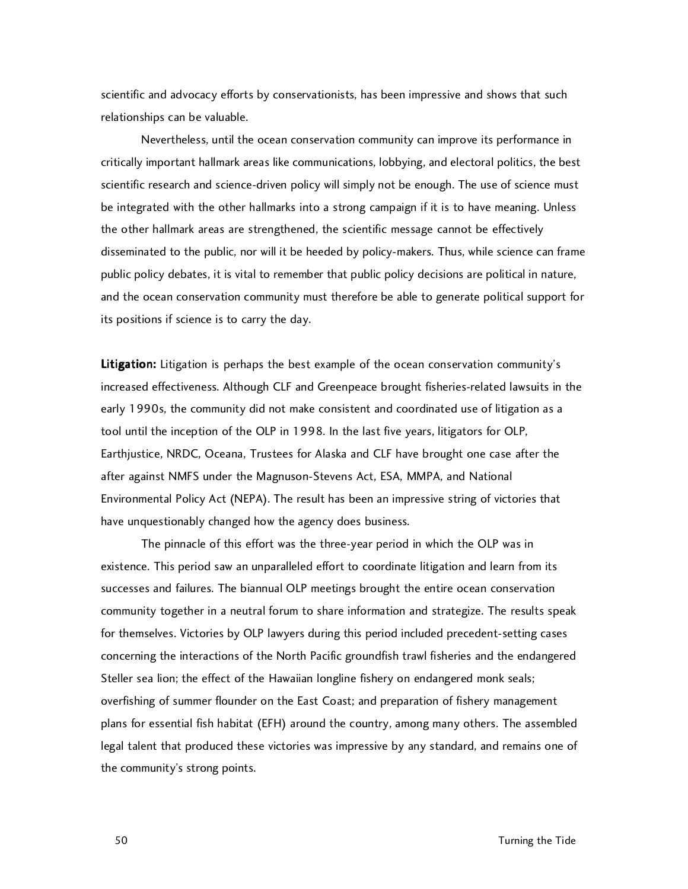scientific and advocacy efforts by conservationists, has been impressive and shows that such relationships can be valuable.

Nevertheless, until the ocean conservation community can improve its performance in critically important hallmark areas like communications, lobbying, and electoral politics, the best scientific research and science-driven policy will simply not be enough. The use of science must be integrated with the other hallmarks into a strong campaign if it is to have meaning. Unless the other hallmark areas are strengthened, the scientific message cannot be effectively disseminated to the public, nor will it be heeded by policy-makers. Thus, while science can frame public policy debates, it is vital to remember that public policy decisions are political in nature, and the ocean conservation community must therefore be able to generate political support for its positions if science is to carry the day.

**Litigation:** Litigation is perhaps the best example of the ocean conservation community's increased effectiveness. Although CLF and Greenpeace brought fisheries-related lawsuits in the early 1990s, the community did not make consistent and coordinated use of litigation as a tool until the inception of the OLP in 1998. In the last five years, litigators for OLP, Earthjustice, NRDC, Oceana, Trustees for Alaska and CLF have brought one case after the after against NMFS under the Magnuson-Stevens Act, ESA, MMPA, and National Environmental Policy Act (NEPA). The result has been an impressive string of victories that have unquestionably changed how the agency does business.

The pinnacle of this effort was the three-year period in which the OLP was in existence. This period saw an unparalleled effort to coordinate litigation and learn from its successes and failures. The biannual OLP meetings brought the entire ocean conservation community together in a neutral forum to share information and strategize. The results speak for themselves. Victories by OLP lawyers during this period included precedent-setting cases concerning the interactions of the North Pacific groundfish trawl fisheries and the endangered Steller sea lion; the effect of the Hawaiian longline fishery on endangered monk seals; overfishing of summer flounder on the East Coast; and preparation of fishery management plans for essential fish habitat (EFH) around the country, among many others. The assembled legal talent that produced these victories was impressive by any standard, and remains one of the community's strong points.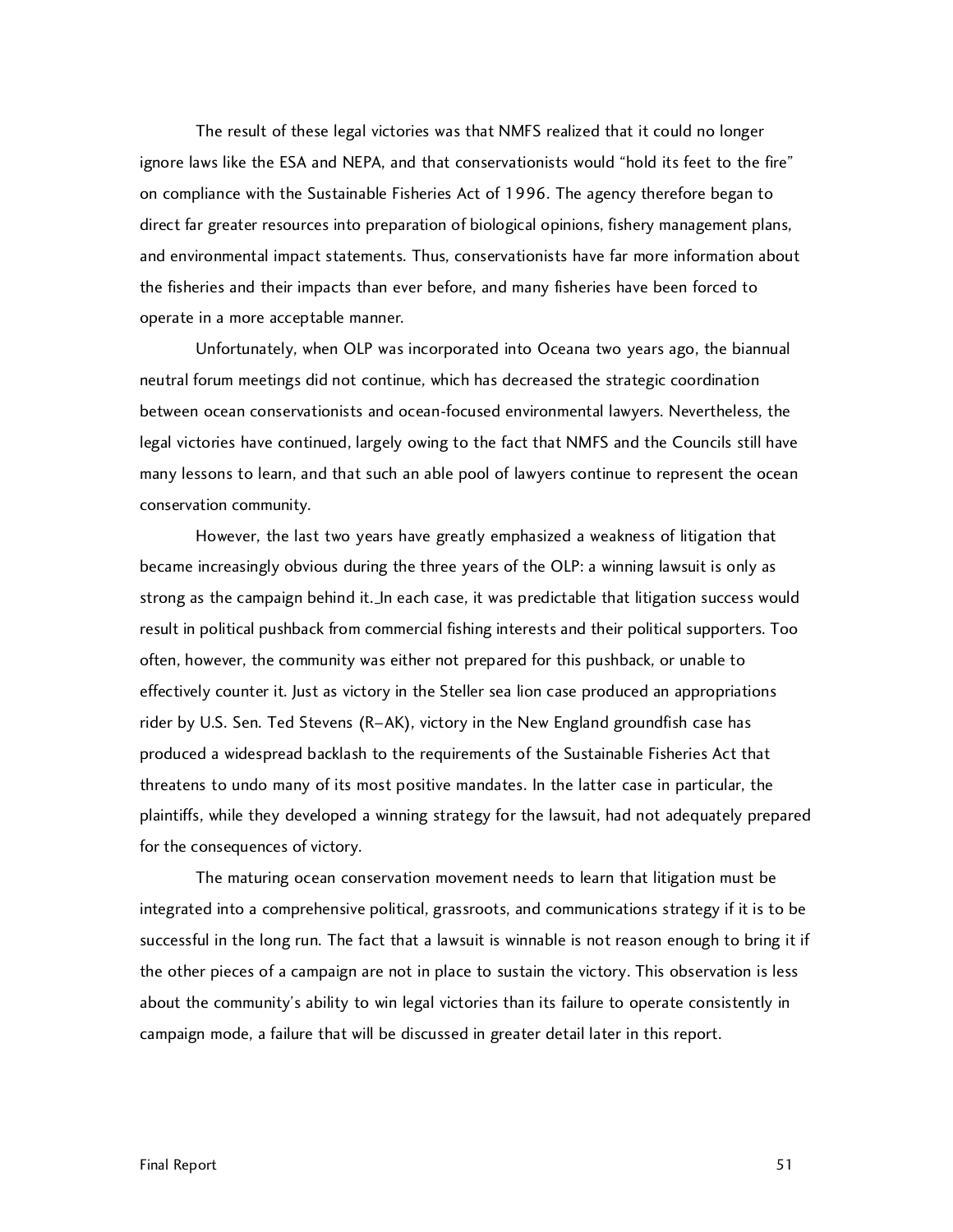The result of these legal victories was that NMFS realized that it could no longer ignore laws like the ESA and NEPA, and that conservationists would "hold its feet to the fire" on compliance with the Sustainable Fisheries Act of 1996. The agency therefore began to direct far greater resources into preparation of biological opinions, fishery management plans, and environmental impact statements. Thus, conservationists have far more information about the fisheries and their impacts than ever before, and many fisheries have been forced to operate in a more acceptable manner.

Unfortunately, when OLP was incorporated into Oceana two years ago, the biannual neutral forum meetings did not continue, which has decreased the strategic coordination between ocean conservationists and ocean-focused environmental lawyers. Nevertheless, the legal victories have continued, largely owing to the fact that NMFS and the Councils still have many lessons to learn, and that such an able pool of lawyers continue to represent the ocean conservation community.

However, the last two years have greatly emphasized a weakness of litigation that became increasingly obvious during the three years of the OLP: a winning lawsuit is only as strong as the campaign behind it. In each case, it was predictable that litigation success would result in political pushback from commercial fishing interests and their political supporters. Too often, however, the community was either not prepared for this pushback, or unable to effectively counter it. Just as victory in the Steller sea lion case produced an appropriations rider by U.S. Sen. Ted Stevens (R–AK), victory in the New England groundfish case has produced a widespread backlash to the requirements of the Sustainable Fisheries Act that threatens to undo many of its most positive mandates. In the latter case in particular, the plaintiffs, while they developed a winning strategy for the lawsuit, had not adequately prepared for the consequences of victory.

The maturing ocean conservation movement needs to learn that litigation must be integrated into a comprehensive political, grassroots, and communications strategy if it is to be successful in the long run. The fact that a lawsuit is winnable is not reason enough to bring it if the other pieces of a campaign are not in place to sustain the victory. This observation is less about the community's ability to win legal victories than its failure to operate consistently in campaign mode, a failure that will be discussed in greater detail later in this report.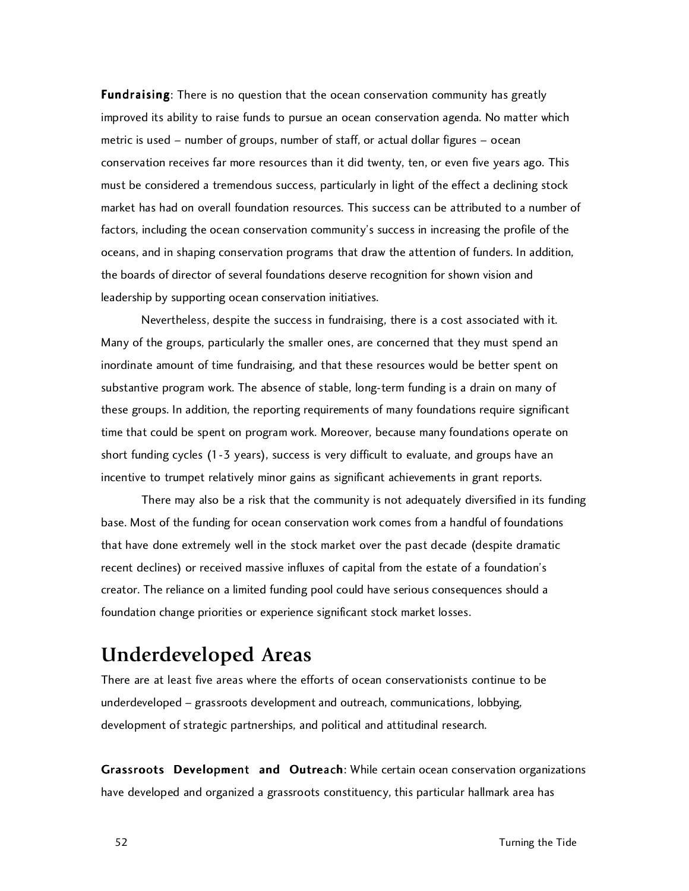**Fundraising**: There is no question that the ocean conservation community has greatly improved its ability to raise funds to pursue an ocean conservation agenda. No matter which metric is used – number of groups, number of staff, or actual dollar figures – ocean conservation receives far more resources than it did twenty, ten, or even five years ago. This must be considered a tremendous success, particularly in light of the effect a declining stock market has had on overall foundation resources. This success can be attributed to a number of factors, including the ocean conservation community's success in increasing the profile of the oceans, and in shaping conservation programs that draw the attention of funders. In addition, the boards of director of several foundations deserve recognition for shown vision and leadership by supporting ocean conservation initiatives.

Nevertheless, despite the success in fundraising, there is a cost associated with it. Many of the groups, particularly the smaller ones, are concerned that they must spend an inordinate amount of time fundraising, and that these resources would be better spent on substantive program work. The absence of stable, long-term funding is a drain on many of these groups. In addition, the reporting requirements of many foundations require significant time that could be spent on program work. Moreover, because many foundations operate on short funding cycles (1-3 years), success is very difficult to evaluate, and groups have an incentive to trumpet relatively minor gains as significant achievements in grant reports.

There may also be a risk that the community is not adequately diversified in its funding base. Most of the funding for ocean conservation work comes from a handful of foundations that have done extremely well in the stock market over the past decade (despite dramatic recent declines) or received massive influxes of capital from the estate of a foundation's creator. The reliance on a limited funding pool could have serious consequences should a foundation change priorities or experience significant stock market losses.

## Underdeveloped Areas

There are at least five areas where the efforts of ocean conservationists continue to be underdeveloped – grassroots development and outreach, communications, lobbying, development of strategic partnerships, and political and attitudinal research.

**Grassroots Development and Outreach**: While certain ocean conservation organizations have developed and organized a grassroots constituency, this particular hallmark area has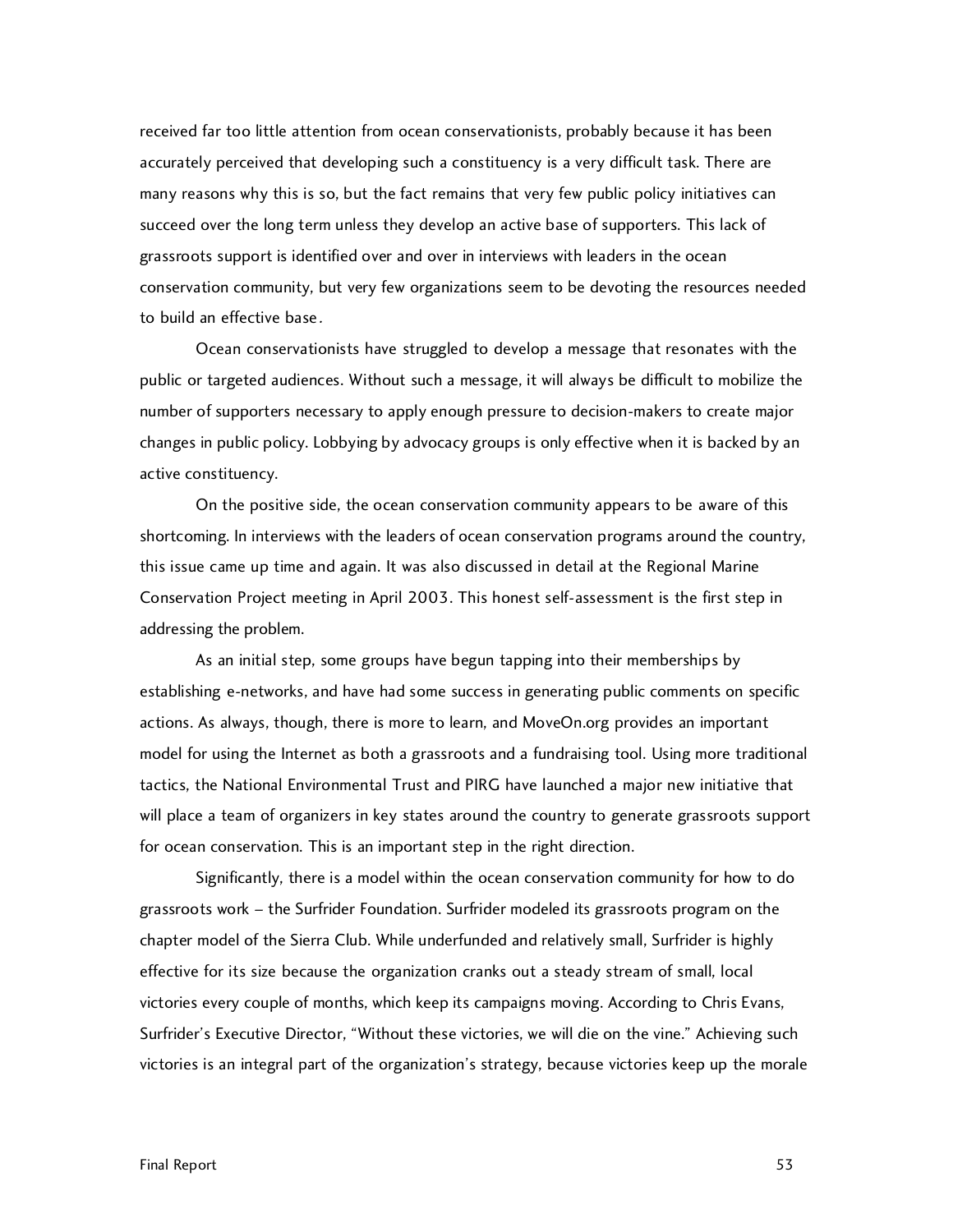received far too little attention from ocean conservationists, probably because it has been accurately perceived that developing such a constituency is a very difficult task. There are many reasons why this is so, but the fact remains that very few public policy initiatives can succeed over the long term unless they develop an active base of supporters. This lack of grassroots support is identified over and over in interviews with leaders in the ocean conservation community, but very few organizations seem to be devoting the resources needed to build an effective base.

Ocean conservationists have struggled to develop a message that resonates with the public or targeted audiences. Without such a message, it will always be difficult to mobilize the number of supporters necessary to apply enough pressure to decision-makers to create major changes in public policy. Lobbying by advocacy groups is only effective when it is backed by an active constituency.

On the positive side, the ocean conservation community appears to be aware of this shortcoming. In interviews with the leaders of ocean conservation programs around the country, this issue came up time and again. It was also discussed in detail at the Regional Marine Conservation Project meeting in April 2003. This honest self-assessment is the first step in addressing the problem.

As an initial step, some groups have begun tapping into their memberships by establishing e-networks, and have had some success in generating public comments on specific actions. As always, though, there is more to learn, and MoveOn.org provides an important model for using the Internet as both a grassroots and a fundraising tool. Using more traditional tactics, the National Environmental Trust and PIRG have launched a major new initiative that will place a team of organizers in key states around the country to generate grassroots support for ocean conservation. This is an important step in the right direction.

Significantly, there is a model within the ocean conservation community for how to do grassroots work – the Surfrider Foundation. Surfrider modeled its grassroots program on the chapter model of the Sierra Club. While underfunded and relatively small, Surfrider is highly effective for its size because the organization cranks out a steady stream of small, local victories every couple of months, which keep its campaigns moving. According to Chris Evans, Surfrider's Executive Director, "Without these victories, we will die on the vine." Achieving such victories is an integral part of the organization's strategy, because victories keep up the morale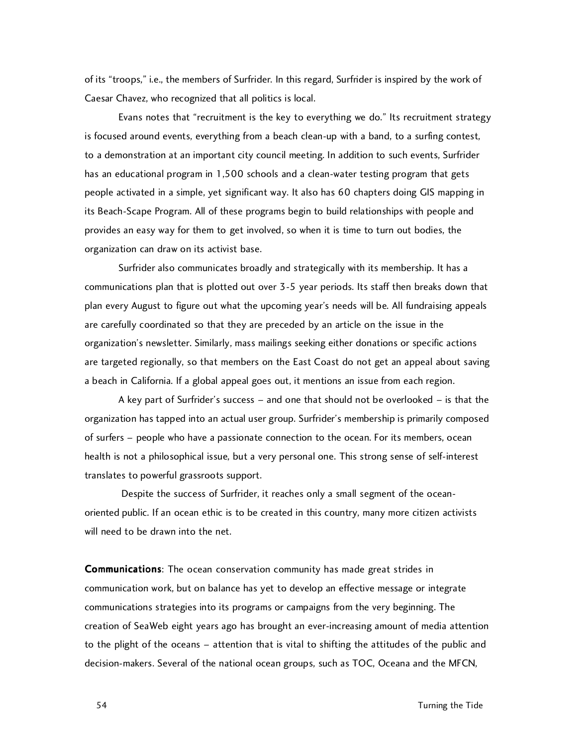of its "troops," i.e., the members of Surfrider. In this regard, Surfrider is inspired by the work of Caesar Chavez, who recognized that all politics is local.

Evans notes that "recruitment is the key to everything we do." Its recruitment strategy is focused around events, everything from a beach clean-up with a band, to a surfing contest, to a demonstration at an important city council meeting. In addition to such events, Surfrider has an educational program in 1,500 schools and a clean-water testing program that gets people activated in a simple, yet significant way. It also has 60 chapters doing GIS mapping in its Beach-Scape Program. All of these programs begin to build relationships with people and provides an easy way for them to get involved, so when it is time to turn out bodies, the organization can draw on its activist base.

Surfrider also communicates broadly and strategically with its membership. It has a communications plan that is plotted out over 3-5 year periods. Its staff then breaks down that plan every August to figure out what the upcoming year's needs will be. All fundraising appeals are carefully coordinated so that they are preceded by an article on the issue in the organization's newsletter. Similarly, mass mailings seeking either donations or specific actions are targeted regionally, so that members on the East Coast do not get an appeal about saving a beach in California. If a global appeal goes out, it mentions an issue from each region.

A key part of Surfrider's success – and one that should not be overlooked – is that the organization has tapped into an actual user group. Surfrider's membership is primarily composed of surfers – people who have a passionate connection to the ocean. For its members, ocean health is not a philosophical issue, but a very personal one. This strong sense of self-interest translates to powerful grassroots support.

Despite the success of Surfrider, it reaches only a small segment of the ocean-oriented public. If an ocean ethic is to be created in this country, many more citizen activists will need to be drawn into the net.

**Communications**: The ocean conservation community has made great strides in communication work, but on balance has yet to develop an effective message or integrate communications strategies into its programs or campaigns from the very beginning. The creation of SeaWeb eight years ago has brought an ever-increasing amount of media attention to the plight of the oceans – attention that is vital to shifting the attitudes of the public and decision-makers. Several of the national ocean groups, such as TOC, Oceana and the MFCN,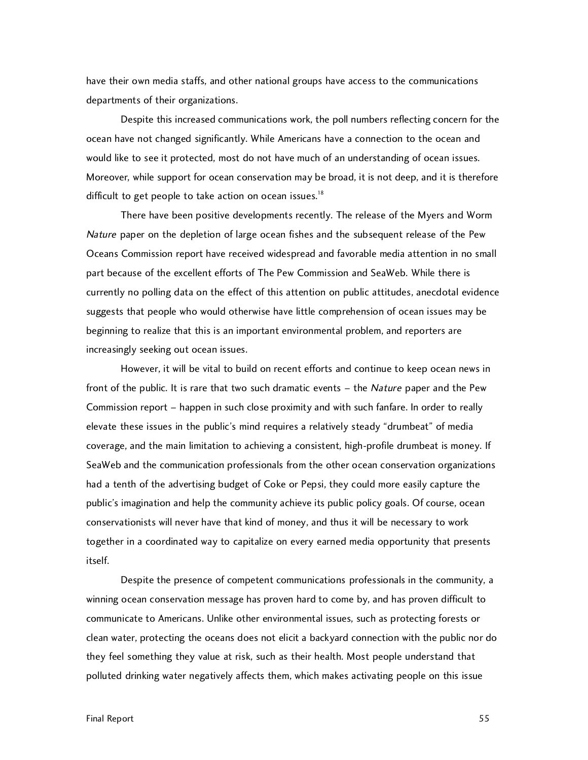have their own media staffs, and other national groups have access to the communications departments of their organizations.

Despite this increased communications work, the poll numbers reflecting concern for the ocean have not changed significantly. While Americans have a connection to the ocean and would like to see it protected, most do not have much of an understanding of ocean issues. Moreover, while support for ocean conservation may be broad, it is not deep, and it is therefore difficult to get people to take action on ocean issues.[18]

There have been positive developments recently. The release of the Myers and Worm *Nature* paper on the depletion of large ocean fishes and the subsequent release of the Pew Oceans Commission report have received widespread and favorable media attention in no small part because of the excellent efforts of The Pew Commission and SeaWeb. While there is currently no polling data on the effect of this attention on public attitudes, anecdotal evidence suggests that people who would otherwise have little comprehension of ocean issues may be beginning to realize that this is an important environmental problem, and reporters are increasingly seeking out ocean issues.

However, it will be vital to build on recent efforts and continue to keep ocean news in front of the public. It is rare that two such dramatic events – the *Nature* paper and the Pew Commission report – happen in such close proximity and with such fanfare. In order to really elevate these issues in the public's mind requires a relatively steady "drumbeat" of media coverage, and the main limitation to achieving a consistent, high-profile drumbeat is money. If SeaWeb and the communication professionals from the other ocean conservation organizations had a tenth of the advertising budget of Coke or Pepsi, they could more easily capture the public's imagination and help the community achieve its public policy goals. Of course, ocean conservationists will never have that kind of money, and thus it will be necessary to work together in a coordinated way to capitalize on every earned media opportunity that presents itself.

Despite the presence of competent communications professionals in the community, a winning ocean conservation message has proven hard to come by, and has proven difficult to communicate to Americans. Unlike other environmental issues, such as protecting forests or clean water, protecting the oceans does not elicit a backyard connection with the public nor do they feel something they value at risk, such as their health. Most people understand that polluted drinking water negatively affects them, which makes activating people on this issue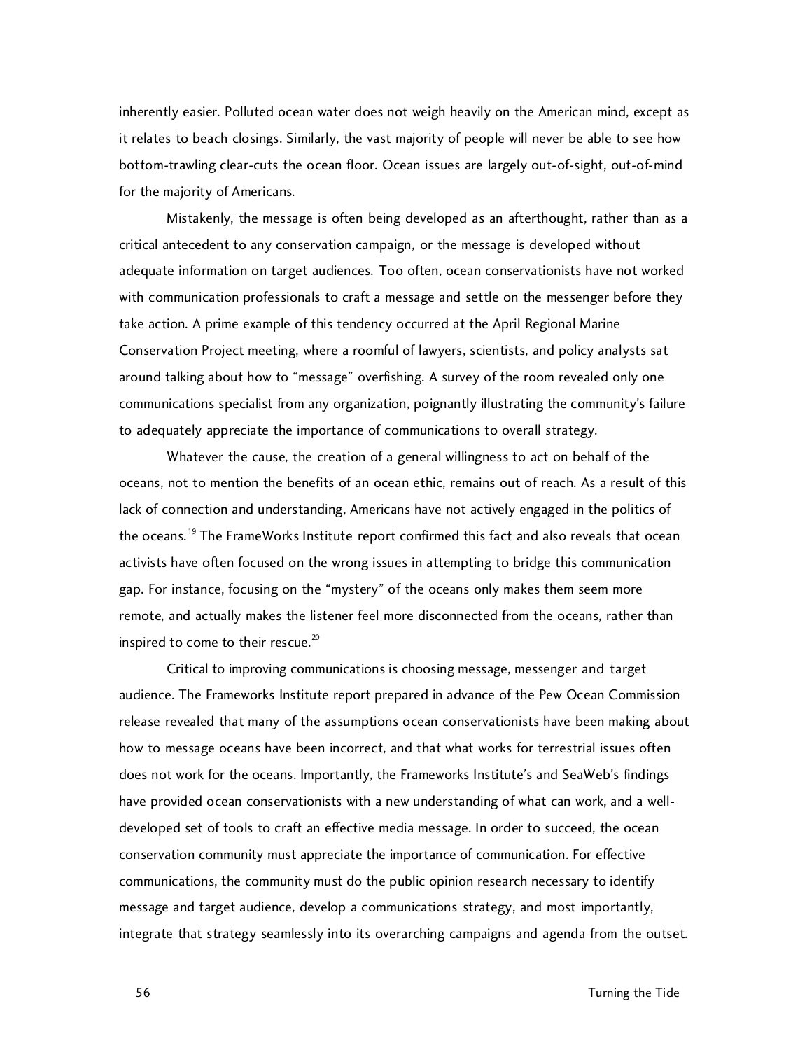inherently easier. Polluted ocean water does not weigh heavily on the American mind, except as it relates to beach closings. Similarly, the vast majority of people will never be able to see how bottom-trawling clear-cuts the ocean floor. Ocean issues are largely out-of-sight, out-of-mind for the majority of Americans.

Mistakenly, the message is often being developed as an afterthought, rather than as a critical antecedent to any conservation campaign, or the message is developed without adequate information on target audiences. Too often, ocean conservationists have not worked with communication professionals to craft a message and settle on the messenger before they take action. A prime example of this tendency occurred at the April Regional Marine Conservation Project meeting, where a roomful of lawyers, scientists, and policy analysts sat around talking about how to "message" overfishing. A survey of the room revealed only one communications specialist from any organization, poignantly illustrating the community's failure to adequately appreciate the importance of communications to overall strategy.

Whatever the cause, the creation of a general willingness to act on behalf of the oceans, not to mention the benefits of an ocean ethic, remains out of reach. As a result of this lack of connection and understanding, Americans have not actively engaged in the politics of the oceans.[19] The FrameWorks Institute report confirmed this fact and also reveals that ocean activists have often focused on the wrong issues in attempting to bridge this communication gap. For instance, focusing on the "mystery" of the oceans only makes them seem more remote, and actually makes the listener feel more disconnected from the oceans, rather than inspired to come to their rescue.[20]

Critical to improving communications is choosing message, messenger and target audience. The Frameworks Institute report prepared in advance of the Pew Ocean Commission release revealed that many of the assumptions ocean conservationists have been making about how to message oceans have been incorrect, and that what works for terrestrial issues often does not work for the oceans. Importantly, the Frameworks Institute's and SeaWeb's findings have provided ocean conservationists with a new understanding of what can work, and a well-developed set of tools to craft an effective media message. In order to succeed, the ocean conservation community must appreciate the importance of communication. For effective communications, the community must do the public opinion research necessary to identify message and target audience, develop a communications strategy, and most importantly, integrate that strategy seamlessly into its overarching campaigns and agenda from the outset.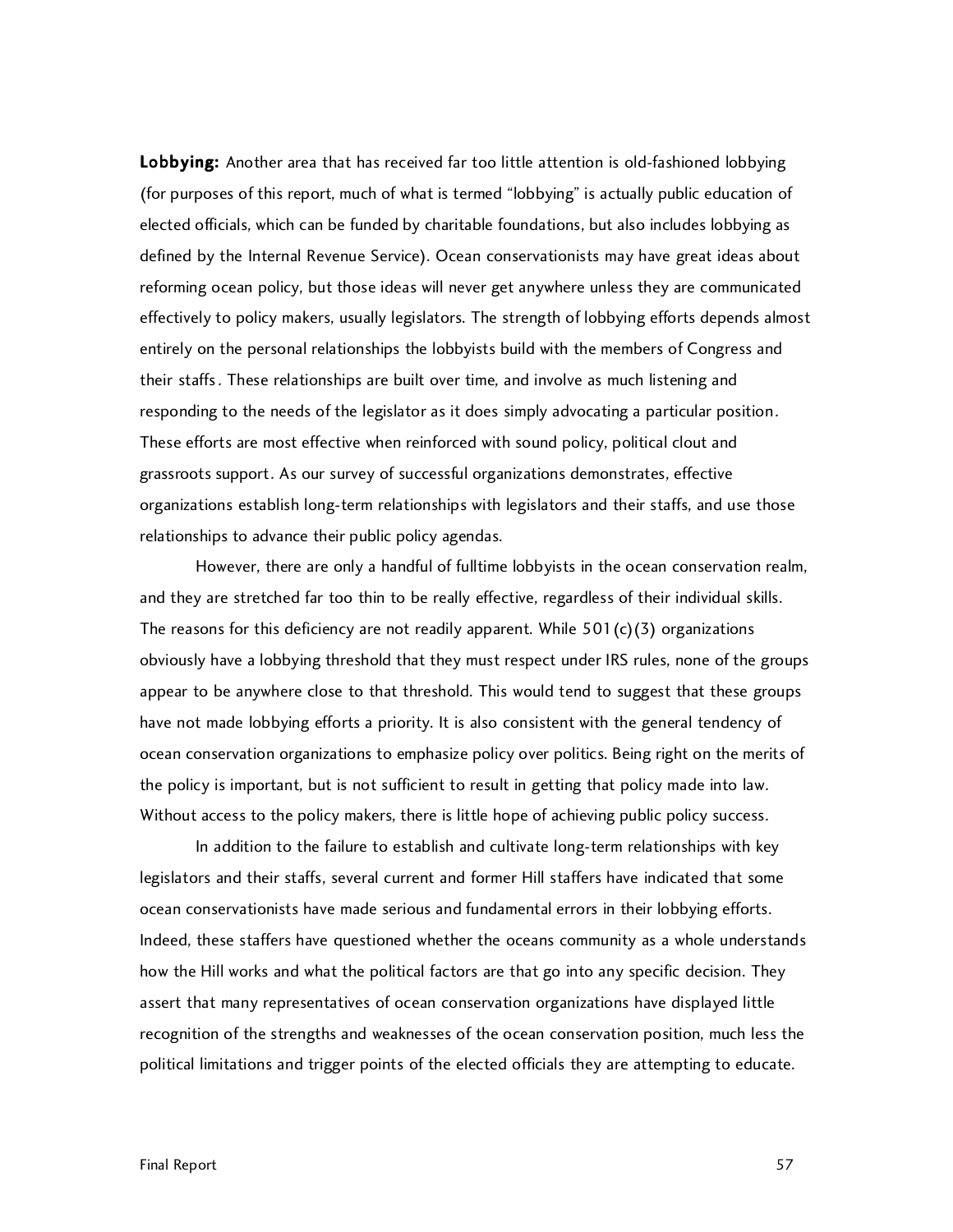**Lobbying:** Another area that has received far too little attention is old-fashioned lobbying (for purposes of this report, much of what is termed "lobbying" is actually public education of elected officials, which can be funded by charitable foundations, but also includes lobbying as defined by the Internal Revenue Service). Ocean conservationists may have great ideas about reforming ocean policy, but those ideas will never get anywhere unless they are communicated effectively to policy makers, usually legislators. The strength of lobbying efforts depends almost entirely on the personal relationships the lobbyists build with the members of Congress and their staffs. These relationships are built over time, and involve as much listening and responding to the needs of the legislator as it does simply advocating a particular position. These efforts are most effective when reinforced with sound policy, political clout and grassroots support. As our survey of successful organizations demonstrates, effective organizations establish long-term relationships with legislators and their staffs, and use those relationships to advance their public policy agendas.

However, there are only a handful of fulltime lobbyists in the ocean conservation realm, and they are stretched far too thin to be really effective, regardless of their individual skills. The reasons for this deficiency are not readily apparent. While 501(c)(3) organizations obviously have a lobbying threshold that they must respect under IRS rules, none of the groups appear to be anywhere close to that threshold. This would tend to suggest that these groups have not made lobbying efforts a priority. It is also consistent with the general tendency of ocean conservation organizations to emphasize policy over politics. Being right on the merits of the policy is important, but is not sufficient to result in getting that policy made into law. Without access to the policy makers, there is little hope of achieving public policy success.

In addition to the failure to establish and cultivate long-term relationships with key legislators and their staffs, several current and former Hill staffers have indicated that some ocean conservationists have made serious and fundamental errors in their lobbying efforts. Indeed, these staffers have questioned whether the oceans community as a whole understands how the Hill works and what the political factors are that go into any specific decision. They assert that many representatives of ocean conservation organizations have displayed little recognition of the strengths and weaknesses of the ocean conservation position, much less the political limitations and trigger points of the elected officials they are attempting to educate.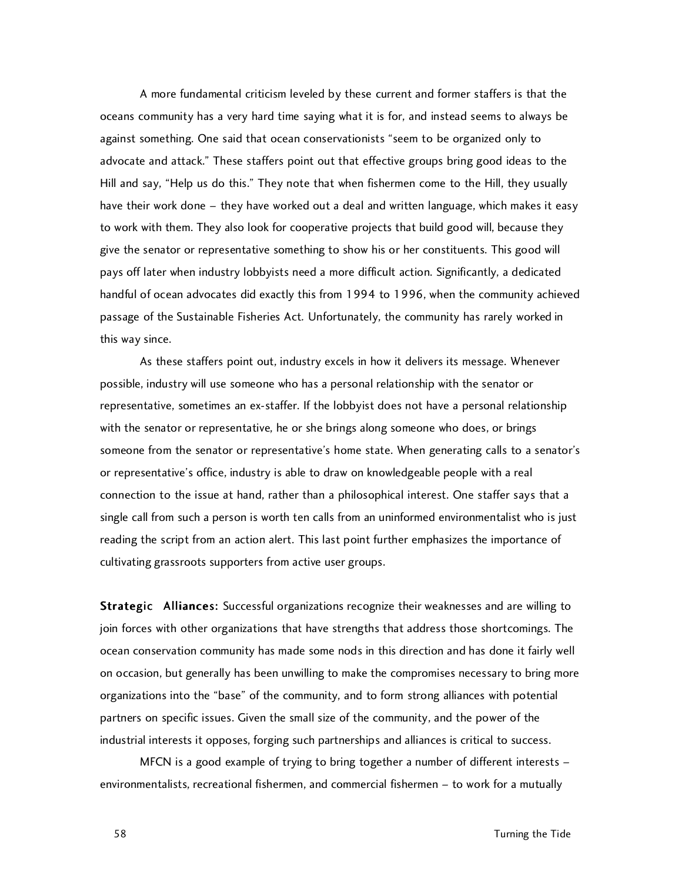A more fundamental criticism leveled by these current and former staffers is that the oceans community has a very hard time saying what it is for, and instead seems to always be against something. One said that ocean conservationists "seem to be organized only to advocate and attack." These staffers point out that effective groups bring good ideas to the Hill and say, "Help us do this." They note that when fishermen come to the Hill, they usually have their work done – they have worked out a deal and written language, which makes it easy to work with them. They also look for cooperative projects that build good will, because they give the senator or representative something to show his or her constituents. This good will pays off later when industry lobbyists need a more difficult action. Significantly, a dedicated handful of ocean advocates did exactly this from 1994 to 1996, when the community achieved passage of the Sustainable Fisheries Act. Unfortunately, the community has rarely worked in this way since.

As these staffers point out, industry excels in how it delivers its message. Whenever possible, industry will use someone who has a personal relationship with the senator or representative, sometimes an ex-staffer. If the lobbyist does not have a personal relationship with the senator or representative, he or she brings along someone who does, or brings someone from the senator or representative's home state. When generating calls to a senator's or representative's office, industry is able to draw on knowledgeable people with a real connection to the issue at hand, rather than a philosophical interest. One staffer says that a single call from such a person is worth ten calls from an uninformed environmentalist who is just reading the script from an action alert. This last point further emphasizes the importance of cultivating grassroots supporters from active user groups.

**Strategic Alliances:** Successful organizations recognize their weaknesses and are willing to join forces with other organizations that have strengths that address those shortcomings. The ocean conservation community has made some nods in this direction and has done it fairly well on occasion, but generally has been unwilling to make the compromises necessary to bring more organizations into the "base" of the community, and to form strong alliances with potential partners on specific issues. Given the small size of the community, and the power of the industrial interests it opposes, forging such partnerships and alliances is critical to success.

MFCN is a good example of trying to bring together a number of different interests – environmentalists, recreational fishermen, and commercial fishermen – to work for a mutually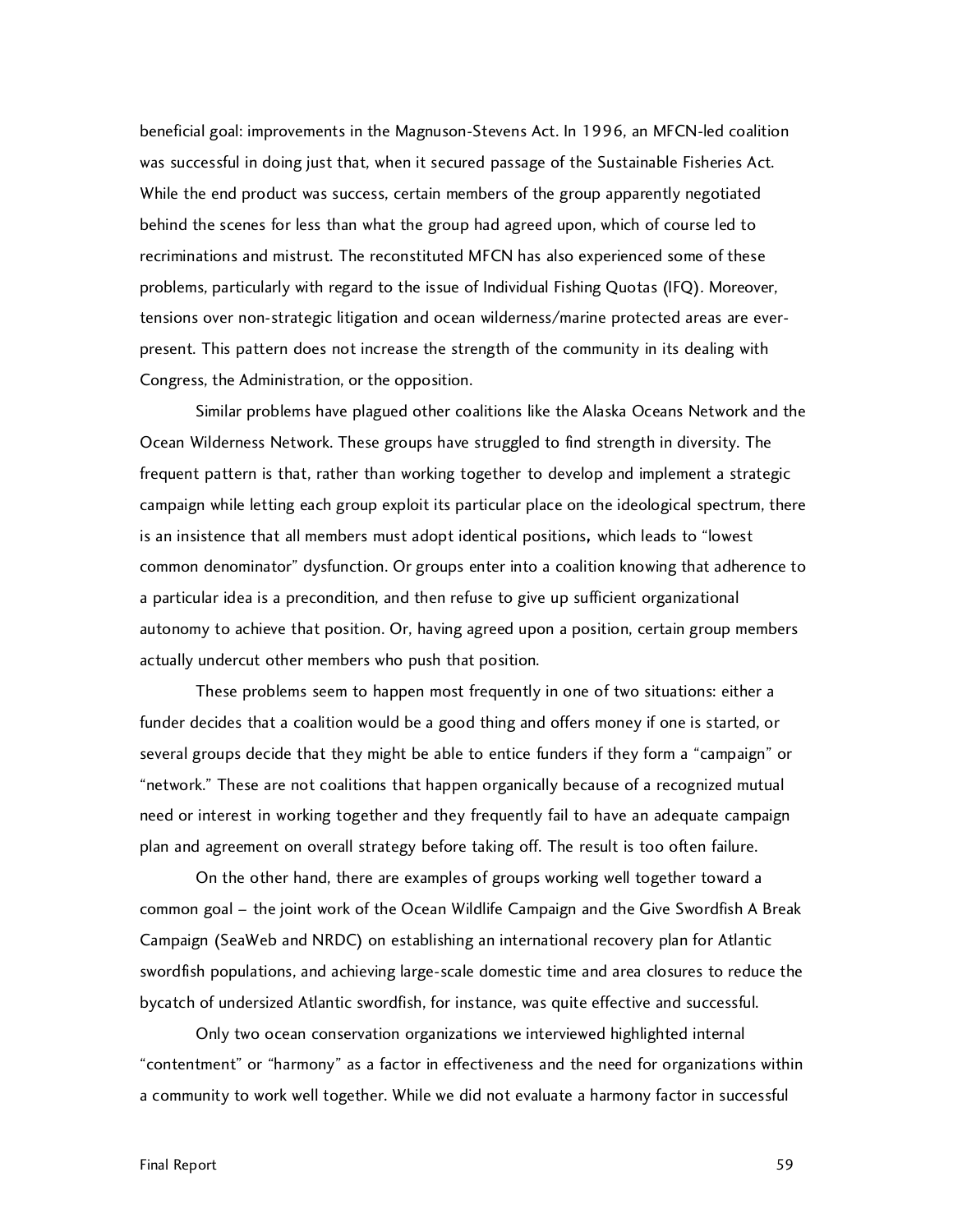beneficial goal: improvements in the Magnuson-Stevens Act. In 1996, an MFCN-led coalition was successful in doing just that, when it secured passage of the Sustainable Fisheries Act. While the end product was success, certain members of the group apparently negotiated behind the scenes for less than what the group had agreed upon, which of course led to recriminations and mistrust. The reconstituted MFCN has also experienced some of these problems, particularly with regard to the issue of Individual Fishing Quotas (IFQ). Moreover, tensions over non-strategic litigation and ocean wilderness/marine protected areas are ever-present. This pattern does not increase the strength of the community in its dealing with Congress, the Administration, or the opposition.

Similar problems have plagued other coalitions like the Alaska Oceans Network and the Ocean Wilderness Network. These groups have struggled to find strength in diversity. The frequent pattern is that, rather than working together to develop and implement a strategic campaign while letting each group exploit its particular place on the ideological spectrum, there is an insistence that all members must adopt identical positions**,** which leads to "lowest common denominator" dysfunction. Or groups enter into a coalition knowing that adherence to a particular idea is a precondition, and then refuse to give up sufficient organizational autonomy to achieve that position. Or, having agreed upon a position, certain group members actually undercut other members who push that position.

These problems seem to happen most frequently in one of two situations: either a funder decides that a coalition would be a good thing and offers money if one is started, or several groups decide that they might be able to entice funders if they form a "campaign" or "network." These are not coalitions that happen organically because of a recognized mutual need or interest in working together and they frequently fail to have an adequate campaign plan and agreement on overall strategy before taking off. The result is too often failure.

On the other hand, there are examples of groups working well together toward a common goal – the joint work of the Ocean Wildlife Campaign and the Give Swordfish A Break Campaign (SeaWeb and NRDC) on establishing an international recovery plan for Atlantic swordfish populations, and achieving large-scale domestic time and area closures to reduce the bycatch of undersized Atlantic swordfish, for instance, was quite effective and successful.

Only two ocean conservation organizations we interviewed highlighted internal "contentment" or "harmony" as a factor in effectiveness and the need for organizations within a community to work well together. While we did not evaluate a harmony factor in successful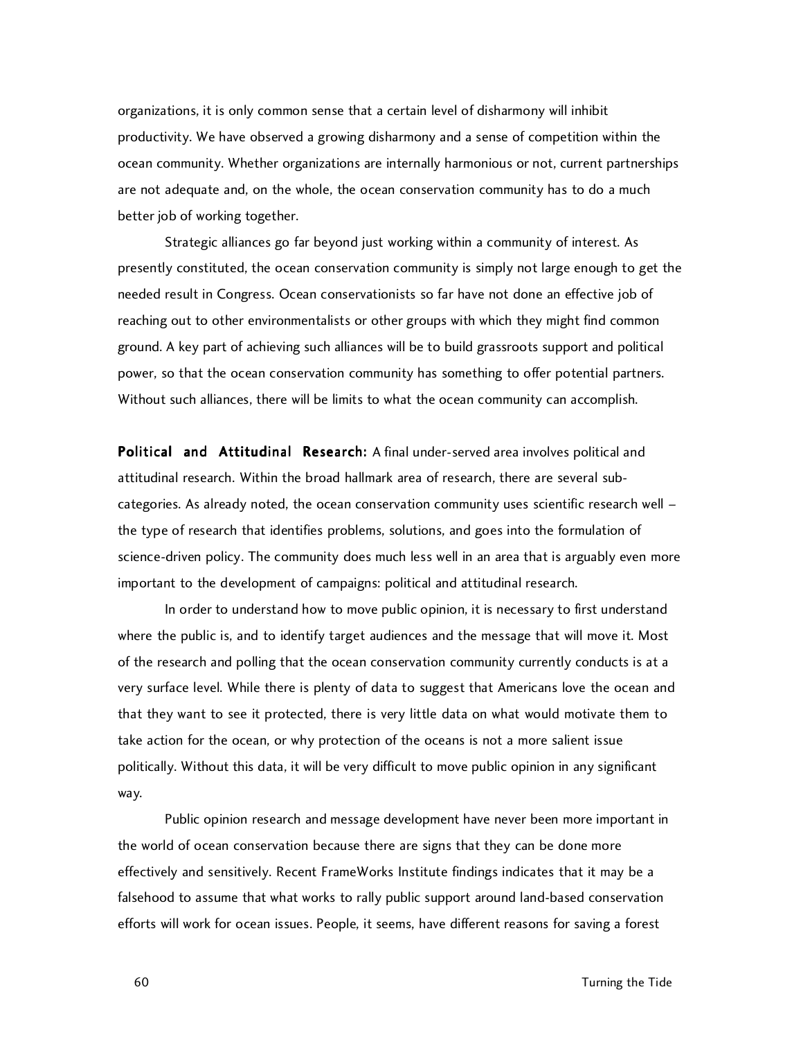organizations, it is only common sense that a certain level of disharmony will inhibit productivity. We have observed a growing disharmony and a sense of competition within the ocean community. Whether organizations are internally harmonious or not, current partnerships are not adequate and, on the whole, the ocean conservation community has to do a much better job of working together.

Strategic alliances go far beyond just working within a community of interest. As presently constituted, the ocean conservation community is simply not large enough to get the needed result in Congress. Ocean conservationists so far have not done an effective job of reaching out to other environmentalists or other groups with which they might find common ground. A key part of achieving such alliances will be to build grassroots support and political power, so that the ocean conservation community has something to offer potential partners. Without such alliances, there will be limits to what the ocean community can accomplish.

**Political and Attitudinal Research:** A final under-served area involves political and attitudinal research. Within the broad hallmark area of research, there are several sub-categories. As already noted, the ocean conservation community uses scientific research well – the type of research that identifies problems, solutions, and goes into the formulation of science-driven policy. The community does much less well in an area that is arguably even more important to the development of campaigns: political and attitudinal research.

In order to understand how to move public opinion, it is necessary to first understand where the public is, and to identify target audiences and the message that will move it. Most of the research and polling that the ocean conservation community currently conducts is at a very surface level. While there is plenty of data to suggest that Americans love the ocean and that they want to see it protected, there is very little data on what would motivate them to take action for the ocean, or why protection of the oceans is not a more salient issue politically. Without this data, it will be very difficult to move public opinion in any significant way.

Public opinion research and message development have never been more important in the world of ocean conservation because there are signs that they can be done more effectively and sensitively. Recent FrameWorks Institute findings indicates that it may be a falsehood to assume that what works to rally public support around land-based conservation efforts will work for ocean issues. People, it seems, have different reasons for saving a forest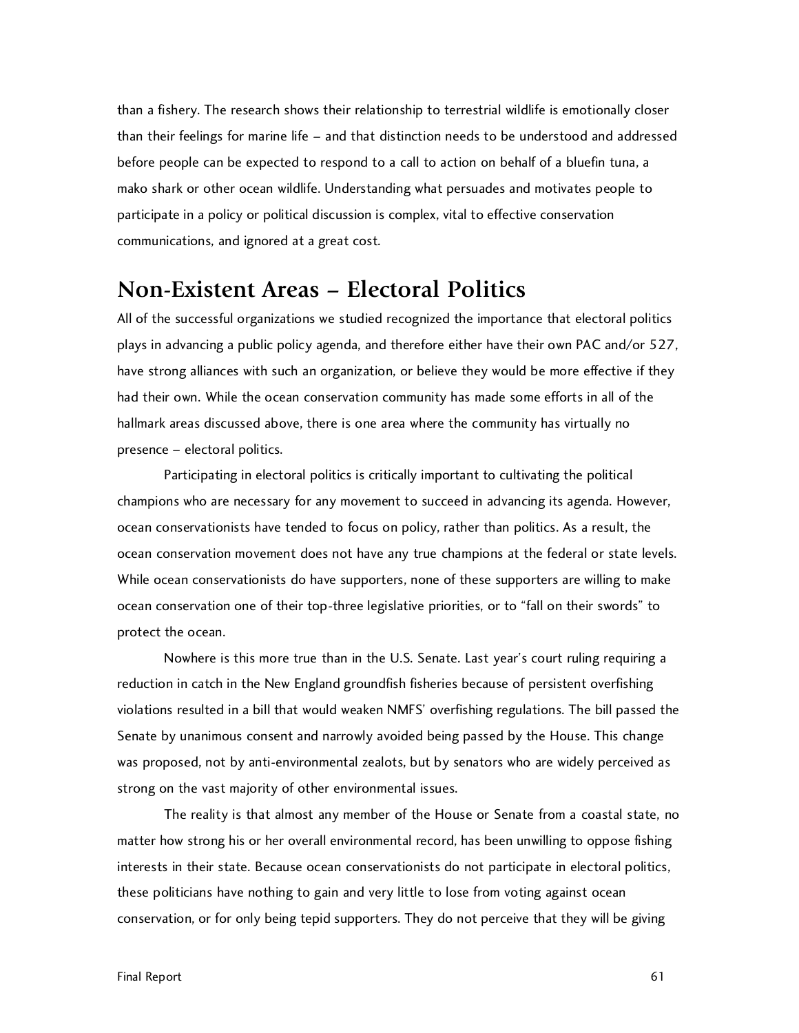than a fishery. The research shows their relationship to terrestrial wildlife is emotionally closer than their feelings for marine life – and that distinction needs to be understood and addressed before people can be expected to respond to a call to action on behalf of a bluefin tuna, a mako shark or other ocean wildlife. Understanding what persuades and motivates people to participate in a policy or political discussion is complex, vital to effective conservation communications, and ignored at a great cost.

## Non-Existent Areas – Electoral Politics

All of the successful organizations we studied recognized the importance that electoral politics plays in advancing a public policy agenda, and therefore either have their own PAC and/or 527, have strong alliances with such an organization, or believe they would be more effective if they had their own. While the ocean conservation community has made some efforts in all of the hallmark areas discussed above, there is one area where the community has virtually no presence – electoral politics.

Participating in electoral politics is critically important to cultivating the political champions who are necessary for any movement to succeed in advancing its agenda. However, ocean conservationists have tended to focus on policy, rather than politics. As a result, the ocean conservation movement does not have any true champions at the federal or state levels. While ocean conservationists do have supporters, none of these supporters are willing to make ocean conservation one of their top-three legislative priorities, or to "fall on their swords" to protect the ocean.

Nowhere is this more true than in the U.S. Senate. Last year's court ruling requiring a reduction in catch in the New England groundfish fisheries because of persistent overfishing violations resulted in a bill that would weaken NMFS' overfishing regulations. The bill passed the Senate by unanimous consent and narrowly avoided being passed by the House. This change was proposed, not by anti-environmental zealots, but by senators who are widely perceived as strong on the vast majority of other environmental issues.

The reality is that almost any member of the House or Senate from a coastal state, no matter how strong his or her overall environmental record, has been unwilling to oppose fishing interests in their state. Because ocean conservationists do not participate in electoral politics, these politicians have nothing to gain and very little to lose from voting against ocean conservation, or for only being tepid supporters. They do not perceive that they will be giving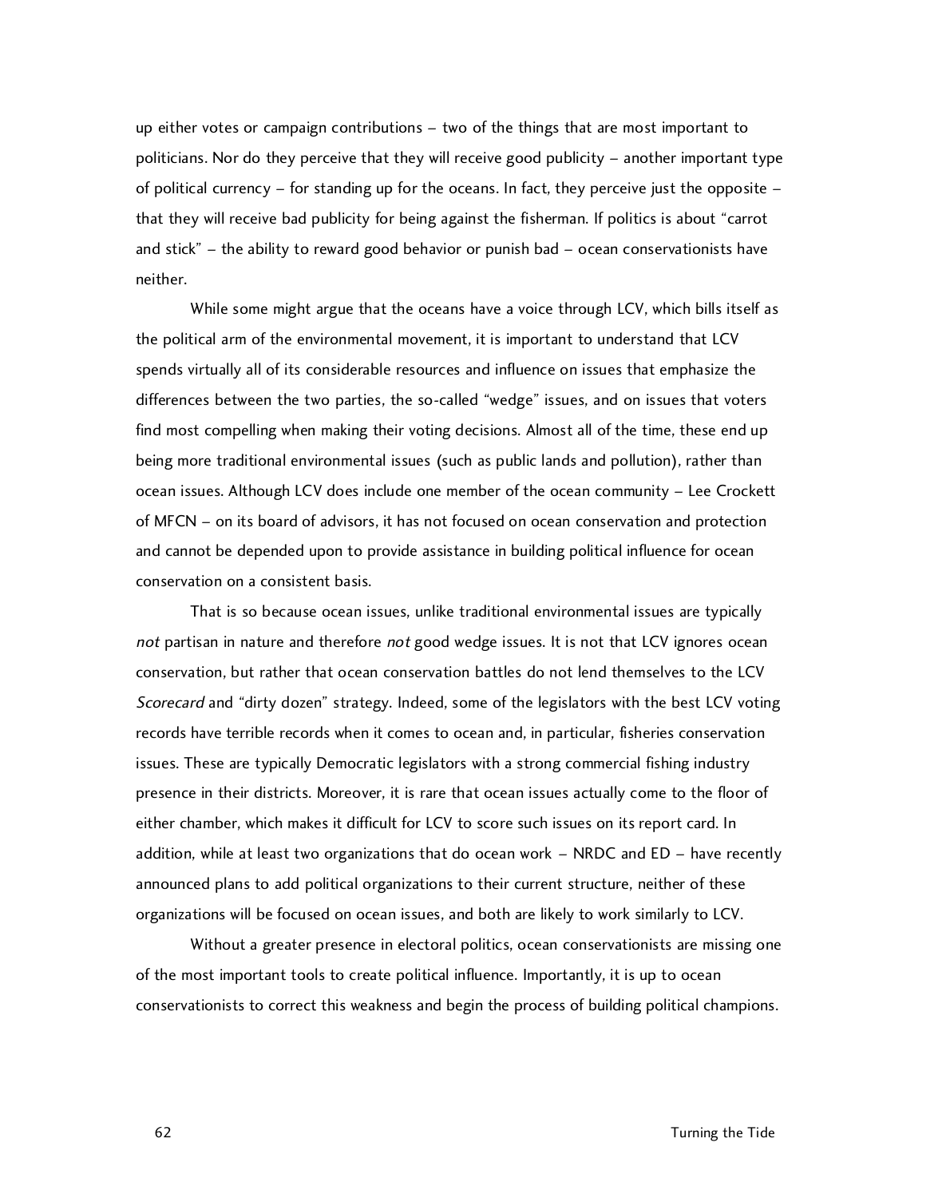up either votes or campaign contributions – two of the things that are most important to politicians. Nor do they perceive that they will receive good publicity – another important type of political currency – for standing up for the oceans. In fact, they perceive just the opposite – that they will receive bad publicity for being against the fisherman. If politics is about "carrot and stick" – the ability to reward good behavior or punish bad – ocean conservationists have neither.

While some might argue that the oceans have a voice through LCV, which bills itself as the political arm of the environmental movement, it is important to understand that LCV spends virtually all of its considerable resources and influence on issues that emphasize the differences between the two parties, the so-called "wedge" issues, and on issues that voters find most compelling when making their voting decisions. Almost all of the time, these end up being more traditional environmental issues (such as public lands and pollution), rather than ocean issues. Although LCV does include one member of the ocean community – Lee Crockett of MFCN – on its board of advisors, it has not focused on ocean conservation and protection and cannot be depended upon to provide assistance in building political influence for ocean conservation on a consistent basis.

That is so because ocean issues, unlike traditional environmental issues are typically *not* partisan in nature and therefore *not* good wedge issues. It is not that LCV ignores ocean conservation, but rather that ocean conservation battles do not lend themselves to the LCV *Scorecard* and "dirty dozen" strategy. Indeed, some of the legislators with the best LCV voting records have terrible records when it comes to ocean and, in particular, fisheries conservation issues. These are typically Democratic legislators with a strong commercial fishing industry presence in their districts. Moreover, it is rare that ocean issues actually come to the floor of either chamber, which makes it difficult for LCV to score such issues on its report card. In addition, while at least two organizations that do ocean work – NRDC and ED – have recently announced plans to add political organizations to their current structure, neither of these organizations will be focused on ocean issues, and both are likely to work similarly to LCV.

Without a greater presence in electoral politics, ocean conservationists are missing one of the most important tools to create political influence. Importantly, it is up to ocean conservationists to correct this weakness and begin the process of building political champions.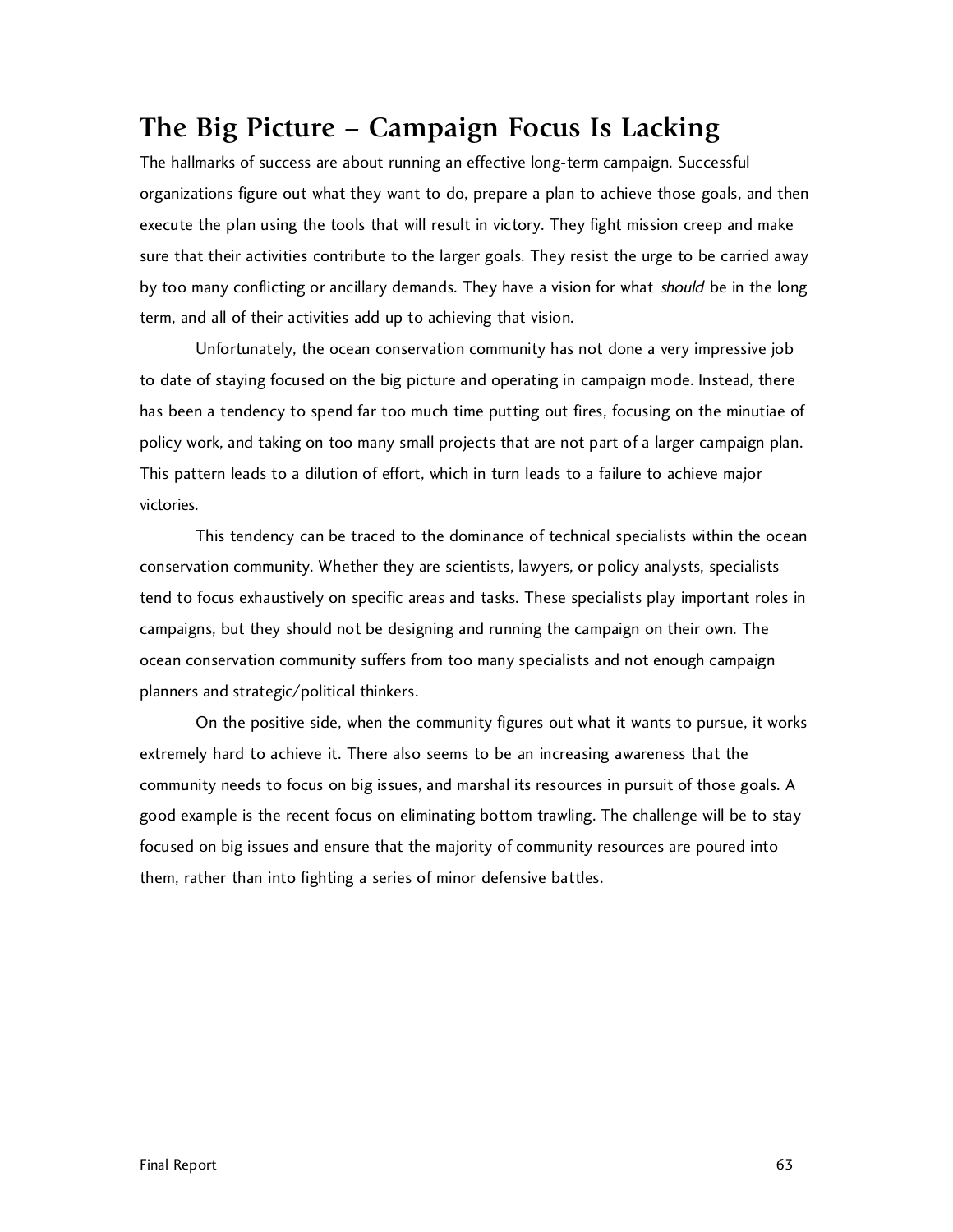## The Big Picture – Campaign Focus Is Lacking

The hallmarks of success are about running an effective long-term campaign. Successful organizations figure out what they want to do, prepare a plan to achieve those goals, and then execute the plan using the tools that will result in victory. They fight mission creep and make sure that their activities contribute to the larger goals. They resist the urge to be carried away by too many conflicting or ancillary demands. They have a vision for what *should* be in the long term, and all of their activities add up to achieving that vision.

Unfortunately, the ocean conservation community has not done a very impressive job to date of staying focused on the big picture and operating in campaign mode. Instead, there has been a tendency to spend far too much time putting out fires, focusing on the minutiae of policy work, and taking on too many small projects that are not part of a larger campaign plan. This pattern leads to a dilution of effort, which in turn leads to a failure to achieve major victories.

This tendency can be traced to the dominance of technical specialists within the ocean conservation community. Whether they are scientists, lawyers, or policy analysts, specialists tend to focus exhaustively on specific areas and tasks. These specialists play important roles in campaigns, but they should not be designing and running the campaign on their own. The ocean conservation community suffers from too many specialists and not enough campaign planners and strategic/political thinkers.

On the positive side, when the community figures out what it wants to pursue, it works extremely hard to achieve it. There also seems to be an increasing awareness that the community needs to focus on big issues, and marshal its resources in pursuit of those goals. A good example is the recent focus on eliminating bottom trawling. The challenge will be to stay focused on big issues and ensure that the majority of community resources are poured into them, rather than into fighting a series of minor defensive battles.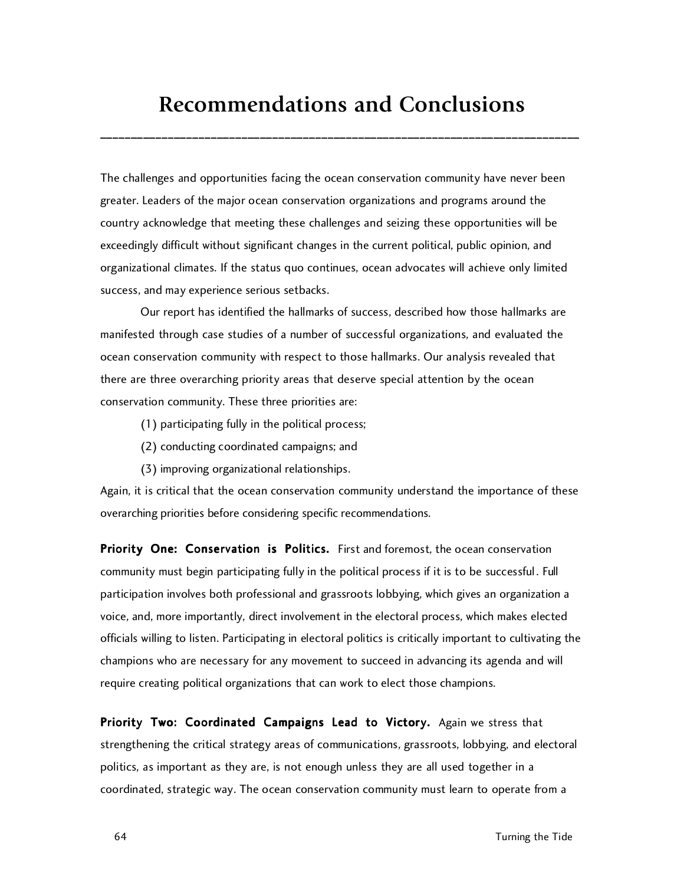# Recommendations and Conclusions

The challenges and opportunities facing the ocean conservation community have never been greater. Leaders of the major ocean conservation organizations and programs around the country acknowledge that meeting these challenges and seizing these opportunities will be exceedingly difficult without significant changes in the current political, public opinion, and organizational climates. If the status quo continues, ocean advocates will achieve only limited success, and may experience serious setbacks.

Our report has identified the hallmarks of success, described how those hallmarks are manifested through case studies of a number of successful organizations, and evaluated the ocean conservation community with respect to those hallmarks. Our analysis revealed that there are three overarching priority areas that deserve special attention by the ocean conservation community. These three priorities are:

(1) participating fully in the political process;

(2) conducting coordinated campaigns; and

(3) improving organizational relationships.

Again, it is critical that the ocean conservation community understand the importance of these overarching priorities before considering specific recommendations.

**Priority One: Conservation is Politics.** First and foremost, the ocean conservation community must begin participating fully in the political process if it is to be successful. Full participation involves both professional and grassroots lobbying, which gives an organization a voice, and, more importantly, direct involvement in the electoral process, which makes elected officials willing to listen. Participating in electoral politics is critically important to cultivating the champions who are necessary for any movement to succeed in advancing its agenda and will require creating political organizations that can work to elect those champions.

**Priority Two: Coordinated Campaigns Lead to Victory.** Again we stress that strengthening the critical strategy areas of communications, grassroots, lobbying, and electoral politics, as important as they are, is not enough unless they are all used together in a coordinated, strategic way. The ocean conservation community must learn to operate from a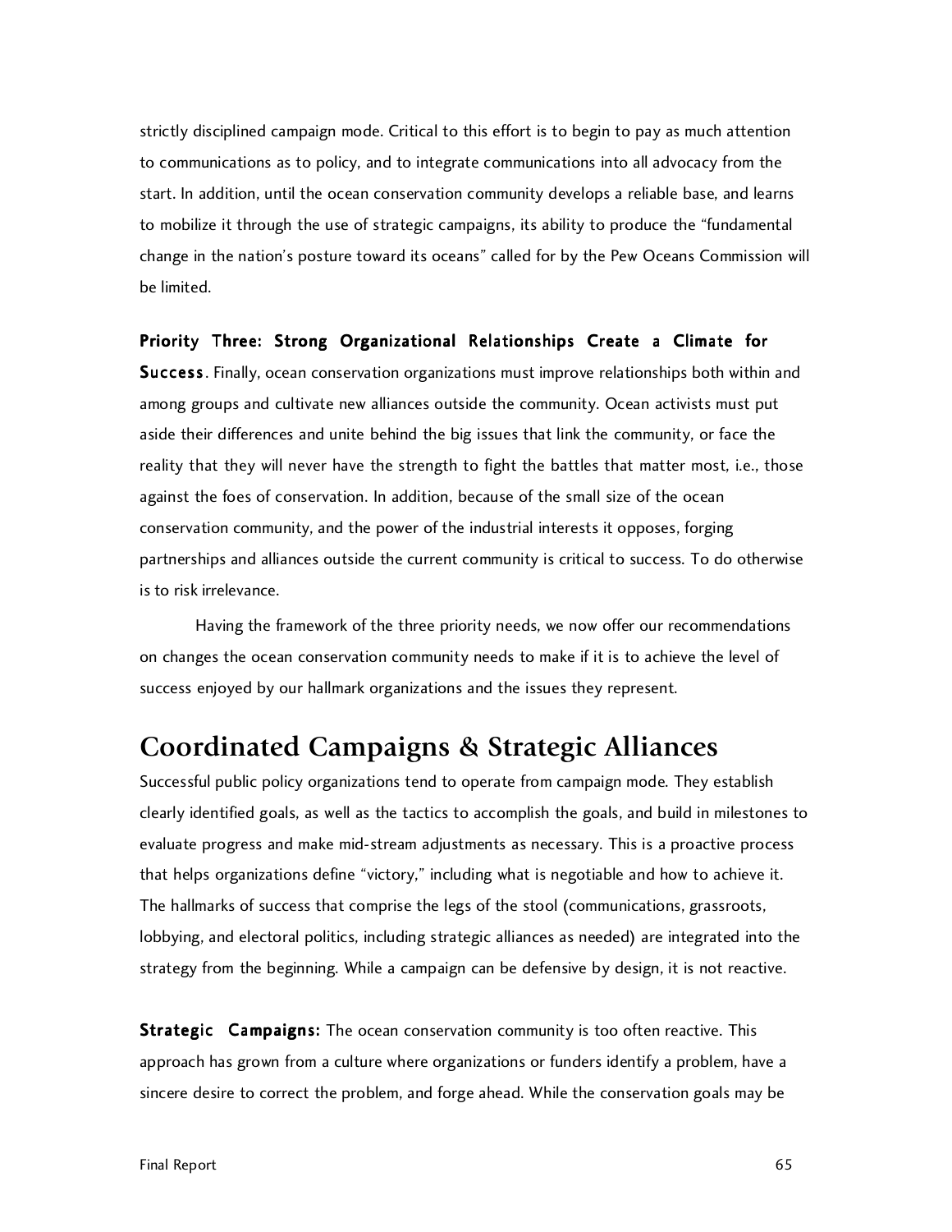strictly disciplined campaign mode. Critical to this effort is to begin to pay as much attention to communications as to policy, and to integrate communications into all advocacy from the start. In addition, until the ocean conservation community develops a reliable base, and learns to mobilize it through the use of strategic campaigns, its ability to produce the "fundamental change in the nation's posture toward its oceans" called for by the Pew Oceans Commission will be limited.

**Priority Three: Strong Organizational Relationships Create a Climate for Success**. Finally, ocean conservation organizations must improve relationships both within and among groups and cultivate new alliances outside the community. Ocean activists must put aside their differences and unite behind the big issues that link the community, or face the reality that they will never have the strength to fight the battles that matter most, i.e., those against the foes of conservation. In addition, because of the small size of the ocean conservation community, and the power of the industrial interests it opposes, forging partnerships and alliances outside the current community is critical to success. To do otherwise is to risk irrelevance.

Having the framework of the three priority needs, we now offer our recommendations on changes the ocean conservation community needs to make if it is to achieve the level of success enjoyed by our hallmark organizations and the issues they represent.

# Coordinated Campaigns & Strategic Alliances

Successful public policy organizations tend to operate from campaign mode. They establish clearly identified goals, as well as the tactics to accomplish the goals, and build in milestones to evaluate progress and make mid-stream adjustments as necessary. This is a proactive process that helps organizations define "victory," including what is negotiable and how to achieve it. The hallmarks of success that comprise the legs of the stool (communications, grassroots, lobbying, and electoral politics, including strategic alliances as needed) are integrated into the strategy from the beginning. While a campaign can be defensive by design, it is not reactive.

**Strategic Campaigns:** The ocean conservation community is too often reactive. This approach has grown from a culture where organizations or funders identify a problem, have a sincere desire to correct the problem, and forge ahead. While the conservation goals may be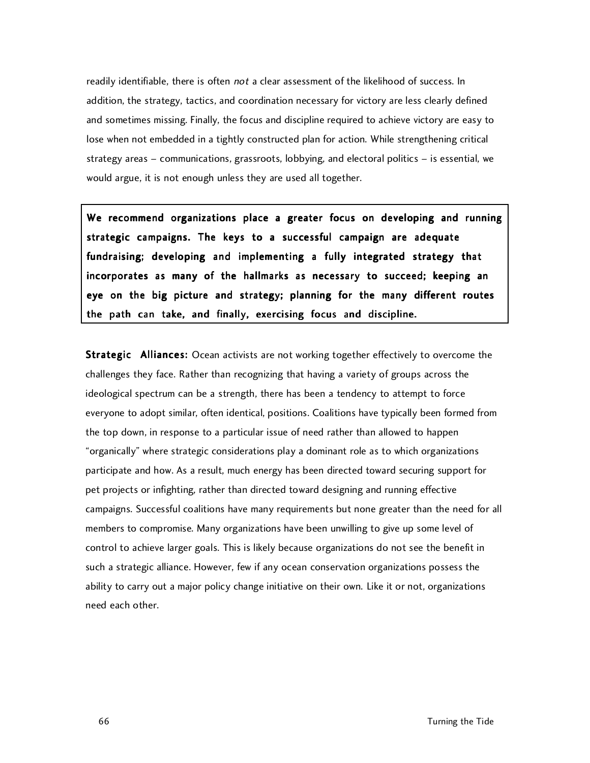readily identifiable, there is often *not* a clear assessment of the likelihood of success. In addition, the strategy, tactics, and coordination necessary for victory are less clearly defined and sometimes missing. Finally, the focus and discipline required to achieve victory are easy to lose when not embedded in a tightly constructed plan for action. While strengthening critical strategy areas – communications, grassroots, lobbying, and electoral politics – is essential, we would argue, it is not enough unless they are used all together.

**We recommend organizations place a greater focus on developing and running strategic campaigns. The keys to a successful campaign are adequate fundraising; developing and implementing a fully integrated strategy that incorporates as many of the hallmarks as necessary to succeed; keeping an eye on the big picture and strategy; planning for the many different routes the path can take, and finally, exercising focus and discipline.**

**Strategic Alliances:** Ocean activists are not working together effectively to overcome the challenges they face. Rather than recognizing that having a variety of groups across the ideological spectrum can be a strength, there has been a tendency to attempt to force everyone to adopt similar, often identical, positions. Coalitions have typically been formed from the top down, in response to a particular issue of need rather than allowed to happen "organically" where strategic considerations play a dominant role as to which organizations participate and how. As a result, much energy has been directed toward securing support for pet projects or infighting, rather than directed toward designing and running effective campaigns. Successful coalitions have many requirements but none greater than the need for all members to compromise. Many organizations have been unwilling to give up some level of control to achieve larger goals. This is likely because organizations do not see the benefit in such a strategic alliance. However, few if any ocean conservation organizations possess the ability to carry out a major policy change initiative on their own. Like it or not, organizations need each other.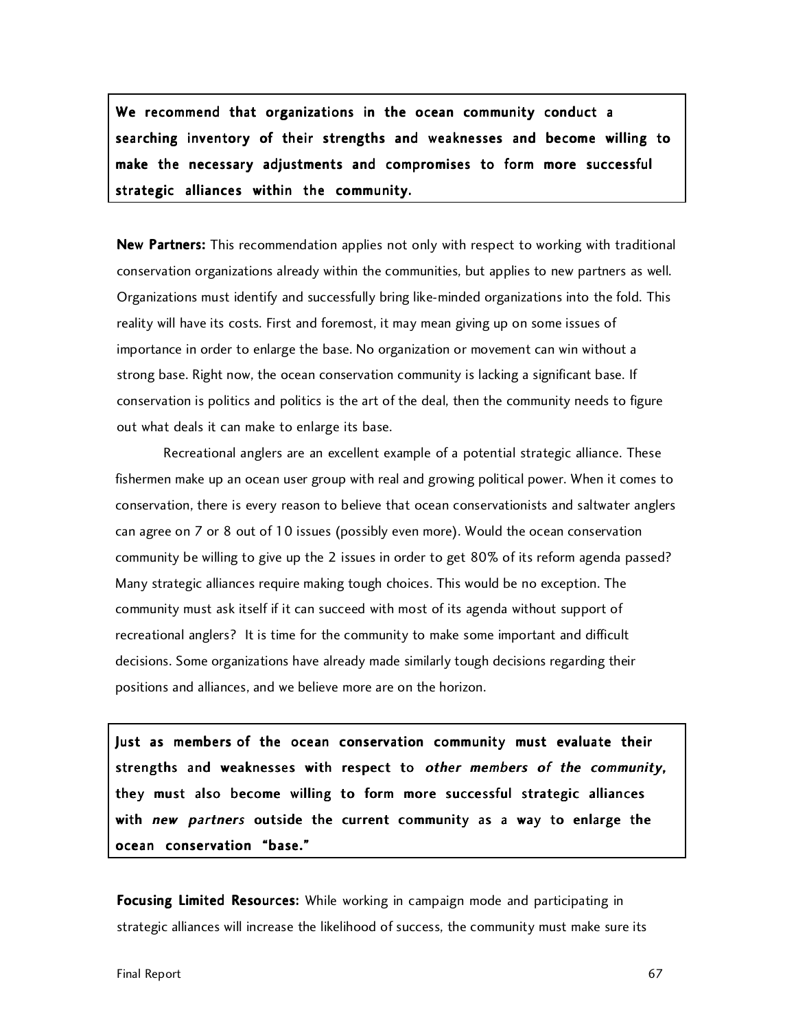**We recommend that organizations in the ocean community conduct a searching inventory of their strengths and weaknesses and become willing to make the necessary adjustments and compromises to form more successful strategic alliances within the community.**

**New Partners:** This recommendation applies not only with respect to working with traditional conservation organizations already within the communities, but applies to new partners as well. Organizations must identify and successfully bring like-minded organizations into the fold. This reality will have its costs. First and foremost, it may mean giving up on some issues of importance in order to enlarge the base. No organization or movement can win without a strong base. Right now, the ocean conservation community is lacking a significant base. If conservation is politics and politics is the art of the deal, then the community needs to figure out what deals it can make to enlarge its base.

Recreational anglers are an excellent example of a potential strategic alliance. These fishermen make up an ocean user group with real and growing political power. When it comes to conservation, there is every reason to believe that ocean conservationists and saltwater anglers can agree on 7 or 8 out of 10 issues (possibly even more). Would the ocean conservation community be willing to give up the 2 issues in order to get 80% of its reform agenda passed? Many strategic alliances require making tough choices. This would be no exception. The community must ask itself if it can succeed with most of its agenda without support of recreational anglers? It is time for the community to make some important and difficult decisions. Some organizations have already made similarly tough decisions regarding their positions and alliances, and we believe more are on the horizon.

**Just as members of the ocean conservation community must evaluate their strengths and weaknesses with respect to *other members of the community*, they must also become willing to form more successful strategic alliances with *new partners* outside the current community as a way to enlarge the ocean conservation "base."**

**Focusing Limited Resources:** While working in campaign mode and participating in strategic alliances will increase the likelihood of success, the community must make sure its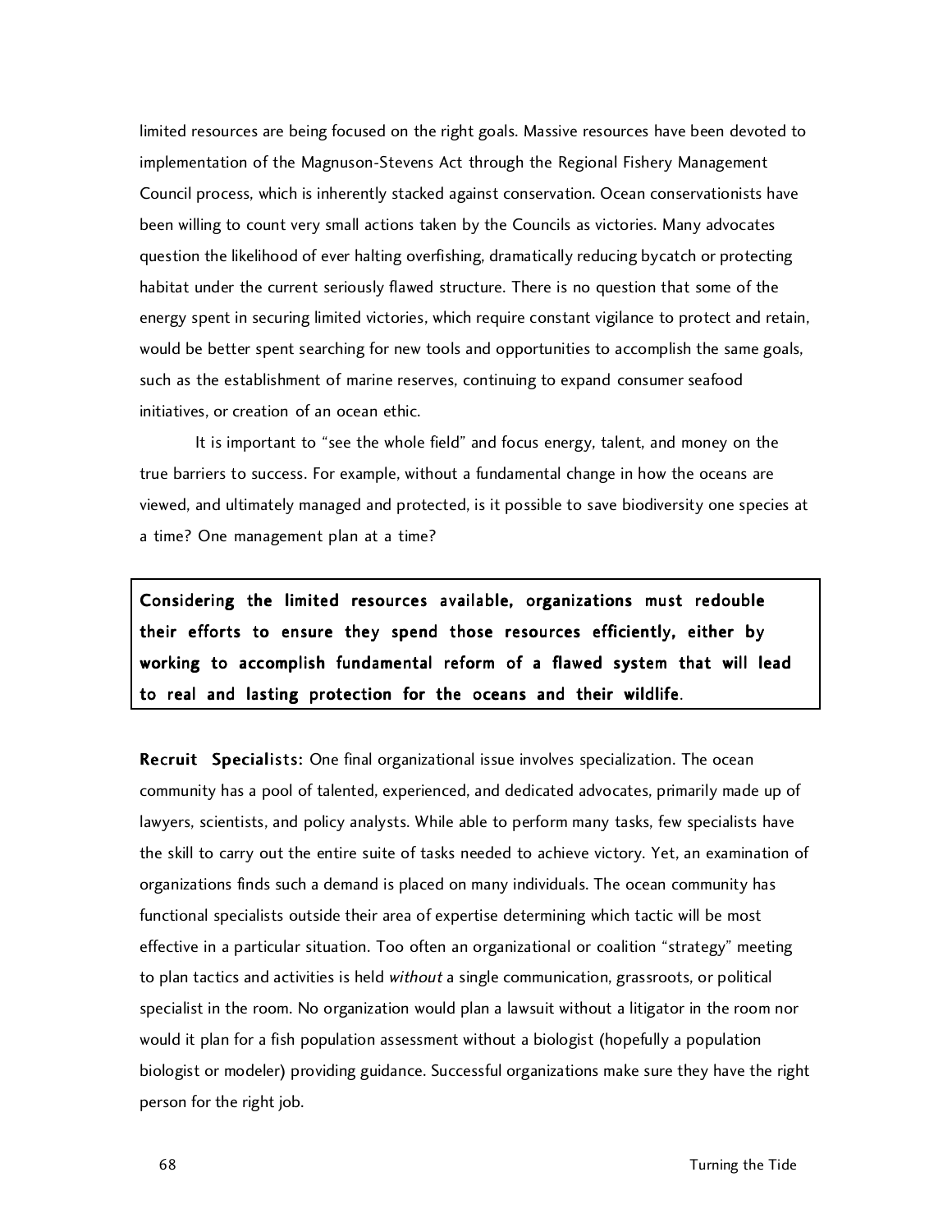limited resources are being focused on the right goals. Massive resources have been devoted to implementation of the Magnuson-Stevens Act through the Regional Fishery Management Council process, which is inherently stacked against conservation. Ocean conservationists have been willing to count very small actions taken by the Councils as victories. Many advocates question the likelihood of ever halting overfishing, dramatically reducing bycatch or protecting habitat under the current seriously flawed structure. There is no question that some of the energy spent in securing limited victories, which require constant vigilance to protect and retain, would be better spent searching for new tools and opportunities to accomplish the same goals, such as the establishment of marine reserves, continuing to expand consumer seafood initiatives, or creation of an ocean ethic.

It is important to "see the whole field" and focus energy, talent, and money on the true barriers to success. For example, without a fundamental change in how the oceans are viewed, and ultimately managed and protected, is it possible to save biodiversity one species at a time? One management plan at a time?

> **Considering the limited resources available, organizations must redouble their efforts to ensure they spend those resources efficiently, either by working to accomplish fundamental reform of a flawed system that will lead to real and lasting protection for the oceans and their wildlife**.

**Recruit Specialists:** One final organizational issue involves specialization. The ocean community has a pool of talented, experienced, and dedicated advocates, primarily made up of lawyers, scientists, and policy analysts. While able to perform many tasks, few specialists have the skill to carry out the entire suite of tasks needed to achieve victory. Yet, an examination of organizations finds such a demand is placed on many individuals. The ocean community has functional specialists outside their area of expertise determining which tactic will be most effective in a particular situation. Too often an organizational or coalition "strategy" meeting to plan tactics and activities is held *without* a single communication, grassroots, or political specialist in the room. No organization would plan a lawsuit without a litigator in the room nor would it plan for a fish population assessment without a biologist (hopefully a population biologist or modeler) providing guidance. Successful organizations make sure they have the right person for the right job.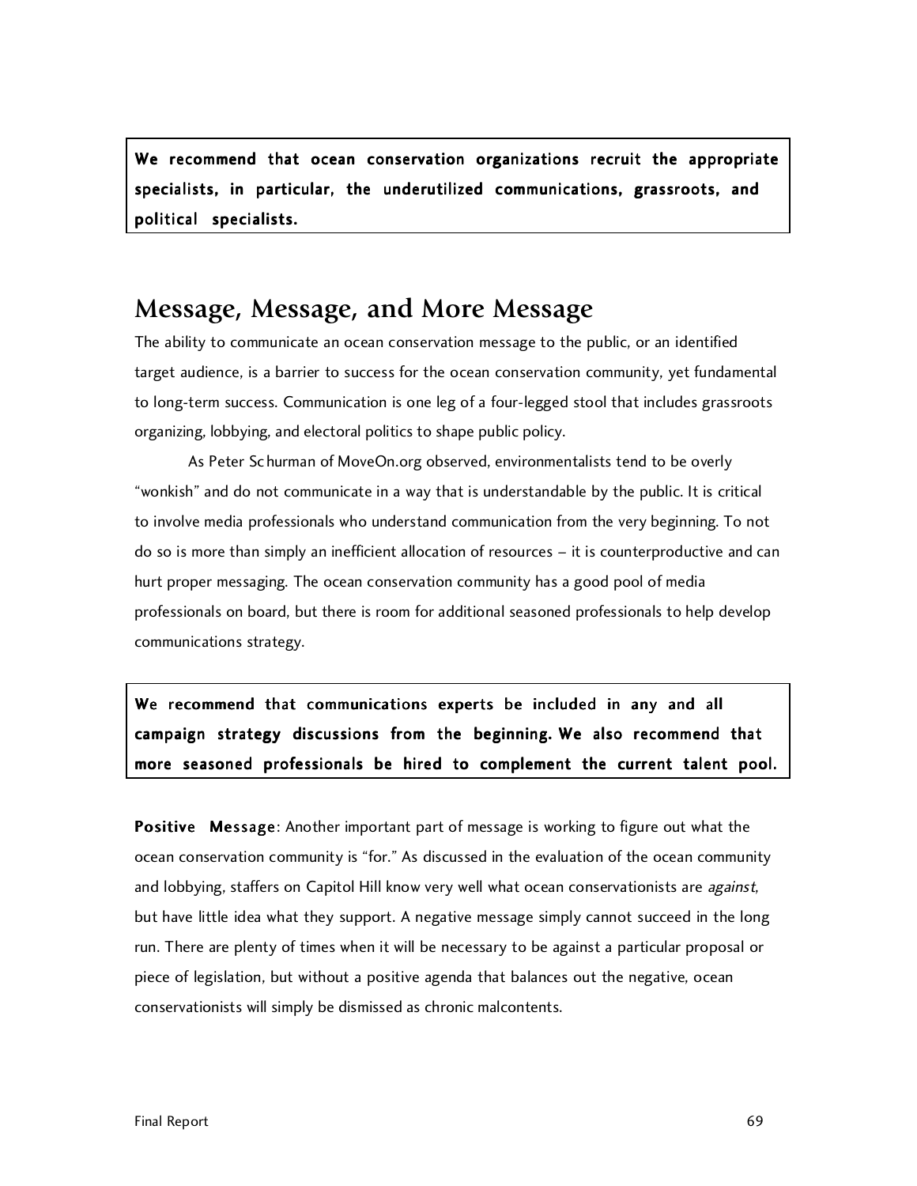**We recommend that ocean conservation organizations recruit the appropriate specialists, in particular, the underutilized communications, grassroots, and political specialists.**

## Message, Message, and More Message

The ability to communicate an ocean conservation message to the public, or an identified target audience, is a barrier to success for the ocean conservation community, yet fundamental to long-term success. Communication is one leg of a four-legged stool that includes grassroots organizing, lobbying, and electoral politics to shape public policy.

As Peter Schurman of MoveOn.org observed, environmentalists tend to be overly "wonkish" and do not communicate in a way that is understandable by the public. It is critical to involve media professionals who understand communication from the very beginning. To not do so is more than simply an inefficient allocation of resources – it is counterproductive and can hurt proper messaging. The ocean conservation community has a good pool of media professionals on board, but there is room for additional seasoned professionals to help develop communications strategy.

**We recommend that communications experts be included in any and all campaign strategy discussions from the beginning. We also recommend that more seasoned professionals be hired to complement the current talent pool.**

**Positive Message**: Another important part of message is working to figure out what the ocean conservation community is "for." As discussed in the evaluation of the ocean community and lobbying, staffers on Capitol Hill know very well what ocean conservationists are *against*, but have little idea what they support. A negative message simply cannot succeed in the long run. There are plenty of times when it will be necessary to be against a particular proposal or piece of legislation, but without a positive agenda that balances out the negative, ocean conservationists will simply be dismissed as chronic malcontents.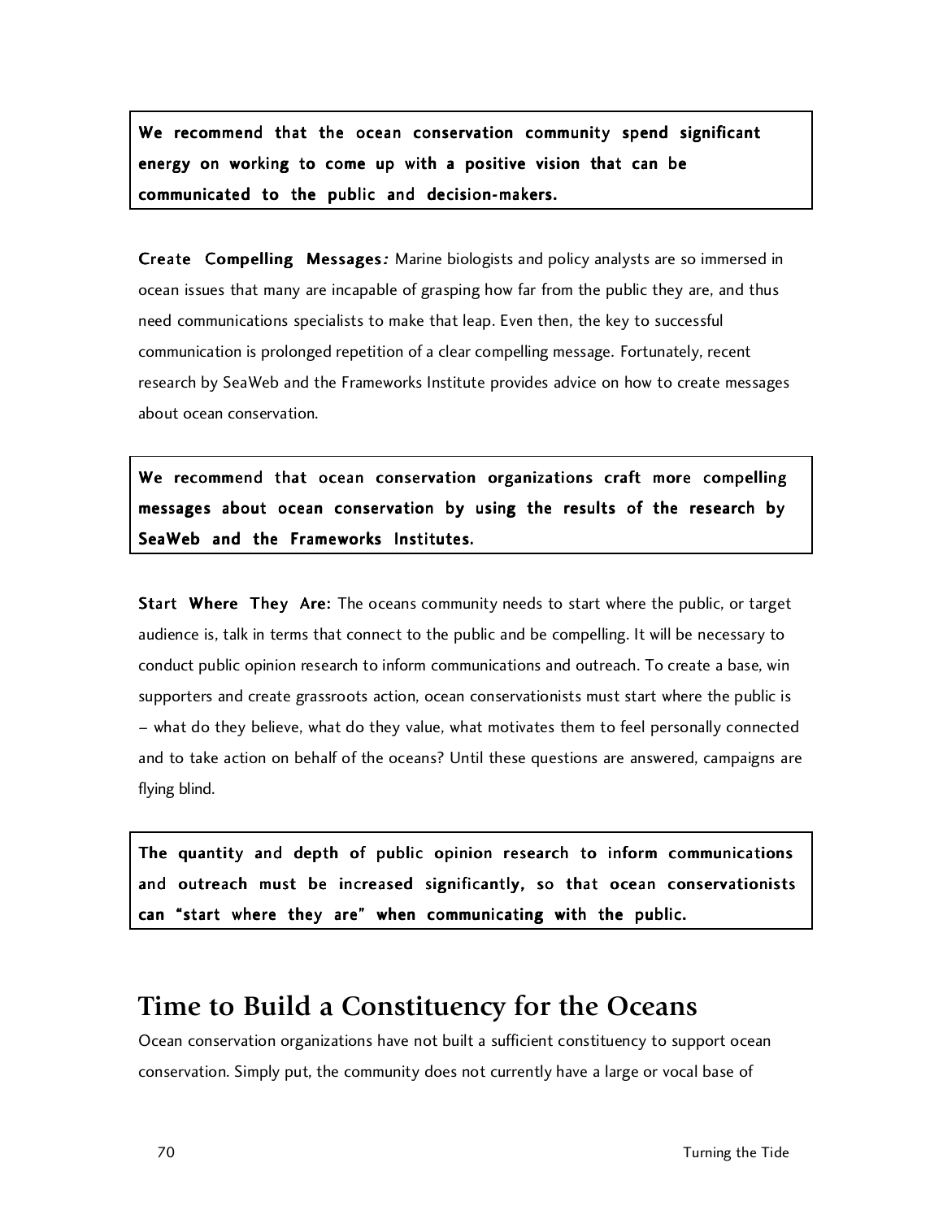**We recommend that the ocean conservation community spend significant energy on working to come up with a positive vision that can be communicated to the public and decision-makers.**

**Create Compelling Messages*:*** Marine biologists and policy analysts are so immersed in ocean issues that many are incapable of grasping how far from the public they are, and thus need communications specialists to make that leap. Even then, the key to successful communication is prolonged repetition of a clear compelling message. Fortunately, recent research by SeaWeb and the Frameworks Institute provides advice on how to create messages about ocean conservation.

**We recommend that ocean conservation organizations craft more compelling messages about ocean conservation by using the results of the research by SeaWeb and the Frameworks Institutes.**

**Start Where They Are:** The oceans community needs to start where the public, or target audience is, talk in terms that connect to the public and be compelling. It will be necessary to conduct public opinion research to inform communications and outreach. To create a base, win supporters and create grassroots action, ocean conservationists must start where the public is – what do they believe, what do they value, what motivates them to feel personally connected and to take action on behalf of the oceans? Until these questions are answered, campaigns are flying blind.

**The quantity and depth of public opinion research to inform communications and outreach must be increased significantly, so that ocean conservationists can "start where they are" when communicating with the public.**

## Time to Build a Constituency for the Oceans

Ocean conservation organizations have not built a sufficient constituency to support ocean conservation. Simply put, the community does not currently have a large or vocal base of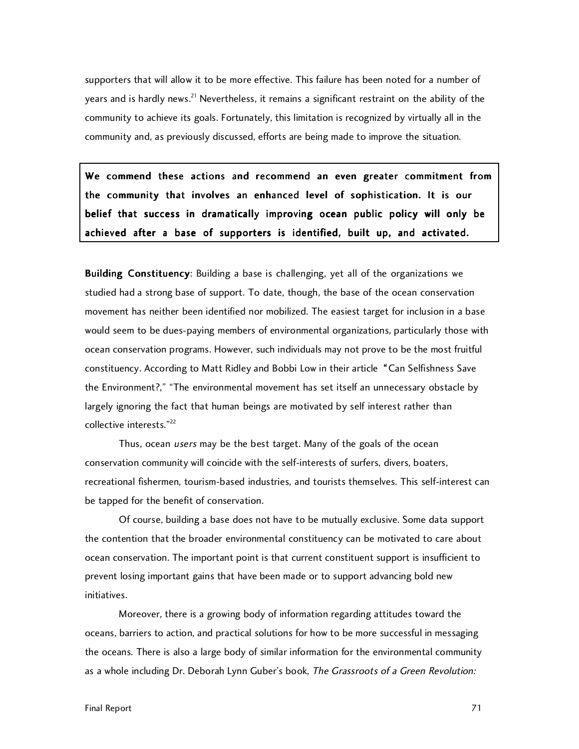supporters that will allow it to be more effective. This failure has been noted for a number of years and is hardly news.[21] Nevertheless, it remains a significant restraint on the ability of the community to achieve its goals. Fortunately, this limitation is recognized by virtually all in the community and, as previously discussed, efforts are being made to improve the situation.

**We commend these actions and recommend an even greater commitment from the community that involves an enhanced level of sophistication. It is our belief that success in dramatically improving ocean public policy will only be achieved after a base of supporters is identified, built up, and activated.**

**Building Constituency**: Building a base is challenging, yet all of the organizations we studied had a strong base of support. To date, though, the base of the ocean conservation movement has neither been identified nor mobilized. The easiest target for inclusion in a base would seem to be dues-paying members of environmental organizations, particularly those with ocean conservation programs. However, such individuals may not prove to be the most fruitful constituency. According to Matt Ridley and Bobbi Low in their article "Can Selfishness Save the Environment?," "The environmental movement has set itself an unnecessary obstacle by largely ignoring the fact that human beings are motivated by self interest rather than collective interests."[22]

Thus, ocean *users* may be the best target. Many of the goals of the ocean conservation community will coincide with the self-interests of surfers, divers, boaters, recreational fishermen, tourism-based industries, and tourists themselves. This self-interest can be tapped for the benefit of conservation.

Of course, building a base does not have to be mutually exclusive. Some data support the contention that the broader environmental constituency can be motivated to care about ocean conservation. The important point is that current constituent support is insufficient to prevent losing important gains that have been made or to support advancing bold new initiatives.

Moreover, there is a growing body of information regarding attitudes toward the oceans, barriers to action, and practical solutions for how to be more successful in messaging the oceans. There is also a large body of similar information for the environmental community as a whole including Dr. Deborah Lynn Guber's book, *The Grassroots of a Green Revolution:*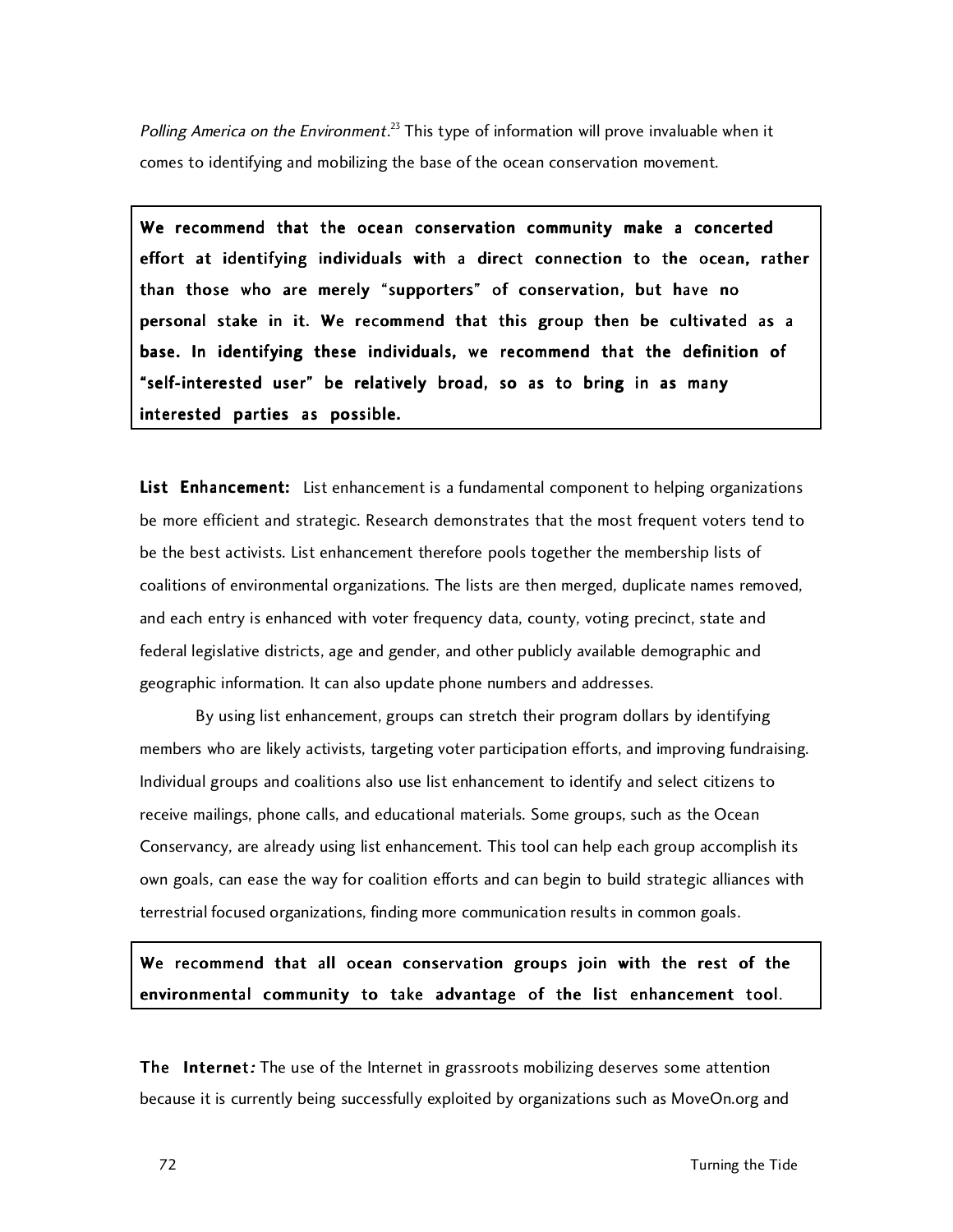*Polling America on the Environment*.[23] This type of information will prove invaluable when it comes to identifying and mobilizing the base of the ocean conservation movement.

**We recommend that the ocean conservation community make a concerted effort at identifying individuals with a direct connection to the ocean, rather than those who are merely "supporters" of conservation, but have no personal stake in it. We recommend that this group then be cultivated as a base. In identifying these individuals, we recommend that the definition of "self-interested user" be relatively broad, so as to bring in as many interested parties as possible.**

**List Enhancement:** List enhancement is a fundamental component to helping organizations be more efficient and strategic. Research demonstrates that the most frequent voters tend to be the best activists. List enhancement therefore pools together the membership lists of coalitions of environmental organizations. The lists are then merged, duplicate names removed, and each entry is enhanced with voter frequency data, county, voting precinct, state and federal legislative districts, age and gender, and other publicly available demographic and geographic information. It can also update phone numbers and addresses.

By using list enhancement, groups can stretch their program dollars by identifying members who are likely activists, targeting voter participation efforts, and improving fundraising. Individual groups and coalitions also use list enhancement to identify and select citizens to receive mailings, phone calls, and educational materials. Some groups, such as the Ocean Conservancy, are already using list enhancement. This tool can help each group accomplish its own goals, can ease the way for coalition efforts and can begin to build strategic alliances with terrestrial focused organizations, finding more communication results in common goals.

**We recommend that all ocean conservation groups join with the rest of the environmental community to take advantage of the list enhancement tool**.

**The Internet***:* The use of the Internet in grassroots mobilizing deserves some attention because it is currently being successfully exploited by organizations such as MoveOn.org and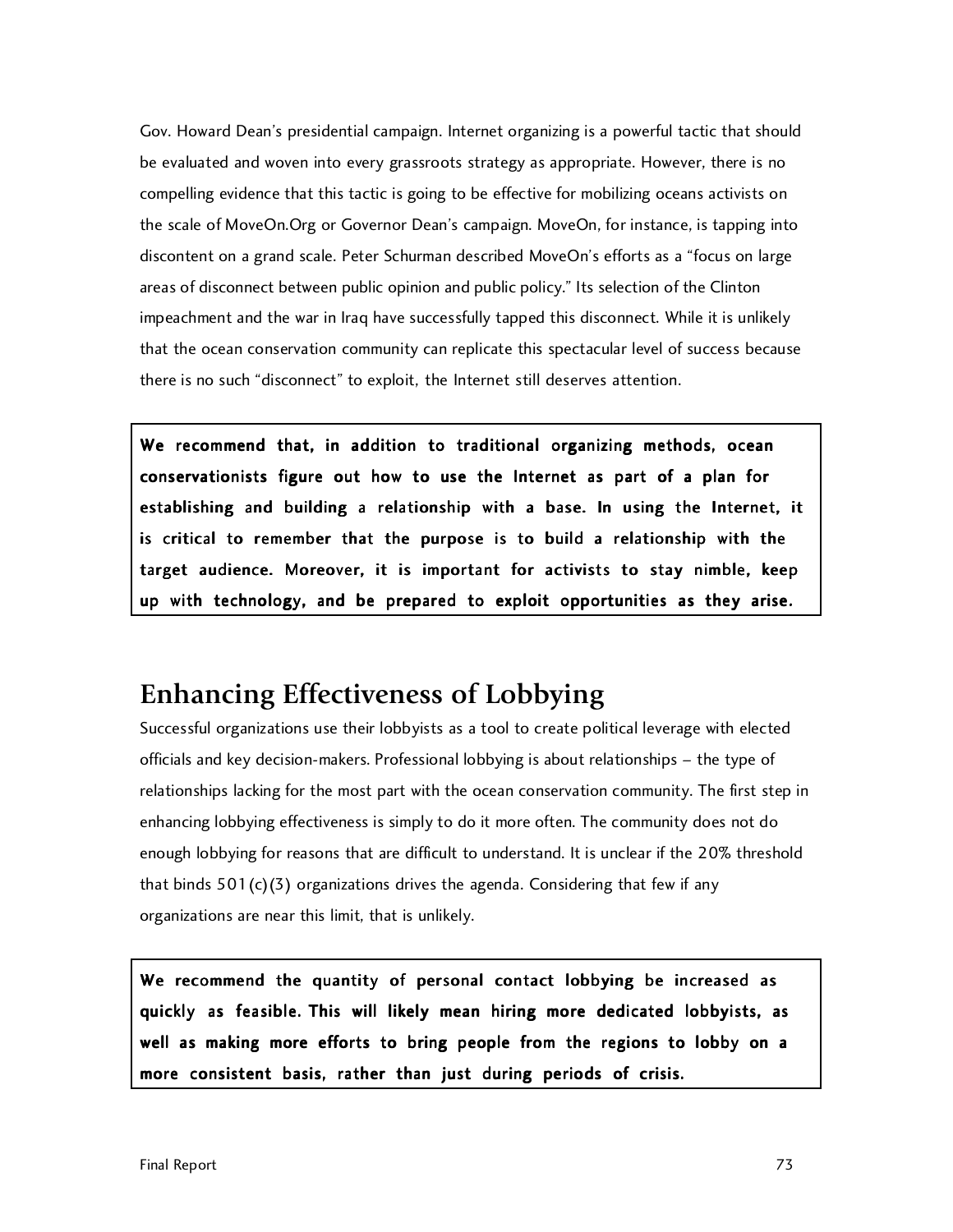Gov. Howard Dean's presidential campaign. Internet organizing is a powerful tactic that should be evaluated and woven into every grassroots strategy as appropriate. However, there is no compelling evidence that this tactic is going to be effective for mobilizing oceans activists on the scale of MoveOn.Org or Governor Dean's campaign. MoveOn, for instance, is tapping into discontent on a grand scale. Peter Schurman described MoveOn's efforts as a "focus on large areas of disconnect between public opinion and public policy." Its selection of the Clinton impeachment and the war in Iraq have successfully tapped this disconnect. While it is unlikely that the ocean conservation community can replicate this spectacular level of success because there is no such "disconnect" to exploit, the Internet still deserves attention.

**We recommend that, in addition to traditional organizing methods, ocean conservationists figure out how to use the Internet as part of a plan for establishing and building a relationship with a base. In using the Internet, it is critical to remember that the purpose is to build a relationship with the target audience. Moreover, it is important for activists to stay nimble, keep up with technology, and be prepared to exploit opportunities as they arise.**

## Enhancing Effectiveness of Lobbying

Successful organizations use their lobbyists as a tool to create political leverage with elected officials and key decision-makers. Professional lobbying is about relationships – the type of relationships lacking for the most part with the ocean conservation community. The first step in enhancing lobbying effectiveness is simply to do it more often. The community does not do enough lobbying for reasons that are difficult to understand. It is unclear if the 20% threshold that binds 501(c)(3) organizations drives the agenda. Considering that few if any organizations are near this limit, that is unlikely.

**We recommend the quantity of personal contact lobbying be increased as quickly as feasible. This will likely mean hiring more dedicated lobbyists, as well as making more efforts to bring people from the regions to lobby on a more consistent basis, rather than just during periods of crisis.**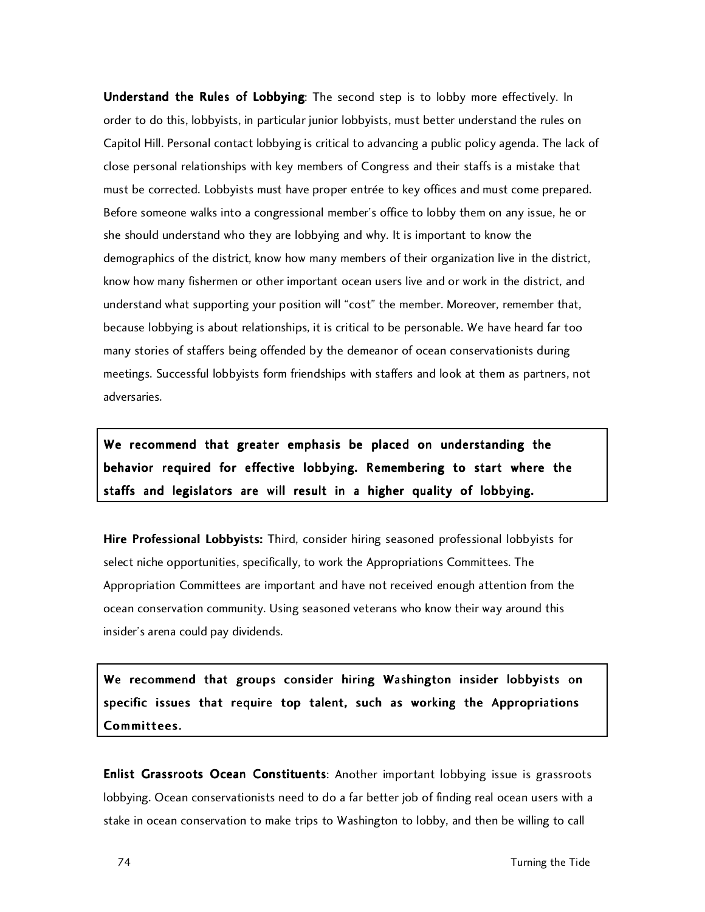**Understand the Rules of Lobbying**: The second step is to lobby more effectively. In order to do this, lobbyists, in particular junior lobbyists, must better understand the rules on Capitol Hill. Personal contact lobbying is critical to advancing a public policy agenda. The lack of close personal relationships with key members of Congress and their staffs is a mistake that must be corrected. Lobbyists must have proper entrée to key offices and must come prepared. Before someone walks into a congressional member's office to lobby them on any issue, he or she should understand who they are lobbying and why. It is important to know the demographics of the district, know how many members of their organization live in the district, know how many fishermen or other important ocean users live and or work in the district, and understand what supporting your position will "cost" the member. Moreover, remember that, because lobbying is about relationships, it is critical to be personable. We have heard far too many stories of staffers being offended by the demeanor of ocean conservationists during meetings. Successful lobbyists form friendships with staffers and look at them as partners, not adversaries.

**We recommend that greater emphasis be placed on understanding the behavior required for effective lobbying. Remembering to start where the staffs and legislators are will result in a higher quality of lobbying.**

**Hire Professional Lobbyists:** Third, consider hiring seasoned professional lobbyists for select niche opportunities, specifically, to work the Appropriations Committees. The Appropriation Committees are important and have not received enough attention from the ocean conservation community. Using seasoned veterans who know their way around this insider's arena could pay dividends.

**We recommend that groups consider hiring Washington insider lobbyists on specific issues that require top talent, such as working the Appropriations Committees.**

**Enlist Grassroots Ocean Constituents**: Another important lobbying issue is grassroots lobbying. Ocean conservationists need to do a far better job of finding real ocean users with a stake in ocean conservation to make trips to Washington to lobby, and then be willing to call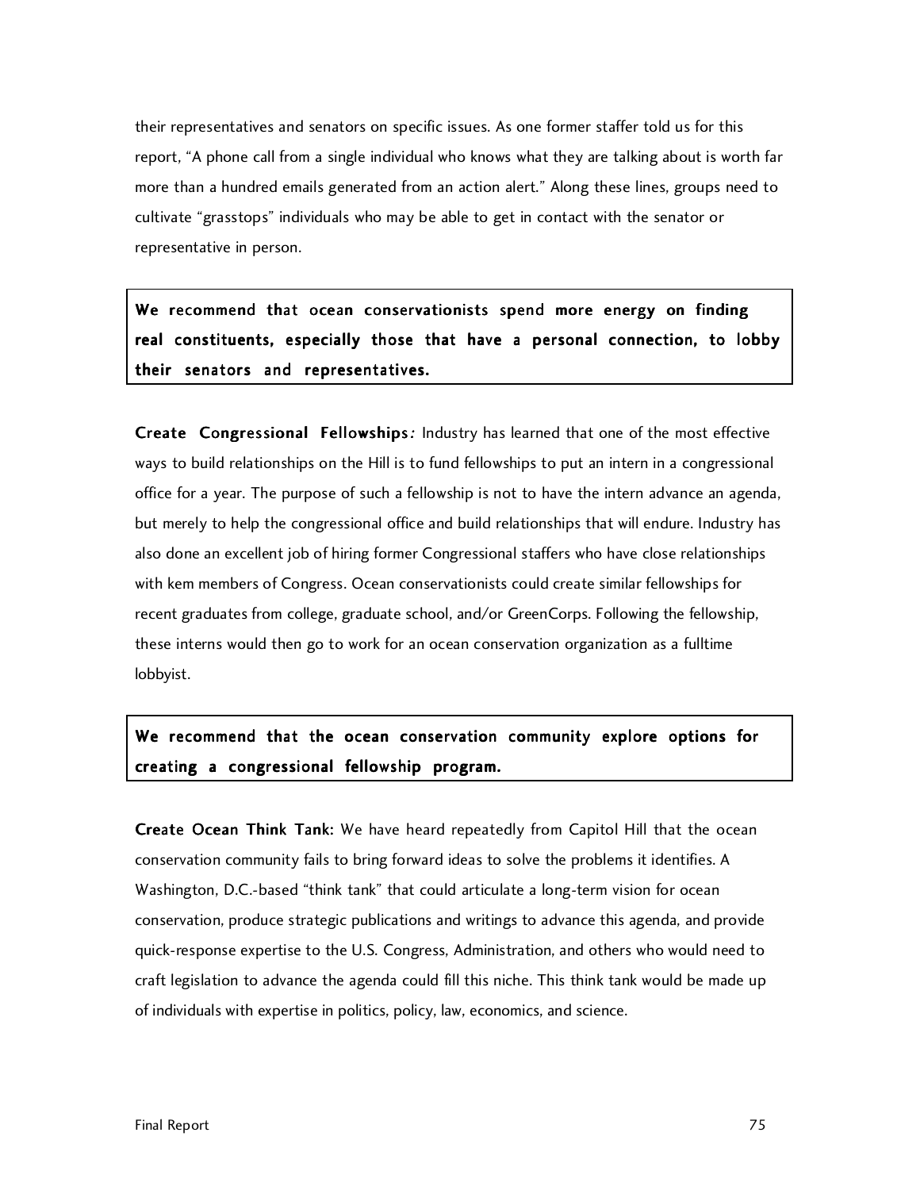their representatives and senators on specific issues. As one former staffer told us for this report, "A phone call from a single individual who knows what they are talking about is worth far more than a hundred emails generated from an action alert." Along these lines, groups need to cultivate "grasstops" individuals who may be able to get in contact with the senator or representative in person.

> **We recommend that ocean conservationists spend more energy on finding real constituents, especially those that have a personal connection, to lobby their senators and representatives.**

**Create Congressional Fellowships***:* Industry has learned that one of the most effective ways to build relationships on the Hill is to fund fellowships to put an intern in a congressional office for a year. The purpose of such a fellowship is not to have the intern advance an agenda, but merely to help the congressional office and build relationships that will endure. Industry has also done an excellent job of hiring former Congressional staffers who have close relationships with kem members of Congress. Ocean conservationists could create similar fellowships for recent graduates from college, graduate school, and/or GreenCorps. Following the fellowship, these interns would then go to work for an ocean conservation organization as a fulltime lobbyist.

> **We recommend that the ocean conservation community explore options for creating a congressional fellowship program.**

**Create Ocean Think Tank:** We have heard repeatedly from Capitol Hill that the ocean conservation community fails to bring forward ideas to solve the problems it identifies. A Washington, D.C.-based "think tank" that could articulate a long-term vision for ocean conservation, produce strategic publications and writings to advance this agenda, and provide quick-response expertise to the U.S. Congress, Administration, and others who would need to craft legislation to advance the agenda could fill this niche. This think tank would be made up of individuals with expertise in politics, policy, law, economics, and science.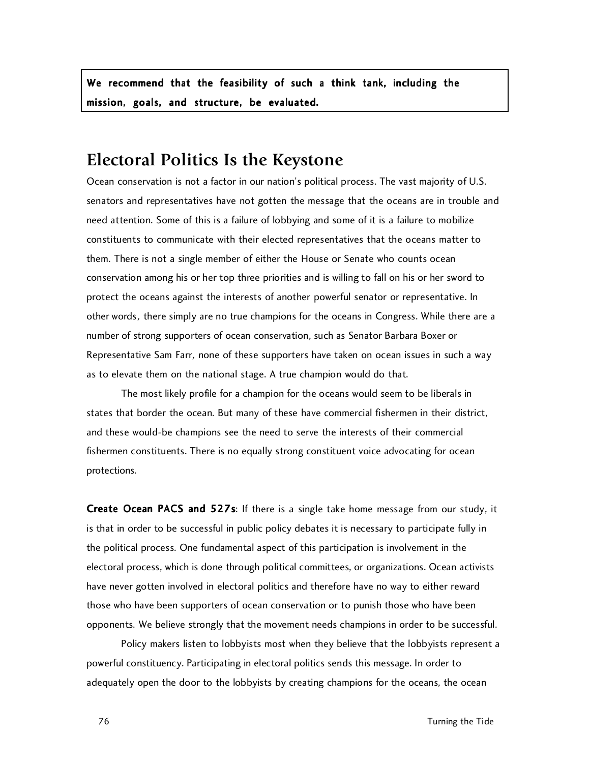**We recommend that the feasibility of such a think tank, including the mission, goals, and structure, be evaluated.**

## Electoral Politics Is the Keystone

Ocean conservation is not a factor in our nation's political process. The vast majority of U.S. senators and representatives have not gotten the message that the oceans are in trouble and need attention. Some of this is a failure of lobbying and some of it is a failure to mobilize constituents to communicate with their elected representatives that the oceans matter to them. There is not a single member of either the House or Senate who counts ocean conservation among his or her top three priorities and is willing to fall on his or her sword to protect the oceans against the interests of another powerful senator or representative. In other words, there simply are no true champions for the oceans in Congress. While there are a number of strong supporters of ocean conservation, such as Senator Barbara Boxer or Representative Sam Farr, none of these supporters have taken on ocean issues in such a way as to elevate them on the national stage. A true champion would do that.

The most likely profile for a champion for the oceans would seem to be liberals in states that border the ocean. But many of these have commercial fishermen in their district, and these would-be champions see the need to serve the interests of their commercial fishermen constituents. There is no equally strong constituent voice advocating for ocean protections.

**Create Ocean PACS and 527s**: If there is a single take home message from our study, it is that in order to be successful in public policy debates it is necessary to participate fully in the political process. One fundamental aspect of this participation is involvement in the electoral process, which is done through political committees, or organizations. Ocean activists have never gotten involved in electoral politics and therefore have no way to either reward those who have been supporters of ocean conservation or to punish those who have been opponents. We believe strongly that the movement needs champions in order to be successful.

Policy makers listen to lobbyists most when they believe that the lobbyists represent a powerful constituency. Participating in electoral politics sends this message. In order to adequately open the door to the lobbyists by creating champions for the oceans, the ocean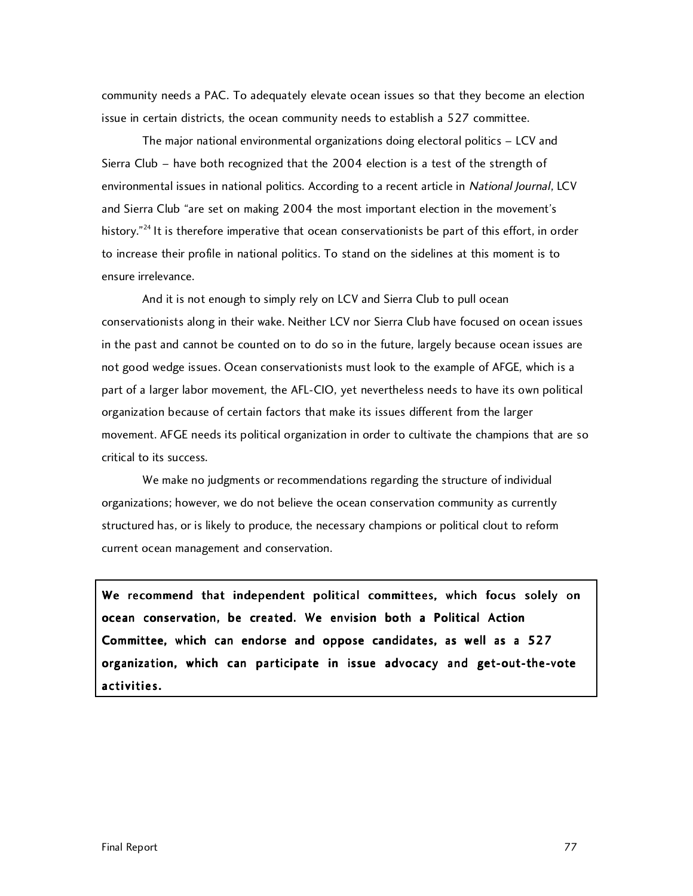community needs a PAC. To adequately elevate ocean issues so that they become an election issue in certain districts, the ocean community needs to establish a 527 committee.

The major national environmental organizations doing electoral politics – LCV and Sierra Club – have both recognized that the 2004 election is a test of the strength of environmental issues in national politics. According to a recent article in *National Journal*, LCV and Sierra Club "are set on making 2004 the most important election in the movement's history."[24] It is therefore imperative that ocean conservationists be part of this effort, in order to increase their profile in national politics. To stand on the sidelines at this moment is to ensure irrelevance.

And it is not enough to simply rely on LCV and Sierra Club to pull ocean conservationists along in their wake. Neither LCV nor Sierra Club have focused on ocean issues in the past and cannot be counted on to do so in the future, largely because ocean issues are not good wedge issues. Ocean conservationists must look to the example of AFGE, which is a part of a larger labor movement, the AFL-CIO, yet nevertheless needs to have its own political organization because of certain factors that make its issues different from the larger movement. AFGE needs its political organization in order to cultivate the champions that are so critical to its success.

We make no judgments or recommendations regarding the structure of individual organizations; however, we do not believe the ocean conservation community as currently structured has, or is likely to produce, the necessary champions or political clout to reform current ocean management and conservation.

**We recommend that independent political committees, which focus solely on ocean conservation, be created. We envision both a Political Action Committee, which can endorse and oppose candidates, as well as a 527 organization, which can participate in issue advocacy and get-out-the-vote activities.**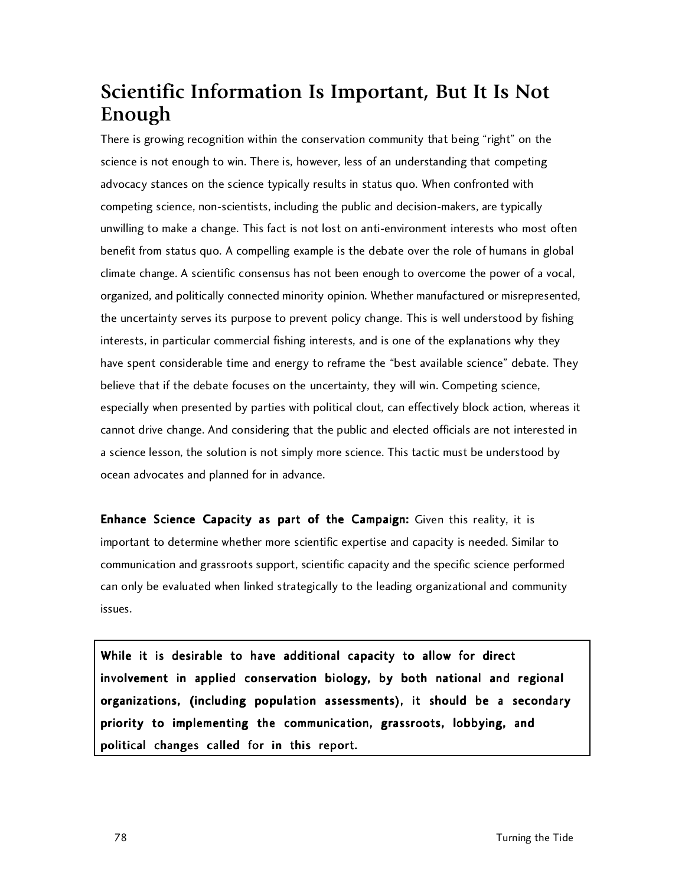## Scientific Information Is Important, But It Is Not Enough

There is growing recognition within the conservation community that being "right" on the science is not enough to win. There is, however, less of an understanding that competing advocacy stances on the science typically results in status quo. When confronted with competing science, non-scientists, including the public and decision-makers, are typically unwilling to make a change. This fact is not lost on anti-environment interests who most often benefit from status quo. A compelling example is the debate over the role of humans in global climate change. A scientific consensus has not been enough to overcome the power of a vocal, organized, and politically connected minority opinion. Whether manufactured or misrepresented, the uncertainty serves its purpose to prevent policy change. This is well understood by fishing interests, in particular commercial fishing interests, and is one of the explanations why they have spent considerable time and energy to reframe the "best available science" debate. They believe that if the debate focuses on the uncertainty, they will win. Competing science, especially when presented by parties with political clout, can effectively block action, whereas it cannot drive change. And considering that the public and elected officials are not interested in a science lesson, the solution is not simply more science. This tactic must be understood by ocean advocates and planned for in advance.

**Enhance Science Capacity as part of the Campaign:** Given this reality, it is important to determine whether more scientific expertise and capacity is needed. Similar to communication and grassroots support, scientific capacity and the specific science performed can only be evaluated when linked strategically to the leading organizational and community issues.

> **While it is desirable to have additional capacity to allow for direct involvement in applied conservation biology, by both national and regional organizations, (including population assessments), it should be a secondary priority to implementing the communication, grassroots, lobbying, and political changes called for in this report.**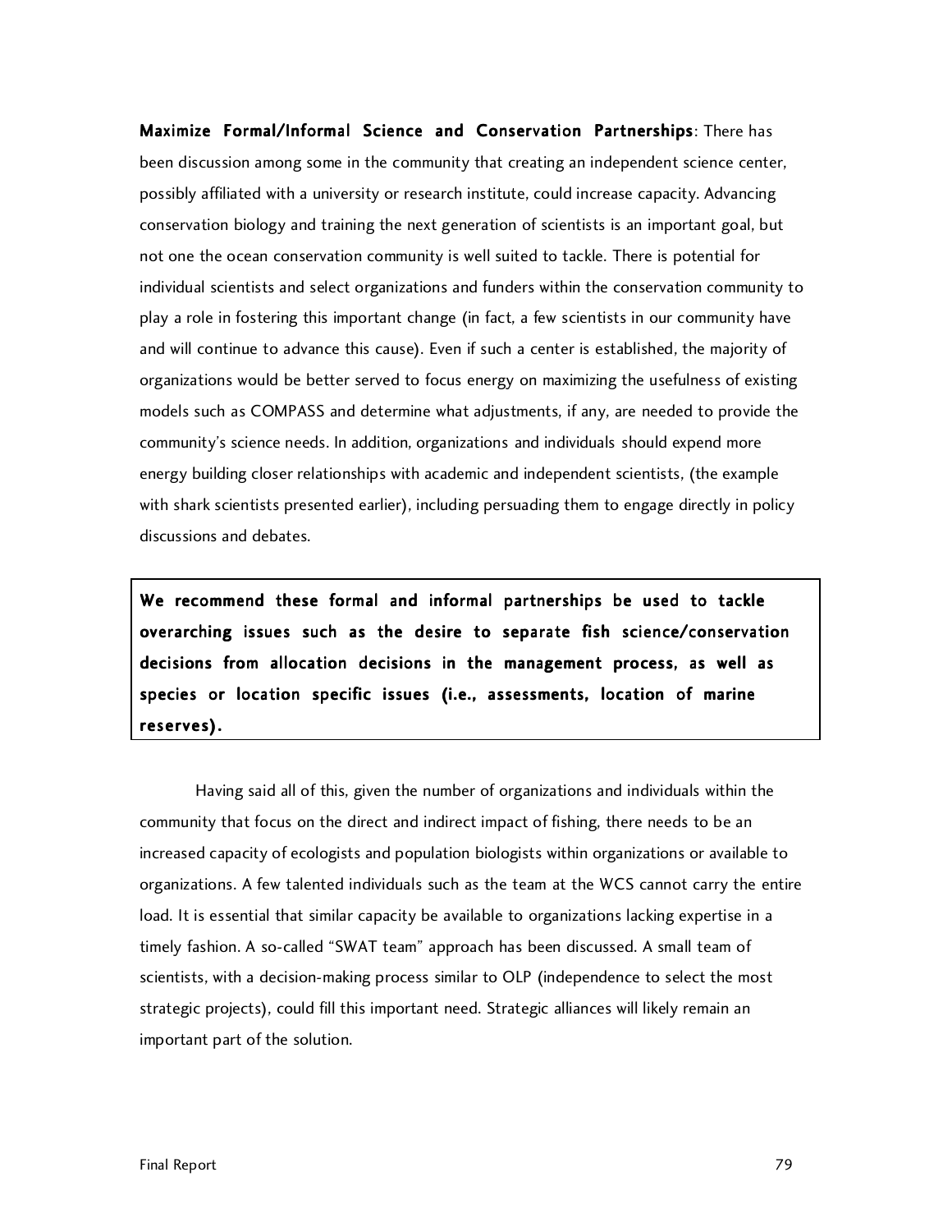**Maximize Formal/Informal Science and Conservation Partnerships**: There has been discussion among some in the community that creating an independent science center, possibly affiliated with a university or research institute, could increase capacity. Advancing conservation biology and training the next generation of scientists is an important goal, but not one the ocean conservation community is well suited to tackle. There is potential for individual scientists and select organizations and funders within the conservation community to play a role in fostering this important change (in fact, a few scientists in our community have and will continue to advance this cause). Even if such a center is established, the majority of organizations would be better served to focus energy on maximizing the usefulness of existing models such as COMPASS and determine what adjustments, if any, are needed to provide the community's science needs. In addition, organizations and individuals should expend more energy building closer relationships with academic and independent scientists, (the example with shark scientists presented earlier), including persuading them to engage directly in policy discussions and debates.

**We recommend these formal and informal partnerships be used to tackle overarching issues such as the desire to separate fish science/conservation decisions from allocation decisions in the management process, as well as species or location specific issues (i.e., assessments, location of marine reserves).**

Having said all of this, given the number of organizations and individuals within the community that focus on the direct and indirect impact of fishing, there needs to be an increased capacity of ecologists and population biologists within organizations or available to organizations. A few talented individuals such as the team at the WCS cannot carry the entire load. It is essential that similar capacity be available to organizations lacking expertise in a timely fashion. A so-called "SWAT team" approach has been discussed. A small team of scientists, with a decision-making process similar to OLP (independence to select the most strategic projects), could fill this important need. Strategic alliances will likely remain an important part of the solution.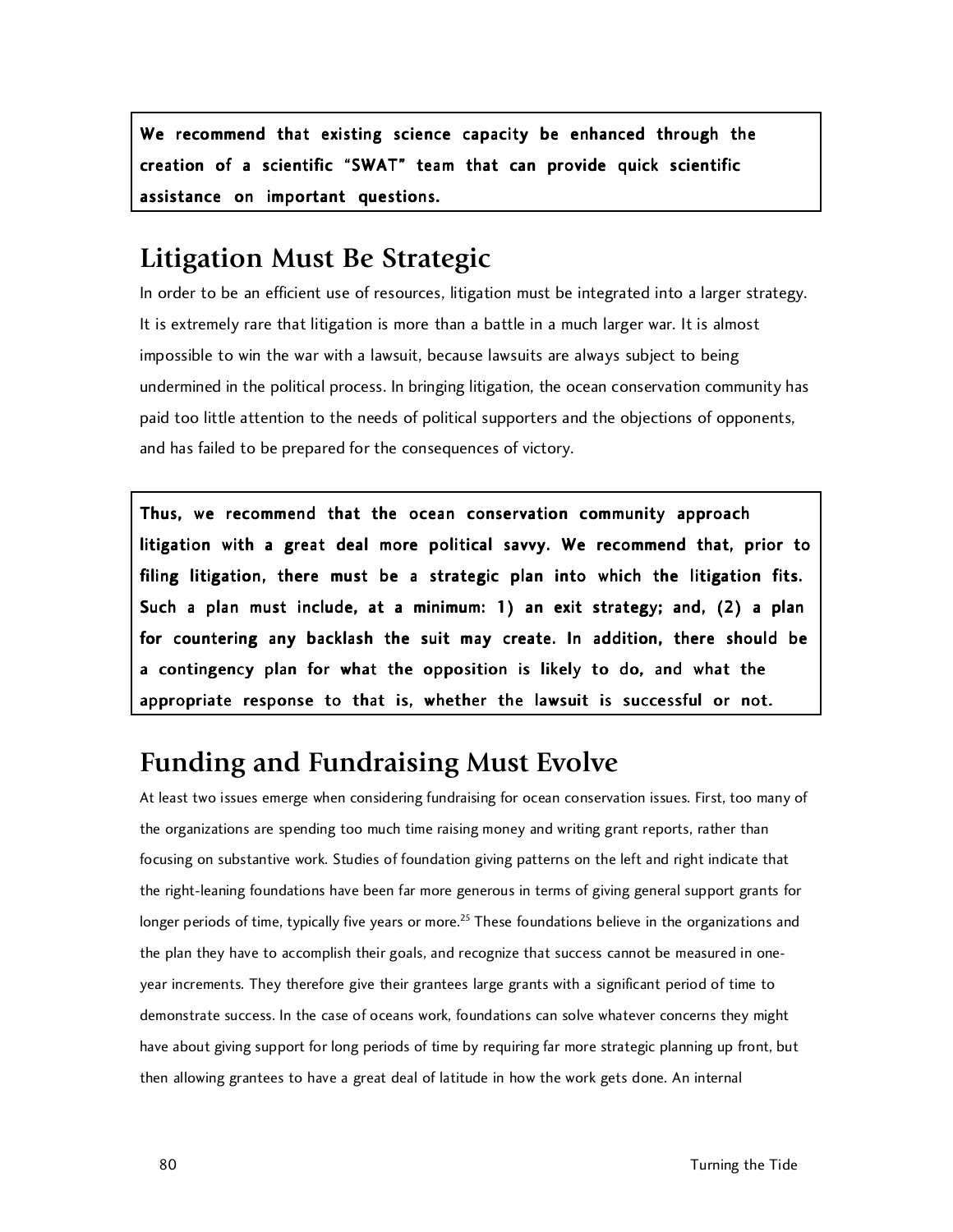**We recommend that existing science capacity be enhanced through the creation of a scientific "SWAT" team that can provide quick scientific assistance on important questions.**

## Litigation Must Be Strategic

In order to be an efficient use of resources, litigation must be integrated into a larger strategy. It is extremely rare that litigation is more than a battle in a much larger war. It is almost impossible to win the war with a lawsuit, because lawsuits are always subject to being undermined in the political process. In bringing litigation, the ocean conservation community has paid too little attention to the needs of political supporters and the objections of opponents, and has failed to be prepared for the consequences of victory.

**Thus, we recommend that the ocean conservation community approach litigation with a great deal more political savvy. We recommend that, prior to filing litigation, there must be a strategic plan into which the litigation fits. Such a plan must include, at a minimum: 1) an exit strategy; and, (2) a plan for countering any backlash the suit may create. In addition, there should be a contingency plan for what the opposition is likely to do, and what the appropriate response to that is, whether the lawsuit is successful or not.**

## Funding and Fundraising Must Evolve

At least two issues emerge when considering fundraising for ocean conservation issues. First, too many of the organizations are spending too much time raising money and writing grant reports, rather than focusing on substantive work. Studies of foundation giving patterns on the left and right indicate that the right-leaning foundations have been far more generous in terms of giving general support grants for longer periods of time, typically five years or more.[25] These foundations believe in the organizations and the plan they have to accomplish their goals, and recognize that success cannot be measured in one-year increments. They therefore give their grantees large grants with a significant period of time to demonstrate success. In the case of oceans work, foundations can solve whatever concerns they might have about giving support for long periods of time by requiring far more strategic planning up front, but then allowing grantees to have a great deal of latitude in how the work gets done. An internal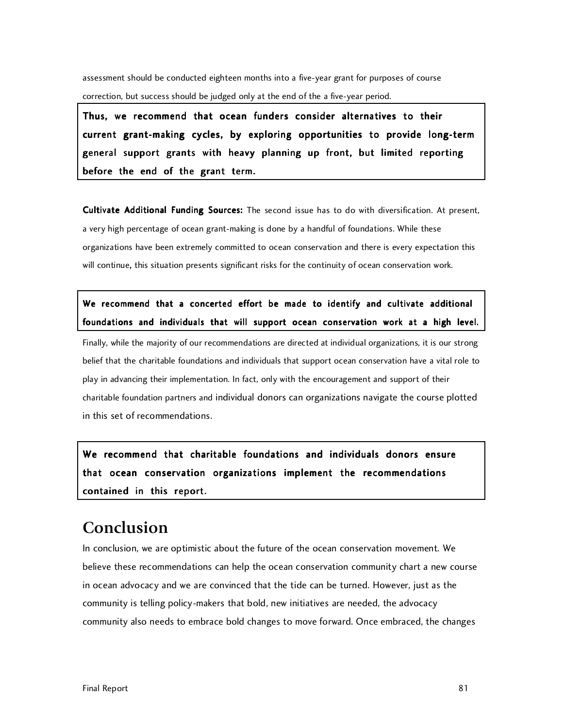assessment should be conducted eighteen months into a five-year grant for purposes of course correction, but success should be judged only at the end of the a five-year period.

**Thus, we recommend that ocean funders consider alternatives to their current grant-making cycles, by exploring opportunities to provide long-term general support grants with heavy planning up front, but limited reporting before the end of the grant term.**

**Cultivate Additional Funding Sources:** The second issue has to do with diversification. At present, a very high percentage of ocean grant-making is done by a handful of foundations. While these organizations have been extremely committed to ocean conservation and there is every expectation this will continue, this situation presents significant risks for the continuity of ocean conservation work.

**We recommend that a concerted effort be made to identify and cultivate additional foundations and individuals that will support ocean conservation work at a high level.**

Finally, while the majority of our recommendations are directed at individual organizations, it is our strong belief that the charitable foundations and individuals that support ocean conservation have a vital role to play in advancing their implementation. In fact, only with the encouragement and support of their charitable foundation partners and individual donors can organizations navigate the course plotted in this set of recommendations.

**We recommend that charitable foundations and individuals donors ensure that ocean conservation organizations implement the recommendations contained in this report.**

# Conclusion

In conclusion, we are optimistic about the future of the ocean conservation movement. We believe these recommendations can help the ocean conservation community chart a new course in ocean advocacy and we are convinced that the tide can be turned. However, just as the community is telling policy-makers that bold, new initiatives are needed, the advocacy community also needs to embrace bold changes to move forward. Once embraced, the changes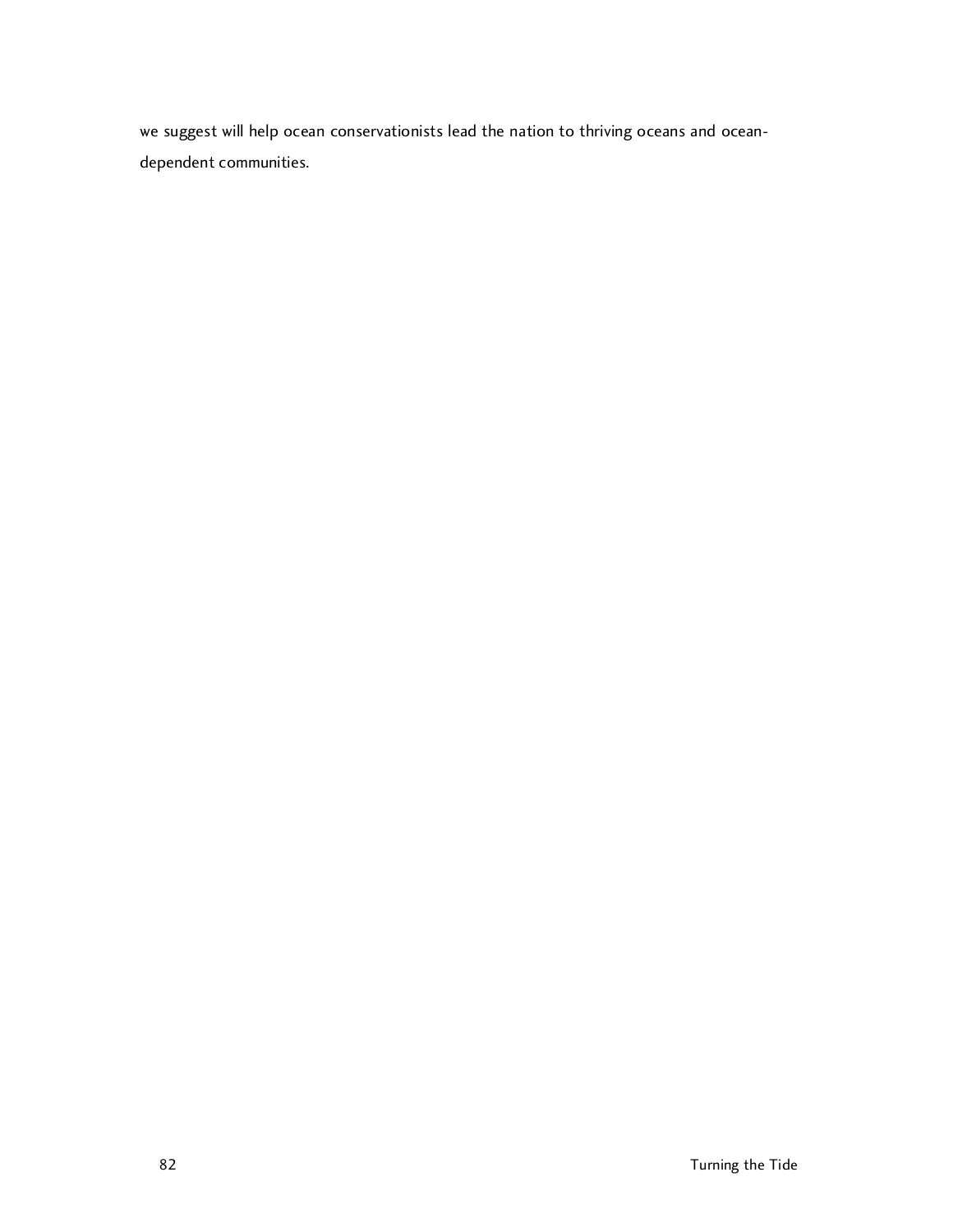we suggest will help ocean conservationists lead the nation to thriving oceans and ocean-dependent communities.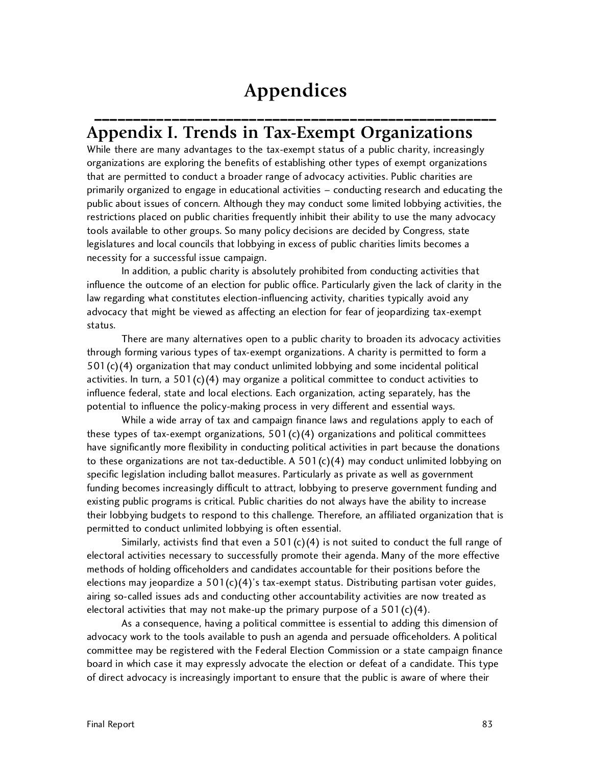# Appendices

## Appendix I. Trends in Tax-Exempt Organizations

While there are many advantages to the tax-exempt status of a public charity, increasingly organizations are exploring the benefits of establishing other types of exempt organizations that are permitted to conduct a broader range of advocacy activities. Public charities are primarily organized to engage in educational activities – conducting research and educating the public about issues of concern. Although they may conduct some limited lobbying activities, the restrictions placed on public charities frequently inhibit their ability to use the many advocacy tools available to other groups. So many policy decisions are decided by Congress, state legislatures and local councils that lobbying in excess of public charities limits becomes a necessity for a successful issue campaign.

In addition, a public charity is absolutely prohibited from conducting activities that influence the outcome of an election for public office. Particularly given the lack of clarity in the law regarding what constitutes election-influencing activity, charities typically avoid any advocacy that might be viewed as affecting an election for fear of jeopardizing tax-exempt status.

There are many alternatives open to a public charity to broaden its advocacy activities through forming various types of tax-exempt organizations. A charity is permitted to form a 501(c)(4) organization that may conduct unlimited lobbying and some incidental political activities. In turn, a 501(c)(4) may organize a political committee to conduct activities to influence federal, state and local elections. Each organization, acting separately, has the potential to influence the policy-making process in very different and essential ways.

While a wide array of tax and campaign finance laws and regulations apply to each of these types of tax-exempt organizations, 501(c)(4) organizations and political committees have significantly more flexibility in conducting political activities in part because the donations to these organizations are not tax-deductible. A 501(c)(4) may conduct unlimited lobbying on specific legislation including ballot measures. Particularly as private as well as government funding becomes increasingly difficult to attract, lobbying to preserve government funding and existing public programs is critical. Public charities do not always have the ability to increase their lobbying budgets to respond to this challenge. Therefore, an affiliated organization that is permitted to conduct unlimited lobbying is often essential.

Similarly, activists find that even a 501(c)(4) is not suited to conduct the full range of electoral activities necessary to successfully promote their agenda. Many of the more effective methods of holding officeholders and candidates accountable for their positions before the elections may jeopardize a 501(c)(4)'s tax-exempt status. Distributing partisan voter guides, airing so-called issues ads and conducting other accountability activities are now treated as electoral activities that may not make-up the primary purpose of a 501(c)(4).

As a consequence, having a political committee is essential to adding this dimension of advocacy work to the tools available to push an agenda and persuade officeholders. A political committee may be registered with the Federal Election Commission or a state campaign finance board in which case it may expressly advocate the election or defeat of a candidate. This type of direct advocacy is increasingly important to ensure that the public is aware of where their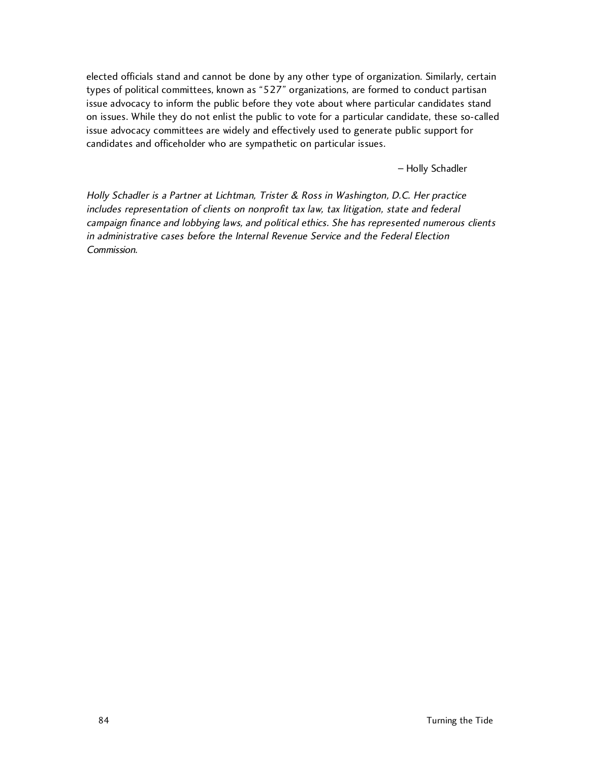elected officials stand and cannot be done by any other type of organization. Similarly, certain types of political committees, known as "527" organizations, are formed to conduct partisan issue advocacy to inform the public before they vote about where particular candidates stand on issues. While they do not enlist the public to vote for a particular candidate, these so-called issue advocacy committees are widely and effectively used to generate public support for candidates and officeholder who are sympathetic on particular issues.

– Holly Schadler

*Holly Schadler is a Partner at Lichtman, Trister & Ross in Washington, D.C. Her practice includes representation of clients on nonprofit tax law, tax litigation, state and federal campaign finance and lobbying laws, and political ethics. She has represented numerous clients in administrative cases before the Internal Revenue Service and the Federal Election Commission.*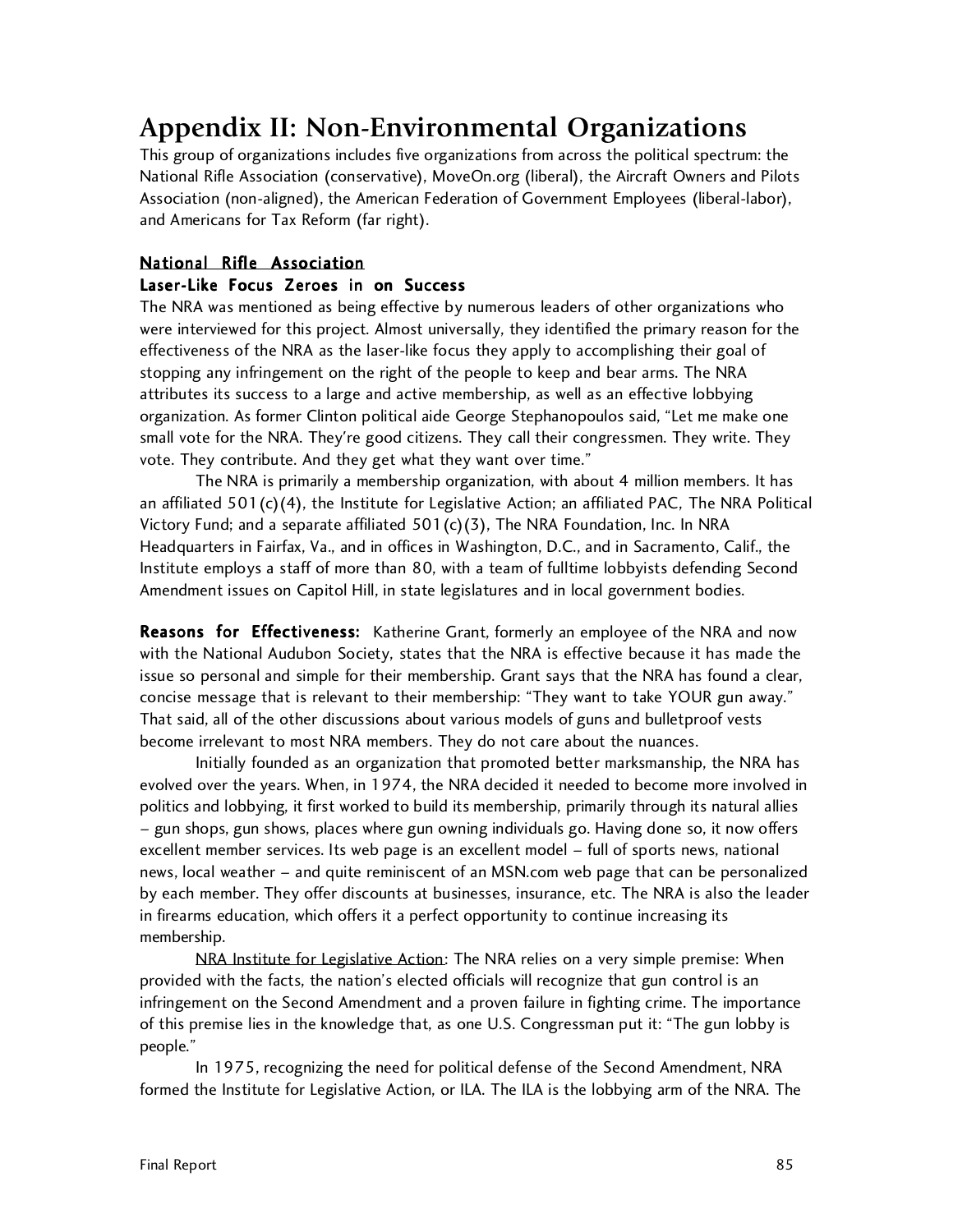# Appendix II: Non-Environmental Organizations

This group of organizations includes five organizations from across the political spectrum: the National Rifle Association (conservative), MoveOn.org (liberal), the Aircraft Owners and Pilots Association (non-aligned), the American Federation of Government Employees (liberal-labor), and Americans for Tax Reform (far right).

## National Rifle Association

### Laser-Like Focus Zeroes in on Success

The NRA was mentioned as being effective by numerous leaders of other organizations who were interviewed for this project. Almost universally, they identified the primary reason for the effectiveness of the NRA as the laser-like focus they apply to accomplishing their goal of stopping any infringement on the right of the people to keep and bear arms. The NRA attributes its success to a large and active membership, as well as an effective lobbying organization. As former Clinton political aide George Stephanopoulos said, "Let me make one small vote for the NRA. They're good citizens. They call their congressmen. They write. They vote. They contribute. And they get what they want over time."

The NRA is primarily a membership organization, with about 4 million members. It has an affiliated 501(c)(4), the Institute for Legislative Action; an affiliated PAC, The NRA Political Victory Fund; and a separate affiliated 501(c)(3), The NRA Foundation, Inc. In NRA Headquarters in Fairfax, Va., and in offices in Washington, D.C., and in Sacramento, Calif., the Institute employs a staff of more than 80, with a team of fulltime lobbyists defending Second Amendment issues on Capitol Hill, in state legislatures and in local government bodies.

**Reasons for Effectiveness:** Katherine Grant, formerly an employee of the NRA and now with the National Audubon Society, states that the NRA is effective because it has made the issue so personal and simple for their membership. Grant says that the NRA has found a clear, concise message that is relevant to their membership: "They want to take YOUR gun away." That said, all of the other discussions about various models of guns and bulletproof vests become irrelevant to most NRA members. They do not care about the nuances.

Initially founded as an organization that promoted better marksmanship, the NRA has evolved over the years. When, in 1974, the NRA decided it needed to become more involved in politics and lobbying, it first worked to build its membership, primarily through its natural allies – gun shops, gun shows, places where gun owning individuals go. Having done so, it now offers excellent member services. Its web page is an excellent model – full of sports news, national news, local weather – and quite reminiscent of an MSN.com web page that can be personalized by each member. They offer discounts at businesses, insurance, etc. The NRA is also the leader in firearms education, which offers it a perfect opportunity to continue increasing its membership.

NRA Institute for Legislative Action: The NRA relies on a very simple premise: When provided with the facts, the nation's elected officials will recognize that gun control is an infringement on the Second Amendment and a proven failure in fighting crime. The importance of this premise lies in the knowledge that, as one U.S. Congressman put it: "The gun lobby is people."

In 1975, recognizing the need for political defense of the Second Amendment, NRA formed the Institute for Legislative Action, or ILA. The ILA is the lobbying arm of the NRA. The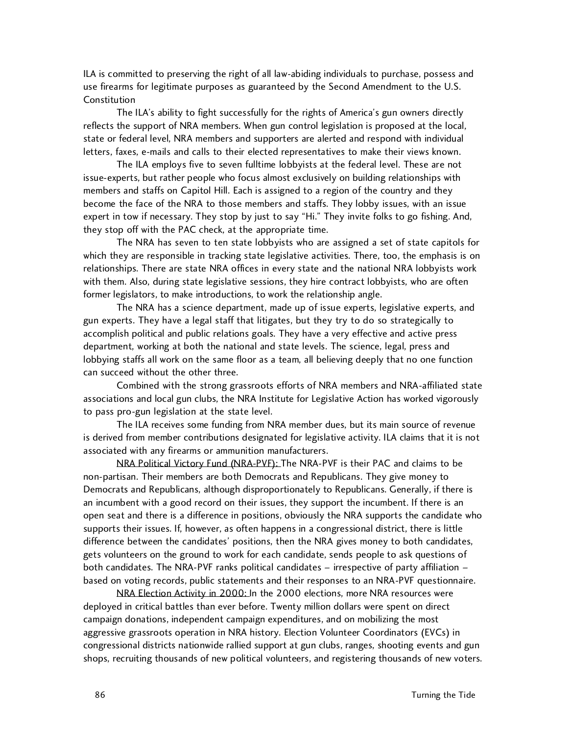ILA is committed to preserving the right of all law-abiding individuals to purchase, possess and use firearms for legitimate purposes as guaranteed by the Second Amendment to the U.S. Constitution

The ILA's ability to fight successfully for the rights of America's gun owners directly reflects the support of NRA members. When gun control legislation is proposed at the local, state or federal level, NRA members and supporters are alerted and respond with individual letters, faxes, e-mails and calls to their elected representatives to make their views known.

The ILA employs five to seven fulltime lobbyists at the federal level. These are not issue-experts, but rather people who focus almost exclusively on building relationships with members and staffs on Capitol Hill. Each is assigned to a region of the country and they become the face of the NRA to those members and staffs. They lobby issues, with an issue expert in tow if necessary. They stop by just to say "Hi." They invite folks to go fishing. And, they stop off with the PAC check, at the appropriate time.

The NRA has seven to ten state lobbyists who are assigned a set of state capitols for which they are responsible in tracking state legislative activities. There, too, the emphasis is on relationships. There are state NRA offices in every state and the national NRA lobbyists work with them. Also, during state legislative sessions, they hire contract lobbyists, who are often former legislators, to make introductions, to work the relationship angle.

The NRA has a science department, made up of issue experts, legislative experts, and gun experts. They have a legal staff that litigates, but they try to do so strategically to accomplish political and public relations goals. They have a very effective and active press department, working at both the national and state levels. The science, legal, press and lobbying staffs all work on the same floor as a team, all believing deeply that no one function can succeed without the other three.

Combined with the strong grassroots efforts of NRA members and NRA-affiliated state associations and local gun clubs, the NRA Institute for Legislative Action has worked vigorously to pass pro-gun legislation at the state level.

The ILA receives some funding from NRA member dues, but its main source of revenue is derived from member contributions designated for legislative activity. ILA claims that it is not associated with any firearms or ammunition manufacturers.

NRA Political Victory Fund (NRA-PVF): The NRA-PVF is their PAC and claims to be non-partisan. Their members are both Democrats and Republicans. They give money to Democrats and Republicans, although disproportionately to Republicans. Generally, if there is an incumbent with a good record on their issues, they support the incumbent. If there is an open seat and there is a difference in positions, obviously the NRA supports the candidate who supports their issues. If, however, as often happens in a congressional district, there is little difference between the candidates' positions, then the NRA gives money to both candidates, gets volunteers on the ground to work for each candidate, sends people to ask questions of both candidates. The NRA-PVF ranks political candidates – irrespective of party affiliation – based on voting records, public statements and their responses to an NRA-PVF questionnaire.

NRA Election Activity in 2000: In the 2000 elections, more NRA resources were deployed in critical battles than ever before. Twenty million dollars were spent on direct campaign donations, independent campaign expenditures, and on mobilizing the most aggressive grassroots operation in NRA history. Election Volunteer Coordinators (EVCs) in congressional districts nationwide rallied support at gun clubs, ranges, shooting events and gun shops, recruiting thousands of new political volunteers, and registering thousands of new voters.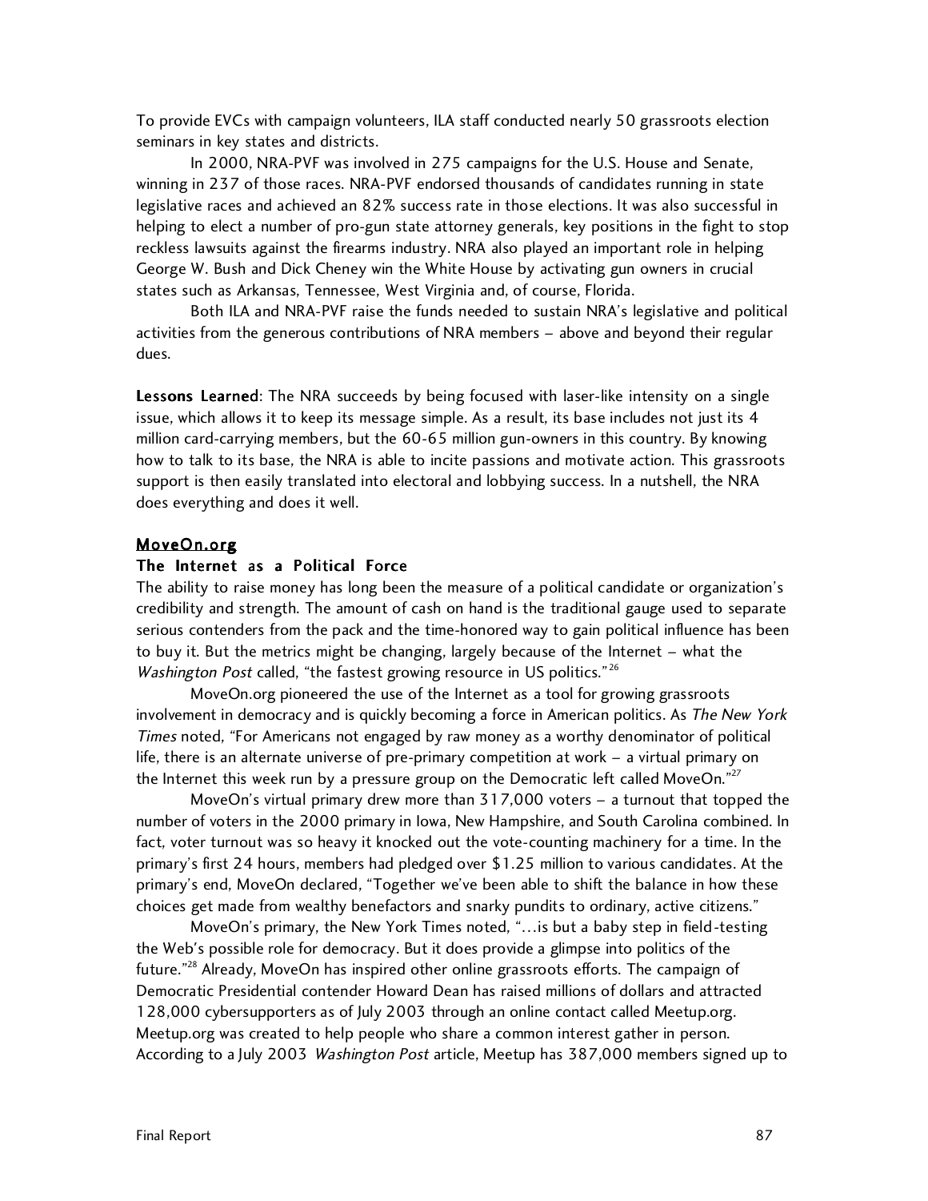To provide EVCs with campaign volunteers, ILA staff conducted nearly 50 grassroots election seminars in key states and districts.

In 2000, NRA-PVF was involved in 275 campaigns for the U.S. House and Senate, winning in 237 of those races. NRA-PVF endorsed thousands of candidates running in state legislative races and achieved an 82% success rate in those elections. It was also successful in helping to elect a number of pro-gun state attorney generals, key positions in the fight to stop reckless lawsuits against the firearms industry. NRA also played an important role in helping George W. Bush and Dick Cheney win the White House by activating gun owners in crucial states such as Arkansas, Tennessee, West Virginia and, of course, Florida.

Both ILA and NRA-PVF raise the funds needed to sustain NRA's legislative and political activities from the generous contributions of NRA members – above and beyond their regular dues.

**Lessons Learned**: The NRA succeeds by being focused with laser-like intensity on a single issue, which allows it to keep its message simple. As a result, its base includes not just its 4 million card-carrying members, but the 60-65 million gun-owners in this country. By knowing how to talk to its base, the NRA is able to incite passions and motivate action. This grassroots support is then easily translated into electoral and lobbying success. In a nutshell, the NRA does everything and does it well.

## MoveOn.org

### The Internet as a Political Force

The ability to raise money has long been the measure of a political candidate or organization's credibility and strength. The amount of cash on hand is the traditional gauge used to separate serious contenders from the pack and the time-honored way to gain political influence has been to buy it. But the metrics might be changing, largely because of the Internet – what the *Washington Post* called, "the fastest growing resource in US politics."[26]

MoveOn.org pioneered the use of the Internet as a tool for growing grassroots involvement in democracy and is quickly becoming a force in American politics. As *The New York Times* noted, "For Americans not engaged by raw money as a worthy denominator of political life, there is an alternate universe of pre-primary competition at work – a virtual primary on the Internet this week run by a pressure group on the Democratic left called MoveOn."[27]

MoveOn's virtual primary drew more than 317,000 voters – a turnout that topped the number of voters in the 2000 primary in Iowa, New Hampshire, and South Carolina combined. In fact, voter turnout was so heavy it knocked out the vote-counting machinery for a time. In the primary's first 24 hours, members had pledged over $1.25 million to various candidates. At the primary's end, MoveOn declared, "Together we've been able to shift the balance in how these choices get made from wealthy benefactors and snarky pundits to ordinary, active citizens."

MoveOn's primary, the New York Times noted, "…is but a baby step in field-testing the Web's possible role for democracy. But it does provide a glimpse into politics of the future."[28] Already, MoveOn has inspired other online grassroots efforts. The campaign of Democratic Presidential contender Howard Dean has raised millions of dollars and attracted 128,000 cybersupporters as of July 2003 through an online contact called Meetup.org. Meetup.org was created to help people who share a common interest gather in person. According to a July 2003 *Washington Post* article, Meetup has 387,000 members signed up to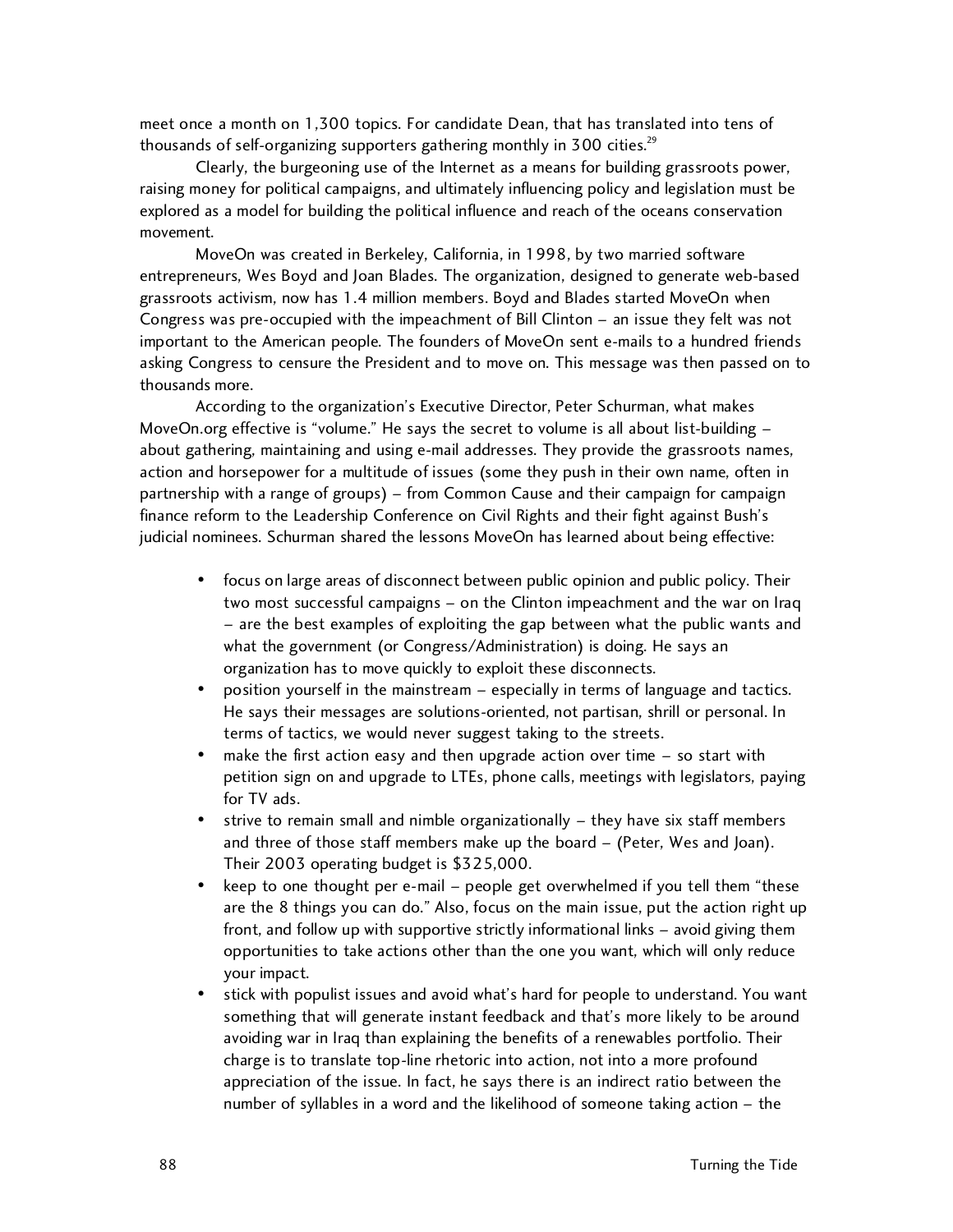meet once a month on 1,300 topics. For candidate Dean, that has translated into tens of thousands of self-organizing supporters gathering monthly in 300 cities.[29]

Clearly, the burgeoning use of the Internet as a means for building grassroots power, raising money for political campaigns, and ultimately influencing policy and legislation must be explored as a model for building the political influence and reach of the oceans conservation movement.

MoveOn was created in Berkeley, California, in 1998, by two married software entrepreneurs, Wes Boyd and Joan Blades. The organization, designed to generate web-based grassroots activism, now has 1.4 million members. Boyd and Blades started MoveOn when Congress was pre-occupied with the impeachment of Bill Clinton – an issue they felt was not important to the American people. The founders of MoveOn sent e-mails to a hundred friends asking Congress to censure the President and to move on. This message was then passed on to thousands more.

According to the organization's Executive Director, Peter Schurman, what makes MoveOn.org effective is "volume." He says the secret to volume is all about list-building – about gathering, maintaining and using e-mail addresses. They provide the grassroots names, action and horsepower for a multitude of issues (some they push in their own name, often in partnership with a range of groups) – from Common Cause and their campaign for campaign finance reform to the Leadership Conference on Civil Rights and their fight against Bush's judicial nominees. Schurman shared the lessons MoveOn has learned about being effective:

- focus on large areas of disconnect between public opinion and public policy. Their two most successful campaigns – on the Clinton impeachment and the war on Iraq – are the best examples of exploiting the gap between what the public wants and what the government (or Congress/Administration) is doing. He says an organization has to move quickly to exploit these disconnects.
- position yourself in the mainstream – especially in terms of language and tactics. He says their messages are solutions-oriented, not partisan, shrill or personal. In terms of tactics, we would never suggest taking to the streets.
- make the first action easy and then upgrade action over time – so start with petition sign on and upgrade to LTEs, phone calls, meetings with legislators, paying for TV ads.
- strive to remain small and nimble organizationally – they have six staff members and three of those staff members make up the board – (Peter, Wes and Joan). Their 2003 operating budget is $325,000.
- keep to one thought per e-mail – people get overwhelmed if you tell them "these are the 8 things you can do." Also, focus on the main issue, put the action right up front, and follow up with supportive strictly informational links – avoid giving them opportunities to take actions other than the one you want, which will only reduce your impact.
- stick with populist issues and avoid what's hard for people to understand. You want something that will generate instant feedback and that's more likely to be around avoiding war in Iraq than explaining the benefits of a renewables portfolio. Their charge is to translate top-line rhetoric into action, not into a more profound appreciation of the issue. In fact, he says there is an indirect ratio between the number of syllables in a word and the likelihood of someone taking action – the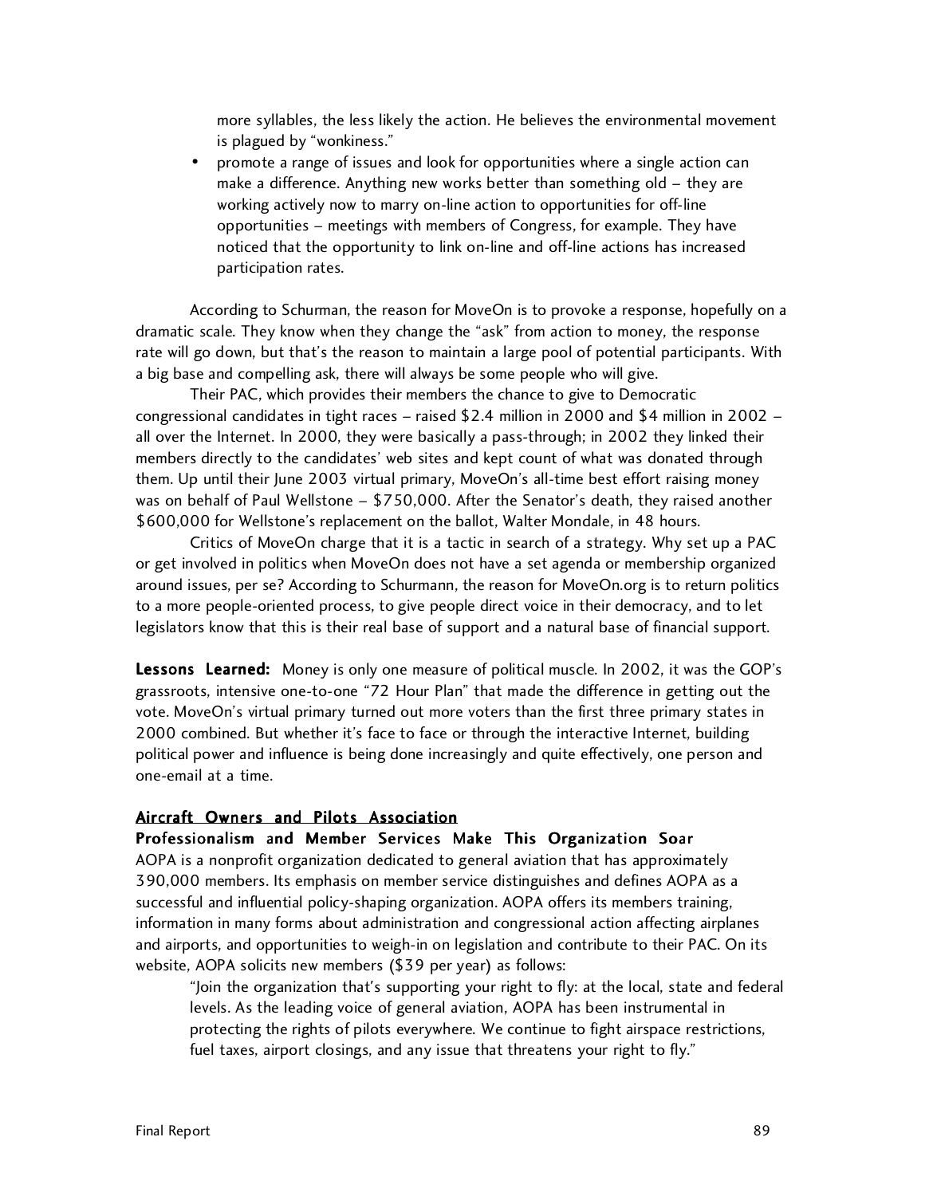more syllables, the less likely the action. He believes the environmental movement is plagued by "wonkiness."

- promote a range of issues and look for opportunities where a single action can make a difference. Anything new works better than something old – they are working actively now to marry on-line action to opportunities for off-line opportunities – meetings with members of Congress, for example. They have noticed that the opportunity to link on-line and off-line actions has increased participation rates.

According to Schurman, the reason for MoveOn is to provoke a response, hopefully on a dramatic scale. They know when they change the "ask" from action to money, the response rate will go down, but that's the reason to maintain a large pool of potential participants. With a big base and compelling ask, there will always be some people who will give.

Their PAC, which provides their members the chance to give to Democratic congressional candidates in tight races – raised $2.4 million in 2000 and $4 million in 2002 – all over the Internet. In 2000, they were basically a pass-through; in 2002 they linked their members directly to the candidates' web sites and kept count of what was donated through them. Up until their June 2003 virtual primary, MoveOn's all-time best effort raising money was on behalf of Paul Wellstone – $750,000. After the Senator's death, they raised another $600,000 for Wellstone's replacement on the ballot, Walter Mondale, in 48 hours.

Critics of MoveOn charge that it is a tactic in search of a strategy. Why set up a PAC or get involved in politics when MoveOn does not have a set agenda or membership organized around issues, per se? According to Schurmann, the reason for MoveOn.org is to return politics to a more people-oriented process, to give people direct voice in their democracy, and to let legislators know that this is their real base of support and a natural base of financial support.

**Lessons Learned:** Money is only one measure of political muscle. In 2002, it was the GOP's grassroots, intensive one-to-one "72 Hour Plan" that made the difference in getting out the vote. MoveOn's virtual primary turned out more voters than the first three primary states in 2000 combined. But whether it's face to face or through the interactive Internet, building political power and influence is being done increasingly and quite effectively, one person and one-email at a time.

## Aircraft Owners and Pilots Association

**Professionalism and Member Services Make This Organization Soar**

AOPA is a nonprofit organization dedicated to general aviation that has approximately 390,000 members. Its emphasis on member service distinguishes and defines AOPA as a successful and influential policy-shaping organization. AOPA offers its members training, information in many forms about administration and congressional action affecting airplanes and airports, and opportunities to weigh-in on legislation and contribute to their PAC. On its website, AOPA solicits new members ($39 per year) as follows:

> "Join the organization that's supporting your right to fly: at the local, state and federal levels. As the leading voice of general aviation, AOPA has been instrumental in protecting the rights of pilots everywhere. We continue to fight airspace restrictions, fuel taxes, airport closings, and any issue that threatens your right to fly."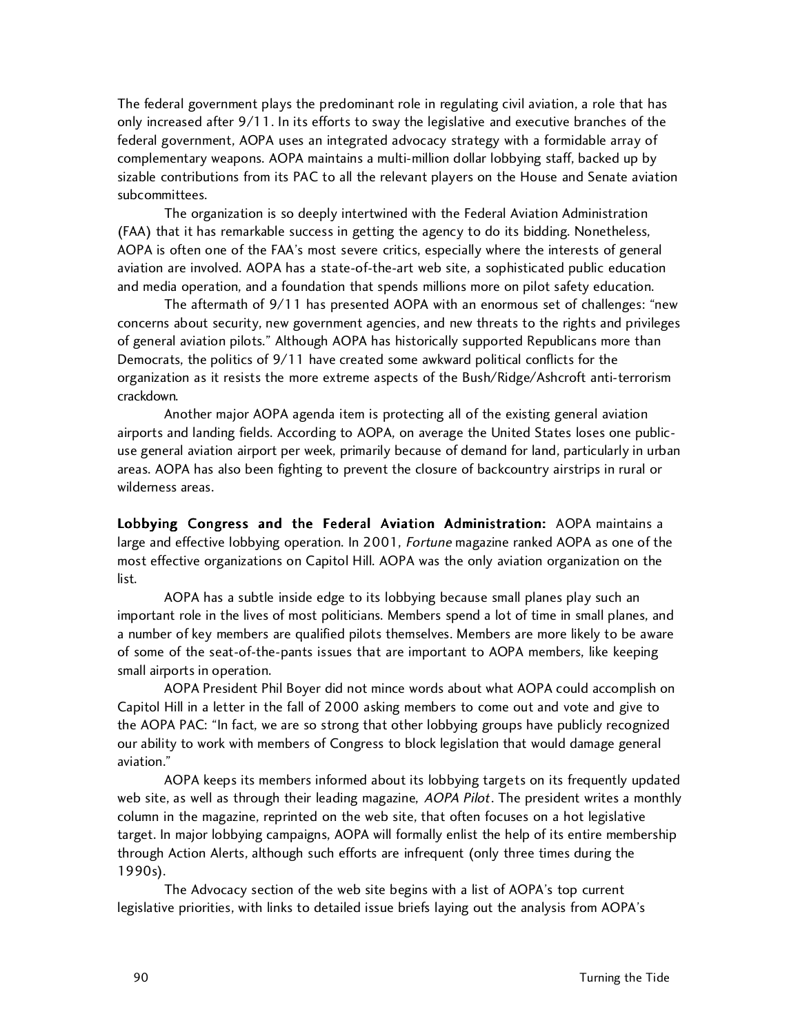The federal government plays the predominant role in regulating civil aviation, a role that has only increased after 9/11. In its efforts to sway the legislative and executive branches of the federal government, AOPA uses an integrated advocacy strategy with a formidable array of complementary weapons. AOPA maintains a multi-million dollar lobbying staff, backed up by sizable contributions from its PAC to all the relevant players on the House and Senate aviation subcommittees.

The organization is so deeply intertwined with the Federal Aviation Administration (FAA) that it has remarkable success in getting the agency to do its bidding. Nonetheless, AOPA is often one of the FAA's most severe critics, especially where the interests of general aviation are involved. AOPA has a state-of-the-art web site, a sophisticated public education and media operation, and a foundation that spends millions more on pilot safety education.

The aftermath of 9/11 has presented AOPA with an enormous set of challenges: "new concerns about security, new government agencies, and new threats to the rights and privileges of general aviation pilots." Although AOPA has historically supported Republicans more than Democrats, the politics of 9/11 have created some awkward political conflicts for the organization as it resists the more extreme aspects of the Bush/Ridge/Ashcroft anti-terrorism crackdown.

Another major AOPA agenda item is protecting all of the existing general aviation airports and landing fields. According to AOPA, on average the United States loses one public-use general aviation airport per week, primarily because of demand for land, particularly in urban areas. AOPA has also been fighting to prevent the closure of backcountry airstrips in rural or wilderness areas.

**Lobbying Congress and the Federal Aviation Administration:** AOPA maintains a large and effective lobbying operation. In 2001, *Fortune* magazine ranked AOPA as one of the most effective organizations on Capitol Hill. AOPA was the only aviation organization on the list.

AOPA has a subtle inside edge to its lobbying because small planes play such an important role in the lives of most politicians. Members spend a lot of time in small planes, and a number of key members are qualified pilots themselves. Members are more likely to be aware of some of the seat-of-the-pants issues that are important to AOPA members, like keeping small airports in operation.

AOPA President Phil Boyer did not mince words about what AOPA could accomplish on Capitol Hill in a letter in the fall of 2000 asking members to come out and vote and give to the AOPA PAC: "In fact, we are so strong that other lobbying groups have publicly recognized our ability to work with members of Congress to block legislation that would damage general aviation."

AOPA keeps its members informed about its lobbying targets on its frequently updated web site, as well as through their leading magazine, *AOPA Pilot*. The president writes a monthly column in the magazine, reprinted on the web site, that often focuses on a hot legislative target. In major lobbying campaigns, AOPA will formally enlist the help of its entire membership through Action Alerts, although such efforts are infrequent (only three times during the 1990s).

The Advocacy section of the web site begins with a list of AOPA's top current legislative priorities, with links to detailed issue briefs laying out the analysis from AOPA's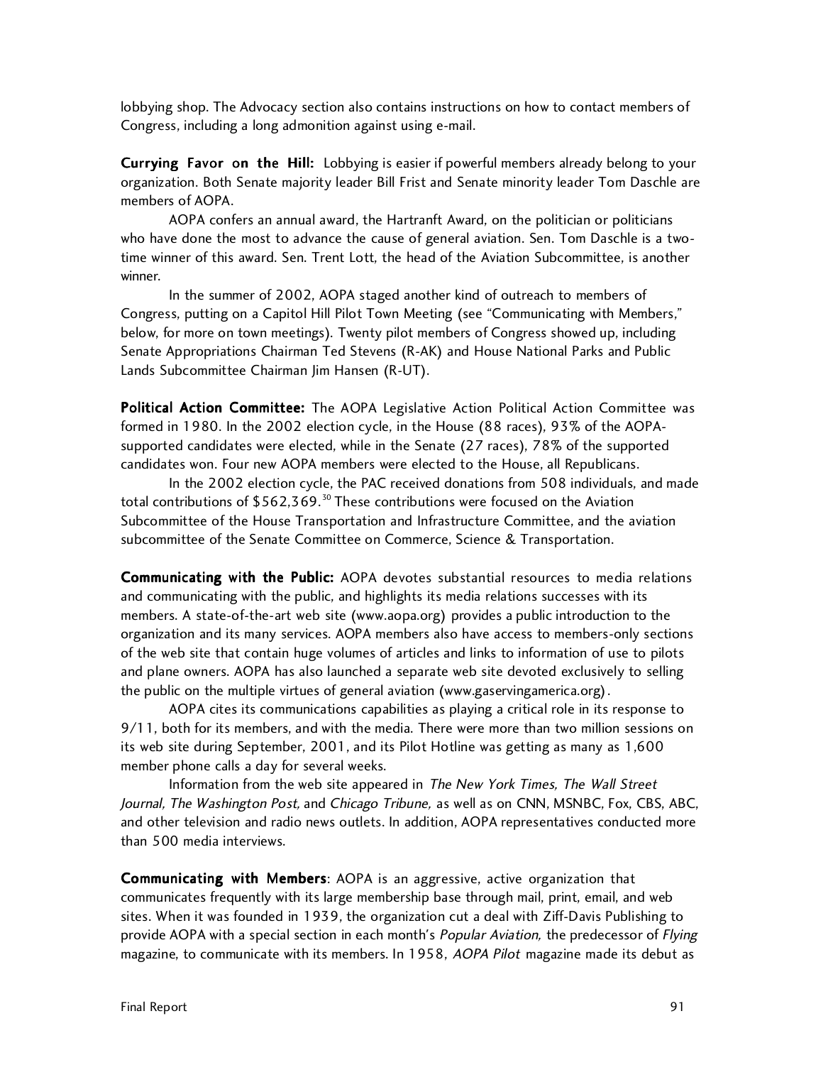lobbying shop. The Advocacy section also contains instructions on how to contact members of Congress, including a long admonition against using e-mail.

**Currying Favor on the Hill:** Lobbying is easier if powerful members already belong to your organization. Both Senate majority leader Bill Frist and Senate minority leader Tom Daschle are members of AOPA.

AOPA confers an annual award, the Hartranft Award, on the politician or politicians who have done the most to advance the cause of general aviation. Sen. Tom Daschle is a two-time winner of this award. Sen. Trent Lott, the head of the Aviation Subcommittee, is another winner.

In the summer of 2002, AOPA staged another kind of outreach to members of Congress, putting on a Capitol Hill Pilot Town Meeting (see "Communicating with Members," below, for more on town meetings). Twenty pilot members of Congress showed up, including Senate Appropriations Chairman Ted Stevens (R-AK) and House National Parks and Public Lands Subcommittee Chairman Jim Hansen (R-UT).

**Political Action Committee:** The AOPA Legislative Action Political Action Committee was formed in 1980. In the 2002 election cycle, in the House (88 races), 93% of the AOPA-supported candidates were elected, while in the Senate (27 races), 78% of the supported candidates won. Four new AOPA members were elected to the House, all Republicans.

In the 2002 election cycle, the PAC received donations from 508 individuals, and made total contributions of $562,369.[30] These contributions were focused on the Aviation Subcommittee of the House Transportation and Infrastructure Committee, and the aviation subcommittee of the Senate Committee on Commerce, Science & Transportation.

**Communicating with the Public:** AOPA devotes substantial resources to media relations and communicating with the public, and highlights its media relations successes with its members. A state-of-the-art web site (www.aopa.org) provides a public introduction to the organization and its many services. AOPA members also have access to members-only sections of the web site that contain huge volumes of articles and links to information of use to pilots and plane owners. AOPA has also launched a separate web site devoted exclusively to selling the public on the multiple virtues of general aviation (www.gaservingamerica.org).

AOPA cites its communications capabilities as playing a critical role in its response to 9/11, both for its members, and with the media. There were more than two million sessions on its web site during September, 2001, and its Pilot Hotline was getting as many as 1,600 member phone calls a day for several weeks.

Information from the web site appeared in *The New York Times, The Wall Street Journal, The Washington Post,* and *Chicago Tribune,* as well as on CNN, MSNBC, Fox, CBS, ABC, and other television and radio news outlets. In addition, AOPA representatives conducted more than 500 media interviews.

**Communicating with Members**: AOPA is an aggressive, active organization that communicates frequently with its large membership base through mail, print, email, and web sites. When it was founded in 1939, the organization cut a deal with Ziff-Davis Publishing to provide AOPA with a special section in each month's *Popular Aviation,* the predecessor of *Flying* magazine, to communicate with its members. In 1958, *AOPA Pilot* magazine made its debut as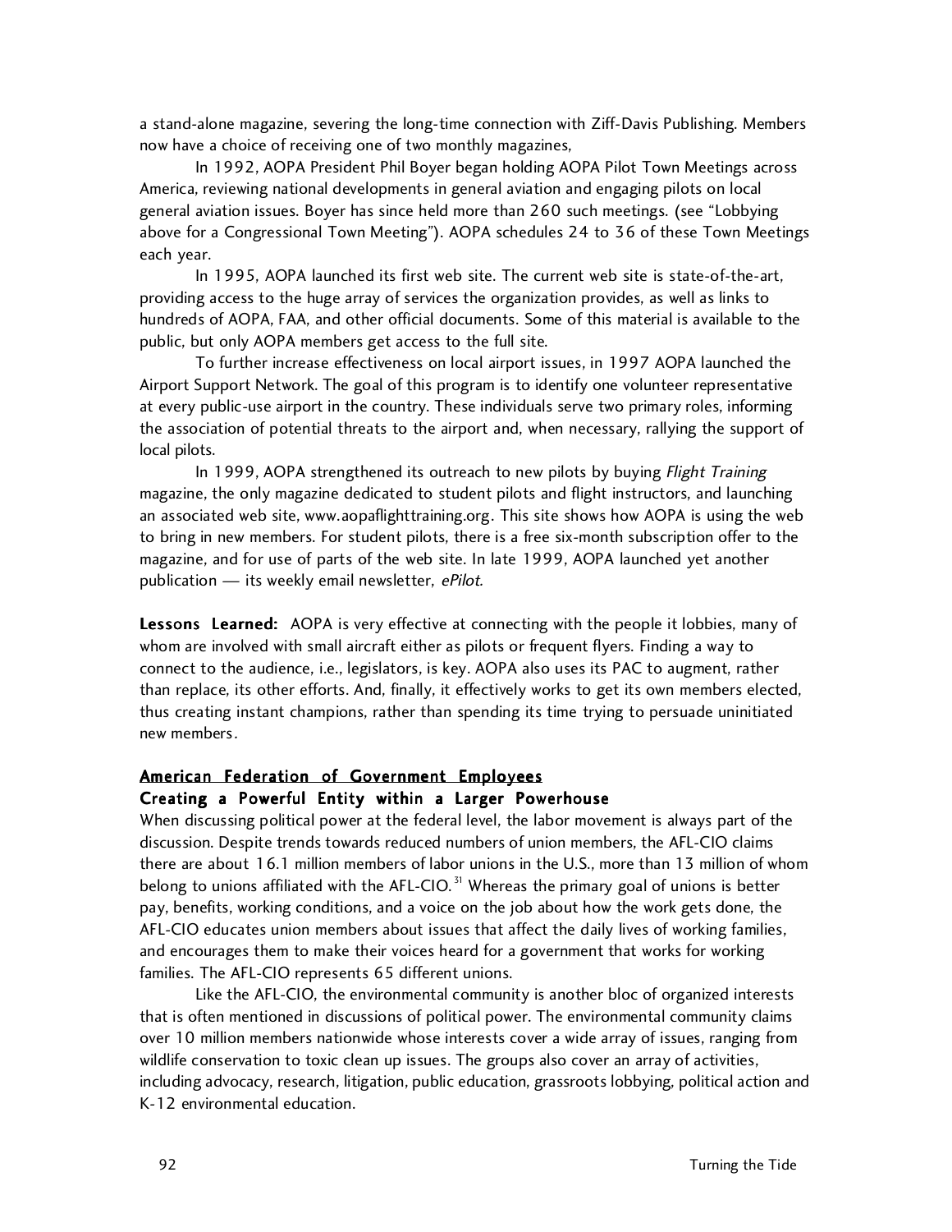a stand-alone magazine, severing the long-time connection with Ziff-Davis Publishing. Members now have a choice of receiving one of two monthly magazines,

In 1992, AOPA President Phil Boyer began holding AOPA Pilot Town Meetings across America, reviewing national developments in general aviation and engaging pilots on local general aviation issues. Boyer has since held more than 260 such meetings. (see "Lobbying above for a Congressional Town Meeting"). AOPA schedules 24 to 36 of these Town Meetings each year.

In 1995, AOPA launched its first web site. The current web site is state-of-the-art, providing access to the huge array of services the organization provides, as well as links to hundreds of AOPA, FAA, and other official documents. Some of this material is available to the public, but only AOPA members get access to the full site.

To further increase effectiveness on local airport issues, in 1997 AOPA launched the Airport Support Network. The goal of this program is to identify one volunteer representative at every public-use airport in the country. These individuals serve two primary roles, informing the association of potential threats to the airport and, when necessary, rallying the support of local pilots.

In 1999, AOPA strengthened its outreach to new pilots by buying *Flight Training* magazine, the only magazine dedicated to student pilots and flight instructors, and launching an associated web site, www.aopaflighttraining.org. This site shows how AOPA is using the web to bring in new members. For student pilots, there is a free six-month subscription offer to the magazine, and for use of parts of the web site. In late 1999, AOPA launched yet another publication — its weekly email newsletter, *ePilot*.

**Lessons Learned:** AOPA is very effective at connecting with the people it lobbies, many of whom are involved with small aircraft either as pilots or frequent flyers. Finding a way to connect to the audience, i.e., legislators, is key. AOPA also uses its PAC to augment, rather than replace, its other efforts. And, finally, it effectively works to get its own members elected, thus creating instant champions, rather than spending its time trying to persuade uninitiated new members.

## American Federation of Government Employees

### Creating a Powerful Entity within a Larger Powerhouse

When discussing political power at the federal level, the labor movement is always part of the discussion. Despite trends towards reduced numbers of union members, the AFL-CIO claims there are about 16.1 million members of labor unions in the U.S., more than 13 million of whom belong to unions affiliated with the AFL-CIO.[31] Whereas the primary goal of unions is better pay, benefits, working conditions, and a voice on the job about how the work gets done, the AFL-CIO educates union members about issues that affect the daily lives of working families, and encourages them to make their voices heard for a government that works for working families. The AFL-CIO represents 65 different unions.

Like the AFL-CIO, the environmental community is another bloc of organized interests that is often mentioned in discussions of political power. The environmental community claims over 10 million members nationwide whose interests cover a wide array of issues, ranging from wildlife conservation to toxic clean up issues. The groups also cover an array of activities, including advocacy, research, litigation, public education, grassroots lobbying, political action and K-12 environmental education.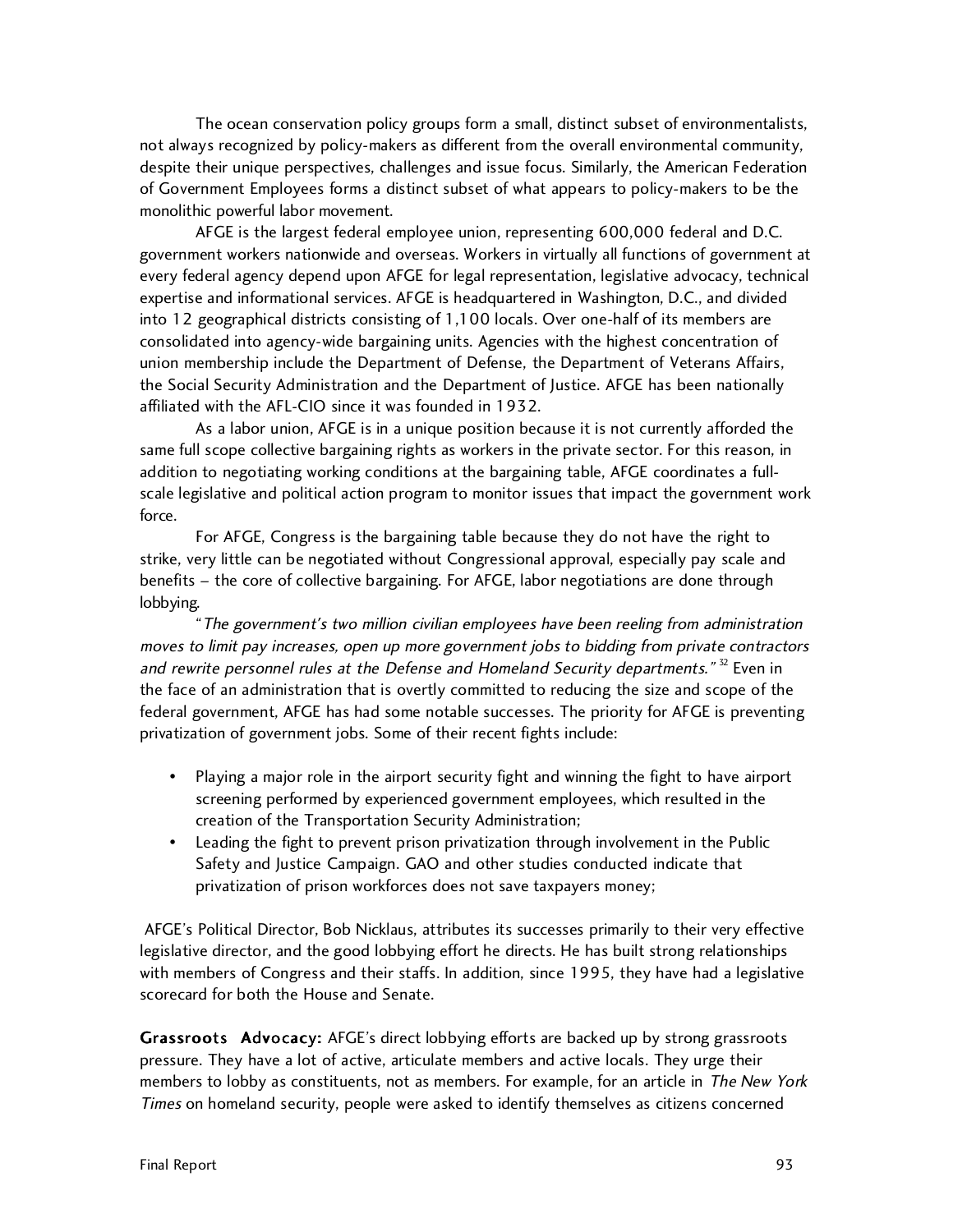The ocean conservation policy groups form a small, distinct subset of environmentalists, not always recognized by policy-makers as different from the overall environmental community, despite their unique perspectives, challenges and issue focus. Similarly, the American Federation of Government Employees forms a distinct subset of what appears to policy-makers to be the monolithic powerful labor movement.

AFGE is the largest federal employee union, representing 600,000 federal and D.C. government workers nationwide and overseas. Workers in virtually all functions of government at every federal agency depend upon AFGE for legal representation, legislative advocacy, technical expertise and informational services. AFGE is headquartered in Washington, D.C., and divided into 12 geographical districts consisting of 1,100 locals. Over one-half of its members are consolidated into agency-wide bargaining units. Agencies with the highest concentration of union membership include the Department of Defense, the Department of Veterans Affairs, the Social Security Administration and the Department of Justice. AFGE has been nationally affiliated with the AFL-CIO since it was founded in 1932.

As a labor union, AFGE is in a unique position because it is not currently afforded the same full scope collective bargaining rights as workers in the private sector. For this reason, in addition to negotiating working conditions at the bargaining table, AFGE coordinates a full-scale legislative and political action program to monitor issues that impact the government work force.

For AFGE, Congress is the bargaining table because they do not have the right to strike, very little can be negotiated without Congressional approval, especially pay scale and benefits – the core of collective bargaining. For AFGE, labor negotiations are done through lobbying.

"*The government's two million civilian employees have been reeling from administration moves to limit pay increases, open up more government jobs to bidding from private contractors and rewrite personnel rules at the Defense and Homeland Security departments.*"[32] Even in the face of an administration that is overtly committed to reducing the size and scope of the federal government, AFGE has had some notable successes. The priority for AFGE is preventing privatization of government jobs. Some of their recent fights include:

- Playing a major role in the airport security fight and winning the fight to have airport screening performed by experienced government employees, which resulted in the creation of the Transportation Security Administration;
- Leading the fight to prevent prison privatization through involvement in the Public Safety and Justice Campaign. GAO and other studies conducted indicate that privatization of prison workforces does not save taxpayers money;

AFGE's Political Director, Bob Nicklaus, attributes its successes primarily to their very effective legislative director, and the good lobbying effort he directs. He has built strong relationships with members of Congress and their staffs. In addition, since 1995, they have had a legislative scorecard for both the House and Senate.

**Grassroots Advocacy:** AFGE's direct lobbying efforts are backed up by strong grassroots pressure. They have a lot of active, articulate members and active locals. They urge their members to lobby as constituents, not as members. For example, for an article in *The New York Times* on homeland security, people were asked to identify themselves as citizens concerned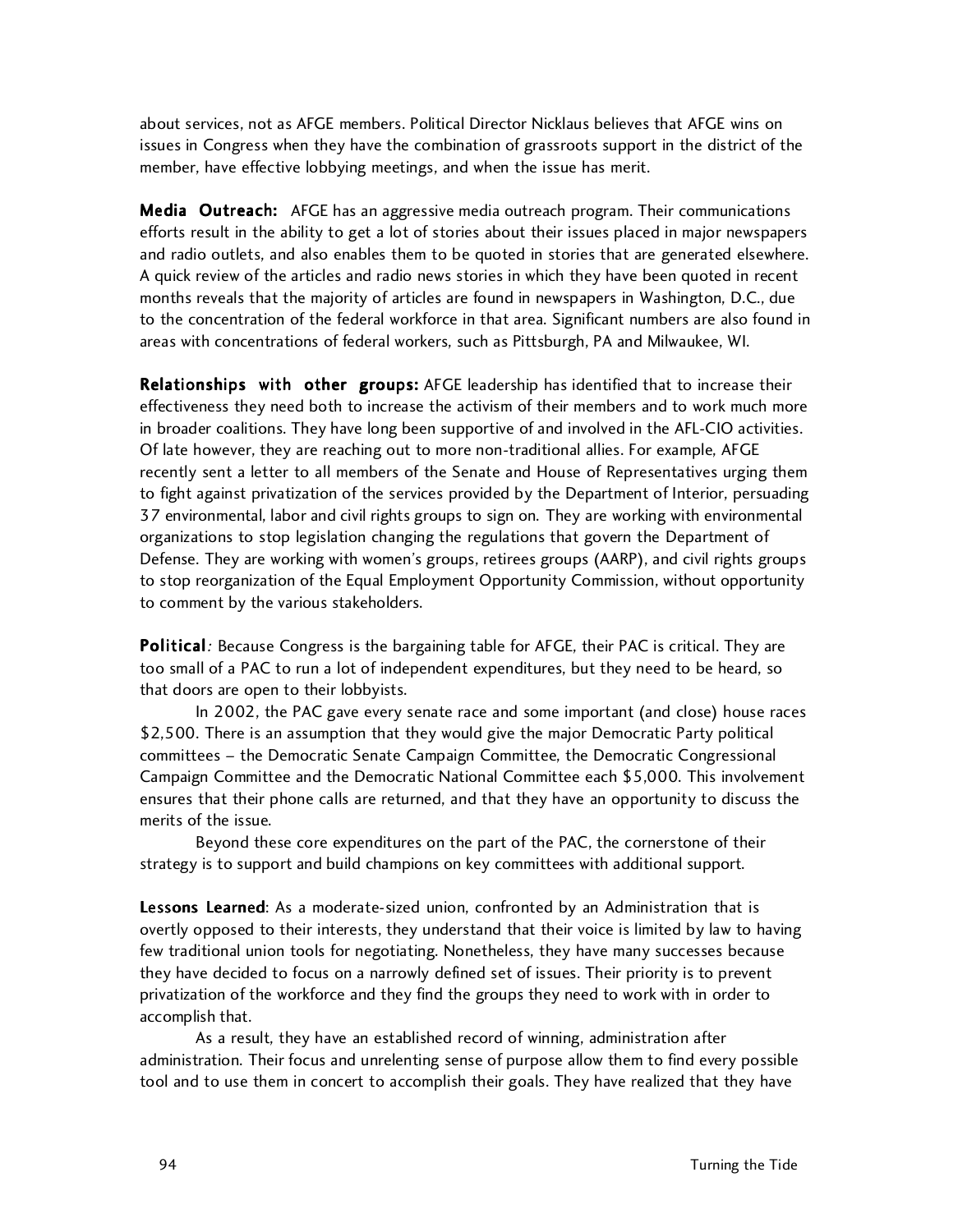about services, not as AFGE members. Political Director Nicklaus believes that AFGE wins on issues in Congress when they have the combination of grassroots support in the district of the member, have effective lobbying meetings, and when the issue has merit.

**Media Outreach:** AFGE has an aggressive media outreach program. Their communications efforts result in the ability to get a lot of stories about their issues placed in major newspapers and radio outlets, and also enables them to be quoted in stories that are generated elsewhere. A quick review of the articles and radio news stories in which they have been quoted in recent months reveals that the majority of articles are found in newspapers in Washington, D.C., due to the concentration of the federal workforce in that area. Significant numbers are also found in areas with concentrations of federal workers, such as Pittsburgh, PA and Milwaukee, WI.

**Relationships with other groups:** AFGE leadership has identified that to increase their effectiveness they need both to increase the activism of their members and to work much more in broader coalitions. They have long been supportive of and involved in the AFL-CIO activities. Of late however, they are reaching out to more non-traditional allies. For example, AFGE recently sent a letter to all members of the Senate and House of Representatives urging them to fight against privatization of the services provided by the Department of Interior, persuading 37 environmental, labor and civil rights groups to sign on. They are working with environmental organizations to stop legislation changing the regulations that govern the Department of Defense. They are working with women's groups, retirees groups (AARP), and civil rights groups to stop reorganization of the Equal Employment Opportunity Commission, without opportunity to comment by the various stakeholders.

**Political***:* Because Congress is the bargaining table for AFGE, their PAC is critical. They are too small of a PAC to run a lot of independent expenditures, but they need to be heard, so that doors are open to their lobbyists.

In 2002, the PAC gave every senate race and some important (and close) house races $2,500. There is an assumption that they would give the major Democratic Party political committees – the Democratic Senate Campaign Committee, the Democratic Congressional Campaign Committee and the Democratic National Committee each $5,000. This involvement ensures that their phone calls are returned, and that they have an opportunity to discuss the merits of the issue.

Beyond these core expenditures on the part of the PAC, the cornerstone of their strategy is to support and build champions on key committees with additional support.

**Lessons Learned**: As a moderate-sized union, confronted by an Administration that is overtly opposed to their interests, they understand that their voice is limited by law to having few traditional union tools for negotiating. Nonetheless, they have many successes because they have decided to focus on a narrowly defined set of issues. Their priority is to prevent privatization of the workforce and they find the groups they need to work with in order to accomplish that.

As a result, they have an established record of winning, administration after administration. Their focus and unrelenting sense of purpose allow them to find every possible tool and to use them in concert to accomplish their goals. They have realized that they have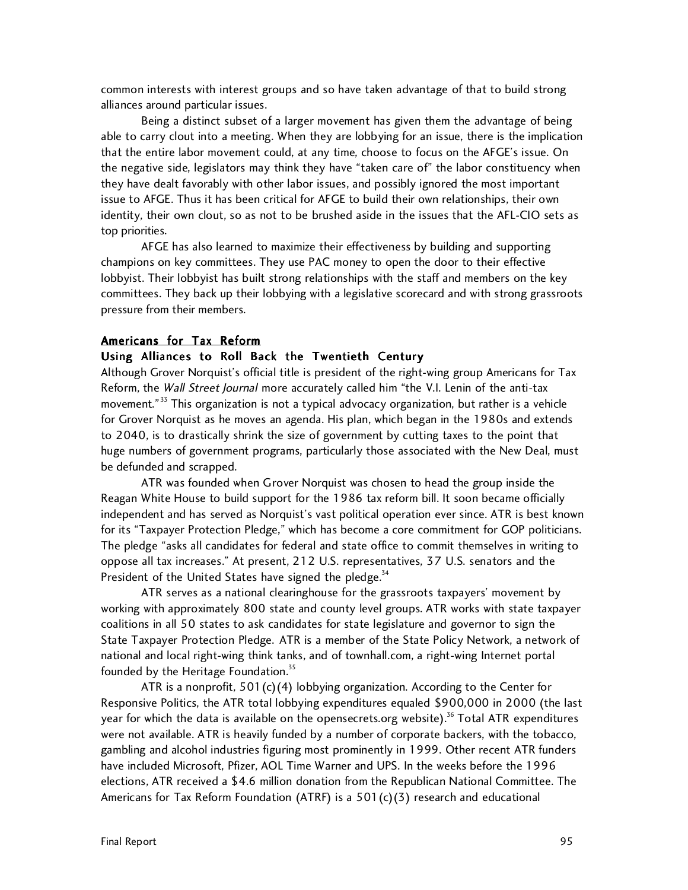common interests with interest groups and so have taken advantage of that to build strong alliances around particular issues.

Being a distinct subset of a larger movement has given them the advantage of being able to carry clout into a meeting. When they are lobbying for an issue, there is the implication that the entire labor movement could, at any time, choose to focus on the AFGE's issue. On the negative side, legislators may think they have "taken care of" the labor constituency when they have dealt favorably with other labor issues, and possibly ignored the most important issue to AFGE. Thus it has been critical for AFGE to build their own relationships, their own identity, their own clout, so as not to be brushed aside in the issues that the AFL-CIO sets as top priorities.

AFGE has also learned to maximize their effectiveness by building and supporting champions on key committees. They use PAC money to open the door to their effective lobbyist. Their lobbyist has built strong relationships with the staff and members on the key committees. They back up their lobbying with a legislative scorecard and with strong grassroots pressure from their members.

## Americans for Tax Reform

### Using Alliances to Roll Back the Twentieth Century

Although Grover Norquist's official title is president of the right-wing group Americans for Tax Reform, the *Wall Street Journal* more accurately called him "the V.I. Lenin of the anti-tax movement."[33] This organization is not a typical advocacy organization, but rather is a vehicle for Grover Norquist as he moves an agenda. His plan, which began in the 1980s and extends to 2040, is to drastically shrink the size of government by cutting taxes to the point that huge numbers of government programs, particularly those associated with the New Deal, must be defunded and scrapped.

ATR was founded when Grover Norquist was chosen to head the group inside the Reagan White House to build support for the 1986 tax reform bill. It soon became officially independent and has served as Norquist's vast political operation ever since. ATR is best known for its "Taxpayer Protection Pledge," which has become a core commitment for GOP politicians. The pledge "asks all candidates for federal and state office to commit themselves in writing to oppose all tax increases." At present, 212 U.S. representatives, 37 U.S. senators and the President of the United States have signed the pledge.[34]

ATR serves as a national clearinghouse for the grassroots taxpayers' movement by working with approximately 800 state and county level groups. ATR works with state taxpayer coalitions in all 50 states to ask candidates for state legislature and governor to sign the State Taxpayer Protection Pledge. ATR is a member of the State Policy Network, a network of national and local right-wing think tanks, and of townhall.com, a right-wing Internet portal founded by the Heritage Foundation.[35]

ATR is a nonprofit, 501(c)(4) lobbying organization. According to the Center for Responsive Politics, the ATR total lobbying expenditures equaled $900,000 in 2000 (the last year for which the data is available on the opensecrets.org website).[36] Total ATR expenditures were not available. ATR is heavily funded by a number of corporate backers, with the tobacco, gambling and alcohol industries figuring most prominently in 1999. Other recent ATR funders have included Microsoft, Pfizer, AOL Time Warner and UPS. In the weeks before the 1996 elections, ATR received a $4.6 million donation from the Republican National Committee. The Americans for Tax Reform Foundation (ATRF) is a 501(c)(3) research and educational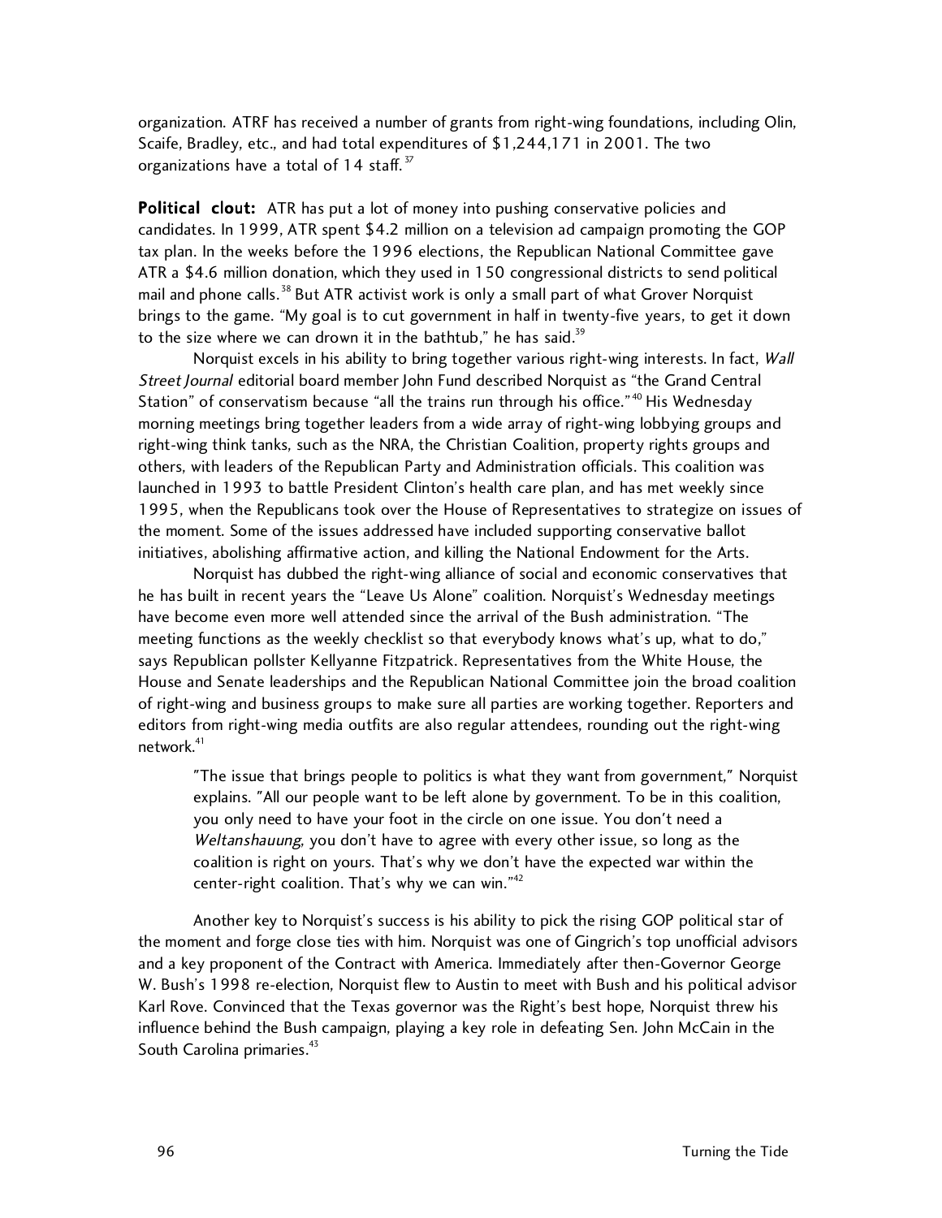organization. ATRF has received a number of grants from right-wing foundations, including Olin, Scaife, Bradley, etc., and had total expenditures of $1,244,171 in 2001. The two organizations have a total of 14 staff.[37]

**Political clout:** ATR has put a lot of money into pushing conservative policies and candidates. In 1999, ATR spent $4.2 million on a television ad campaign promoting the GOP tax plan. In the weeks before the 1996 elections, the Republican National Committee gave ATR a $4.6 million donation, which they used in 150 congressional districts to send political mail and phone calls.[38] But ATR activist work is only a small part of what Grover Norquist brings to the game. "My goal is to cut government in half in twenty-five years, to get it down to the size where we can drown it in the bathtub," he has said.[39]

Norquist excels in his ability to bring together various right-wing interests. In fact, *Wall Street Journal* editorial board member John Fund described Norquist as "the Grand Central Station" of conservatism because "all the trains run through his office."[40] His Wednesday morning meetings bring together leaders from a wide array of right-wing lobbying groups and right-wing think tanks, such as the NRA, the Christian Coalition, property rights groups and others, with leaders of the Republican Party and Administration officials. This coalition was launched in 1993 to battle President Clinton's health care plan, and has met weekly since 1995, when the Republicans took over the House of Representatives to strategize on issues of the moment. Some of the issues addressed have included supporting conservative ballot initiatives, abolishing affirmative action, and killing the National Endowment for the Arts.

Norquist has dubbed the right-wing alliance of social and economic conservatives that he has built in recent years the "Leave Us Alone" coalition. Norquist's Wednesday meetings have become even more well attended since the arrival of the Bush administration. "The meeting functions as the weekly checklist so that everybody knows what's up, what to do," says Republican pollster Kellyanne Fitzpatrick. Representatives from the White House, the House and Senate leaderships and the Republican National Committee join the broad coalition of right-wing and business groups to make sure all parties are working together. Reporters and editors from right-wing media outfits are also regular attendees, rounding out the right-wing network.[41]

> "The issue that brings people to politics is what they want from government," Norquist explains. "All our people want to be left alone by government. To be in this coalition, you only need to have your foot in the circle on one issue. You don't need a *Weltanshauung*, you don't have to agree with every other issue, so long as the coalition is right on yours. That's why we don't have the expected war within the center-right coalition. That's why we can win."[42]

Another key to Norquist's success is his ability to pick the rising GOP political star of the moment and forge close ties with him. Norquist was one of Gingrich's top unofficial advisors and a key proponent of the Contract with America. Immediately after then-Governor George W. Bush's 1998 re-election, Norquist flew to Austin to meet with Bush and his political advisor Karl Rove. Convinced that the Texas governor was the Right's best hope, Norquist threw his influence behind the Bush campaign, playing a key role in defeating Sen. John McCain in the South Carolina primaries.[43]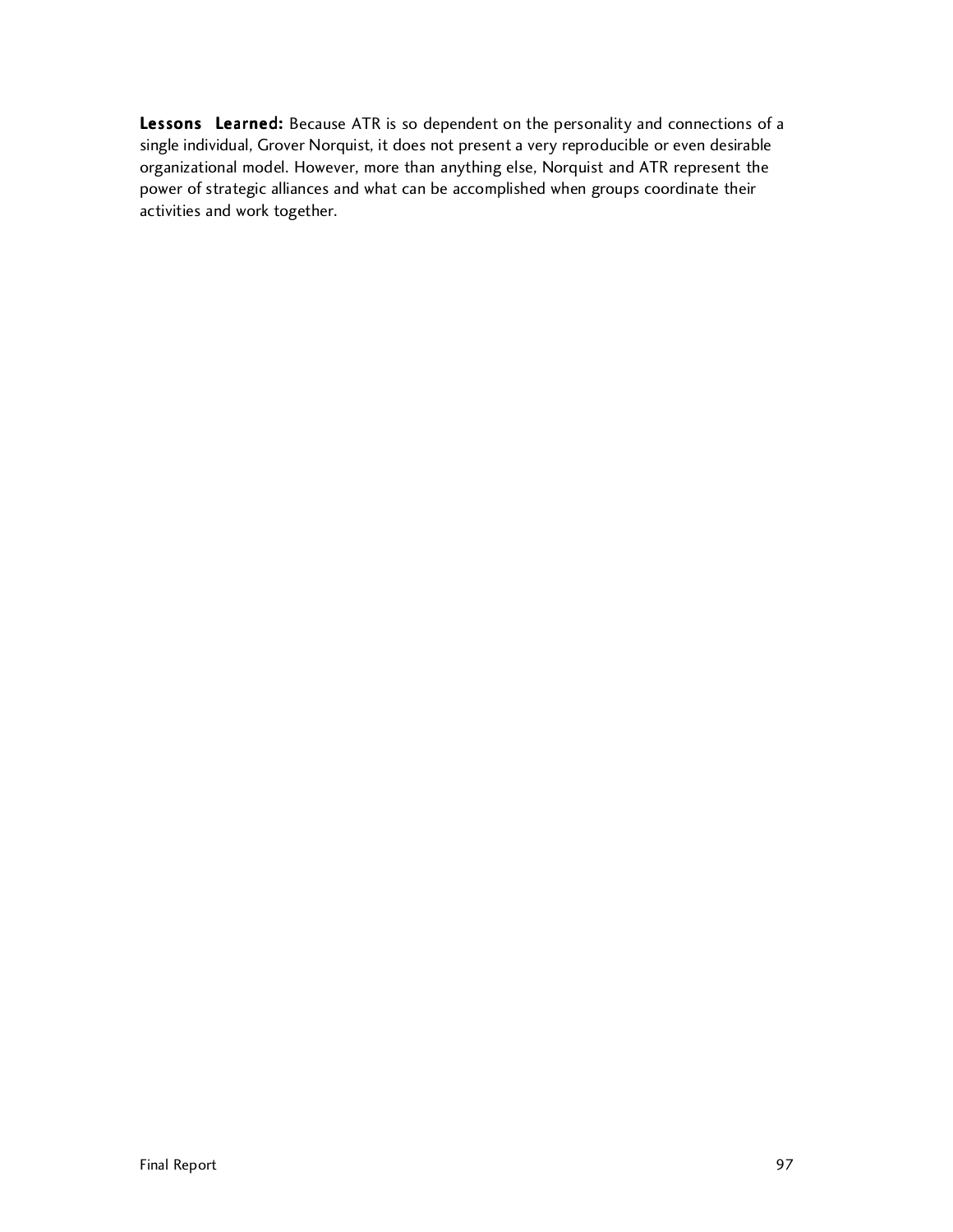**Lessons Learned:** Because ATR is so dependent on the personality and connections of a single individual, Grover Norquist, it does not present a very reproducible or even desirable organizational model. However, more than anything else, Norquist and ATR represent the power of strategic alliances and what can be accomplished when groups coordinate their activities and work together.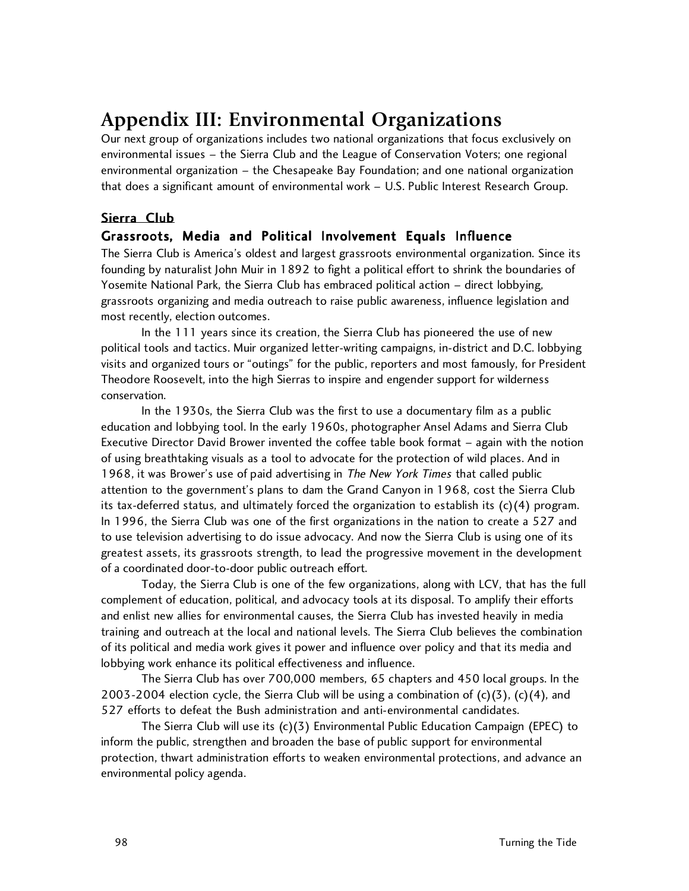# Appendix III: Environmental Organizations

Our next group of organizations includes two national organizations that focus exclusively on environmental issues – the Sierra Club and the League of Conservation Voters; one regional environmental organization – the Chesapeake Bay Foundation; and one national organization that does a significant amount of environmental work – U.S. Public Interest Research Group.

## Sierra Club

### Grassroots, Media and Political Involvement Equals Influence

The Sierra Club is America's oldest and largest grassroots environmental organization. Since its founding by naturalist John Muir in 1892 to fight a political effort to shrink the boundaries of Yosemite National Park, the Sierra Club has embraced political action – direct lobbying, grassroots organizing and media outreach to raise public awareness, influence legislation and most recently, election outcomes.

In the 111 years since its creation, the Sierra Club has pioneered the use of new political tools and tactics. Muir organized letter-writing campaigns, in-district and D.C. lobbying visits and organized tours or "outings" for the public, reporters and most famously, for President Theodore Roosevelt, into the high Sierras to inspire and engender support for wilderness conservation.

In the 1930s, the Sierra Club was the first to use a documentary film as a public education and lobbying tool. In the early 1960s, photographer Ansel Adams and Sierra Club Executive Director David Brower invented the coffee table book format – again with the notion of using breathtaking visuals as a tool to advocate for the protection of wild places. And in 1968, it was Brower's use of paid advertising in *The New York Times* that called public attention to the government's plans to dam the Grand Canyon in 1968, cost the Sierra Club its tax-deferred status, and ultimately forced the organization to establish its (c)(4) program. In 1996, the Sierra Club was one of the first organizations in the nation to create a 527 and to use television advertising to do issue advocacy. And now the Sierra Club is using one of its greatest assets, its grassroots strength, to lead the progressive movement in the development of a coordinated door-to-door public outreach effort.

Today, the Sierra Club is one of the few organizations, along with LCV, that has the full complement of education, political, and advocacy tools at its disposal. To amplify their efforts and enlist new allies for environmental causes, the Sierra Club has invested heavily in media training and outreach at the local and national levels. The Sierra Club believes the combination of its political and media work gives it power and influence over policy and that its media and lobbying work enhance its political effectiveness and influence.

The Sierra Club has over 700,000 members, 65 chapters and 450 local groups. In the 2003-2004 election cycle, the Sierra Club will be using a combination of (c)(3), (c)(4), and 527 efforts to defeat the Bush administration and anti-environmental candidates.

The Sierra Club will use its (c)(3) Environmental Public Education Campaign (EPEC) to inform the public, strengthen and broaden the base of public support for environmental protection, thwart administration efforts to weaken environmental protections, and advance an environmental policy agenda.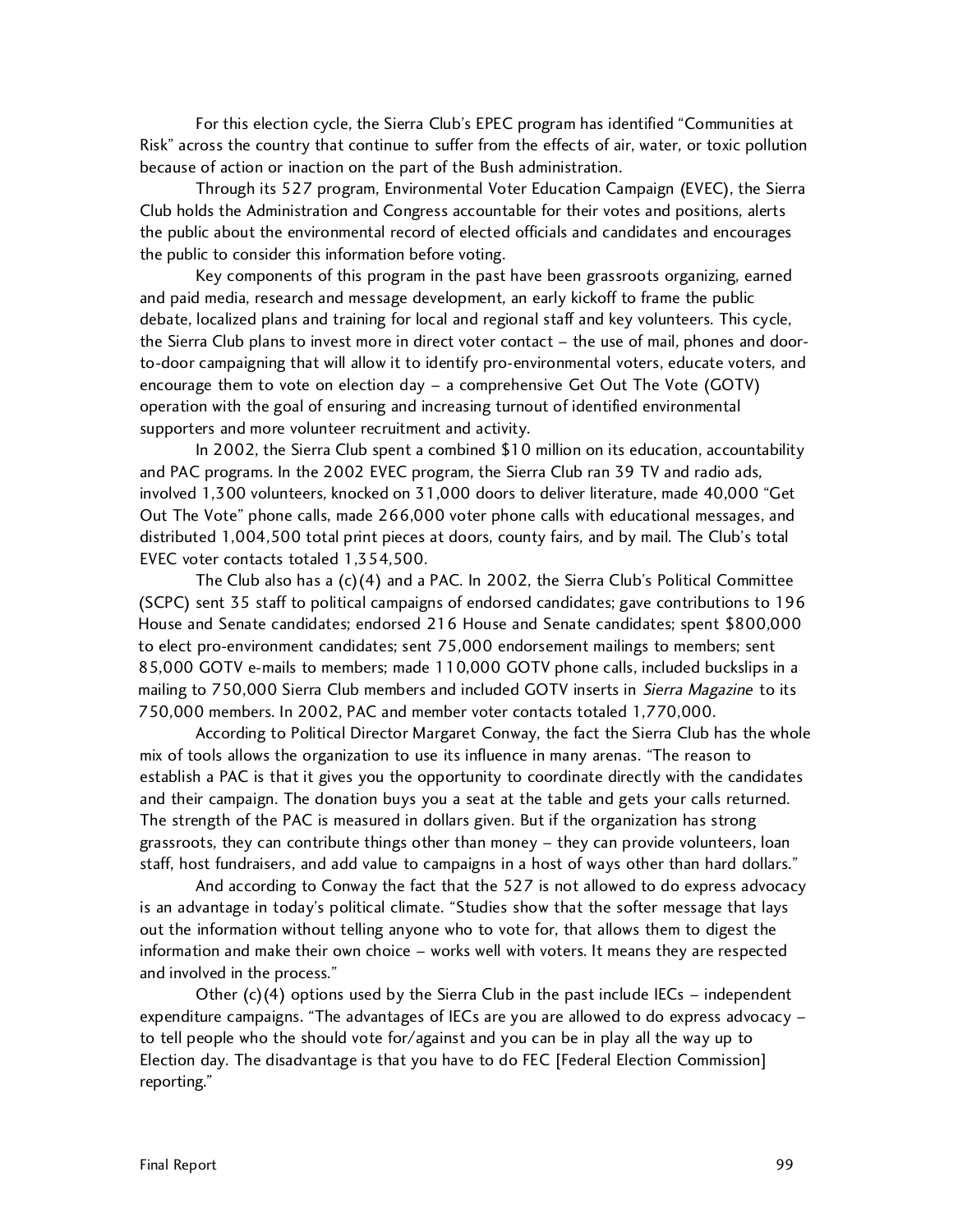For this election cycle, the Sierra Club's EPEC program has identified "Communities at Risk" across the country that continue to suffer from the effects of air, water, or toxic pollution because of action or inaction on the part of the Bush administration.

Through its 527 program, Environmental Voter Education Campaign (EVEC), the Sierra Club holds the Administration and Congress accountable for their votes and positions, alerts the public about the environmental record of elected officials and candidates and encourages the public to consider this information before voting.

Key components of this program in the past have been grassroots organizing, earned and paid media, research and message development, an early kickoff to frame the public debate, localized plans and training for local and regional staff and key volunteers. This cycle, the Sierra Club plans to invest more in direct voter contact – the use of mail, phones and door-to-door campaigning that will allow it to identify pro-environmental voters, educate voters, and encourage them to vote on election day – a comprehensive Get Out The Vote (GOTV) operation with the goal of ensuring and increasing turnout of identified environmental supporters and more volunteer recruitment and activity.

In 2002, the Sierra Club spent a combined $10 million on its education, accountability and PAC programs. In the 2002 EVEC program, the Sierra Club ran 39 TV and radio ads, involved 1,300 volunteers, knocked on 31,000 doors to deliver literature, made 40,000 "Get Out The Vote" phone calls, made 266,000 voter phone calls with educational messages, and distributed 1,004,500 total print pieces at doors, county fairs, and by mail. The Club's total EVEC voter contacts totaled 1,354,500.

The Club also has a (c)(4) and a PAC. In 2002, the Sierra Club's Political Committee (SCPC) sent 35 staff to political campaigns of endorsed candidates; gave contributions to 196 House and Senate candidates; endorsed 216 House and Senate candidates; spent $800,000 to elect pro-environment candidates; sent 75,000 endorsement mailings to members; sent 85,000 GOTV e-mails to members; made 110,000 GOTV phone calls, included buckslips in a mailing to 750,000 Sierra Club members and included GOTV inserts in *Sierra Magazine* to its 750,000 members. In 2002, PAC and member voter contacts totaled 1,770,000.

According to Political Director Margaret Conway, the fact the Sierra Club has the whole mix of tools allows the organization to use its influence in many arenas. "The reason to establish a PAC is that it gives you the opportunity to coordinate directly with the candidates and their campaign. The donation buys you a seat at the table and gets your calls returned. The strength of the PAC is measured in dollars given. But if the organization has strong grassroots, they can contribute things other than money – they can provide volunteers, loan staff, host fundraisers, and add value to campaigns in a host of ways other than hard dollars."

And according to Conway the fact that the 527 is not allowed to do express advocacy is an advantage in today's political climate. "Studies show that the softer message that lays out the information without telling anyone who to vote for, that allows them to digest the information and make their own choice – works well with voters. It means they are respected and involved in the process."

Other (c)(4) options used by the Sierra Club in the past include IECs – independent expenditure campaigns. "The advantages of IECs are you are allowed to do express advocacy – to tell people who the should vote for/against and you can be in play all the way up to Election day. The disadvantage is that you have to do FEC [Federal Election Commission] reporting."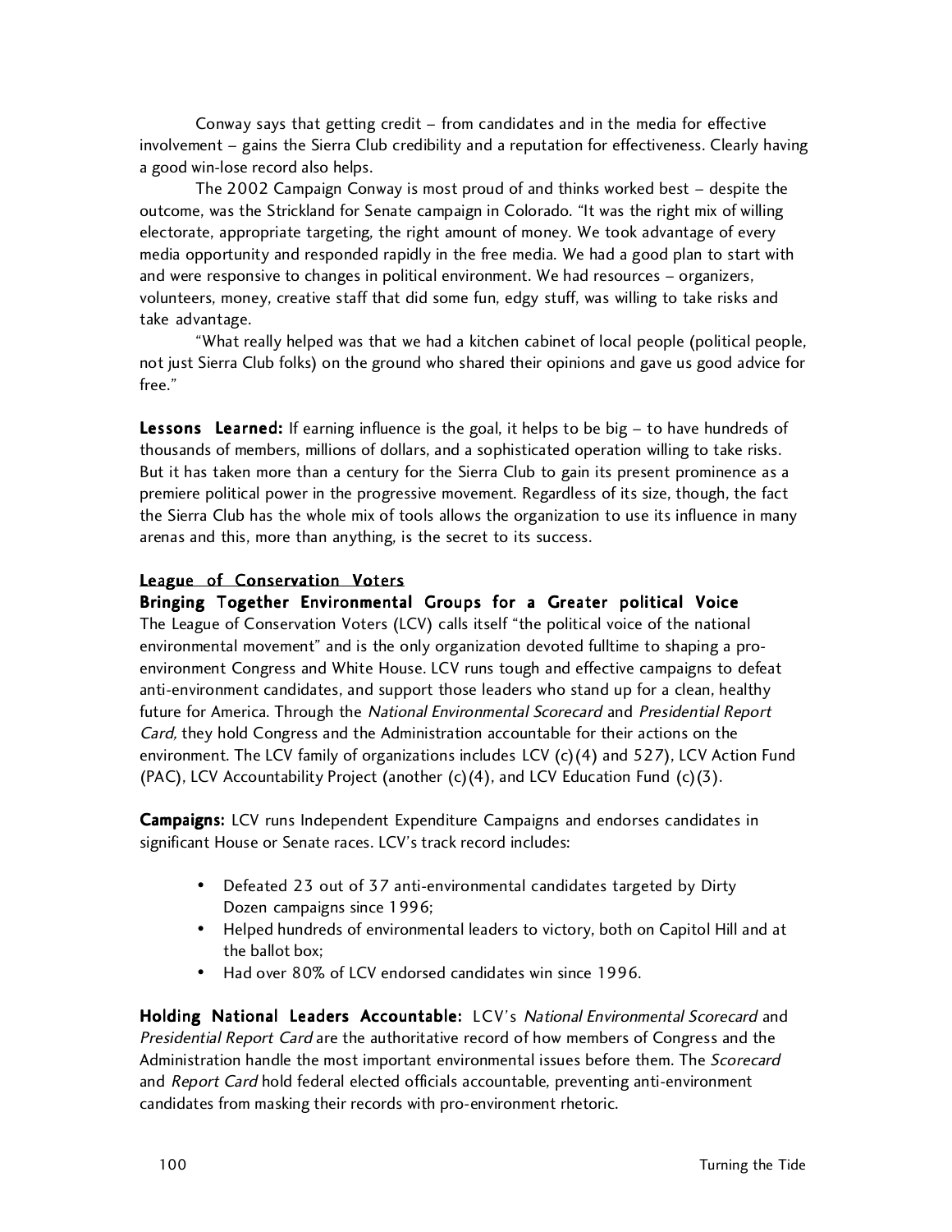Conway says that getting credit – from candidates and in the media for effective involvement – gains the Sierra Club credibility and a reputation for effectiveness. Clearly having a good win-lose record also helps.

The 2002 Campaign Conway is most proud of and thinks worked best – despite the outcome, was the Strickland for Senate campaign in Colorado. "It was the right mix of willing electorate, appropriate targeting, the right amount of money. We took advantage of every media opportunity and responded rapidly in the free media. We had a good plan to start with and were responsive to changes in political environment. We had resources – organizers, volunteers, money, creative staff that did some fun, edgy stuff, was willing to take risks and take advantage.

"What really helped was that we had a kitchen cabinet of local people (political people, not just Sierra Club folks) on the ground who shared their opinions and gave us good advice for free."

**Lessons Learned:** If earning influence is the goal, it helps to be big – to have hundreds of thousands of members, millions of dollars, and a sophisticated operation willing to take risks. But it has taken more than a century for the Sierra Club to gain its present prominence as a premiere political power in the progressive movement. Regardless of its size, though, the fact the Sierra Club has the whole mix of tools allows the organization to use its influence in many arenas and this, more than anything, is the secret to its success.

## League of Conservation Voters

### Bringing Together Environmental Groups for a Greater political Voice

The League of Conservation Voters (LCV) calls itself "the political voice of the national environmental movement" and is the only organization devoted fulltime to shaping a pro-environment Congress and White House. LCV runs tough and effective campaigns to defeat anti-environment candidates, and support those leaders who stand up for a clean, healthy future for America. Through the *National Environmental Scorecard* and *Presidential Report Card,* they hold Congress and the Administration accountable for their actions on the environment. The LCV family of organizations includes LCV (c)(4) and 527), LCV Action Fund (PAC), LCV Accountability Project (another (c)(4), and LCV Education Fund (c)(3).

**Campaigns:** LCV runs Independent Expenditure Campaigns and endorses candidates in significant House or Senate races. LCV's track record includes:

- Defeated 23 out of 37 anti-environmental candidates targeted by Dirty Dozen campaigns since 1996;
- Helped hundreds of environmental leaders to victory, both on Capitol Hill and at the ballot box;
- Had over 80% of LCV endorsed candidates win since 1996.

**Holding National Leaders Accountable:** LCV's *National Environmental Scorecard* and *Presidential Report Card* are the authoritative record of how members of Congress and the Administration handle the most important environmental issues before them. The *Scorecard* and *Report Card* hold federal elected officials accountable, preventing anti-environment candidates from masking their records with pro-environment rhetoric.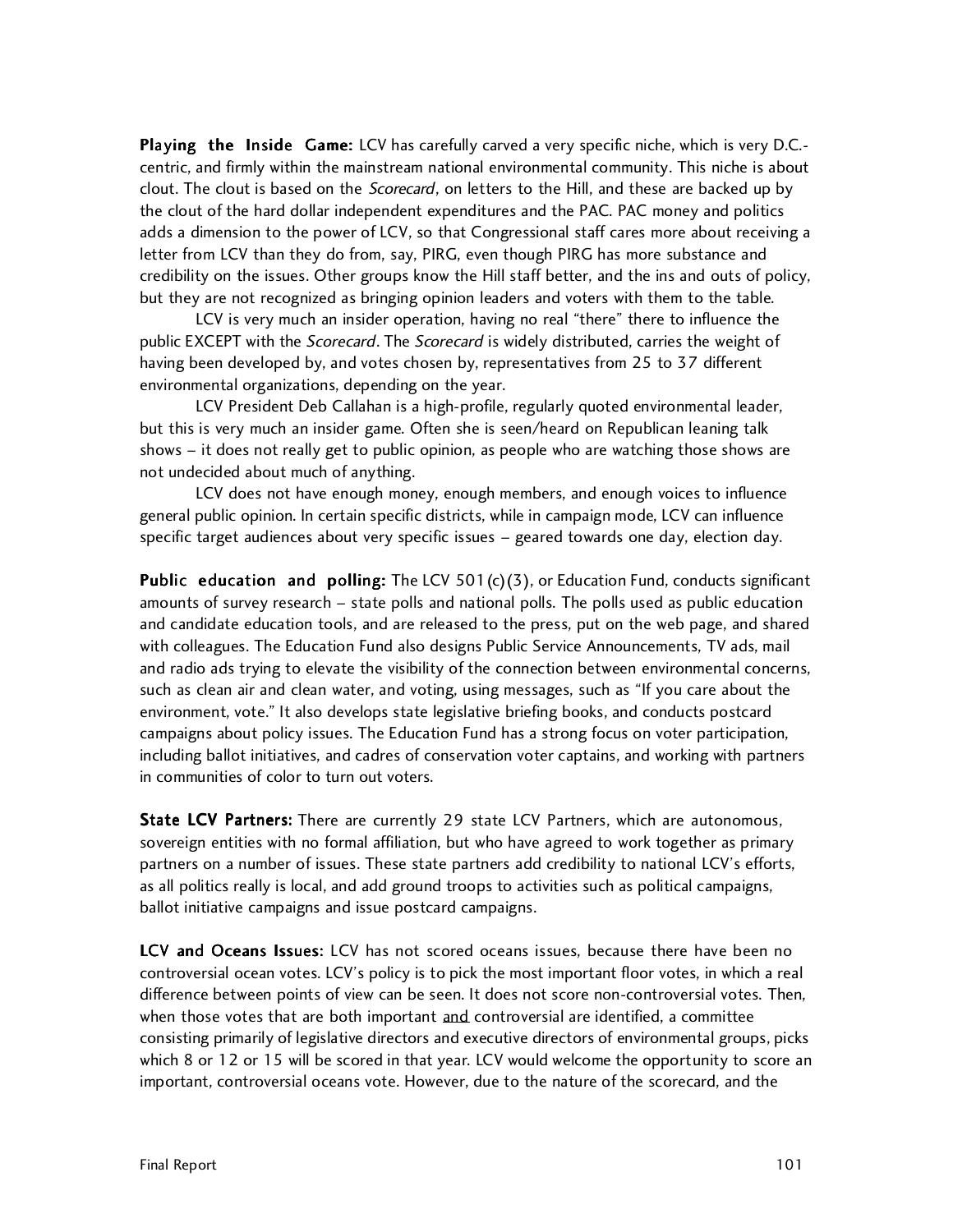**Playing the Inside Game:** LCV has carefully carved a very specific niche, which is very D.C.-centric, and firmly within the mainstream national environmental community. This niche is about clout. The clout is based on the *Scorecard*, on letters to the Hill, and these are backed up by the clout of the hard dollar independent expenditures and the PAC. PAC money and politics adds a dimension to the power of LCV, so that Congressional staff cares more about receiving a letter from LCV than they do from, say, PIRG, even though PIRG has more substance and credibility on the issues. Other groups know the Hill staff better, and the ins and outs of policy, but they are not recognized as bringing opinion leaders and voters with them to the table.

LCV is very much an insider operation, having no real "there" there to influence the public EXCEPT with the *Scorecard*. The *Scorecard* is widely distributed, carries the weight of having been developed by, and votes chosen by, representatives from 25 to 37 different environmental organizations, depending on the year.

LCV President Deb Callahan is a high-profile, regularly quoted environmental leader, but this is very much an insider game. Often she is seen/heard on Republican leaning talk shows – it does not really get to public opinion, as people who are watching those shows are not undecided about much of anything.

LCV does not have enough money, enough members, and enough voices to influence general public opinion. In certain specific districts, while in campaign mode, LCV can influence specific target audiences about very specific issues – geared towards one day, election day.

**Public education and polling:** The LCV 501(c)(3), or Education Fund, conducts significant amounts of survey research – state polls and national polls. The polls used as public education and candidate education tools, and are released to the press, put on the web page, and shared with colleagues. The Education Fund also designs Public Service Announcements, TV ads, mail and radio ads trying to elevate the visibility of the connection between environmental concerns, such as clean air and clean water, and voting, using messages, such as "If you care about the environment, vote." It also develops state legislative briefing books, and conducts postcard campaigns about policy issues. The Education Fund has a strong focus on voter participation, including ballot initiatives, and cadres of conservation voter captains, and working with partners in communities of color to turn out voters.

**State LCV Partners:** There are currently 29 state LCV Partners, which are autonomous, sovereign entities with no formal affiliation, but who have agreed to work together as primary partners on a number of issues. These state partners add credibility to national LCV's efforts, as all politics really is local, and add ground troops to activities such as political campaigns, ballot initiative campaigns and issue postcard campaigns.

**LCV and Oceans Issues:** LCV has not scored oceans issues, because there have been no controversial ocean votes. LCV's policy is to pick the most important floor votes, in which a real difference between points of view can be seen. It does not score non-controversial votes. Then, when those votes that are both important and controversial are identified, a committee consisting primarily of legislative directors and executive directors of environmental groups, picks which 8 or 12 or 15 will be scored in that year. LCV would welcome the opportunity to score an important, controversial oceans vote. However, due to the nature of the scorecard, and the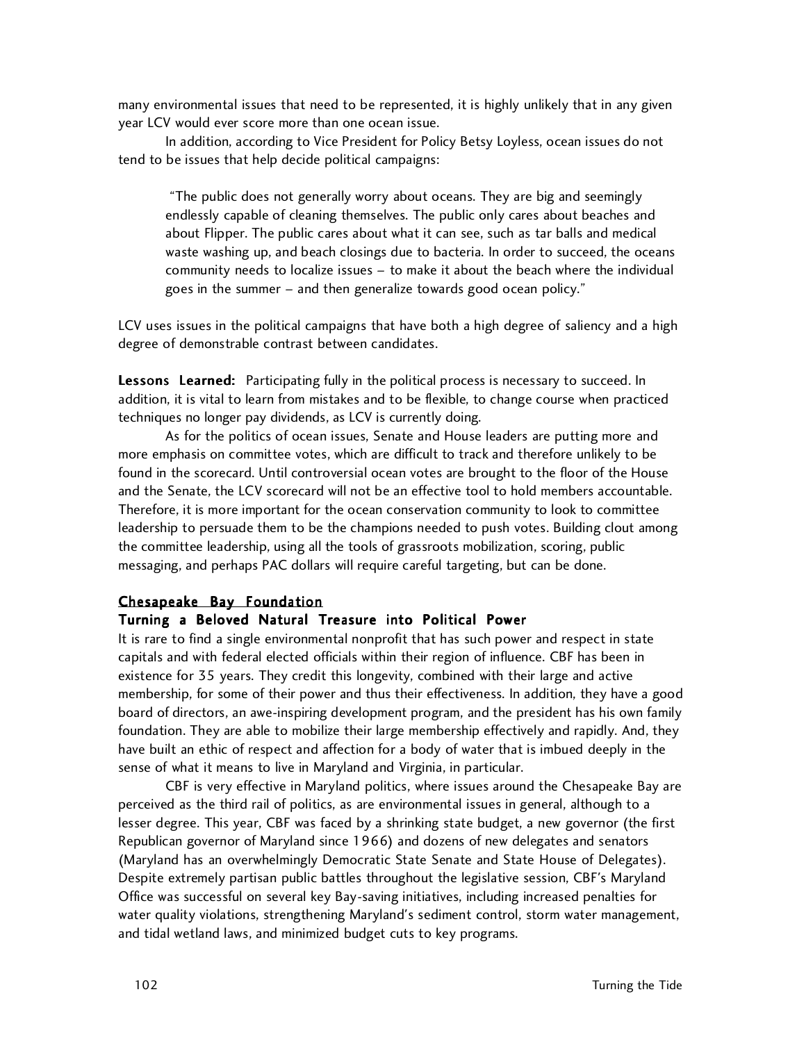many environmental issues that need to be represented, it is highly unlikely that in any given year LCV would ever score more than one ocean issue.

In addition, according to Vice President for Policy Betsy Loyless, ocean issues do not tend to be issues that help decide political campaigns:

> "The public does not generally worry about oceans. They are big and seemingly endlessly capable of cleaning themselves. The public only cares about beaches and about Flipper. The public cares about what it can see, such as tar balls and medical waste washing up, and beach closings due to bacteria. In order to succeed, the oceans community needs to localize issues – to make it about the beach where the individual goes in the summer – and then generalize towards good ocean policy."

LCV uses issues in the political campaigns that have both a high degree of saliency and a high degree of demonstrable contrast between candidates.

**Lessons Learned:** Participating fully in the political process is necessary to succeed. In addition, it is vital to learn from mistakes and to be flexible, to change course when practiced techniques no longer pay dividends, as LCV is currently doing.

As for the politics of ocean issues, Senate and House leaders are putting more and more emphasis on committee votes, which are difficult to track and therefore unlikely to be found in the scorecard. Until controversial ocean votes are brought to the floor of the House and the Senate, the LCV scorecard will not be an effective tool to hold members accountable. Therefore, it is more important for the ocean conservation community to look to committee leadership to persuade them to be the champions needed to push votes. Building clout among the committee leadership, using all the tools of grassroots mobilization, scoring, public messaging, and perhaps PAC dollars will require careful targeting, but can be done.

## Chesapeake Bay Foundation

### Turning a Beloved Natural Treasure into Political Power

It is rare to find a single environmental nonprofit that has such power and respect in state capitals and with federal elected officials within their region of influence. CBF has been in existence for 35 years. They credit this longevity, combined with their large and active membership, for some of their power and thus their effectiveness. In addition, they have a good board of directors, an awe-inspiring development program, and the president has his own family foundation. They are able to mobilize their large membership effectively and rapidly. And, they have built an ethic of respect and affection for a body of water that is imbued deeply in the sense of what it means to live in Maryland and Virginia, in particular.

CBF is very effective in Maryland politics, where issues around the Chesapeake Bay are perceived as the third rail of politics, as are environmental issues in general, although to a lesser degree. This year, CBF was faced by a shrinking state budget, a new governor (the first Republican governor of Maryland since 1966) and dozens of new delegates and senators (Maryland has an overwhelmingly Democratic State Senate and State House of Delegates). Despite extremely partisan public battles throughout the legislative session, CBF's Maryland Office was successful on several key Bay-saving initiatives, including increased penalties for water quality violations, strengthening Maryland's sediment control, storm water management, and tidal wetland laws, and minimized budget cuts to key programs.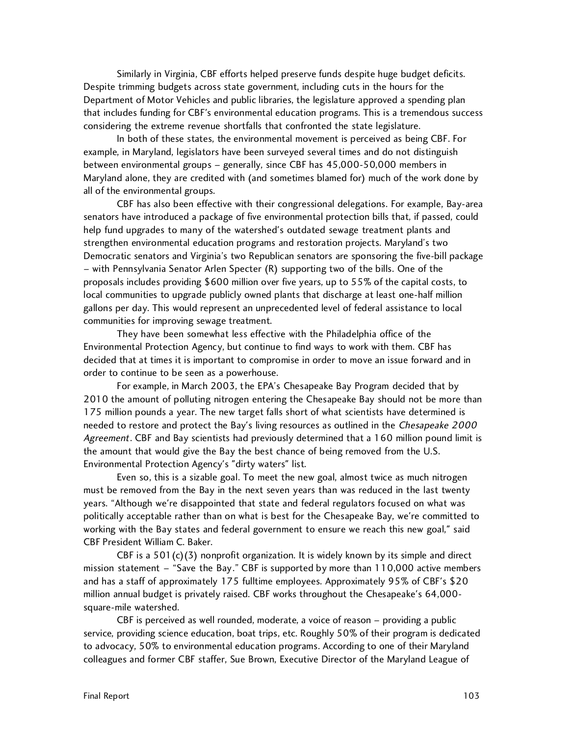Similarly in Virginia, CBF efforts helped preserve funds despite huge budget deficits. Despite trimming budgets across state government, including cuts in the hours for the Department of Motor Vehicles and public libraries, the legislature approved a spending plan that includes funding for CBF's environmental education programs. This is a tremendous success considering the extreme revenue shortfalls that confronted the state legislature.

In both of these states, the environmental movement is perceived as being CBF. For example, in Maryland, legislators have been surveyed several times and do not distinguish between environmental groups – generally, since CBF has 45,000-50,000 members in Maryland alone, they are credited with (and sometimes blamed for) much of the work done by all of the environmental groups.

CBF has also been effective with their congressional delegations. For example, Bay-area senators have introduced a package of five environmental protection bills that, if passed, could help fund upgrades to many of the watershed's outdated sewage treatment plants and strengthen environmental education programs and restoration projects. Maryland's two Democratic senators and Virginia's two Republican senators are sponsoring the five-bill package – with Pennsylvania Senator Arlen Specter (R) supporting two of the bills. One of the proposals includes providing $600 million over five years, up to 55% of the capital costs, to local communities to upgrade publicly owned plants that discharge at least one-half million gallons per day. This would represent an unprecedented level of federal assistance to local communities for improving sewage treatment.

They have been somewhat less effective with the Philadelphia office of the Environmental Protection Agency, but continue to find ways to work with them. CBF has decided that at times it is important to compromise in order to move an issue forward and in order to continue to be seen as a powerhouse.

For example, in March 2003, the EPA's Chesapeake Bay Program decided that by 2010 the amount of polluting nitrogen entering the Chesapeake Bay should not be more than 175 million pounds a year. The new target falls short of what scientists have determined is needed to restore and protect the Bay's living resources as outlined in the *Chesapeake 2000 Agreement*. CBF and Bay scientists had previously determined that a 160 million pound limit is the amount that would give the Bay the best chance of being removed from the U.S. Environmental Protection Agency's "dirty waters" list.

Even so, this is a sizable goal. To meet the new goal, almost twice as much nitrogen must be removed from the Bay in the next seven years than was reduced in the last twenty years. "Although we're disappointed that state and federal regulators focused on what was politically acceptable rather than on what is best for the Chesapeake Bay, we're committed to working with the Bay states and federal government to ensure we reach this new goal," said CBF President William C. Baker.

CBF is a 501(c)(3) nonprofit organization. It is widely known by its simple and direct mission statement – "Save the Bay." CBF is supported by more than 110,000 active members and has a staff of approximately 175 fulltime employees. Approximately 95% of CBF's $20 million annual budget is privately raised. CBF works throughout the Chesapeake's 64,000-square-mile watershed.

CBF is perceived as well rounded, moderate, a voice of reason – providing a public service, providing science education, boat trips, etc. Roughly 50% of their program is dedicated to advocacy, 50% to environmental education programs. According to one of their Maryland colleagues and former CBF staffer, Sue Brown, Executive Director of the Maryland League of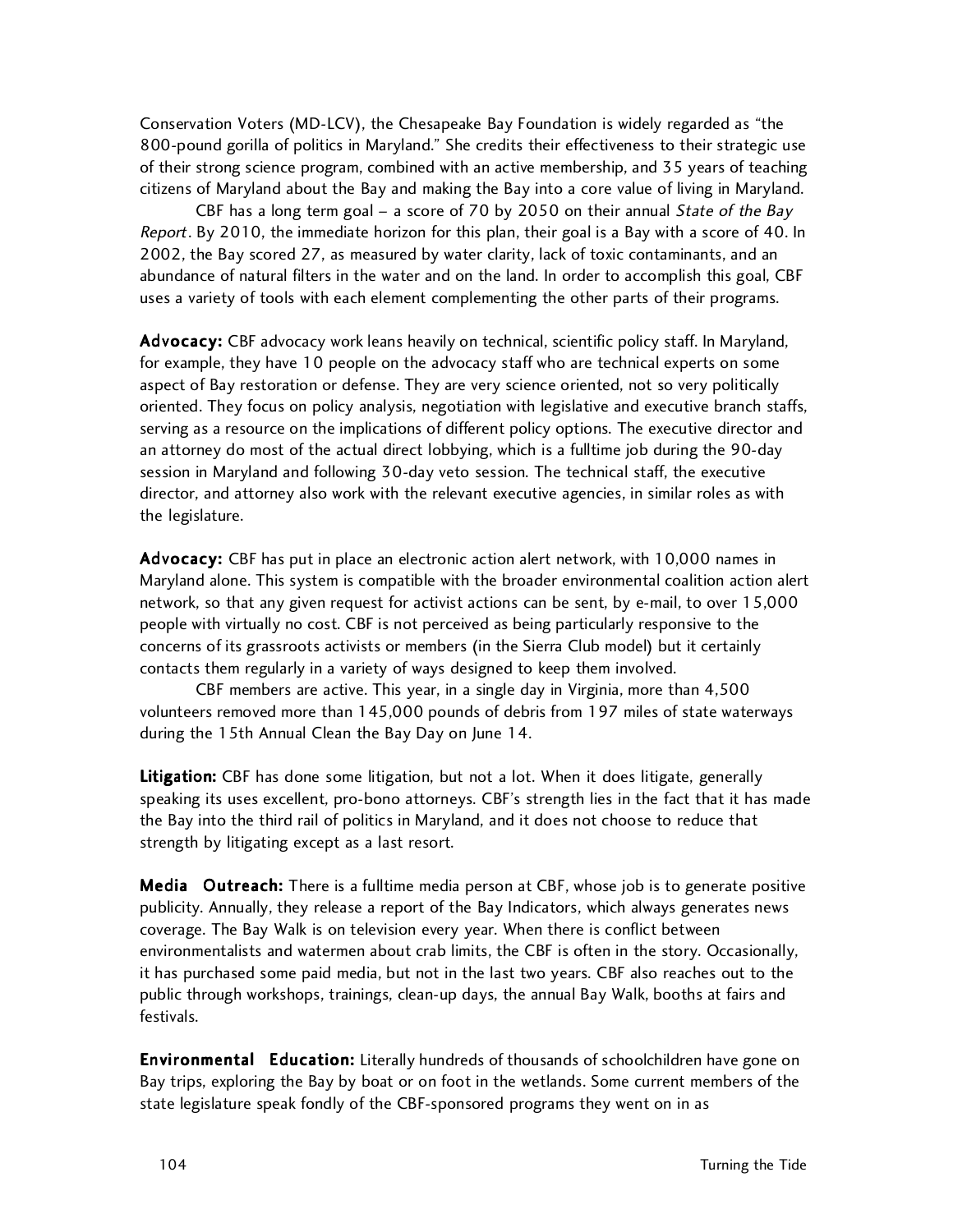Conservation Voters (MD-LCV), the Chesapeake Bay Foundation is widely regarded as "the 800-pound gorilla of politics in Maryland." She credits their effectiveness to their strategic use of their strong science program, combined with an active membership, and 35 years of teaching citizens of Maryland about the Bay and making the Bay into a core value of living in Maryland.

CBF has a long term goal – a score of 70 by 2050 on their annual *State of the Bay Report*. By 2010, the immediate horizon for this plan, their goal is a Bay with a score of 40. In 2002, the Bay scored 27, as measured by water clarity, lack of toxic contaminants, and an abundance of natural filters in the water and on the land. In order to accomplish this goal, CBF uses a variety of tools with each element complementing the other parts of their programs.

**Advocacy:** CBF advocacy work leans heavily on technical, scientific policy staff. In Maryland, for example, they have 10 people on the advocacy staff who are technical experts on some aspect of Bay restoration or defense. They are very science oriented, not so very politically oriented. They focus on policy analysis, negotiation with legislative and executive branch staffs, serving as a resource on the implications of different policy options. The executive director and an attorney do most of the actual direct lobbying, which is a fulltime job during the 90-day session in Maryland and following 30-day veto session. The technical staff, the executive director, and attorney also work with the relevant executive agencies, in similar roles as with the legislature.

**Advocacy:** CBF has put in place an electronic action alert network, with 10,000 names in Maryland alone. This system is compatible with the broader environmental coalition action alert network, so that any given request for activist actions can be sent, by e-mail, to over 15,000 people with virtually no cost. CBF is not perceived as being particularly responsive to the concerns of its grassroots activists or members (in the Sierra Club model) but it certainly contacts them regularly in a variety of ways designed to keep them involved.

CBF members are active. This year, in a single day in Virginia, more than 4,500 volunteers removed more than 145,000 pounds of debris from 197 miles of state waterways during the 15th Annual Clean the Bay Day on June 14.

**Litigation:** CBF has done some litigation, but not a lot. When it does litigate, generally speaking its uses excellent, pro-bono attorneys. CBF's strength lies in the fact that it has made the Bay into the third rail of politics in Maryland, and it does not choose to reduce that strength by litigating except as a last resort.

**Media Outreach:** There is a fulltime media person at CBF, whose job is to generate positive publicity. Annually, they release a report of the Bay Indicators, which always generates news coverage. The Bay Walk is on television every year. When there is conflict between environmentalists and watermen about crab limits, the CBF is often in the story. Occasionally, it has purchased some paid media, but not in the last two years. CBF also reaches out to the public through workshops, trainings, clean-up days, the annual Bay Walk, booths at fairs and festivals.

**Environmental Education:** Literally hundreds of thousands of schoolchildren have gone on Bay trips, exploring the Bay by boat or on foot in the wetlands. Some current members of the state legislature speak fondly of the CBF-sponsored programs they went on in as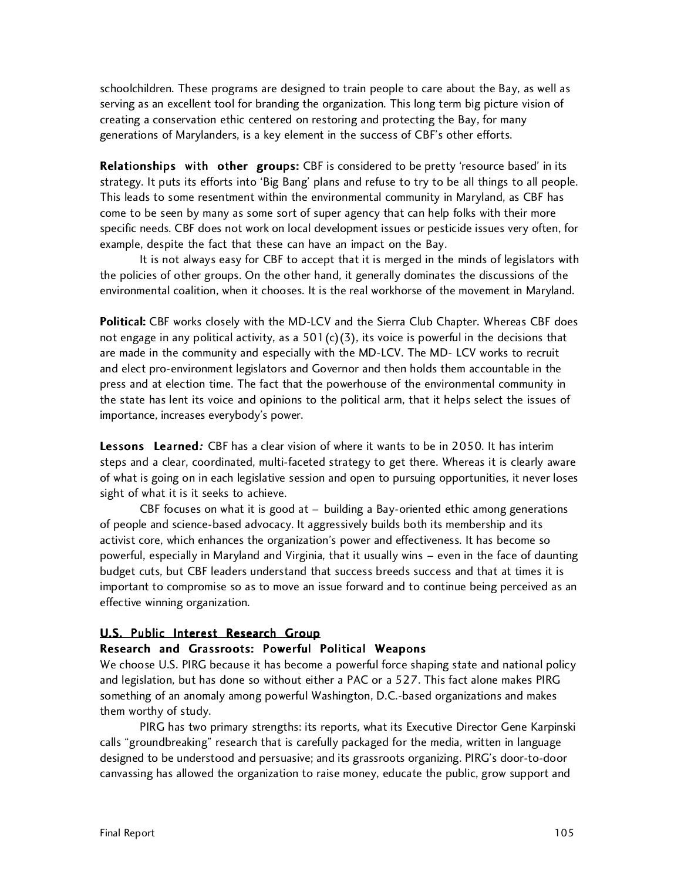schoolchildren. These programs are designed to train people to care about the Bay, as well as serving as an excellent tool for branding the organization. This long term big picture vision of creating a conservation ethic centered on restoring and protecting the Bay, for many generations of Marylanders, is a key element in the success of CBF's other efforts.

**Relationships with other groups:** CBF is considered to be pretty 'resource based' in its strategy. It puts its efforts into 'Big Bang' plans and refuse to try to be all things to all people. This leads to some resentment within the environmental community in Maryland, as CBF has come to be seen by many as some sort of super agency that can help folks with their more specific needs. CBF does not work on local development issues or pesticide issues very often, for example, despite the fact that these can have an impact on the Bay.

It is not always easy for CBF to accept that it is merged in the minds of legislators with the policies of other groups. On the other hand, it generally dominates the discussions of the environmental coalition, when it chooses. It is the real workhorse of the movement in Maryland.

**Political:** CBF works closely with the MD-LCV and the Sierra Club Chapter. Whereas CBF does not engage in any political activity, as a 501(c)(3), its voice is powerful in the decisions that are made in the community and especially with the MD-LCV. The MD- LCV works to recruit and elect pro-environment legislators and Governor and then holds them accountable in the press and at election time. The fact that the powerhouse of the environmental community in the state has lent its voice and opinions to the political arm, that it helps select the issues of importance, increases everybody's power.

**Lessons Learned***:* CBF has a clear vision of where it wants to be in 2050. It has interim steps and a clear, coordinated, multi-faceted strategy to get there. Whereas it is clearly aware of what is going on in each legislative session and open to pursuing opportunities, it never loses sight of what it is it seeks to achieve.

CBF focuses on what it is good at – building a Bay-oriented ethic among generations of people and science-based advocacy. It aggressively builds both its membership and its activist core, which enhances the organization's power and effectiveness. It has become so powerful, especially in Maryland and Virginia, that it usually wins – even in the face of daunting budget cuts, but CBF leaders understand that success breeds success and that at times it is important to compromise so as to move an issue forward and to continue being perceived as an effective winning organization.

## U.S. Public Interest Research Group

### Research and Grassroots: Powerful Political Weapons

We choose U.S. PIRG because it has become a powerful force shaping state and national policy and legislation, but has done so without either a PAC or a 527. This fact alone makes PIRG something of an anomaly among powerful Washington, D.C.-based organizations and makes them worthy of study.

PIRG has two primary strengths: its reports, what its Executive Director Gene Karpinski calls "groundbreaking" research that is carefully packaged for the media, written in language designed to be understood and persuasive; and its grassroots organizing. PIRG's door-to-door canvassing has allowed the organization to raise money, educate the public, grow support and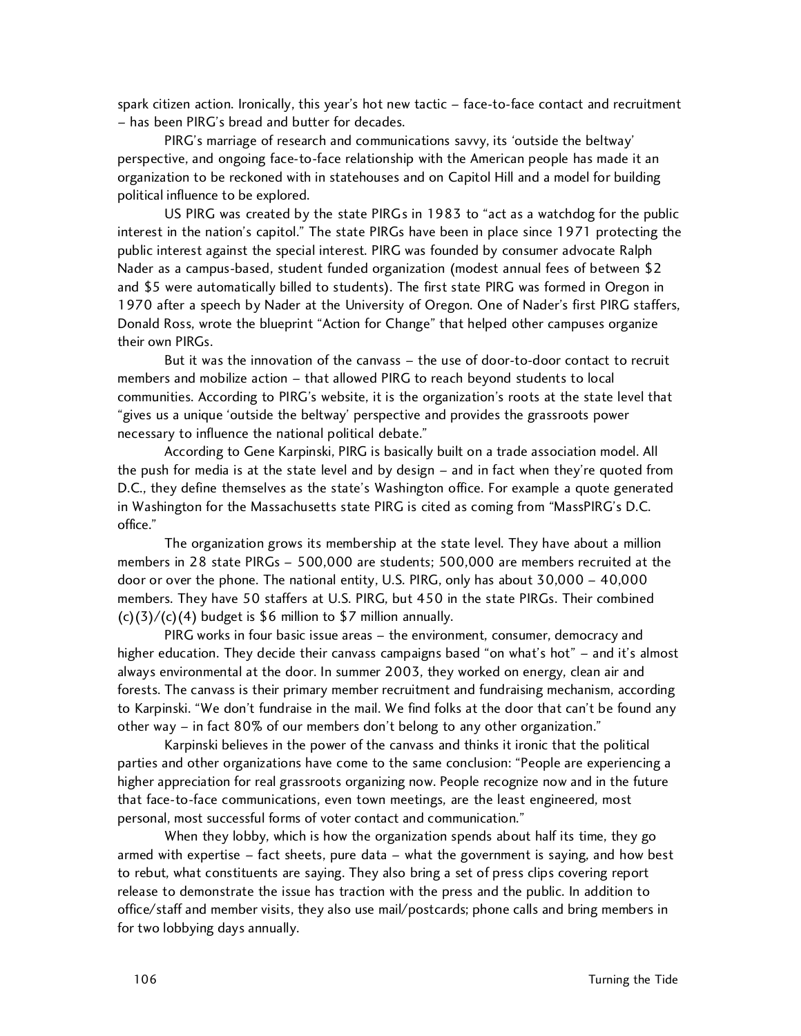spark citizen action. Ironically, this year's hot new tactic – face-to-face contact and recruitment – has been PIRG's bread and butter for decades.

PIRG's marriage of research and communications savvy, its 'outside the beltway' perspective, and ongoing face-to-face relationship with the American people has made it an organization to be reckoned with in statehouses and on Capitol Hill and a model for building political influence to be explored.

US PIRG was created by the state PIRGs in 1983 to "act as a watchdog for the public interest in the nation's capitol." The state PIRGs have been in place since 1971 protecting the public interest against the special interest. PIRG was founded by consumer advocate Ralph Nader as a campus-based, student funded organization (modest annual fees of between $2 and $5 were automatically billed to students). The first state PIRG was formed in Oregon in 1970 after a speech by Nader at the University of Oregon. One of Nader's first PIRG staffers, Donald Ross, wrote the blueprint "Action for Change" that helped other campuses organize their own PIRGs.

But it was the innovation of the canvass – the use of door-to-door contact to recruit members and mobilize action – that allowed PIRG to reach beyond students to local communities. According to PIRG's website, it is the organization's roots at the state level that "gives us a unique 'outside the beltway' perspective and provides the grassroots power necessary to influence the national political debate."

According to Gene Karpinski, PIRG is basically built on a trade association model. All the push for media is at the state level and by design – and in fact when they're quoted from D.C., they define themselves as the state's Washington office. For example a quote generated in Washington for the Massachusetts state PIRG is cited as coming from "MassPIRG's D.C. office."

The organization grows its membership at the state level. They have about a million members in 28 state PIRGs – 500,000 are students; 500,000 are members recruited at the door or over the phone. The national entity, U.S. PIRG, only has about 30,000 – 40,000 members. They have 50 staffers at U.S. PIRG, but 450 in the state PIRGs. Their combined (c)(3)/(c)(4) budget is $6 million to $7 million annually.

PIRG works in four basic issue areas – the environment, consumer, democracy and higher education. They decide their canvass campaigns based "on what's hot" – and it's almost always environmental at the door. In summer 2003, they worked on energy, clean air and forests. The canvass is their primary member recruitment and fundraising mechanism, according to Karpinski. "We don't fundraise in the mail. We find folks at the door that can't be found any other way – in fact 80% of our members don't belong to any other organization."

Karpinski believes in the power of the canvass and thinks it ironic that the political parties and other organizations have come to the same conclusion: "People are experiencing a higher appreciation for real grassroots organizing now. People recognize now and in the future that face-to-face communications, even town meetings, are the least engineered, most personal, most successful forms of voter contact and communication."

When they lobby, which is how the organization spends about half its time, they go armed with expertise – fact sheets, pure data – what the government is saying, and how best to rebut, what constituents are saying. They also bring a set of press clips covering report release to demonstrate the issue has traction with the press and the public. In addition to office/staff and member visits, they also use mail/postcards; phone calls and bring members in for two lobbying days annually.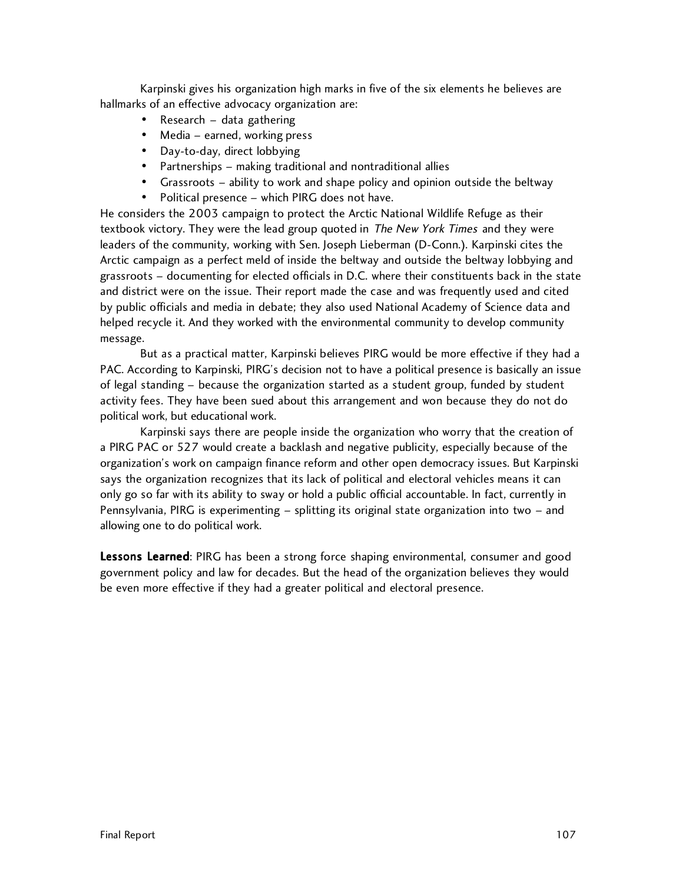Karpinski gives his organization high marks in five of the six elements he believes are hallmarks of an effective advocacy organization are:

- Research – data gathering
- Media – earned, working press
- Day-to-day, direct lobbying
- Partnerships – making traditional and nontraditional allies
- Grassroots – ability to work and shape policy and opinion outside the beltway
- Political presence – which PIRG does not have.

He considers the 2003 campaign to protect the Arctic National Wildlife Refuge as their textbook victory. They were the lead group quoted in *The New York Times* and they were leaders of the community, working with Sen. Joseph Lieberman (D-Conn.). Karpinski cites the Arctic campaign as a perfect meld of inside the beltway and outside the beltway lobbying and grassroots – documenting for elected officials in D.C. where their constituents back in the state and district were on the issue. Their report made the case and was frequently used and cited by public officials and media in debate; they also used National Academy of Science data and helped recycle it. And they worked with the environmental community to develop community message.

But as a practical matter, Karpinski believes PIRG would be more effective if they had a PAC. According to Karpinski, PIRG's decision not to have a political presence is basically an issue of legal standing – because the organization started as a student group, funded by student activity fees. They have been sued about this arrangement and won because they do not do political work, but educational work.

Karpinski says there are people inside the organization who worry that the creation of a PIRG PAC or 527 would create a backlash and negative publicity, especially because of the organization's work on campaign finance reform and other open democracy issues. But Karpinski says the organization recognizes that its lack of political and electoral vehicles means it can only go so far with its ability to sway or hold a public official accountable. In fact, currently in Pennsylvania, PIRG is experimenting – splitting its original state organization into two – and allowing one to do political work.

**Lessons Learned**: PIRG has been a strong force shaping environmental, consumer and good government policy and law for decades. But the head of the organization believes they would be even more effective if they had a greater political and electoral presence.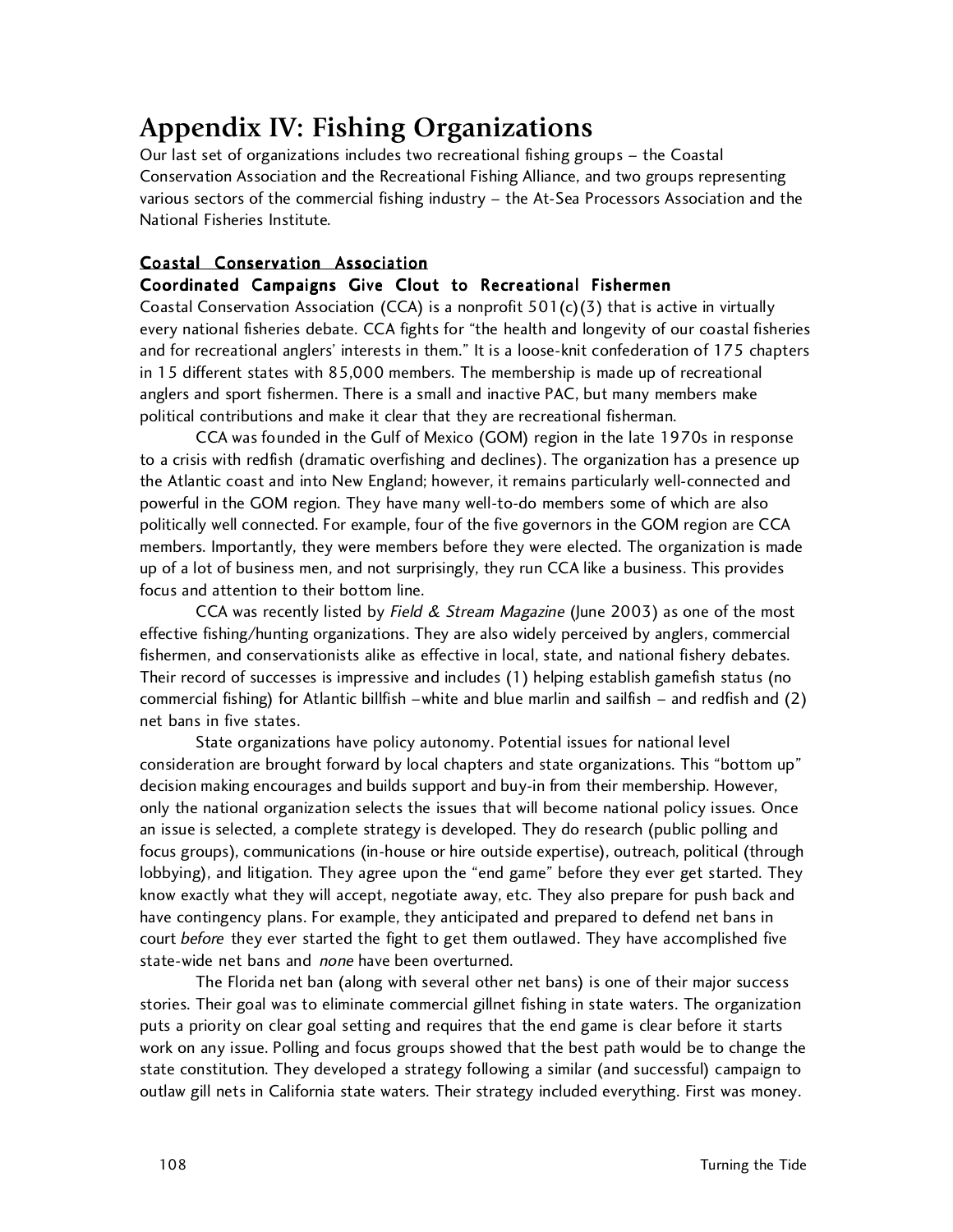# Appendix IV: Fishing Organizations

Our last set of organizations includes two recreational fishing groups – the Coastal Conservation Association and the Recreational Fishing Alliance, and two groups representing various sectors of the commercial fishing industry – the At-Sea Processors Association and the National Fisheries Institute.

## Coastal Conservation Association

### Coordinated Campaigns Give Clout to Recreational Fishermen

Coastal Conservation Association (CCA) is a nonprofit 501(c)(3) that is active in virtually every national fisheries debate. CCA fights for "the health and longevity of our coastal fisheries and for recreational anglers' interests in them." It is a loose-knit confederation of 175 chapters in 15 different states with 85,000 members. The membership is made up of recreational anglers and sport fishermen. There is a small and inactive PAC, but many members make political contributions and make it clear that they are recreational fisherman.

CCA was founded in the Gulf of Mexico (GOM) region in the late 1970s in response to a crisis with redfish (dramatic overfishing and declines). The organization has a presence up the Atlantic coast and into New England; however, it remains particularly well-connected and powerful in the GOM region. They have many well-to-do members some of which are also politically well connected. For example, four of the five governors in the GOM region are CCA members. Importantly, they were members before they were elected. The organization is made up of a lot of business men, and not surprisingly, they run CCA like a business. This provides focus and attention to their bottom line.

CCA was recently listed by *Field & Stream Magazine* (June 2003) as one of the most effective fishing/hunting organizations. They are also widely perceived by anglers, commercial fishermen, and conservationists alike as effective in local, state, and national fishery debates. Their record of successes is impressive and includes (1) helping establish gamefish status (no commercial fishing) for Atlantic billfish –white and blue marlin and sailfish – and redfish and (2) net bans in five states.

State organizations have policy autonomy. Potential issues for national level consideration are brought forward by local chapters and state organizations. This "bottom up" decision making encourages and builds support and buy-in from their membership. However, only the national organization selects the issues that will become national policy issues. Once an issue is selected, a complete strategy is developed. They do research (public polling and focus groups), communications (in-house or hire outside expertise), outreach, political (through lobbying), and litigation. They agree upon the "end game" before they ever get started. They know exactly what they will accept, negotiate away, etc. They also prepare for push back and have contingency plans. For example, they anticipated and prepared to defend net bans in court *before* they ever started the fight to get them outlawed. They have accomplished five state-wide net bans and *none* have been overturned.

The Florida net ban (along with several other net bans) is one of their major success stories. Their goal was to eliminate commercial gillnet fishing in state waters. The organization puts a priority on clear goal setting and requires that the end game is clear before it starts work on any issue. Polling and focus groups showed that the best path would be to change the state constitution. They developed a strategy following a similar (and successful) campaign to outlaw gill nets in California state waters. Their strategy included everything. First was money.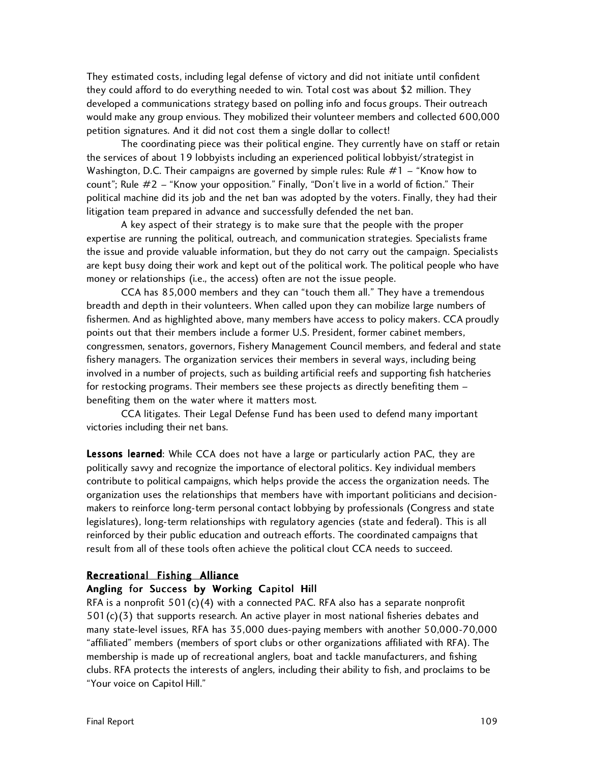They estimated costs, including legal defense of victory and did not initiate until confident they could afford to do everything needed to win. Total cost was about $2 million. They developed a communications strategy based on polling info and focus groups. Their outreach would make any group envious. They mobilized their volunteer members and collected 600,000 petition signatures. And it did not cost them a single dollar to collect!

The coordinating piece was their political engine. They currently have on staff or retain the services of about 19 lobbyists including an experienced political lobbyist/strategist in Washington, D.C. Their campaigns are governed by simple rules: Rule #1 – "Know how to count"; Rule #2 – "Know your opposition." Finally, "Don't live in a world of fiction." Their political machine did its job and the net ban was adopted by the voters. Finally, they had their litigation team prepared in advance and successfully defended the net ban.

A key aspect of their strategy is to make sure that the people with the proper expertise are running the political, outreach, and communication strategies. Specialists frame the issue and provide valuable information, but they do not carry out the campaign. Specialists are kept busy doing their work and kept out of the political work. The political people who have money or relationships (i.e., the access) often are not the issue people.

CCA has 85,000 members and they can "touch them all." They have a tremendous breadth and depth in their volunteers. When called upon they can mobilize large numbers of fishermen. And as highlighted above, many members have access to policy makers. CCA proudly points out that their members include a former U.S. President, former cabinet members, congressmen, senators, governors, Fishery Management Council members, and federal and state fishery managers. The organization services their members in several ways, including being involved in a number of projects, such as building artificial reefs and supporting fish hatcheries for restocking programs. Their members see these projects as directly benefiting them – benefiting them on the water where it matters most.

CCA litigates. Their Legal Defense Fund has been used to defend many important victories including their net bans.

**Lessons learned**: While CCA does not have a large or particularly action PAC, they are politically savvy and recognize the importance of electoral politics. Key individual members contribute to political campaigns, which helps provide the access the organization needs. The organization uses the relationships that members have with important politicians and decision-makers to reinforce long-term personal contact lobbying by professionals (Congress and state legislatures), long-term relationships with regulatory agencies (state and federal). This is all reinforced by their public education and outreach efforts. The coordinated campaigns that result from all of these tools often achieve the political clout CCA needs to succeed.

## Recreational Fishing Alliance

### Angling for Success by Working Capitol Hill

RFA is a nonprofit 501(c)(4) with a connected PAC. RFA also has a separate nonprofit 501(c)(3) that supports research. An active player in most national fisheries debates and many state-level issues, RFA has 35,000 dues-paying members with another 50,000-70,000 "affiliated" members (members of sport clubs or other organizations affiliated with RFA). The membership is made up of recreational anglers, boat and tackle manufacturers, and fishing clubs. RFA protects the interests of anglers, including their ability to fish, and proclaims to be "Your voice on Capitol Hill."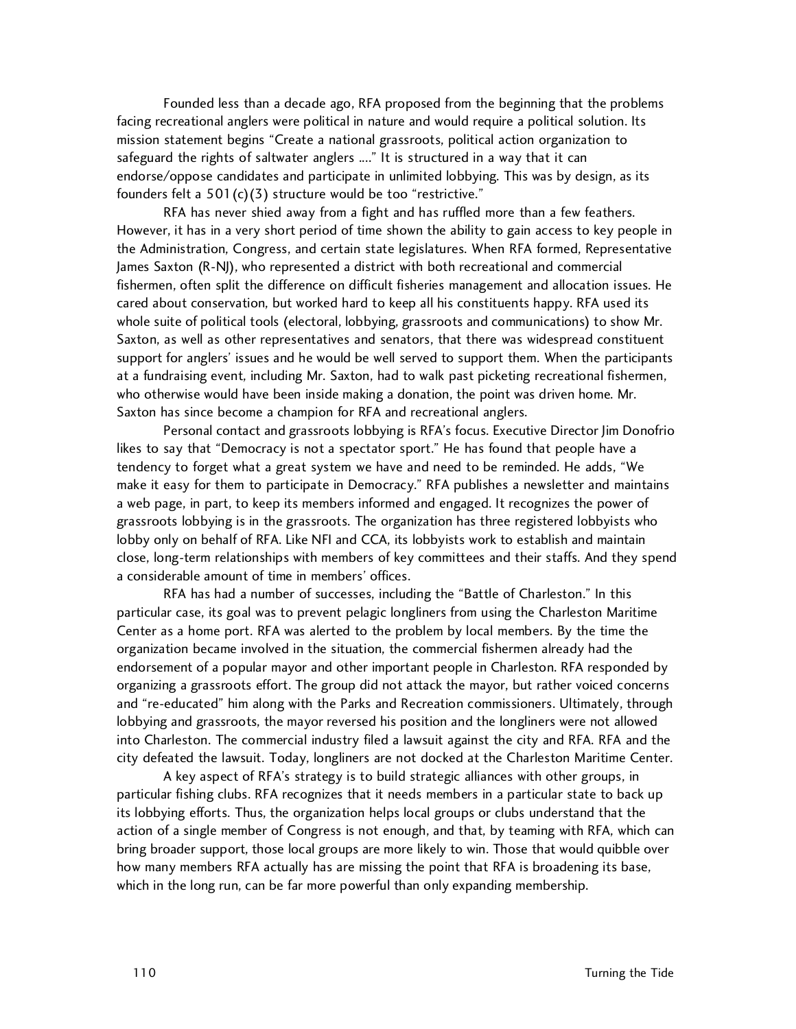Founded less than a decade ago, RFA proposed from the beginning that the problems facing recreational anglers were political in nature and would require a political solution. Its mission statement begins "Create a national grassroots, political action organization to safeguard the rights of saltwater anglers ...." It is structured in a way that it can endorse/oppose candidates and participate in unlimited lobbying. This was by design, as its founders felt a 501(c)(3) structure would be too "restrictive."

RFA has never shied away from a fight and has ruffled more than a few feathers. However, it has in a very short period of time shown the ability to gain access to key people in the Administration, Congress, and certain state legislatures. When RFA formed, Representative James Saxton (R-NJ), who represented a district with both recreational and commercial fishermen, often split the difference on difficult fisheries management and allocation issues. He cared about conservation, but worked hard to keep all his constituents happy. RFA used its whole suite of political tools (electoral, lobbying, grassroots and communications) to show Mr. Saxton, as well as other representatives and senators, that there was widespread constituent support for anglers' issues and he would be well served to support them. When the participants at a fundraising event, including Mr. Saxton, had to walk past picketing recreational fishermen, who otherwise would have been inside making a donation, the point was driven home. Mr. Saxton has since become a champion for RFA and recreational anglers.

Personal contact and grassroots lobbying is RFA's focus. Executive Director Jim Donofrio likes to say that "Democracy is not a spectator sport." He has found that people have a tendency to forget what a great system we have and need to be reminded. He adds, "We make it easy for them to participate in Democracy." RFA publishes a newsletter and maintains a web page, in part, to keep its members informed and engaged. It recognizes the power of grassroots lobbying is in the grassroots. The organization has three registered lobbyists who lobby only on behalf of RFA. Like NFI and CCA, its lobbyists work to establish and maintain close, long-term relationships with members of key committees and their staffs. And they spend a considerable amount of time in members' offices.

RFA has had a number of successes, including the "Battle of Charleston." In this particular case, its goal was to prevent pelagic longliners from using the Charleston Maritime Center as a home port. RFA was alerted to the problem by local members. By the time the organization became involved in the situation, the commercial fishermen already had the endorsement of a popular mayor and other important people in Charleston. RFA responded by organizing a grassroots effort. The group did not attack the mayor, but rather voiced concerns and "re-educated" him along with the Parks and Recreation commissioners. Ultimately, through lobbying and grassroots, the mayor reversed his position and the longliners were not allowed into Charleston. The commercial industry filed a lawsuit against the city and RFA. RFA and the city defeated the lawsuit. Today, longliners are not docked at the Charleston Maritime Center.

A key aspect of RFA's strategy is to build strategic alliances with other groups, in particular fishing clubs. RFA recognizes that it needs members in a particular state to back up its lobbying efforts. Thus, the organization helps local groups or clubs understand that the action of a single member of Congress is not enough, and that, by teaming with RFA, which can bring broader support, those local groups are more likely to win. Those that would quibble over how many members RFA actually has are missing the point that RFA is broadening its base, which in the long run, can be far more powerful than only expanding membership.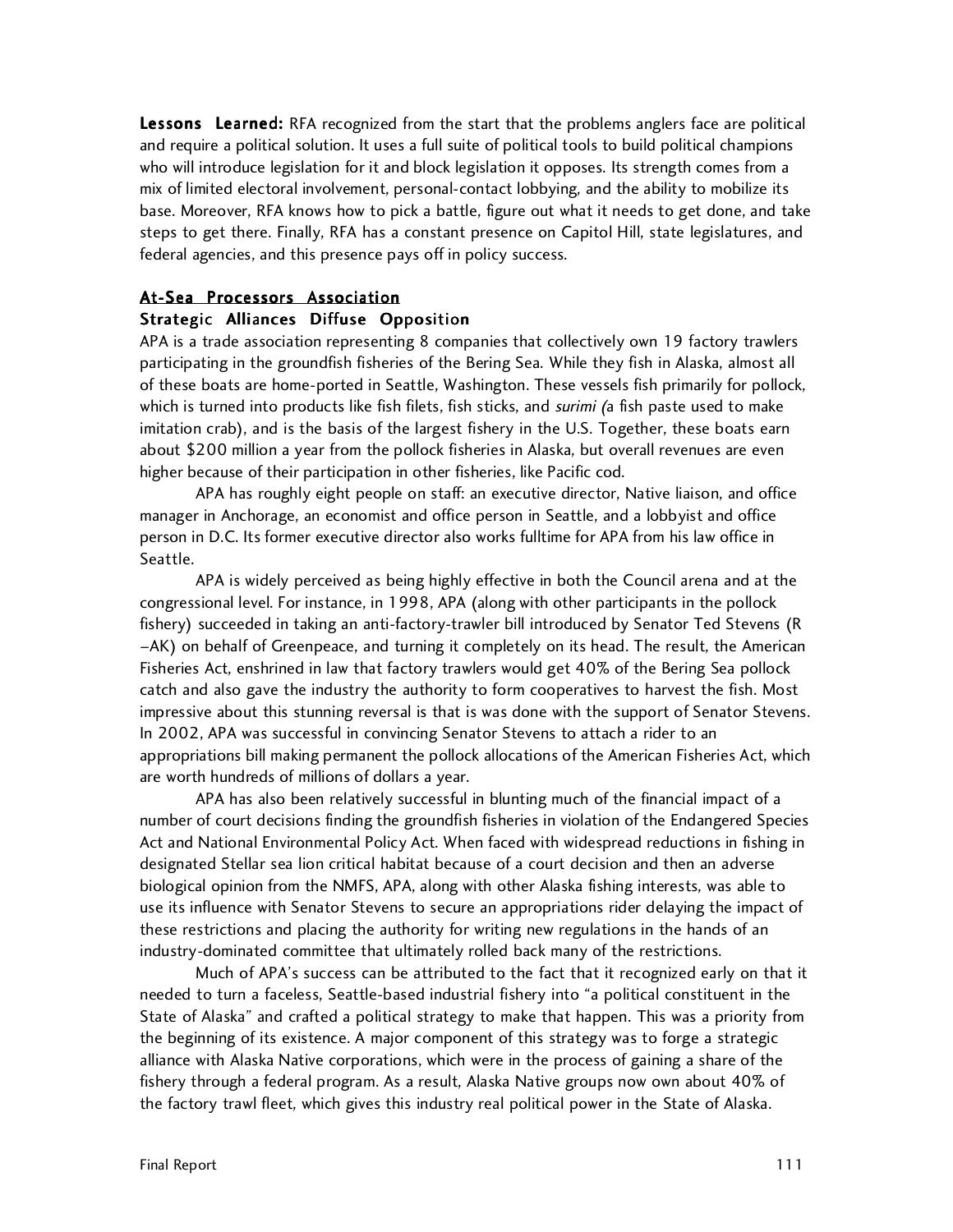**Lessons Learned:** RFA recognized from the start that the problems anglers face are political and require a political solution. It uses a full suite of political tools to build political champions who will introduce legislation for it and block legislation it opposes. Its strength comes from a mix of limited electoral involvement, personal-contact lobbying, and the ability to mobilize its base. Moreover, RFA knows how to pick a battle, figure out what it needs to get done, and take steps to get there. Finally, RFA has a constant presence on Capitol Hill, state legislatures, and federal agencies, and this presence pays off in policy success.

## At-Sea Processors Association

### Strategic Alliances Diffuse Opposition

APA is a trade association representing 8 companies that collectively own 19 factory trawlers participating in the groundfish fisheries of the Bering Sea. While they fish in Alaska, almost all of these boats are home-ported in Seattle, Washington. These vessels fish primarily for pollock, which is turned into products like fish filets, fish sticks, and *surimi (*a fish paste used to make imitation crab), and is the basis of the largest fishery in the U.S. Together, these boats earn about $200 million a year from the pollock fisheries in Alaska, but overall revenues are even higher because of their participation in other fisheries, like Pacific cod.

APA has roughly eight people on staff: an executive director, Native liaison, and office manager in Anchorage, an economist and office person in Seattle, and a lobbyist and office person in D.C. Its former executive director also works fulltime for APA from his law office in Seattle.

APA is widely perceived as being highly effective in both the Council arena and at the congressional level. For instance, in 1998, APA (along with other participants in the pollock fishery) succeeded in taking an anti-factory-trawler bill introduced by Senator Ted Stevens (R –AK) on behalf of Greenpeace, and turning it completely on its head. The result, the American Fisheries Act, enshrined in law that factory trawlers would get 40% of the Bering Sea pollock catch and also gave the industry the authority to form cooperatives to harvest the fish. Most impressive about this stunning reversal is that is was done with the support of Senator Stevens. In 2002, APA was successful in convincing Senator Stevens to attach a rider to an appropriations bill making permanent the pollock allocations of the American Fisheries Act, which are worth hundreds of millions of dollars a year.

APA has also been relatively successful in blunting much of the financial impact of a number of court decisions finding the groundfish fisheries in violation of the Endangered Species Act and National Environmental Policy Act. When faced with widespread reductions in fishing in designated Stellar sea lion critical habitat because of a court decision and then an adverse biological opinion from the NMFS, APA, along with other Alaska fishing interests, was able to use its influence with Senator Stevens to secure an appropriations rider delaying the impact of these restrictions and placing the authority for writing new regulations in the hands of an industry-dominated committee that ultimately rolled back many of the restrictions.

Much of APA's success can be attributed to the fact that it recognized early on that it needed to turn a faceless, Seattle-based industrial fishery into "a political constituent in the State of Alaska" and crafted a political strategy to make that happen. This was a priority from the beginning of its existence. A major component of this strategy was to forge a strategic alliance with Alaska Native corporations, which were in the process of gaining a share of the fishery through a federal program. As a result, Alaska Native groups now own about 40% of the factory trawl fleet, which gives this industry real political power in the State of Alaska.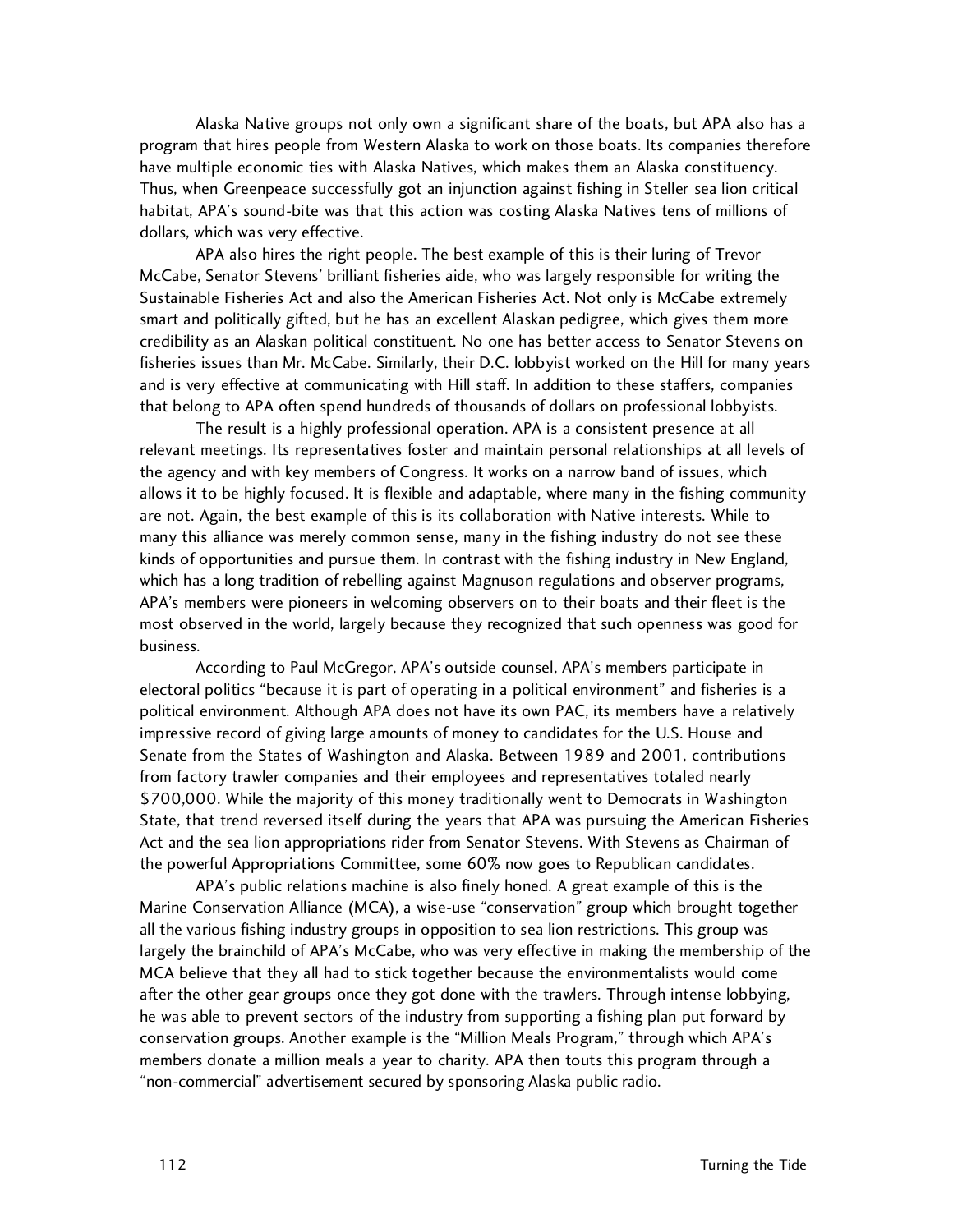Alaska Native groups not only own a significant share of the boats, but APA also has a program that hires people from Western Alaska to work on those boats. Its companies therefore have multiple economic ties with Alaska Natives, which makes them an Alaska constituency. Thus, when Greenpeace successfully got an injunction against fishing in Steller sea lion critical habitat, APA's sound-bite was that this action was costing Alaska Natives tens of millions of dollars, which was very effective.

APA also hires the right people. The best example of this is their luring of Trevor McCabe, Senator Stevens' brilliant fisheries aide, who was largely responsible for writing the Sustainable Fisheries Act and also the American Fisheries Act. Not only is McCabe extremely smart and politically gifted, but he has an excellent Alaskan pedigree, which gives them more credibility as an Alaskan political constituent. No one has better access to Senator Stevens on fisheries issues than Mr. McCabe. Similarly, their D.C. lobbyist worked on the Hill for many years and is very effective at communicating with Hill staff. In addition to these staffers, companies that belong to APA often spend hundreds of thousands of dollars on professional lobbyists.

The result is a highly professional operation. APA is a consistent presence at all relevant meetings. Its representatives foster and maintain personal relationships at all levels of the agency and with key members of Congress. It works on a narrow band of issues, which allows it to be highly focused. It is flexible and adaptable, where many in the fishing community are not. Again, the best example of this is its collaboration with Native interests. While to many this alliance was merely common sense, many in the fishing industry do not see these kinds of opportunities and pursue them. In contrast with the fishing industry in New England, which has a long tradition of rebelling against Magnuson regulations and observer programs, APA's members were pioneers in welcoming observers on to their boats and their fleet is the most observed in the world, largely because they recognized that such openness was good for business.

According to Paul McGregor, APA's outside counsel, APA's members participate in electoral politics "because it is part of operating in a political environment" and fisheries is a political environment. Although APA does not have its own PAC, its members have a relatively impressive record of giving large amounts of money to candidates for the U.S. House and Senate from the States of Washington and Alaska. Between 1989 and 2001, contributions from factory trawler companies and their employees and representatives totaled nearly $700,000. While the majority of this money traditionally went to Democrats in Washington State, that trend reversed itself during the years that APA was pursuing the American Fisheries Act and the sea lion appropriations rider from Senator Stevens. With Stevens as Chairman of the powerful Appropriations Committee, some 60% now goes to Republican candidates.

APA's public relations machine is also finely honed. A great example of this is the Marine Conservation Alliance (MCA), a wise-use "conservation" group which brought together all the various fishing industry groups in opposition to sea lion restrictions. This group was largely the brainchild of APA's McCabe, who was very effective in making the membership of the MCA believe that they all had to stick together because the environmentalists would come after the other gear groups once they got done with the trawlers. Through intense lobbying, he was able to prevent sectors of the industry from supporting a fishing plan put forward by conservation groups. Another example is the "Million Meals Program," through which APA's members donate a million meals a year to charity. APA then touts this program through a "non-commercial" advertisement secured by sponsoring Alaska public radio.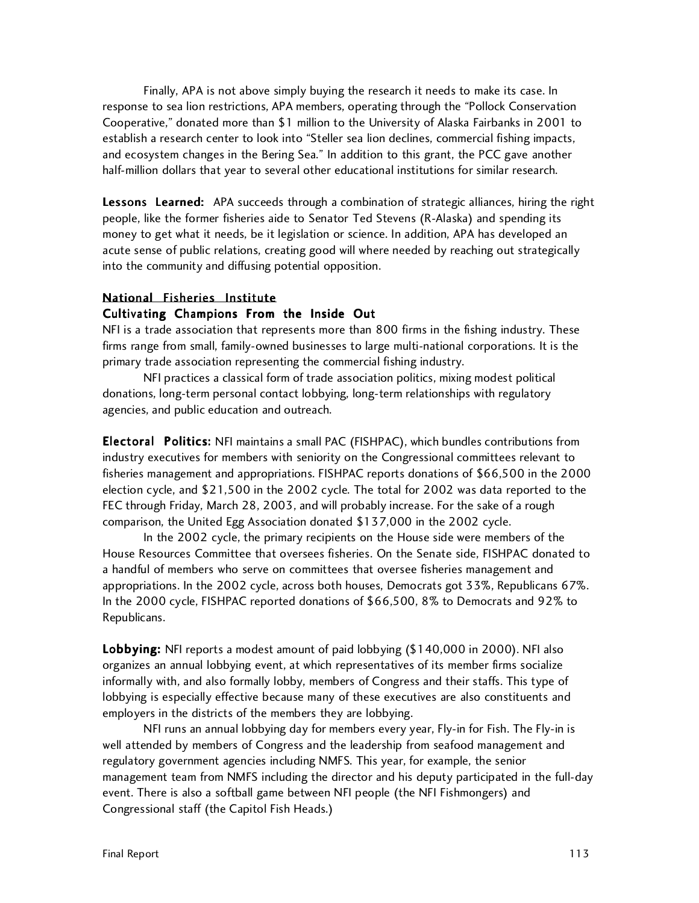Finally, APA is not above simply buying the research it needs to make its case. In response to sea lion restrictions, APA members, operating through the "Pollock Conservation Cooperative," donated more than $1 million to the University of Alaska Fairbanks in 2001 to establish a research center to look into "Steller sea lion declines, commercial fishing impacts, and ecosystem changes in the Bering Sea." In addition to this grant, the PCC gave another half-million dollars that year to several other educational institutions for similar research.

**Lessons Learned:** APA succeeds through a combination of strategic alliances, hiring the right people, like the former fisheries aide to Senator Ted Stevens (R-Alaska) and spending its money to get what it needs, be it legislation or science. In addition, APA has developed an acute sense of public relations, creating good will where needed by reaching out strategically into the community and diffusing potential opposition.

### <u>National Fisheries Institute</u>

### Cultivating Champions From the Inside Out

NFI is a trade association that represents more than 800 firms in the fishing industry. These firms range from small, family-owned businesses to large multi-national corporations. It is the primary trade association representing the commercial fishing industry.

NFI practices a classical form of trade association politics, mixing modest political donations, long-term personal contact lobbying, long-term relationships with regulatory agencies, and public education and outreach.

**Electoral Politics:** NFI maintains a small PAC (FISHPAC), which bundles contributions from industry executives for members with seniority on the Congressional committees relevant to fisheries management and appropriations. FISHPAC reports donations of $66,500 in the 2000 election cycle, and $21,500 in the 2002 cycle. The total for 2002 was data reported to the FEC through Friday, March 28, 2003, and will probably increase. For the sake of a rough comparison, the United Egg Association donated $137,000 in the 2002 cycle.

In the 2002 cycle, the primary recipients on the House side were members of the House Resources Committee that oversees fisheries. On the Senate side, FISHPAC donated to a handful of members who serve on committees that oversee fisheries management and appropriations. In the 2002 cycle, across both houses, Democrats got 33%, Republicans 67%. In the 2000 cycle, FISHPAC reported donations of $66,500, 8% to Democrats and 92% to Republicans.

**Lobbying:** NFI reports a modest amount of paid lobbying ($140,000 in 2000). NFI also organizes an annual lobbying event, at which representatives of its member firms socialize informally with, and also formally lobby, members of Congress and their staffs. This type of lobbying is especially effective because many of these executives are also constituents and employers in the districts of the members they are lobbying.

NFI runs an annual lobbying day for members every year, Fly-in for Fish. The Fly-in is well attended by members of Congress and the leadership from seafood management and regulatory government agencies including NMFS. This year, for example, the senior management team from NMFS including the director and his deputy participated in the full-day event. There is also a softball game between NFI people (the NFI Fishmongers) and Congressional staff (the Capitol Fish Heads.)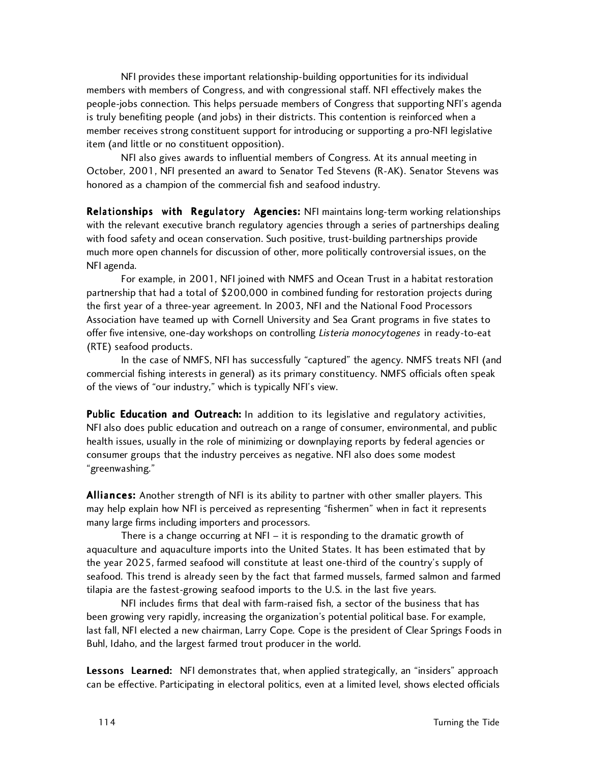NFI provides these important relationship-building opportunities for its individual members with members of Congress, and with congressional staff. NFI effectively makes the people-jobs connection. This helps persuade members of Congress that supporting NFI's agenda is truly benefiting people (and jobs) in their districts. This contention is reinforced when a member receives strong constituent support for introducing or supporting a pro-NFI legislative item (and little or no constituent opposition).

NFI also gives awards to influential members of Congress. At its annual meeting in October, 2001, NFI presented an award to Senator Ted Stevens (R-AK). Senator Stevens was honored as a champion of the commercial fish and seafood industry.

**Relationships with Regulatory Agencies:** NFI maintains long-term working relationships with the relevant executive branch regulatory agencies through a series of partnerships dealing with food safety and ocean conservation. Such positive, trust-building partnerships provide much more open channels for discussion of other, more politically controversial issues, on the NFI agenda.

For example, in 2001, NFI joined with NMFS and Ocean Trust in a habitat restoration partnership that had a total of $200,000 in combined funding for restoration projects during the first year of a three-year agreement. In 2003, NFI and the National Food Processors Association have teamed up with Cornell University and Sea Grant programs in five states to offer five intensive, one-day workshops on controlling *Listeria monocytogenes* in ready-to-eat (RTE) seafood products.

In the case of NMFS, NFI has successfully "captured" the agency. NMFS treats NFI (and commercial fishing interests in general) as its primary constituency. NMFS officials often speak of the views of "our industry," which is typically NFI's view.

**Public Education and Outreach:** In addition to its legislative and regulatory activities, NFI also does public education and outreach on a range of consumer, environmental, and public health issues, usually in the role of minimizing or downplaying reports by federal agencies or consumer groups that the industry perceives as negative. NFI also does some modest "greenwashing."

**Alliances:** Another strength of NFI is its ability to partner with other smaller players. This may help explain how NFI is perceived as representing "fishermen" when in fact it represents many large firms including importers and processors.

There is a change occurring at NFI – it is responding to the dramatic growth of aquaculture and aquaculture imports into the United States. It has been estimated that by the year 2025, farmed seafood will constitute at least one-third of the country's supply of seafood. This trend is already seen by the fact that farmed mussels, farmed salmon and farmed tilapia are the fastest-growing seafood imports to the U.S. in the last five years.

NFI includes firms that deal with farm-raised fish, a sector of the business that has been growing very rapidly, increasing the organization's potential political base. For example, last fall, NFI elected a new chairman, Larry Cope. Cope is the president of Clear Springs Foods in Buhl, Idaho, and the largest farmed trout producer in the world.

**Lessons Learned:** NFI demonstrates that, when applied strategically, an "insiders" approach can be effective. Participating in electoral politics, even at a limited level, shows elected officials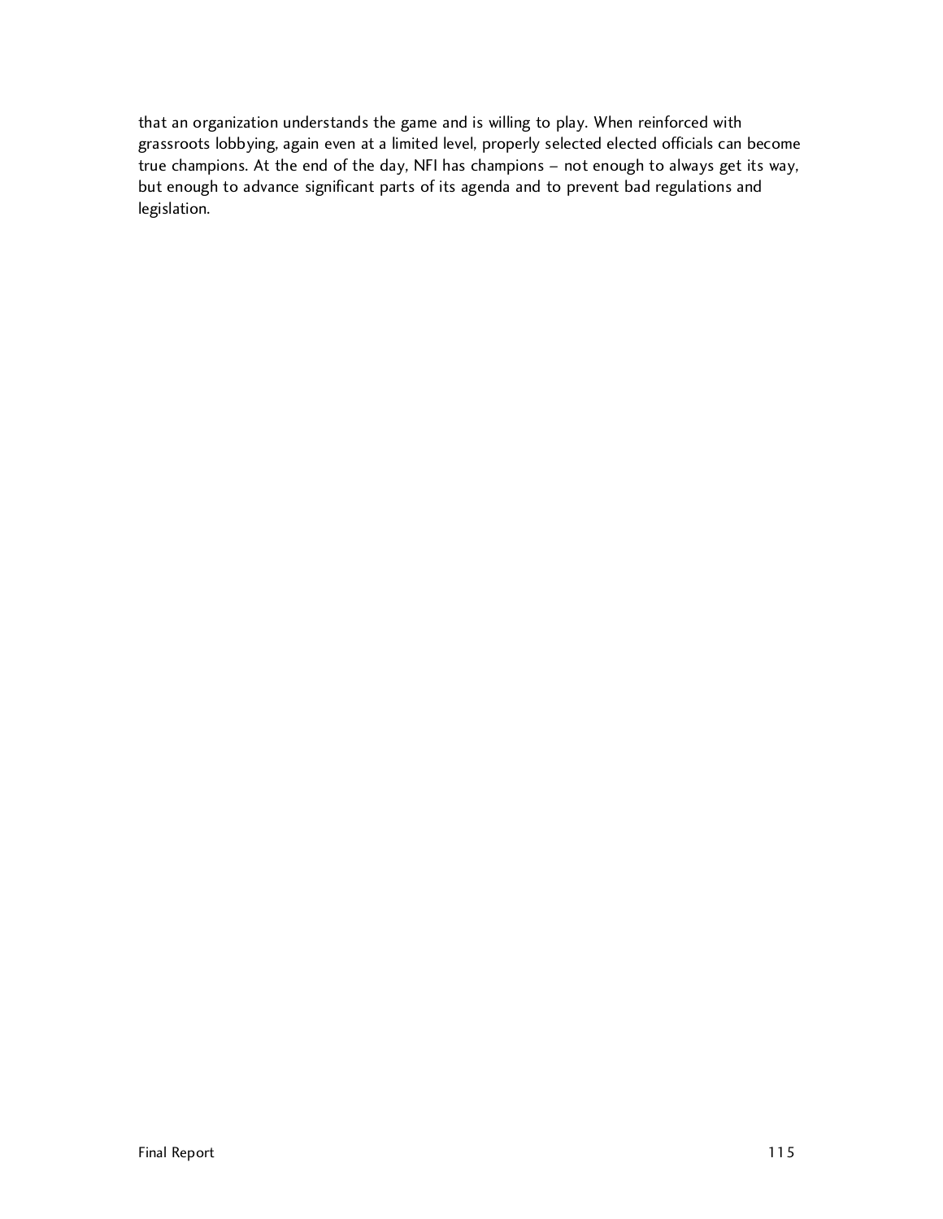that an organization understands the game and is willing to play. When reinforced with grassroots lobbying, again even at a limited level, properly selected elected officials can become true champions. At the end of the day, NFI has champions – not enough to always get its way, but enough to advance significant parts of its agenda and to prevent bad regulations and legislation.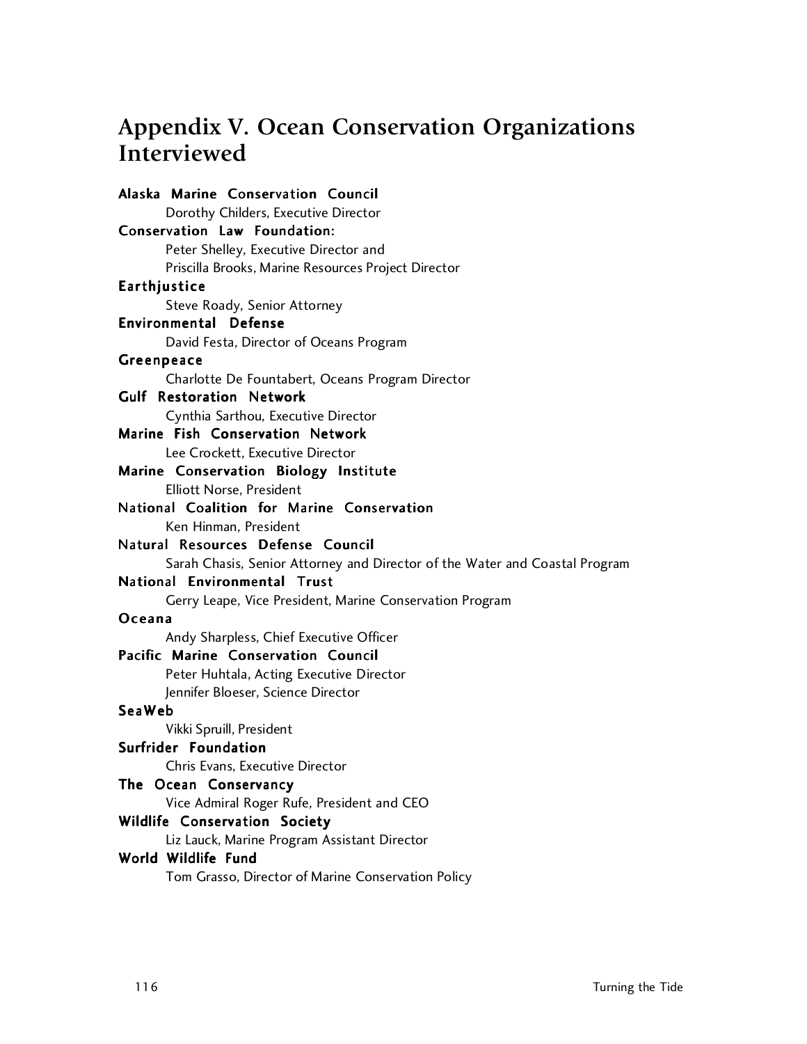# Appendix V. Ocean Conservation Organizations Interviewed

**Alaska Marine Conservation Council**
Dorothy Childers, Executive Director

**Conservation Law Foundation:**
Peter Shelley, Executive Director and
Priscilla Brooks, Marine Resources Project Director

**Earthjustice**
Steve Roady, Senior Attorney

**Environmental Defense**
David Festa, Director of Oceans Program

**Greenpeace**
Charlotte De Fountabert, Oceans Program Director

**Gulf Restoration Network**
Cynthia Sarthou, Executive Director

**Marine Fish Conservation Network**
Lee Crockett, Executive Director

**Marine Conservation Biology Institute**
Elliott Norse, President

**National Coalition for Marine Conservation**
Ken Hinman, President

**Natural Resources Defense Council**
Sarah Chasis, Senior Attorney and Director of the Water and Coastal Program

**National Environmental Trust**
Gerry Leape, Vice President, Marine Conservation Program

**Oceana**
Andy Sharpless, Chief Executive Officer

**Pacific Marine Conservation Council**
Peter Huhtala, Acting Executive Director
Jennifer Bloeser, Science Director

**SeaWeb**
Vikki Spruill, President

**Surfrider Foundation**
Chris Evans, Executive Director

**The Ocean Conservancy**
Vice Admiral Roger Rufe, President and CEO

**Wildlife Conservation Society**
Liz Lauck, Marine Program Assistant Director

**World Wildlife Fund**
Tom Grasso, Director of Marine Conservation Policy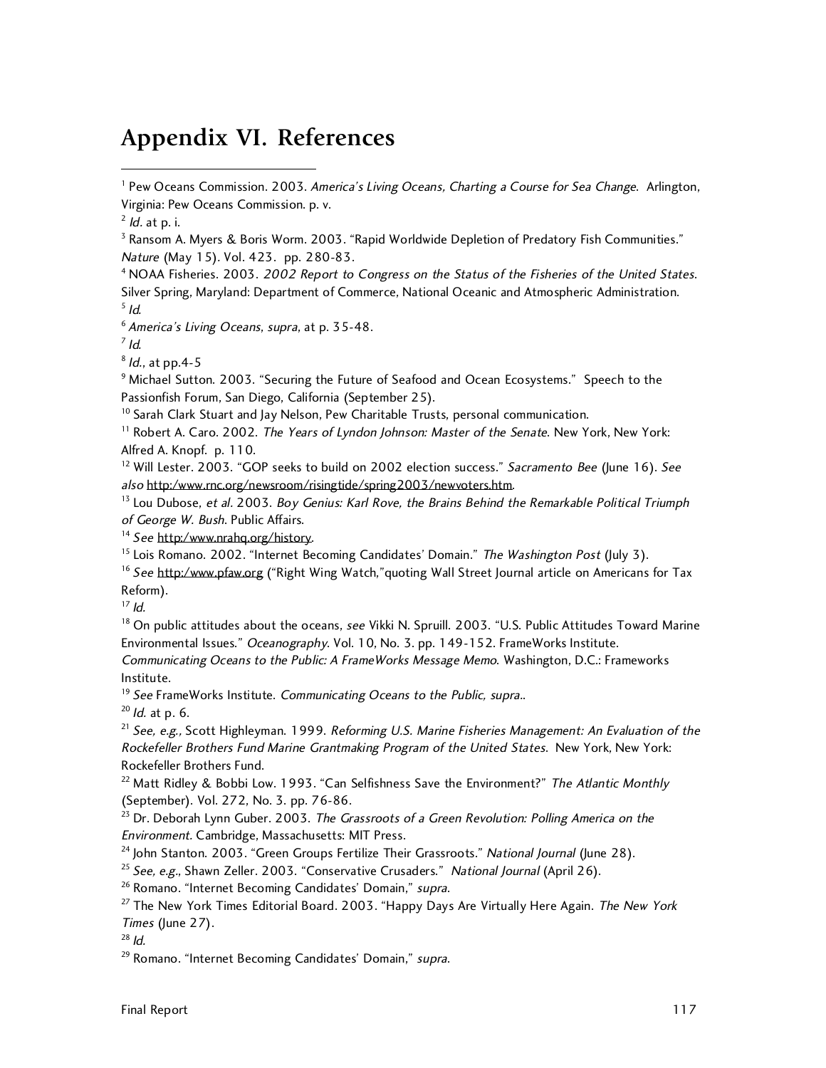# Appendix VI. References

[1] Pew Oceans Commission. 2003. *America's Living Oceans, Charting a Course for Sea Change*. Arlington, Virginia: Pew Oceans Commission. p. v.

[2] *Id*. at p. i.

[3] Ransom A. Myers & Boris Worm. 2003. "Rapid Worldwide Depletion of Predatory Fish Communities." *Nature* (May 15). Vol. 423. pp. 280-83.

[4] NOAA Fisheries. 2003. *2002 Report to Congress on the Status of the Fisheries of the United States*. Silver Spring, Maryland: Department of Commerce, National Oceanic and Atmospheric Administration.

[5] *Id.*

[6] *America's Living Oceans*, *supra*, at p. 35-48.

[7] *Id.*

[8] *Id.*, at pp.4-5

[9] Michael Sutton. 2003. "Securing the Future of Seafood and Ocean Ecosystems." Speech to the Passionfish Forum, San Diego, California (September 25).

[10] Sarah Clark Stuart and Jay Nelson, Pew Charitable Trusts, personal communication.

[11] Robert A. Caro. 2002. *The Years of Lyndon Johnson: Master of the Senate*. New York, New York: Alfred A. Knopf. p. 110.

[12] Will Lester. 2003. "GOP seeks to build on 2002 election success." *Sacramento Bee* (June 16). *See also* http:/www.rnc.org/newsroom/risingtide/spring2003/newvoters.htm.

[13] Lou Dubose, *et al.* 2003. *Boy Genius: Karl Rove, the Brains Behind the Remarkable Political Triumph of George W. Bush*. Public Affairs.

[14] *See* http:/www.nrahq.org/history.

[15] Lois Romano. 2002. "Internet Becoming Candidates' Domain." *The Washington Post* (July 3).

[16] *See* http:/www.pfaw.org ("Right Wing Watch,"quoting Wall Street Journal article on Americans for Tax Reform).

[17] *Id.*

[18] On public attitudes about the oceans, *see* Vikki N. Spruill. 2003. "U.S. Public Attitudes Toward Marine Environmental Issues." *Oceanography*. Vol. 10, No. 3. pp. 149-152. FrameWorks Institute. *Communicating Oceans to the Public: A FrameWorks Message Memo*. Washington, D.C.: Frameworks Institute.

[19] *See* FrameWorks Institute. *Communicating Oceans to the Public, supra*..

[20] *Id.* at p. 6.

[21] *See, e.g.,* Scott Highleyman. 1999. *Reforming U.S. Marine Fisheries Management: An Evaluation of the Rockefeller Brothers Fund Marine Grantmaking Program of the United States*. New York, New York: Rockefeller Brothers Fund.

[22] Matt Ridley & Bobbi Low. 1993. "Can Selfishness Save the Environment?" *The Atlantic Monthly* (September). Vol. 272, No. 3. pp. 76-86.

[23] Dr. Deborah Lynn Guber. 2003. *The Grassroots of a Green Revolution: Polling America on the Environment*. Cambridge, Massachusetts: MIT Press.

[24] John Stanton. 2003. "Green Groups Fertilize Their Grassroots." *National Journal* (June 28).

[25] *See, e.g.*, Shawn Zeller. 2003. "Conservative Crusaders." *National Journal* (April 26).

[26] Romano. "Internet Becoming Candidates' Domain," *supra*.

[27] The New York Times Editorial Board. 2003. "Happy Days Are Virtually Here Again. *The New York Times* (June 27).

[28] *Id.*

[29] Romano. "Internet Becoming Candidates' Domain," *supra*.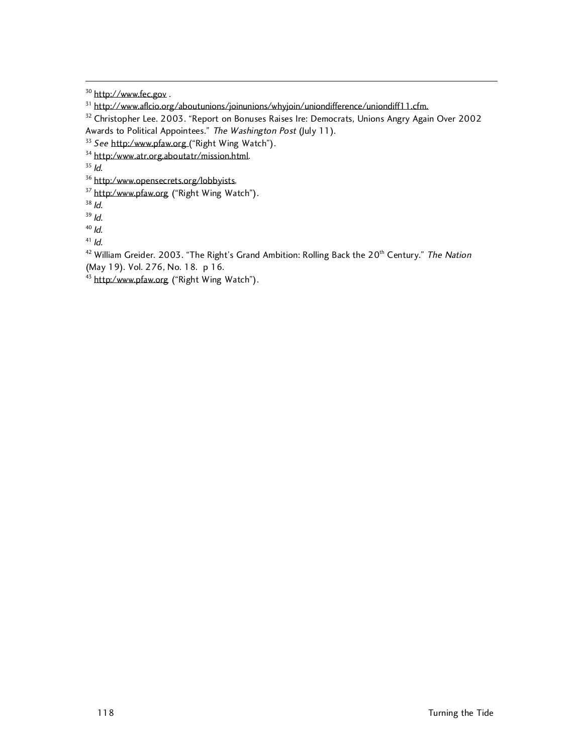[30] http://www.fec.gov .

[31] http://www.aflcio.org/aboutunions/joinunions/whyjoin/uniondifference/uniondiff11.cfm.

[32] Christopher Lee. 2003. "Report on Bonuses Raises Ire: Democrats, Unions Angry Again Over 2002 Awards to Political Appointees." *The Washington Post* (July 11).

[33] *See* http:/www.pfaw.org ("Right Wing Watch").

[34] http:/www.atr.org.aboutatr/mission.html.

[35] *Id.*

[36] http:/www.opensecrets.org/lobbyists.

[37] http:/www.pfaw.org ("Right Wing Watch").

[38] *Id.*

[39] *Id.*

[40] *Id.*

[41] *Id.*

[42] William Greider. 2003. "The Right's Grand Ambition: Rolling Back the 20th Century." *The Nation* (May 19). Vol. 276, No. 18. p 16.

[43] http:/www.pfaw.org ("Right Wing Watch").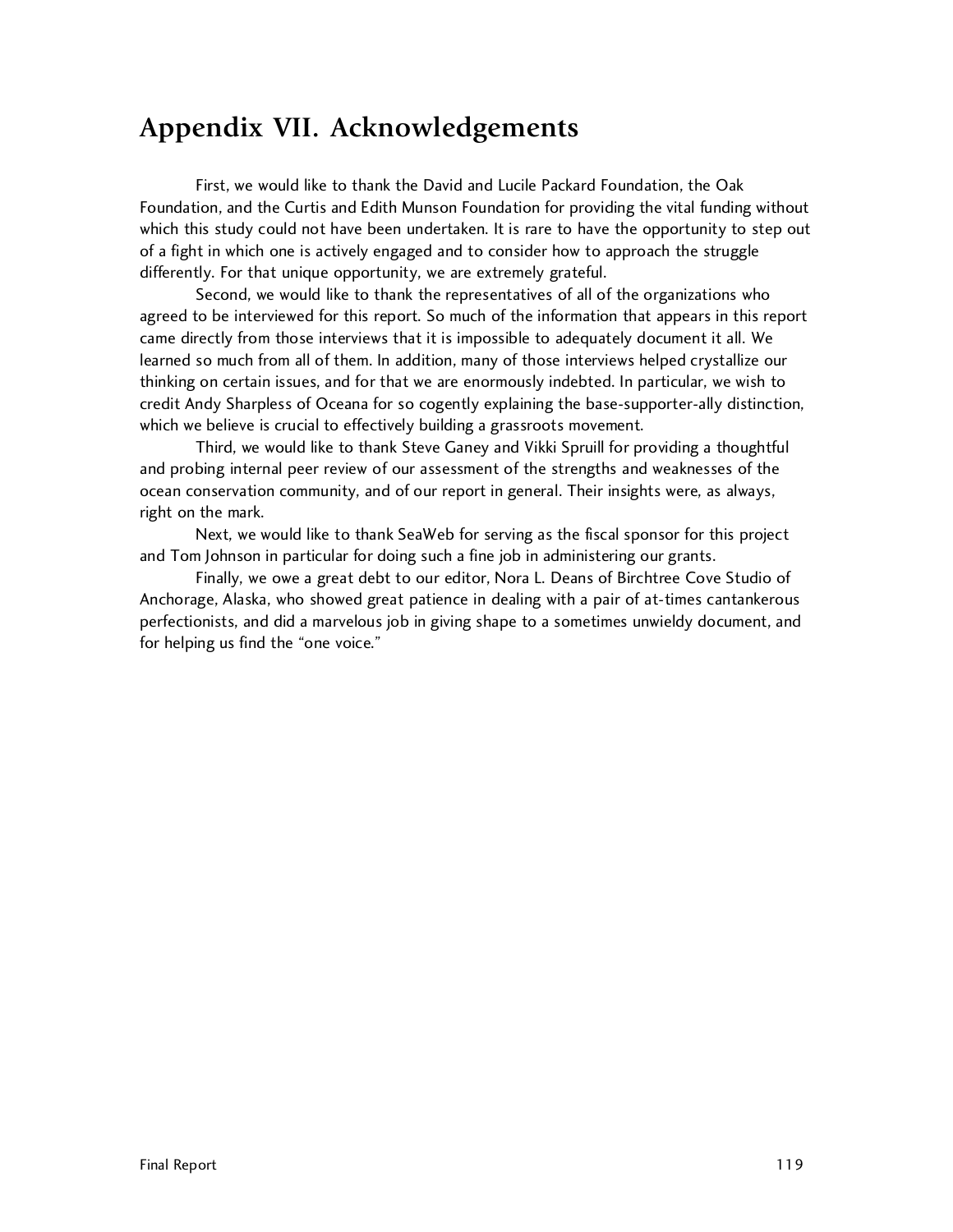# Appendix VII. Acknowledgements

First, we would like to thank the David and Lucile Packard Foundation, the Oak Foundation, and the Curtis and Edith Munson Foundation for providing the vital funding without which this study could not have been undertaken. It is rare to have the opportunity to step out of a fight in which one is actively engaged and to consider how to approach the struggle differently. For that unique opportunity, we are extremely grateful.

Second, we would like to thank the representatives of all of the organizations who agreed to be interviewed for this report. So much of the information that appears in this report came directly from those interviews that it is impossible to adequately document it all. We learned so much from all of them. In addition, many of those interviews helped crystallize our thinking on certain issues, and for that we are enormously indebted. In particular, we wish to credit Andy Sharpless of Oceana for so cogently explaining the base-supporter-ally distinction, which we believe is crucial to effectively building a grassroots movement.

Third, we would like to thank Steve Ganey and Vikki Spruill for providing a thoughtful and probing internal peer review of our assessment of the strengths and weaknesses of the ocean conservation community, and of our report in general. Their insights were, as always, right on the mark.

Next, we would like to thank SeaWeb for serving as the fiscal sponsor for this project and Tom Johnson in particular for doing such a fine job in administering our grants.

Finally, we owe a great debt to our editor, Nora L. Deans of Birchtree Cove Studio of Anchorage, Alaska, who showed great patience in dealing with a pair of at-times cantankerous perfectionists, and did a marvelous job in giving shape to a sometimes unwieldy document, and for helping us find the "one voice."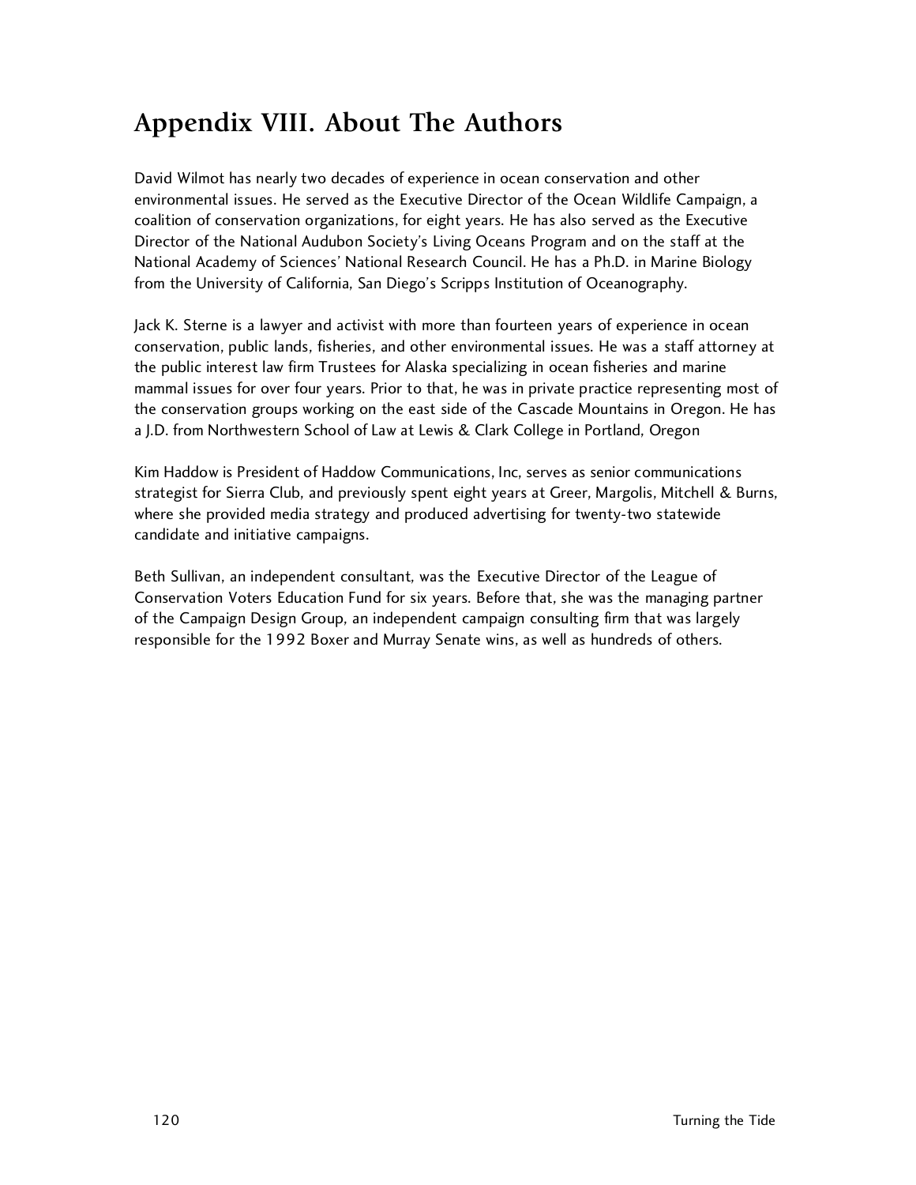# Appendix VIII. About The Authors

David Wilmot has nearly two decades of experience in ocean conservation and other environmental issues. He served as the Executive Director of the Ocean Wildlife Campaign, a coalition of conservation organizations, for eight years. He has also served as the Executive Director of the National Audubon Society's Living Oceans Program and on the staff at the National Academy of Sciences' National Research Council. He has a Ph.D. in Marine Biology from the University of California, San Diego's Scripps Institution of Oceanography.

Jack K. Sterne is a lawyer and activist with more than fourteen years of experience in ocean conservation, public lands, fisheries, and other environmental issues. He was a staff attorney at the public interest law firm Trustees for Alaska specializing in ocean fisheries and marine mammal issues for over four years. Prior to that, he was in private practice representing most of the conservation groups working on the east side of the Cascade Mountains in Oregon. He has a J.D. from Northwestern School of Law at Lewis & Clark College in Portland, Oregon

Kim Haddow is President of Haddow Communications, Inc, serves as senior communications strategist for Sierra Club, and previously spent eight years at Greer, Margolis, Mitchell & Burns, where she provided media strategy and produced advertising for twenty-two statewide candidate and initiative campaigns.

Beth Sullivan, an independent consultant, was the Executive Director of the League of Conservation Voters Education Fund for six years. Before that, she was the managing partner of the Campaign Design Group, an independent campaign consulting firm that was largely responsible for the 1992 Boxer and Murray Senate wins, as well as hundreds of others.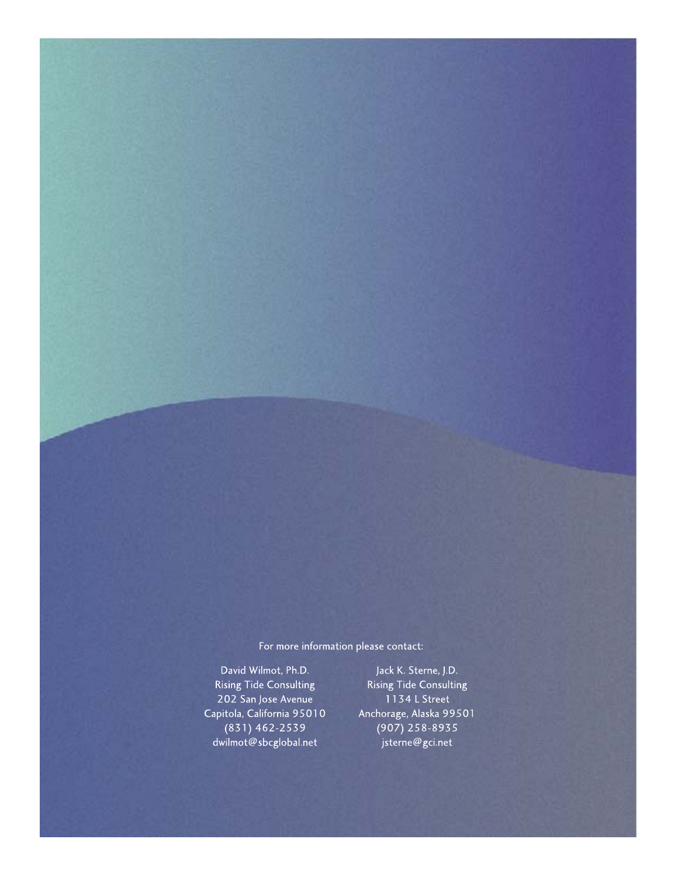For more information please contact:

David Wilmot, Ph.D.
Rising Tide Consulting
202 San Jose Avenue
Capitola, California 95010
(831) 462-2539
dwilmot@sbcglobal.net

Jack K. Sterne, J.D.
Rising Tide Consulting
1134 L Street
Anchorage, Alaska 99501
(907) 258-8935
jsterne@gci.net